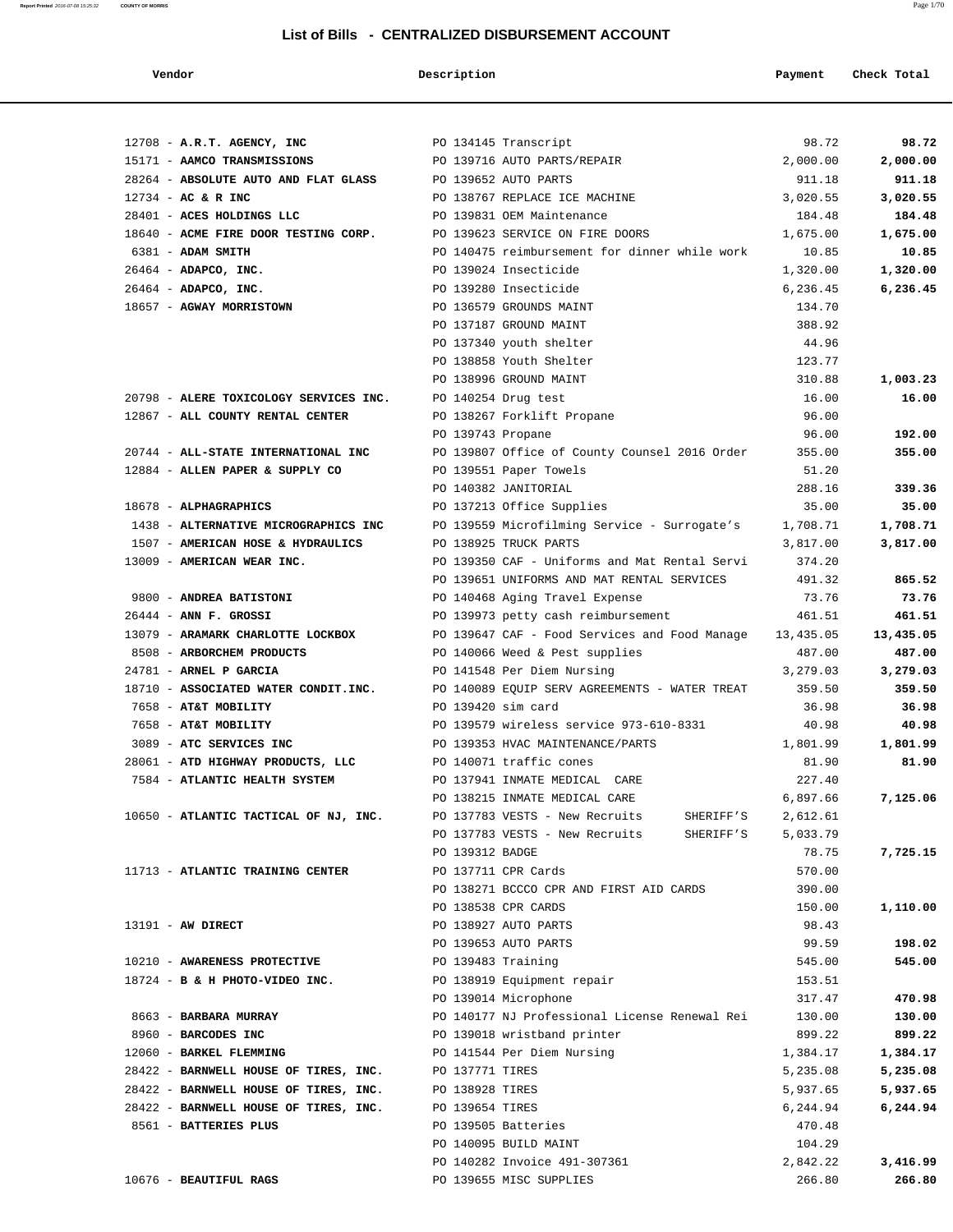## List of Bills - CENTRALIZED DISBURSEMENT ACCOUNT

| Vendor | Description | Payment | Check Total |
|---|---|---|---|
| 12708 - **A.R.T. AGENCY, INC** | PO 134145 Transcript | 98.72 | **98.72** |
| 15171 - **AAMCO TRANSMISSIONS** | PO 139716 AUTO PARTS/REPAIR | 2,000.00 | **2,000.00** |
| 28264 - **ABSOLUTE AUTO AND FLAT GLASS** | PO 139652 AUTO PARTS | 911.18 | **911.18** |
| 12734 - **AC & R INC** | PO 138767 REPLACE ICE MACHINE | 3,020.55 | **3,020.55** |
| 28401 - **ACES HOLDINGS LLC** | PO 139831 OEM Maintenance | 184.48 | **184.48** |
| 18640 - **ACME FIRE DOOR TESTING CORP.** | PO 139623 SERVICE ON FIRE DOORS | 1,675.00 | **1,675.00** |
| 6381 - **ADAM SMITH** | PO 140475 reimbursement for dinner while work | 10.85 | **10.85** |
| 26464 - **ADAPCO, INC.** | PO 139024 Insecticide | 1,320.00 | **1,320.00** |
| 26464 - **ADAPCO, INC.** | PO 139280 Insecticide | 6,236.45 | **6,236.45** |
| 18657 - **AGWAY MORRISTOWN** | PO 136579 GROUNDS MAINT | 134.70 | |
| | PO 137187 GROUND MAINT | 388.92 | |
| | PO 137340 youth shelter | 44.96 | |
| | PO 138858 Youth Shelter | 123.77 | |
| | PO 138996 GROUND MAINT | 310.88 | **1,003.23** |
| 20798 - **ALERE TOXICOLOGY SERVICES INC.** | PO 140254 Drug test | 16.00 | **16.00** |
| 12867 - **ALL COUNTY RENTAL CENTER** | PO 138267 Forklift Propane | 96.00 | |
| | PO 139743 Propane | 96.00 | **192.00** |
| 20744 - **ALL-STATE INTERNATIONAL INC** | PO 139807 Office of County Counsel 2016 Order | 355.00 | **355.00** |
| 12884 - **ALLEN PAPER & SUPPLY CO** | PO 139551 Paper Towels | 51.20 | |
| | PO 140382 JANITORIAL | 288.16 | **339.36** |
| 18678 - **ALPHAGRAPHICS** | PO 137213 Office Supplies | 35.00 | **35.00** |
| 1438 - **ALTERNATIVE MICROGRAPHICS INC** | PO 139559 Microfilming Service - Surrogate's | 1,708.71 | **1,708.71** |
| 1507 - **AMERICAN HOSE & HYDRAULICS** | PO 138925 TRUCK PARTS | 3,817.00 | **3,817.00** |
| 13009 - **AMERICAN WEAR INC.** | PO 139350 CAF - Uniforms and Mat Rental Servi | 374.20 | |
| | PO 139651 UNIFORMS AND MAT RENTAL SERVICES | 491.32 | **865.52** |
| 9800 - **ANDREA BATISTONI** | PO 140468 Aging Travel Expense | 73.76 | **73.76** |
| 26444 - **ANN F. GROSSI** | PO 139973 petty cash reimbursement | 461.51 | **461.51** |
| 13079 - **ARAMARK CHARLOTTE LOCKBOX** | PO 139647 CAF - Food Services and Food Manage | 13,435.05 | **13,435.05** |
| 8508 - **ARBORCHEM PRODUCTS** | PO 140066 Weed & Pest supplies | 487.00 | **487.00** |
| 24781 - **ARNEL P GARCIA** | PO 141548 Per Diem Nursing | 3,279.03 | **3,279.03** |
| 18710 - **ASSOCIATED WATER CONDIT.INC.** | PO 140089 EQUIP SERV AGREEMENTS - WATER TREAT | 359.50 | **359.50** |
| 7658 - **AT&T MOBILITY** | PO 139420 sim card | 36.98 | **36.98** |
| 7658 - **AT&T MOBILITY** | PO 139579 wireless service 973-610-8331 | 40.98 | **40.98** |
| 3089 - **ATC SERVICES INC** | PO 139353 HVAC MAINTENANCE/PARTS | 1,801.99 | **1,801.99** |
| 28061 - **ATD HIGHWAY PRODUCTS, LLC** | PO 140071 traffic cones | 81.90 | **81.90** |
| 7584 - **ATLANTIC HEALTH SYSTEM** | PO 137941 INMATE MEDICAL CARE | 227.40 | |
| | PO 138215 INMATE MEDICAL CARE | 6,897.66 | **7,125.06** |
| 10650 - **ATLANTIC TACTICAL OF NJ, INC.** | PO 137783 VESTS - New Recruits SHERIFF'S | 2,612.61 | |
| | PO 137783 VESTS - New Recruits SHERIFF'S | 5,033.79 | |
| | PO 139312 BADGE | 78.75 | **7,725.15** |
| 11713 - **ATLANTIC TRAINING CENTER** | PO 137711 CPR Cards | 570.00 | |
| | PO 138271 BCCCO CPR AND FIRST AID CARDS | 390.00 | |
| | PO 138538 CPR CARDS | 150.00 | **1,110.00** |
| 13191 - **AW DIRECT** | PO 138927 AUTO PARTS | 98.43 | |
| | PO 139653 AUTO PARTS | 99.59 | **198.02** |
| 10210 - **AWARENESS PROTECTIVE** | PO 139483 Training | 545.00 | **545.00** |
| 18724 - **B & H PHOTO-VIDEO INC.** | PO 138919 Equipment repair | 153.51 | |
| | PO 139014 Microphone | 317.47 | **470.98** |
| 8663 - **BARBARA MURRAY** | PO 140177 NJ Professional License Renewal Rei | 130.00 | **130.00** |
| 8960 - **BARCODES INC** | PO 139018 wristband printer | 899.22 | **899.22** |
| 12060 - **BARKEL FLEMMING** | PO 141544 Per Diem Nursing | 1,384.17 | **1,384.17** |
| 28422 - **BARNWELL HOUSE OF TIRES, INC.** | PO 137771 TIRES | 5,235.08 | **5,235.08** |
| 28422 - **BARNWELL HOUSE OF TIRES, INC.** | PO 138928 TIRES | 5,937.65 | **5,937.65** |
| 28422 - **BARNWELL HOUSE OF TIRES, INC.** | PO 139654 TIRES | 6,244.94 | **6,244.94** |
| 8561 - **BATTERIES PLUS** | PO 139505 Batteries | 470.48 | |
| | PO 140095 BUILD MAINT | 104.29 | |
| | PO 140282 Invoice 491-307361 | 2,842.22 | **3,416.99** |
| 10676 - **BEAUTIFUL RAGS** | PO 139655 MISC SUPPLIES | 266.80 | **266.80** |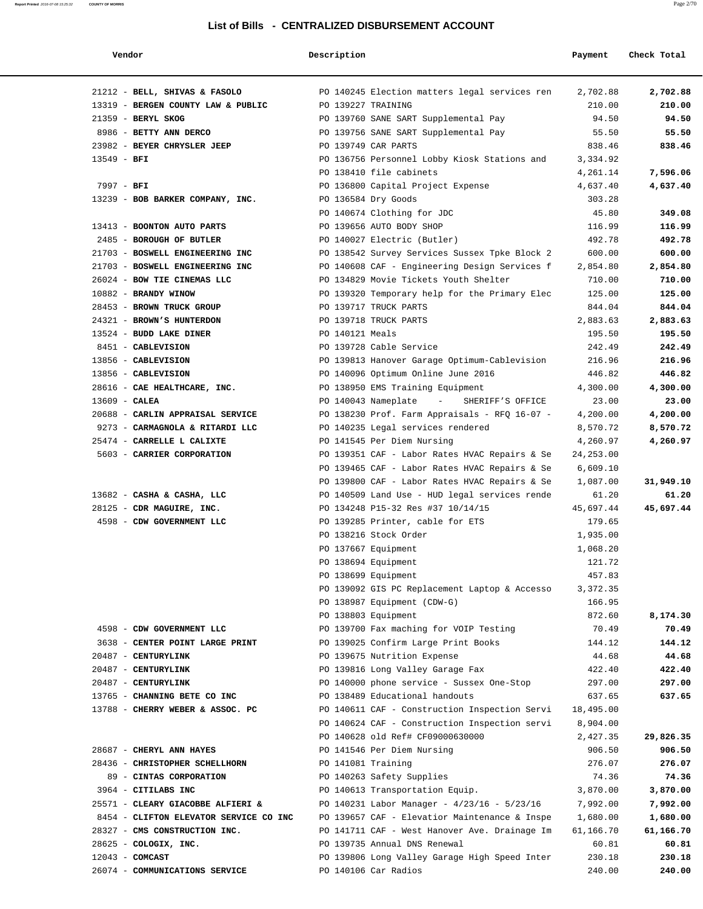## List of Bills - CENTRALIZED DISBURSEMENT ACCOUNT

| Vendor | Description | Payment | Check Total |
|---|---|---|---|
| 21212 - **BELL, SHIVAS & FASOLO** | PO 140245 Election matters legal services ren | 2,702.88 | **2,702.88** |
| 13319 - **BERGEN COUNTY LAW & PUBLIC** | PO 139227 TRAINING | 210.00 | **210.00** |
| 21359 - **BERYL SKOG** | PO 139760 SANE SART Supplemental Pay | 94.50 | **94.50** |
| 8986 - **BETTY ANN DERCO** | PO 139756 SANE SART Supplemental Pay | 55.50 | **55.50** |
| 23982 - **BEYER CHRYSLER JEEP** | PO 139749 CAR PARTS | 838.46 | **838.46** |
| 13549 - **BFI** | PO 136756 Personnel Lobby Kiosk Stations and | 3,334.92 | |
| | PO 138410 file cabinets | 4,261.14 | **7,596.06** |
| 7997 - **BFI** | PO 136800 Capital Project Expense | 4,637.40 | **4,637.40** |
| 13239 - **BOB BARKER COMPANY, INC.** | PO 136584 Dry Goods | 303.28 | |
| | PO 140674 Clothing for JDC | 45.80 | **349.08** |
| 13413 - **BOONTON AUTO PARTS** | PO 139656 AUTO BODY SHOP | 116.99 | **116.99** |
| 2485 - **BOROUGH OF BUTLER** | PO 140027 Electric (Butler) | 492.78 | **492.78** |
| 21703 - **BOSWELL ENGINEERING INC** | PO 138542 Survey Services Sussex Tpke Block 2 | 600.00 | **600.00** |
| 21703 - **BOSWELL ENGINEERING INC** | PO 140608 CAF - Engineering Design Services f | 2,854.80 | **2,854.80** |
| 26024 - **BOW TIE CINEMAS LLC** | PO 134829 Movie Tickets Youth Shelter | 710.00 | **710.00** |
| 10882 - **BRANDY WINOW** | PO 139320 Temporary help for the Primary Elec | 125.00 | **125.00** |
| 28453 - **BROWN TRUCK GROUP** | PO 139717 TRUCK PARTS | 844.04 | **844.04** |
| 24321 - **BROWN'S HUNTERDON** | PO 139718 TRUCK PARTS | 2,883.63 | **2,883.63** |
| 13524 - **BUDD LAKE DINER** | PO 140121 Meals | 195.50 | **195.50** |
| 8451 - **CABLEVISION** | PO 139728 Cable Service | 242.49 | **242.49** |
| 13856 - **CABLEVISION** | PO 139813 Hanover Garage Optimum-Cablevision | 216.96 | **216.96** |
| 13856 - **CABLEVISION** | PO 140096 Optimum Online June 2016 | 446.82 | **446.82** |
| 28616 - **CAE HEALTHCARE, INC.** | PO 138950 EMS Training Equipment | 4,300.00 | **4,300.00** |
| 13609 - **CALEA** | PO 140043 Nameplate - SHERIFF'S OFFICE | 23.00 | **23.00** |
| 20688 - **CARLIN APPRAISAL SERVICE** | PO 138230 Prof. Farm Appraisals - RFQ 16-07 - | 4,200.00 | **4,200.00** |
| 9273 - **CARMAGNOLA & RITARDI LLC** | PO 140235 Legal services rendered | 8,570.72 | **8,570.72** |
| 25474 - **CARRELLE L CALIXTE** | PO 141545 Per Diem Nursing | 4,260.97 | **4,260.97** |
| 5603 - **CARRIER CORPORATION** | PO 139351 CAF - Labor Rates HVAC Repairs & Se | 24,253.00 | |
| | PO 139465 CAF - Labor Rates HVAC Repairs & Se | 6,609.10 | |
| | PO 139800 CAF - Labor Rates HVAC Repairs & Se | 1,087.00 | **31,949.10** |
| 13682 - **CASHA & CASHA, LLC** | PO 140509 Land Use - HUD legal services rende | 61.20 | **61.20** |
| 28125 - **CDR MAGUIRE, INC.** | PO 134248 P15-32 Res #37 10/14/15 | 45,697.44 | **45,697.44** |
| 4598 - **CDW GOVERNMENT LLC** | PO 139285 Printer, cable for ETS | 179.65 | |
| | PO 138216 Stock Order | 1,935.00 | |
| | PO 137667 Equipment | 1,068.20 | |
| | PO 138694 Equipment | 121.72 | |
| | PO 138699 Equipment | 457.83 | |
| | PO 139092 GIS PC Replacement Laptop & Accesso | 3,372.35 | |
| | PO 138987 Equipment (CDW-G) | 166.95 | |
| | PO 138803 Equipment | 872.60 | **8,174.30** |
| 4598 - **CDW GOVERNMENT LLC** | PO 139700 Fax maching for VOIP Testing | 70.49 | **70.49** |
| 3638 - **CENTER POINT LARGE PRINT** | PO 139025 Confirm Large Print Books | 144.12 | **144.12** |
| 20487 - **CENTURYLINK** | PO 139675 Nutrition Expense | 44.68 | **44.68** |
| 20487 - **CENTURYLINK** | PO 139816 Long Valley Garage Fax | 422.40 | **422.40** |
| 20487 - **CENTURYLINK** | PO 140000 phone service - Sussex One-Stop | 297.00 | **297.00** |
| 13765 - **CHANNING BETE CO INC** | PO 138489 Educational handouts | 637.65 | **637.65** |
| 13788 - **CHERRY WEBER & ASSOC. PC** | PO 140611 CAF - Construction Inspection Servi | 18,495.00 | |
| | PO 140624 CAF - Construction Inspection servi | 8,904.00 | |
| | PO 140628 old Ref# CF09000630000 | 2,427.35 | **29,826.35** |
| 28687 - **CHERYL ANN HAYES** | PO 141546 Per Diem Nursing | 906.50 | **906.50** |
| 28436 - **CHRISTOPHER SCHELLHORN** | PO 141081 Training | 276.07 | **276.07** |
| 89 - **CINTAS CORPORATION** | PO 140263 Safety Supplies | 74.36 | **74.36** |
| 3964 - **CITILABS INC** | PO 140613 Transportation Equip. | 3,870.00 | **3,870.00** |
| 25571 - **CLEARY GIACOBBE ALFIERI &** | PO 140231 Labor Manager - 4/23/16 - 5/23/16 | 7,992.00 | **7,992.00** |
| 8454 - **CLIFTON ELEVATOR SERVICE CO INC** | PO 139657 CAF - Elevatior Maintenance & Inspe | 1,680.00 | **1,680.00** |
| 28327 - **CMS CONSTRUCTION INC.** | PO 141711 CAF - West Hanover Ave. Drainage Im | 61,166.70 | **61,166.70** |
| 28625 - **COLOGIX, INC.** | PO 139735 Annual DNS Renewal | 60.81 | **60.81** |
| 12043 - **COMCAST** | PO 139806 Long Valley Garage High Speed Inter | 230.18 | **230.18** |
| 26074 - **COMMUNICATIONS SERVICE** | PO 140106 Car Radios | 240.00 | **240.00** |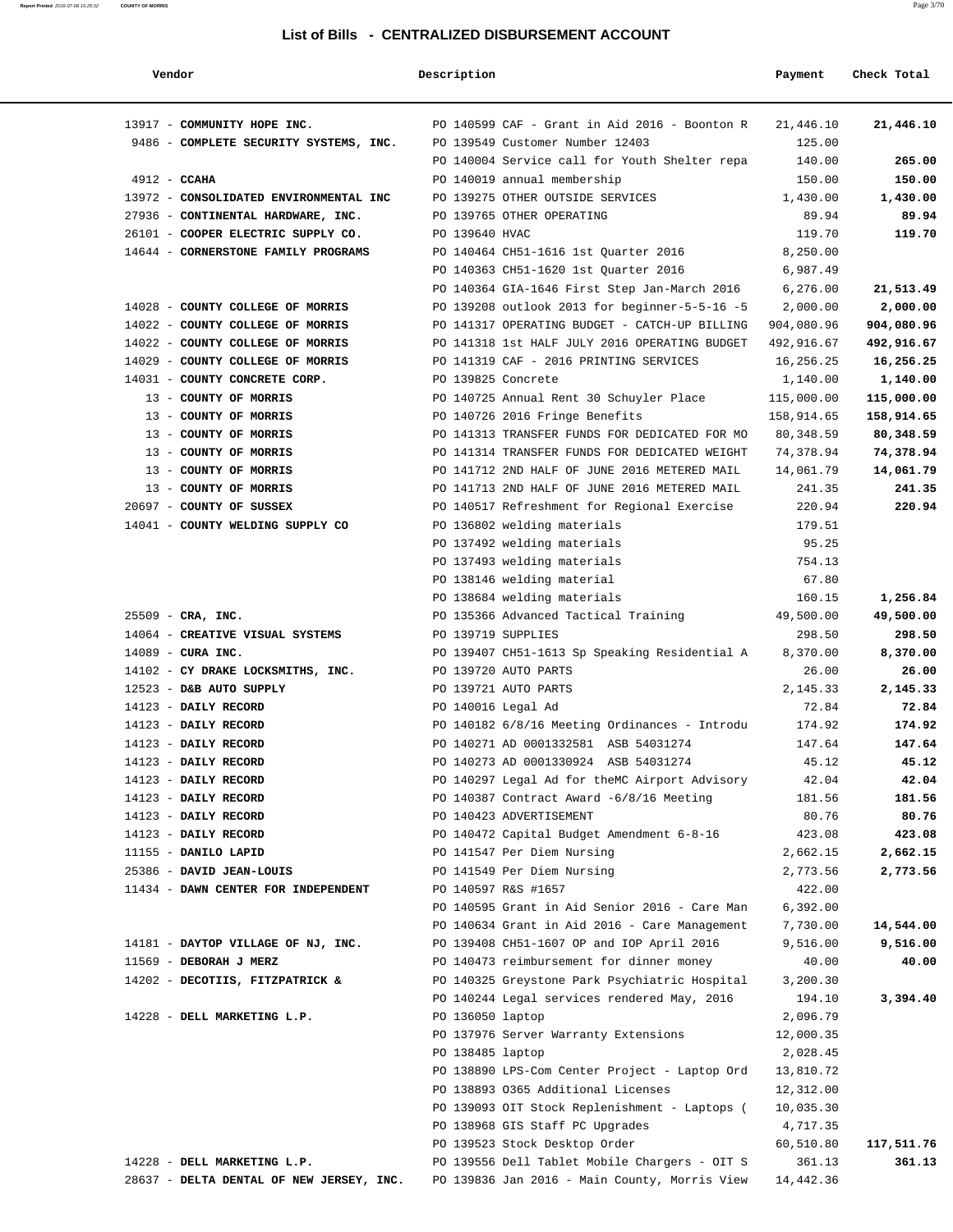## List of Bills - CENTRALIZED DISBURSEMENT ACCOUNT

| Vendor | Description | Payment | Check Total |
|---|---|---|---|
| 13917 - **COMMUNITY HOPE INC.** | PO 140599 CAF - Grant in Aid 2016 - Boonton R | 21,446.10 | **21,446.10** |
| 9486 - **COMPLETE SECURITY SYSTEMS, INC.** | PO 139549 Customer Number 12403 | 125.00 | |
| | PO 140004 Service call for Youth Shelter repa | 140.00 | **265.00** |
| 4912 - **CCAHA** | PO 140019 annual membership | 150.00 | **150.00** |
| 13972 - **CONSOLIDATED ENVIRONMENTAL INC** | PO 139275 OTHER OUTSIDE SERVICES | 1,430.00 | **1,430.00** |
| 27936 - **CONTINENTAL HARDWARE, INC.** | PO 139765 OTHER OPERATING | 89.94 | **89.94** |
| 26101 - **COOPER ELECTRIC SUPPLY CO.** | PO 139640 HVAC | 119.70 | **119.70** |
| 14644 - **CORNERSTONE FAMILY PROGRAMS** | PO 140464 CH51-1616 1st Quarter 2016 | 8,250.00 | |
| | PO 140363 CH51-1620 1st Quarter 2016 | 6,987.49 | |
| | PO 140364 GIA-1646 First Step Jan-March 2016 | 6,276.00 | **21,513.49** |
| 14028 - **COUNTY COLLEGE OF MORRIS** | PO 139208 outlook 2013 for beginner-5-5-16 -5 | 2,000.00 | **2,000.00** |
| 14022 - **COUNTY COLLEGE OF MORRIS** | PO 141317 OPERATING BUDGET - CATCH-UP BILLING | 904,080.96 | **904,080.96** |
| 14022 - **COUNTY COLLEGE OF MORRIS** | PO 141318 1st HALF JULY 2016 OPERATING BUDGET | 492,916.67 | **492,916.67** |
| 14029 - **COUNTY COLLEGE OF MORRIS** | PO 141319 CAF - 2016 PRINTING SERVICES | 16,256.25 | **16,256.25** |
| 14031 - **COUNTY CONCRETE CORP.** | PO 139825 Concrete | 1,140.00 | **1,140.00** |
| 13 - **COUNTY OF MORRIS** | PO 140725 Annual Rent 30 Schuyler Place | 115,000.00 | **115,000.00** |
| 13 - **COUNTY OF MORRIS** | PO 140726 2016 Fringe Benefits | 158,914.65 | **158,914.65** |
| 13 - **COUNTY OF MORRIS** | PO 141313 TRANSFER FUNDS FOR DEDICATED FOR MO | 80,348.59 | **80,348.59** |
| 13 - **COUNTY OF MORRIS** | PO 141314 TRANSFER FUNDS FOR DEDICATED WEIGHT | 74,378.94 | **74,378.94** |
| 13 - **COUNTY OF MORRIS** | PO 141712 2ND HALF OF JUNE 2016 METERED MAIL | 14,061.79 | **14,061.79** |
| 13 - **COUNTY OF MORRIS** | PO 141713 2ND HALF OF JUNE 2016 METERED MAIL | 241.35 | **241.35** |
| 20697 - **COUNTY OF SUSSEX** | PO 140517 Refreshment for Regional Exercise | 220.94 | **220.94** |
| 14041 - **COUNTY WELDING SUPPLY CO** | PO 136802 welding materials | 179.51 | |
| | PO 137492 welding materials | 95.25 | |
| | PO 137493 welding materials | 754.13 | |
| | PO 138146 welding material | 67.80 | |
| | PO 138684 welding materials | 160.15 | **1,256.84** |
| 25509 - **CRA, INC.** | PO 135366 Advanced Tactical Training | 49,500.00 | **49,500.00** |
| 14064 - **CREATIVE VISUAL SYSTEMS** | PO 139719 SUPPLIES | 298.50 | **298.50** |
| 14089 - **CURA INC.** | PO 139407 CH51-1613 Sp Speaking Residential A | 8,370.00 | **8,370.00** |
| 14102 - **CY DRAKE LOCKSMITHS, INC.** | PO 139720 AUTO PARTS | 26.00 | **26.00** |
| 12523 - **D&B AUTO SUPPLY** | PO 139721 AUTO PARTS | 2,145.33 | **2,145.33** |
| 14123 - **DAILY RECORD** | PO 140016 Legal Ad | 72.84 | **72.84** |
| 14123 - **DAILY RECORD** | PO 140182 6/8/16 Meeting Ordinances - Introdu | 174.92 | **174.92** |
| 14123 - **DAILY RECORD** | PO 140271 AD 0001332581 ASB 54031274 | 147.64 | **147.64** |
| 14123 - **DAILY RECORD** | PO 140273 AD 0001330924 ASB 54031274 | 45.12 | **45.12** |
| 14123 - **DAILY RECORD** | PO 140297 Legal Ad for theMC Airport Advisory | 42.04 | **42.04** |
| 14123 - **DAILY RECORD** | PO 140387 Contract Award -6/8/16 Meeting | 181.56 | **181.56** |
| 14123 - **DAILY RECORD** | PO 140423 ADVERTISEMENT | 80.76 | **80.76** |
| 14123 - **DAILY RECORD** | PO 140472 Capital Budget Amendment 6-8-16 | 423.08 | **423.08** |
| 11155 - **DANILO LAPID** | PO 141547 Per Diem Nursing | 2,662.15 | **2,662.15** |
| 25386 - **DAVID JEAN-LOUIS** | PO 141549 Per Diem Nursing | 2,773.56 | **2,773.56** |
| 11434 - **DAWN CENTER FOR INDEPENDENT** | PO 140597 R&S #1657 | 422.00 | |
| | PO 140595 Grant in Aid Senior 2016 - Care Man | 6,392.00 | |
| | PO 140634 Grant in Aid 2016 - Care Management | 7,730.00 | **14,544.00** |
| 14181 - **DAYTOP VILLAGE OF NJ, INC.** | PO 139408 CH51-1607 OP and IOP April 2016 | 9,516.00 | **9,516.00** |
| 11569 - **DEBORAH J MERZ** | PO 140473 reimbursement for dinner money | 40.00 | **40.00** |
| 14202 - **DECOTIIS, FITZPATRICK &** | PO 140325 Greystone Park Psychiatric Hospital | 3,200.30 | |
| | PO 140244 Legal services rendered May, 2016 | 194.10 | **3,394.40** |
| 14228 - **DELL MARKETING L.P.** | PO 136050 laptop | 2,096.79 | |
| | PO 137976 Server Warranty Extensions | 12,000.35 | |
| | PO 138485 laptop | 2,028.45 | |
| | PO 138890 LPS-Com Center Project - Laptop Ord | 13,810.72 | |
| | PO 138893 O365 Additional Licenses | 12,312.00 | |
| | PO 139093 OIT Stock Replenishment - Laptops ( | 10,035.30 | |
| | PO 138968 GIS Staff PC Upgrades | 4,717.35 | |
| | PO 139523 Stock Desktop Order | 60,510.80 | **117,511.76** |
| 14228 - **DELL MARKETING L.P.** | PO 139556 Dell Tablet Mobile Chargers - OIT S | 361.13 | **361.13** |
| 28637 - **DELTA DENTAL OF NEW JERSEY, INC.** | PO 139836 Jan 2016 - Main County, Morris View | 14,442.36 | |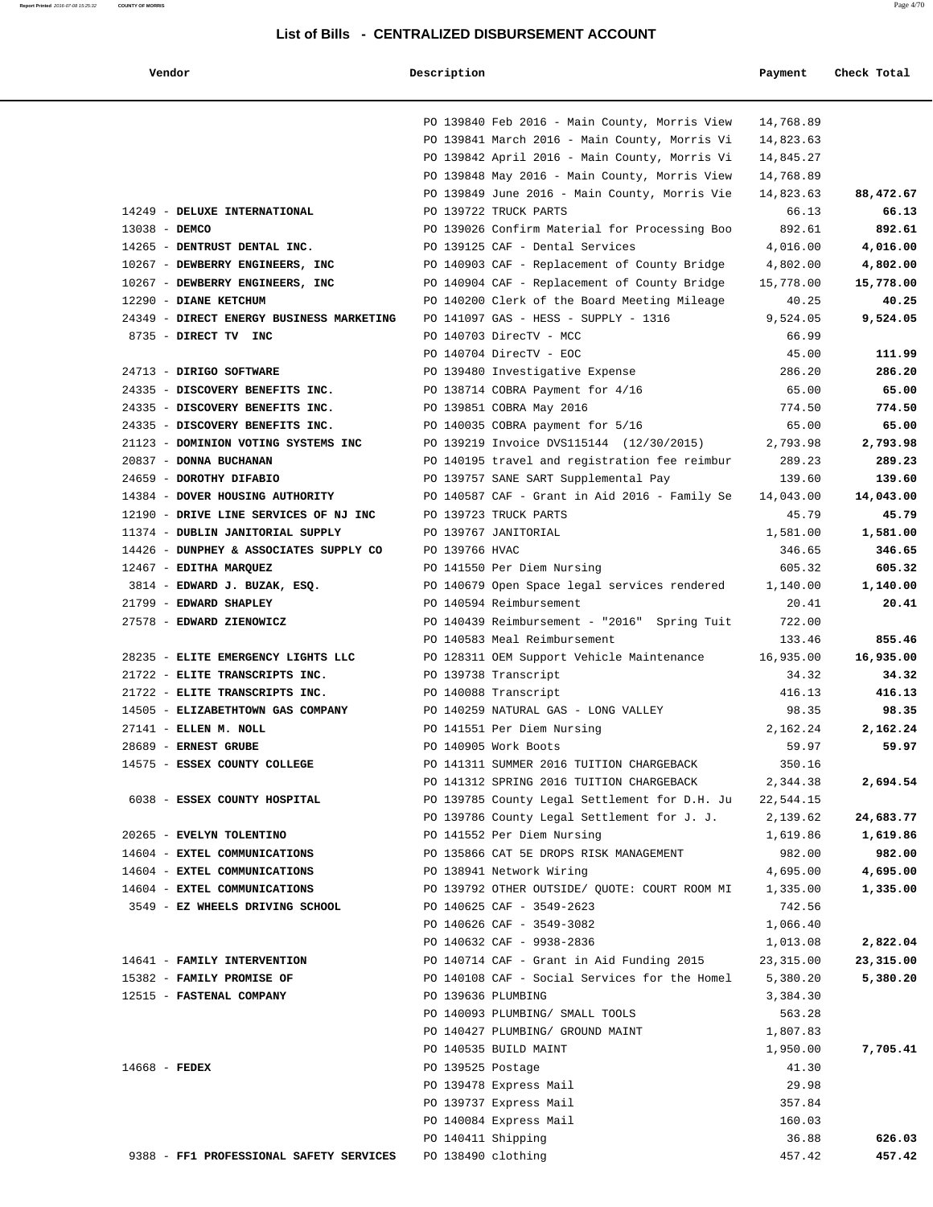# List of Bills - CENTRALIZED DISBURSEMENT ACCOUNT

| Vendor | Description | Payment | Check Total |
|---|---|---|---|
| | PO 139840 Feb 2016 - Main County, Morris View | 14,768.89 | |
| | PO 139841 March 2016 - Main County, Morris Vi | 14,823.63 | |
| | PO 139842 April 2016 - Main County, Morris Vi | 14,845.27 | |
| | PO 139848 May 2016 - Main County, Morris View | 14,768.89 | |
| | PO 139849 June 2016 - Main County, Morris Vie | 14,823.63 | **88,472.67** |
| 14249 - **DELUXE INTERNATIONAL** | PO 139722 TRUCK PARTS | 66.13 | **66.13** |
| 13038 - **DEMCO** | PO 139026 Confirm Material for Processing Boo | 892.61 | **892.61** |
| 14265 - **DENTRUST DENTAL INC.** | PO 139125 CAF - Dental Services | 4,016.00 | **4,016.00** |
| 10267 - **DEWBERRY ENGINEERS, INC** | PO 140903 CAF - Replacement of County Bridge | 4,802.00 | **4,802.00** |
| 10267 - **DEWBERRY ENGINEERS, INC** | PO 140904 CAF - Replacement of County Bridge | 15,778.00 | **15,778.00** |
| 12290 - **DIANE KETCHUM** | PO 140200 Clerk of the Board Meeting Mileage | 40.25 | **40.25** |
| 24349 - **DIRECT ENERGY BUSINESS MARKETING** | PO 141097 GAS - HESS - SUPPLY - 1316 | 9,524.05 | **9,524.05** |
| 8735 - **DIRECT TV INC** | PO 140703 DirecTV - MCC | 66.99 | |
| | PO 140704 DirecTV - EOC | 45.00 | **111.99** |
| 24713 - **DIRIGO SOFTWARE** | PO 139480 Investigative Expense | 286.20 | **286.20** |
| 24335 - **DISCOVERY BENEFITS INC.** | PO 138714 COBRA Payment for 4/16 | 65.00 | **65.00** |
| 24335 - **DISCOVERY BENEFITS INC.** | PO 139851 COBRA May 2016 | 774.50 | **774.50** |
| 24335 - **DISCOVERY BENEFITS INC.** | PO 140035 COBRA payment for 5/16 | 65.00 | **65.00** |
| 21123 - **DOMINION VOTING SYSTEMS INC** | PO 139219 Invoice DVS115144 (12/30/2015) | 2,793.98 | **2,793.98** |
| 20837 - **DONNA BUCHANAN** | PO 140195 travel and registration fee reimbur | 289.23 | **289.23** |
| 24659 - **DOROTHY DIFABIO** | PO 139757 SANE SART Supplemental Pay | 139.60 | **139.60** |
| 14384 - **DOVER HOUSING AUTHORITY** | PO 140587 CAF - Grant in Aid 2016 - Family Se | 14,043.00 | **14,043.00** |
| 12190 - **DRIVE LINE SERVICES OF NJ INC** | PO 139723 TRUCK PARTS | 45.79 | **45.79** |
| 11374 - **DUBLIN JANITORIAL SUPPLY** | PO 139767 JANITORIAL | 1,581.00 | **1,581.00** |
| 14426 - **DUNPHEY & ASSOCIATES SUPPLY CO** | PO 139766 HVAC | 346.65 | **346.65** |
| 12467 - **EDITHA MARQUEZ** | PO 141550 Per Diem Nursing | 605.32 | **605.32** |
| 3814 - **EDWARD J. BUZAK, ESQ.** | PO 140679 Open Space legal services rendered | 1,140.00 | **1,140.00** |
| 21799 - **EDWARD SHAPLEY** | PO 140594 Reimbursement | 20.41 | **20.41** |
| 27578 - **EDWARD ZIENOWICZ** | PO 140439 Reimbursement - "2016" Spring Tuit | 722.00 | |
| | PO 140583 Meal Reimbursement | 133.46 | **855.46** |
| 28235 - **ELITE EMERGENCY LIGHTS LLC** | PO 128311 OEM Support Vehicle Maintenance | 16,935.00 | **16,935.00** |
| 21722 - **ELITE TRANSCRIPTS INC.** | PO 139738 Transcript | 34.32 | **34.32** |
| 21722 - **ELITE TRANSCRIPTS INC.** | PO 140088 Transcript | 416.13 | **416.13** |
| 14505 - **ELIZABETHTOWN GAS COMPANY** | PO 140259 NATURAL GAS - LONG VALLEY | 98.35 | **98.35** |
| 27141 - **ELLEN M. NOLL** | PO 141551 Per Diem Nursing | 2,162.24 | **2,162.24** |
| 28689 - **ERNEST GRUBE** | PO 140905 Work Boots | 59.97 | **59.97** |
| 14575 - **ESSEX COUNTY COLLEGE** | PO 141311 SUMMER 2016 TUITION CHARGEBACK | 350.16 | |
| | PO 141312 SPRING 2016 TUITION CHARGEBACK | 2,344.38 | **2,694.54** |
| 6038 - **ESSEX COUNTY HOSPITAL** | PO 139785 County Legal Settlement for D.H. Ju | 22,544.15 | |
| | PO 139786 County Legal Settlement for J. J. | 2,139.62 | **24,683.77** |
| 20265 - **EVELYN TOLENTINO** | PO 141552 Per Diem Nursing | 1,619.86 | **1,619.86** |
| 14604 - **EXTEL COMMUNICATIONS** | PO 135866 CAT 5E DROPS RISK MANAGEMENT | 982.00 | **982.00** |
| 14604 - **EXTEL COMMUNICATIONS** | PO 138941 Network Wiring | 4,695.00 | **4,695.00** |
| 14604 - **EXTEL COMMUNICATIONS** | PO 139792 OTHER OUTSIDE/ QUOTE: COURT ROOM MI | 1,335.00 | **1,335.00** |
| 3549 - **EZ WHEELS DRIVING SCHOOL** | PO 140625 CAF - 3549-2623 | 742.56 | |
| | PO 140626 CAF - 3549-3082 | 1,066.40 | |
| | PO 140632 CAF - 9938-2836 | 1,013.08 | **2,822.04** |
| 14641 - **FAMILY INTERVENTION** | PO 140714 CAF - Grant in Aid Funding 2015 | 23,315.00 | **23,315.00** |
| 15382 - **FAMILY PROMISE OF** | PO 140108 CAF - Social Services for the Homel | 5,380.20 | **5,380.20** |
| 12515 - **FASTENAL COMPANY** | PO 139636 PLUMBING | 3,384.30 | |
| | PO 140093 PLUMBING/ SMALL TOOLS | 563.28 | |
| | PO 140427 PLUMBING/ GROUND MAINT | 1,807.83 | |
| | PO 140535 BUILD MAINT | 1,950.00 | **7,705.41** |
| 14668 - **FEDEX** | PO 139525 Postage | 41.30 | |
| | PO 139478 Express Mail | 29.98 | |
| | PO 139737 Express Mail | 357.84 | |
| | PO 140084 Express Mail | 160.03 | |
| | PO 140411 Shipping | 36.88 | **626.03** |
| 9388 - **FF1 PROFESSIONAL SAFETY SERVICES** | PO 138490 clothing | 457.42 | **457.42** |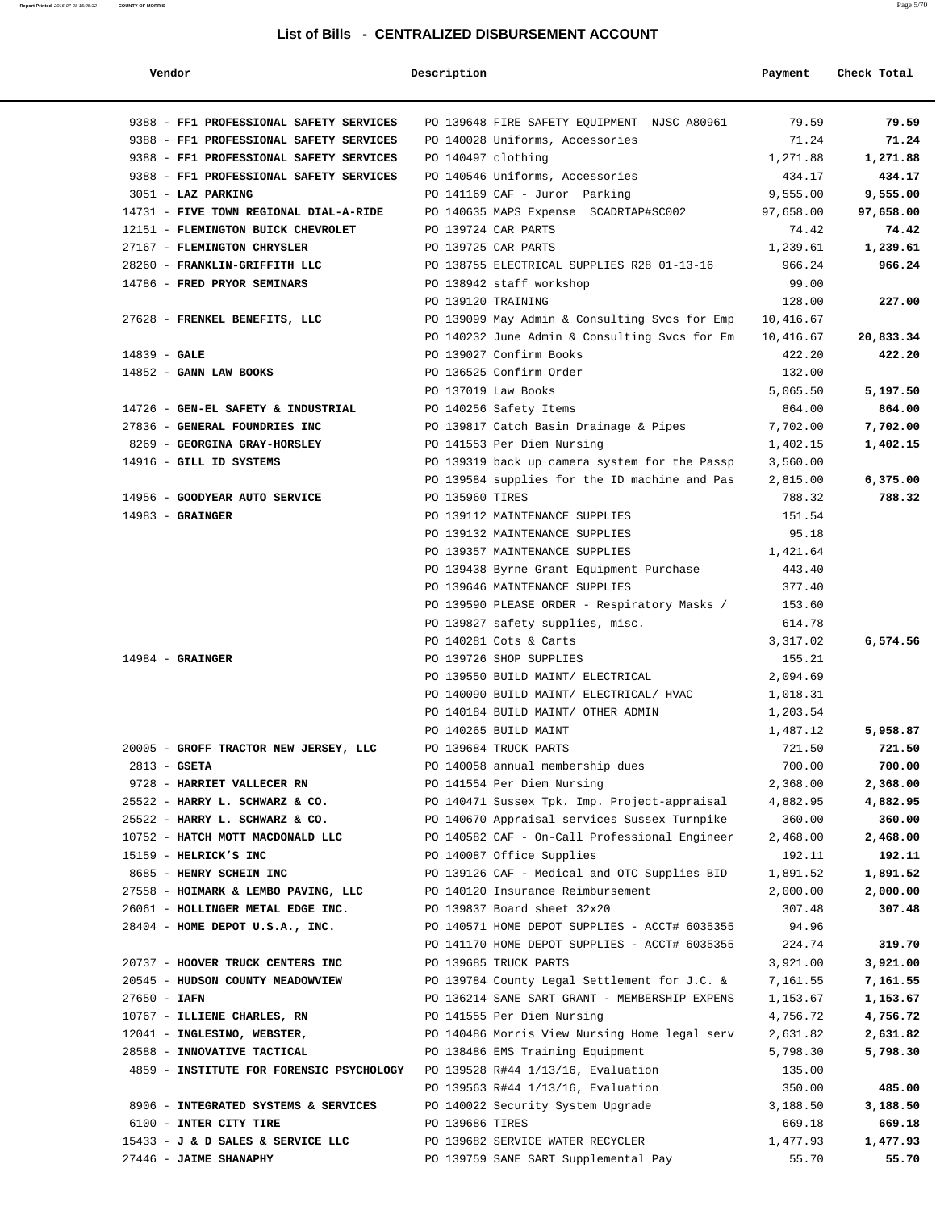# List of Bills - CENTRALIZED DISBURSEMENT ACCOUNT

| Vendor | Description | Payment | Check Total |
|---|---|---|---|
| 9388 - **FF1 PROFESSIONAL SAFETY SERVICES** | PO 139648 FIRE SAFETY EQUIPMENT NJSC A80961 | 79.59 | **79.59** |
| 9388 - **FF1 PROFESSIONAL SAFETY SERVICES** | PO 140028 Uniforms, Accessories | 71.24 | **71.24** |
| 9388 - **FF1 PROFESSIONAL SAFETY SERVICES** | PO 140497 clothing | 1,271.88 | **1,271.88** |
| 9388 - **FF1 PROFESSIONAL SAFETY SERVICES** | PO 140546 Uniforms, Accessories | 434.17 | **434.17** |
| 3051 - **LAZ PARKING** | PO 141169 CAF - Juror Parking | 9,555.00 | **9,555.00** |
| 14731 - **FIVE TOWN REGIONAL DIAL-A-RIDE** | PO 140635 MAPS Expense SCADRTAP#SC002 | 97,658.00 | **97,658.00** |
| 12151 - **FLEMINGTON BUICK CHEVROLET** | PO 139724 CAR PARTS | 74.42 | **74.42** |
| 27167 - **FLEMINGTON CHRYSLER** | PO 139725 CAR PARTS | 1,239.61 | **1,239.61** |
| 28260 - **FRANKLIN-GRIFFITH LLC** | PO 138755 ELECTRICAL SUPPLIES R28 01-13-16 | 966.24 | **966.24** |
| 14786 - **FRED PRYOR SEMINARS** | PO 138942 staff workshop | 99.00 | |
| | PO 139120 TRAINING | 128.00 | **227.00** |
| 27628 - **FRENKEL BENEFITS, LLC** | PO 139099 May Admin & Consulting Svcs for Emp | 10,416.67 | |
| | PO 140232 June Admin & Consulting Svcs for Em | 10,416.67 | **20,833.34** |
| 14839 - **GALE** | PO 139027 Confirm Books | 422.20 | **422.20** |
| 14852 - **GANN LAW BOOKS** | PO 136525 Confirm Order | 132.00 | |
| | PO 137019 Law Books | 5,065.50 | **5,197.50** |
| 14726 - **GEN-EL SAFETY & INDUSTRIAL** | PO 140256 Safety Items | 864.00 | **864.00** |
| 27836 - **GENERAL FOUNDRIES INC** | PO 139817 Catch Basin Drainage & Pipes | 7,702.00 | **7,702.00** |
| 8269 - **GEORGINA GRAY-HORSLEY** | PO 141553 Per Diem Nursing | 1,402.15 | **1,402.15** |
| 14916 - **GILL ID SYSTEMS** | PO 139319 back up camera system for the Passp | 3,560.00 | |
| | PO 139584 supplies for the ID machine and Pas | 2,815.00 | **6,375.00** |
| 14956 - **GOODYEAR AUTO SERVICE** | PO 135960 TIRES | 788.32 | **788.32** |
| 14983 - **GRAINGER** | PO 139112 MAINTENANCE SUPPLIES | 151.54 | |
| | PO 139132 MAINTENANCE SUPPLIES | 95.18 | |
| | PO 139357 MAINTENANCE SUPPLIES | 1,421.64 | |
| | PO 139438 Byrne Grant Equipment Purchase | 443.40 | |
| | PO 139646 MAINTENANCE SUPPLIES | 377.40 | |
| | PO 139590 PLEASE ORDER - Respiratory Masks / | 153.60 | |
| | PO 139827 safety supplies, misc. | 614.78 | |
| | PO 140281 Cots & Carts | 3,317.02 | **6,574.56** |
| 14984 - **GRAINGER** | PO 139726 SHOP SUPPLIES | 155.21 | |
| | PO 139550 BUILD MAINT/ ELECTRICAL | 2,094.69 | |
| | PO 140090 BUILD MAINT/ ELECTRICAL/ HVAC | 1,018.31 | |
| | PO 140184 BUILD MAINT/ OTHER ADMIN | 1,203.54 | |
| | PO 140265 BUILD MAINT | 1,487.12 | **5,958.87** |
| 20005 - **GROFF TRACTOR NEW JERSEY, LLC** | PO 139684 TRUCK PARTS | 721.50 | **721.50** |
| 2813 - **GSETA** | PO 140058 annual membership dues | 700.00 | **700.00** |
| 9728 - **HARRIET VALLECER RN** | PO 141554 Per Diem Nursing | 2,368.00 | **2,368.00** |
| 25522 - **HARRY L. SCHWARZ & CO.** | PO 140471 Sussex Tpk. Imp. Project-appraisal | 4,882.95 | **4,882.95** |
| 25522 - **HARRY L. SCHWARZ & CO.** | PO 140670 Appraisal services Sussex Turnpike | 360.00 | **360.00** |
| 10752 - **HATCH MOTT MACDONALD LLC** | PO 140582 CAF - On-Call Professional Engineer | 2,468.00 | **2,468.00** |
| 15159 - **HELRICK'S INC** | PO 140087 Office Supplies | 192.11 | **192.11** |
| 8685 - **HENRY SCHEIN INC** | PO 139126 CAF - Medical and OTC Supplies BID | 1,891.52 | **1,891.52** |
| 27558 - **HOIMARK & LEMBO PAVING, LLC** | PO 140120 Insurance Reimbursement | 2,000.00 | **2,000.00** |
| 26061 - **HOLLINGER METAL EDGE INC.** | PO 139837 Board sheet 32x20 | 307.48 | **307.48** |
| 28404 - **HOME DEPOT U.S.A., INC.** | PO 140571 HOME DEPOT SUPPLIES - ACCT# 6035355 | 94.96 | |
| | PO 141170 HOME DEPOT SUPPLIES - ACCT# 6035355 | 224.74 | **319.70** |
| 20737 - **HOOVER TRUCK CENTERS INC** | PO 139685 TRUCK PARTS | 3,921.00 | **3,921.00** |
| 20545 - **HUDSON COUNTY MEADOWVIEW** | PO 139784 County Legal Settlement for J.C. & | 7,161.55 | **7,161.55** |
| 27650 - **IAFN** | PO 136214 SANE SART GRANT - MEMBERSHIP EXPENS | 1,153.67 | **1,153.67** |
| 10767 - **ILLIENE CHARLES, RN** | PO 141555 Per Diem Nursing | 4,756.72 | **4,756.72** |
| 12041 - **INGLESINO, WEBSTER,** | PO 140486 Morris View Nursing Home legal serv | 2,631.82 | **2,631.82** |
| 28588 - **INNOVATIVE TACTICAL** | PO 138486 EMS Training Equipment | 5,798.30 | **5,798.30** |
| 4859 - **INSTITUTE FOR FORENSIC PSYCHOLOGY** | PO 139528 R#44 1/13/16, Evaluation | 135.00 | |
| | PO 139563 R#44 1/13/16, Evaluation | 350.00 | **485.00** |
| 8906 - **INTEGRATED SYSTEMS & SERVICES** | PO 140022 Security System Upgrade | 3,188.50 | **3,188.50** |
| 6100 - **INTER CITY TIRE** | PO 139686 TIRES | 669.18 | **669.18** |
| 15433 - **J & D SALES & SERVICE LLC** | PO 139682 SERVICE WATER RECYCLER | 1,477.93 | **1,477.93** |
| 27446 - **JAIME SHANAPHY** | PO 139759 SANE SART Supplemental Pay | 55.70 | **55.70** |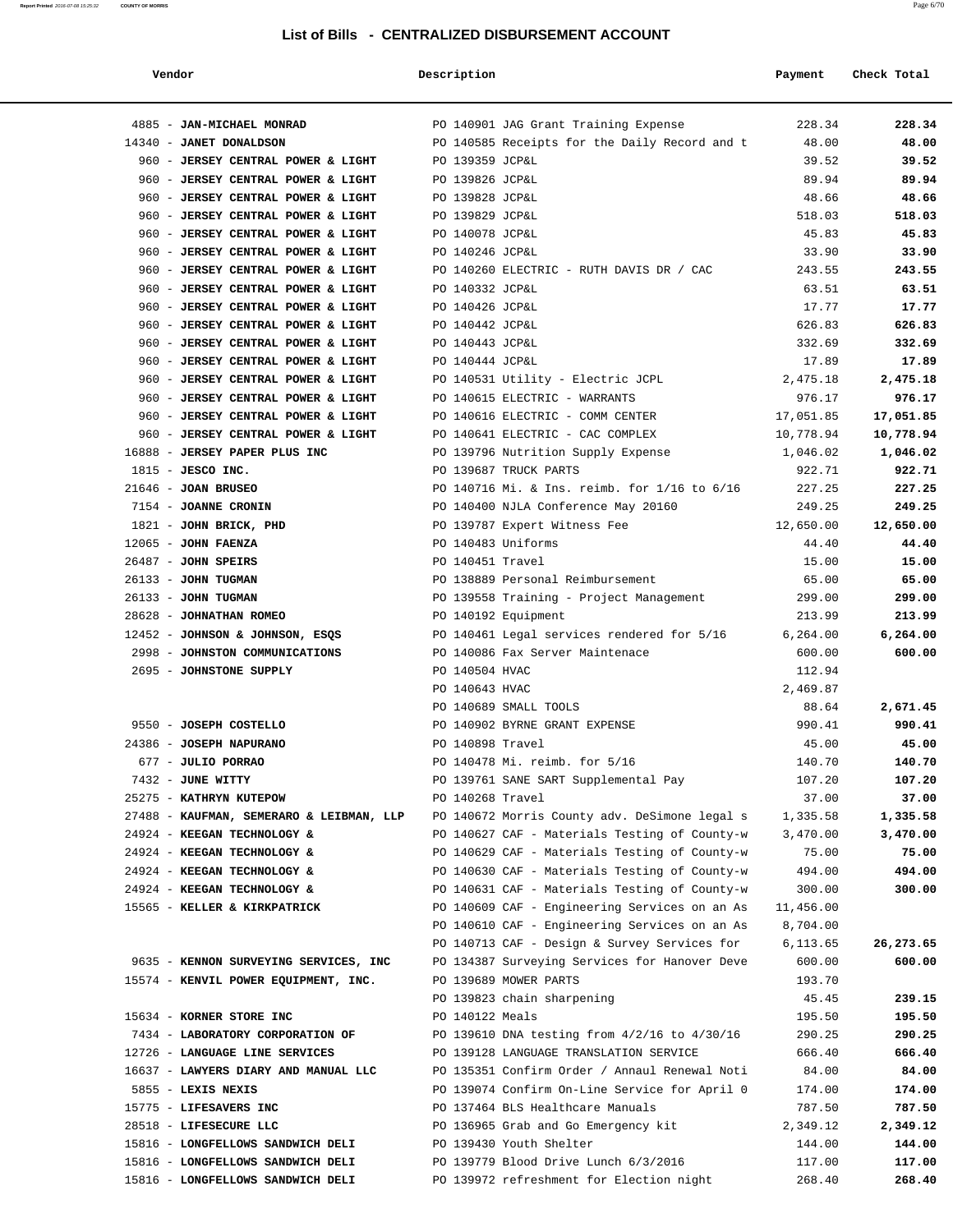# List of Bills - CENTRALIZED DISBURSEMENT ACCOUNT

| Vendor | Description | Payment | Check Total |
|---|---|---|---|
| 4885 - **JAN-MICHAEL MONRAD** | PO 140901 JAG Grant Training Expense | 228.34 | **228.34** |
| 14340 - **JANET DONALDSON** | PO 140585 Receipts for the Daily Record and t | 48.00 | **48.00** |
| 960 - **JERSEY CENTRAL POWER & LIGHT** | PO 139359 JCP&L | 39.52 | **39.52** |
| 960 - **JERSEY CENTRAL POWER & LIGHT** | PO 139826 JCP&L | 89.94 | **89.94** |
| 960 - **JERSEY CENTRAL POWER & LIGHT** | PO 139828 JCP&L | 48.66 | **48.66** |
| 960 - **JERSEY CENTRAL POWER & LIGHT** | PO 139829 JCP&L | 518.03 | **518.03** |
| 960 - **JERSEY CENTRAL POWER & LIGHT** | PO 140078 JCP&L | 45.83 | **45.83** |
| 960 - **JERSEY CENTRAL POWER & LIGHT** | PO 140246 JCP&L | 33.90 | **33.90** |
| 960 - **JERSEY CENTRAL POWER & LIGHT** | PO 140260 ELECTRIC - RUTH DAVIS DR / CAC | 243.55 | **243.55** |
| 960 - **JERSEY CENTRAL POWER & LIGHT** | PO 140332 JCP&L | 63.51 | **63.51** |
| 960 - **JERSEY CENTRAL POWER & LIGHT** | PO 140426 JCP&L | 17.77 | **17.77** |
| 960 - **JERSEY CENTRAL POWER & LIGHT** | PO 140442 JCP&L | 626.83 | **626.83** |
| 960 - **JERSEY CENTRAL POWER & LIGHT** | PO 140443 JCP&L | 332.69 | **332.69** |
| 960 - **JERSEY CENTRAL POWER & LIGHT** | PO 140444 JCP&L | 17.89 | **17.89** |
| 960 - **JERSEY CENTRAL POWER & LIGHT** | PO 140531 Utility - Electric JCPL | 2,475.18 | **2,475.18** |
| 960 - **JERSEY CENTRAL POWER & LIGHT** | PO 140615 ELECTRIC - WARRANTS | 976.17 | **976.17** |
| 960 - **JERSEY CENTRAL POWER & LIGHT** | PO 140616 ELECTRIC - COMM CENTER | 17,051.85 | **17,051.85** |
| 960 - **JERSEY CENTRAL POWER & LIGHT** | PO 140641 ELECTRIC - CAC COMPLEX | 10,778.94 | **10,778.94** |
| 16888 - **JERSEY PAPER PLUS INC** | PO 139796 Nutrition Supply Expense | 1,046.02 | **1,046.02** |
| 1815 - **JESCO INC.** | PO 139687 TRUCK PARTS | 922.71 | **922.71** |
| 21646 - **JOAN BRUSEO** | PO 140716 Mi. & Ins. reimb. for 1/16 to 6/16 | 227.25 | **227.25** |
| 7154 - **JOANNE CRONIN** | PO 140400 NJLA Conference May 20160 | 249.25 | **249.25** |
| 1821 - **JOHN BRICK, PHD** | PO 139787 Expert Witness Fee | 12,650.00 | **12,650.00** |
| 12065 - **JOHN FAENZA** | PO 140483 Uniforms | 44.40 | **44.40** |
| 26487 - **JOHN SPEIRS** | PO 140451 Travel | 15.00 | **15.00** |
| 26133 - **JOHN TUGMAN** | PO 138889 Personal Reimbursement | 65.00 | **65.00** |
| 26133 - **JOHN TUGMAN** | PO 139558 Training - Project Management | 299.00 | **299.00** |
| 28628 - **JOHNATHAN ROMEO** | PO 140192 Equipment | 213.99 | **213.99** |
| 12452 - **JOHNSON & JOHNSON, ESQS** | PO 140461 Legal services rendered for 5/16 | 6,264.00 | **6,264.00** |
| 2998 - **JOHNSTON COMMUNICATIONS** | PO 140086 Fax Server Maintenace | 600.00 | **600.00** |
| 2695 - **JOHNSTONE SUPPLY** | PO 140504 HVAC | 112.94 | |
| | PO 140643 HVAC | 2,469.87 | |
| | PO 140689 SMALL TOOLS | 88.64 | **2,671.45** |
| 9550 - **JOSEPH COSTELLO** | PO 140902 BYRNE GRANT EXPENSE | 990.41 | **990.41** |
| 24386 - **JOSEPH NAPURANO** | PO 140898 Travel | 45.00 | **45.00** |
| 677 - **JULIO PORRAO** | PO 140478 Mi. reimb. for 5/16 | 140.70 | **140.70** |
| 7432 - **JUNE WITTY** | PO 139761 SANE SART Supplemental Pay | 107.20 | **107.20** |
| 25275 - **KATHRYN KUTEPOW** | PO 140268 Travel | 37.00 | **37.00** |
| 27488 - **KAUFMAN, SEMERARO & LEIBMAN, LLP** | PO 140672 Morris County adv. DeSimone legal s | 1,335.58 | **1,335.58** |
| 24924 - **KEEGAN TECHNOLOGY &** | PO 140627 CAF - Materials Testing of County-w | 3,470.00 | **3,470.00** |
| 24924 - **KEEGAN TECHNOLOGY &** | PO 140629 CAF - Materials Testing of County-w | 75.00 | **75.00** |
| 24924 - **KEEGAN TECHNOLOGY &** | PO 140630 CAF - Materials Testing of County-w | 494.00 | **494.00** |
| 24924 - **KEEGAN TECHNOLOGY &** | PO 140631 CAF - Materials Testing of County-w | 300.00 | **300.00** |
| 15565 - **KELLER & KIRKPATRICK** | PO 140609 CAF - Engineering Services on an As | 11,456.00 | |
| | PO 140610 CAF - Engineering Services on an As | 8,704.00 | |
| | PO 140713 CAF - Design & Survey Services for | 6,113.65 | **26,273.65** |
| 9635 - **KENNON SURVEYING SERVICES, INC** | PO 134387 Surveying Services for Hanover Deve | 600.00 | **600.00** |
| 15574 - **KENVIL POWER EQUIPMENT, INC.** | PO 139689 MOWER PARTS | 193.70 | |
| | PO 139823 chain sharpening | 45.45 | **239.15** |
| 15634 - **KORNER STORE INC** | PO 140122 Meals | 195.50 | **195.50** |
| 7434 - **LABORATORY CORPORATION OF** | PO 139610 DNA testing from 4/2/16 to 4/30/16 | 290.25 | **290.25** |
| 12726 - **LANGUAGE LINE SERVICES** | PO 139128 LANGUAGE TRANSLATION SERVICE | 666.40 | **666.40** |
| 16637 - **LAWYERS DIARY AND MANUAL LLC** | PO 135351 Confirm Order / Annaul Renewal Noti | 84.00 | **84.00** |
| 5855 - **LEXIS NEXIS** | PO 139074 Confirm On-Line Service for April 0 | 174.00 | **174.00** |
| 15775 - **LIFESAVERS INC** | PO 137464 BLS Healthcare Manuals | 787.50 | **787.50** |
| 28518 - **LIFESECURE LLC** | PO 136965 Grab and Go Emergency kit | 2,349.12 | **2,349.12** |
| 15816 - **LONGFELLOWS SANDWICH DELI** | PO 139430 Youth Shelter | 144.00 | **144.00** |
| 15816 - **LONGFELLOWS SANDWICH DELI** | PO 139779 Blood Drive Lunch 6/3/2016 | 117.00 | **117.00** |
| 15816 - **LONGFELLOWS SANDWICH DELI** | PO 139972 refreshment for Election night | 268.40 | **268.40** |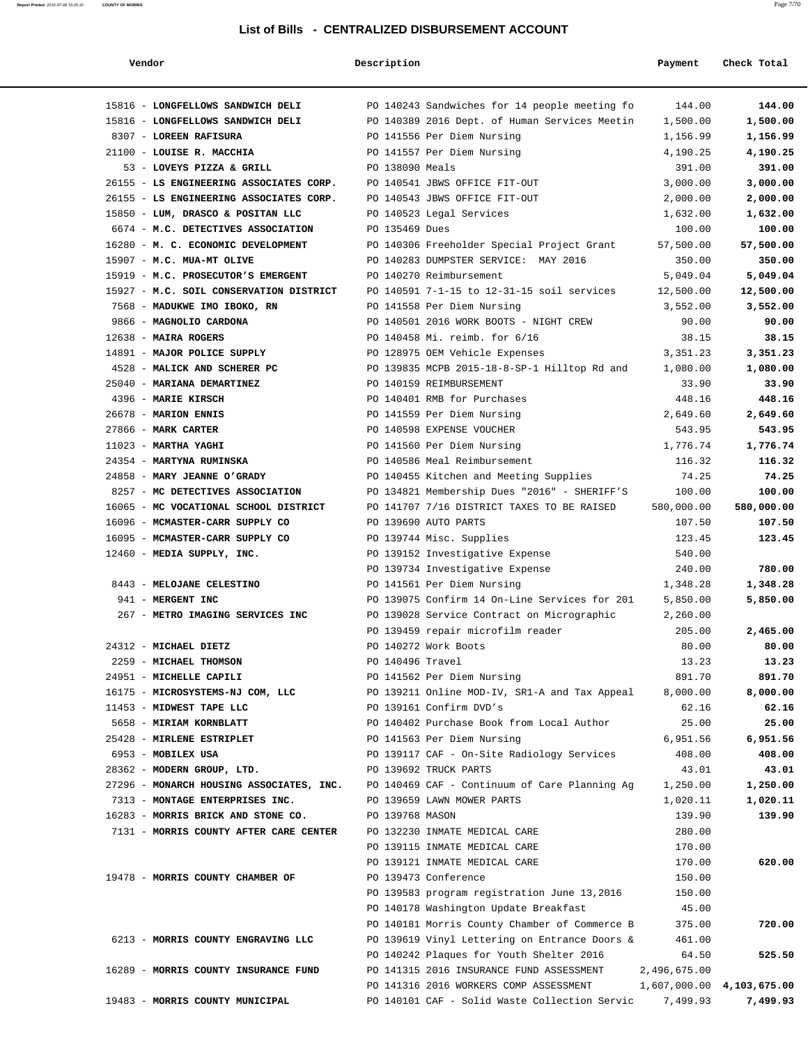## List of Bills - CENTRALIZED DISBURSEMENT ACCOUNT

| Vendor | Description | Payment | Check Total |
|---|---|---|---|
| 15816 - **LONGFELLOWS SANDWICH DELI** | PO 140243 Sandwiches for 14 people meeting fo | 144.00 | **144.00** |
| 15816 - **LONGFELLOWS SANDWICH DELI** | PO 140389 2016 Dept. of Human Services Meetin | 1,500.00 | **1,500.00** |
| 8307 - **LOREEN RAFISURA** | PO 141556 Per Diem Nursing | 1,156.99 | **1,156.99** |
| 21100 - **LOUISE R. MACCHIA** | PO 141557 Per Diem Nursing | 4,190.25 | **4,190.25** |
| 53 - **LOVEYS PIZZA & GRILL** | PO 138090 Meals | 391.00 | **391.00** |
| 26155 - **LS ENGINEERING ASSOCIATES CORP.** | PO 140541 JBWS OFFICE FIT-OUT | 3,000.00 | **3,000.00** |
| 26155 - **LS ENGINEERING ASSOCIATES CORP.** | PO 140543 JBWS OFFICE FIT-OUT | 2,000.00 | **2,000.00** |
| 15850 - **LUM, DRASCO & POSITAN LLC** | PO 140523 Legal Services | 1,632.00 | **1,632.00** |
| 6674 - **M.C. DETECTIVES ASSOCIATION** | PO 135469 Dues | 100.00 | **100.00** |
| 16280 - **M. C. ECONOMIC DEVELOPMENT** | PO 140306 Freeholder Special Project Grant | 57,500.00 | **57,500.00** |
| 15907 - **M.C. MUA-MT OLIVE** | PO 140283 DUMPSTER SERVICE: MAY 2016 | 350.00 | **350.00** |
| 15919 - **M.C. PROSECUTOR'S EMERGENT** | PO 140270 Reimbursement | 5,049.04 | **5,049.04** |
| 15927 - **M.C. SOIL CONSERVATION DISTRICT** | PO 140591 7-1-15 to 12-31-15 soil services | 12,500.00 | **12,500.00** |
| 7568 - **MADUKWE IMO IBOKO, RN** | PO 141558 Per Diem Nursing | 3,552.00 | **3,552.00** |
| 9866 - **MAGNOLIO CARDONA** | PO 140501 2016 WORK BOOTS - NIGHT CREW | 90.00 | **90.00** |
| 12638 - **MAIRA ROGERS** | PO 140458 Mi. reimb. for 6/16 | 38.15 | **38.15** |
| 14891 - **MAJOR POLICE SUPPLY** | PO 128975 OEM Vehicle Expenses | 3,351.23 | **3,351.23** |
| 4528 - **MALICK AND SCHERER PC** | PO 139835 MCPB 2015-18-8-SP-1 Hilltop Rd and | 1,080.00 | **1,080.00** |
| 25040 - **MARIANA DEMARTINEZ** | PO 140159 REIMBURSEMENT | 33.90 | **33.90** |
| 4396 - **MARIE KIRSCH** | PO 140401 RMB for Purchases | 448.16 | **448.16** |
| 26678 - **MARION ENNIS** | PO 141559 Per Diem Nursing | 2,649.60 | **2,649.60** |
| 27866 - **MARK CARTER** | PO 140598 EXPENSE VOUCHER | 543.95 | **543.95** |
| 11023 - **MARTHA YAGHI** | PO 141560 Per Diem Nursing | 1,776.74 | **1,776.74** |
| 24354 - **MARTYNA RUMINSKA** | PO 140586 Meal Reimbursement | 116.32 | **116.32** |
| 24858 - **MARY JEANNE O'GRADY** | PO 140455 Kitchen and Meeting Supplies | 74.25 | **74.25** |
| 8257 - **MC DETECTIVES ASSOCIATION** | PO 134821 Membership Dues "2016" - SHERIFF'S | 100.00 | **100.00** |
| 16065 - **MC VOCATIONAL SCHOOL DISTRICT** | PO 141707 7/16 DISTRICT TAXES TO BE RAISED | 580,000.00 | **580,000.00** |
| 16096 - **MCMASTER-CARR SUPPLY CO** | PO 139690 AUTO PARTS | 107.50 | **107.50** |
| 16095 - **MCMASTER-CARR SUPPLY CO** | PO 139744 Misc. Supplies | 123.45 | **123.45** |
| 12460 - **MEDIA SUPPLY, INC.** | PO 139152 Investigative Expense | 540.00 | |
| | PO 139734 Investigative Expense | 240.00 | **780.00** |
| 8443 - **MELOJANE CELESTINO** | PO 141561 Per Diem Nursing | 1,348.28 | **1,348.28** |
| 941 - **MERGENT INC** | PO 139075 Confirm 14 On-Line Services for 201 | 5,850.00 | **5,850.00** |
| 267 - **METRO IMAGING SERVICES INC** | PO 139028 Service Contract on Micrographic | 2,260.00 | |
| | PO 139459 repair microfilm reader | 205.00 | **2,465.00** |
| 24312 - **MICHAEL DIETZ** | PO 140272 Work Boots | 80.00 | **80.00** |
| 2259 - **MICHAEL THOMSON** | PO 140496 Travel | 13.23 | **13.23** |
| 24951 - **MICHELLE CAPILI** | PO 141562 Per Diem Nursing | 891.70 | **891.70** |
| 16175 - **MICROSYSTEMS-NJ COM, LLC** | PO 139211 Online MOD-IV, SR1-A and Tax Appeal | 8,000.00 | **8,000.00** |
| 11453 - **MIDWEST TAPE LLC** | PO 139161 Confirm DVD's | 62.16 | **62.16** |
| 5658 - **MIRIAM KORNBLATT** | PO 140402 Purchase Book from Local Author | 25.00 | **25.00** |
| 25428 - **MIRLENE ESTRIPLET** | PO 141563 Per Diem Nursing | 6,951.56 | **6,951.56** |
| 6953 - **MOBILEX USA** | PO 139117 CAF - On-Site Radiology Services | 408.00 | **408.00** |
| 28362 - **MODERN GROUP, LTD.** | PO 139692 TRUCK PARTS | 43.01 | **43.01** |
| 27296 - **MONARCH HOUSING ASSOCIATES, INC.** | PO 140469 CAF - Continuum of Care Planning Ag | 1,250.00 | **1,250.00** |
| 7313 - **MONTAGE ENTERPRISES INC.** | PO 139659 LAWN MOWER PARTS | 1,020.11 | **1,020.11** |
| 16283 - **MORRIS BRICK AND STONE CO.** | PO 139768 MASON | 139.90 | **139.90** |
| 7131 - **MORRIS COUNTY AFTER CARE CENTER** | PO 132230 INMATE MEDICAL CARE | 280.00 | |
| | PO 139115 INMATE MEDICAL CARE | 170.00 | |
| | PO 139121 INMATE MEDICAL CARE | 170.00 | **620.00** |
| 19478 - **MORRIS COUNTY CHAMBER OF** | PO 139473 Conference | 150.00 | |
| | PO 139583 program registration June 13,2016 | 150.00 | |
| | PO 140178 Washington Update Breakfast | 45.00 | |
| | PO 140181 Morris County Chamber of Commerce B | 375.00 | **720.00** |
| 6213 - **MORRIS COUNTY ENGRAVING LLC** | PO 139619 Vinyl Lettering on Entrance Doors & | 461.00 | |
| | PO 140242 Plaques for Youth Shelter 2016 | 64.50 | **525.50** |
| 16289 - **MORRIS COUNTY INSURANCE FUND** | PO 141315 2016 INSURANCE FUND ASSESSMENT | 2,496,675.00 | |
| | PO 141316 2016 WORKERS COMP ASSESSMENT | 1,607,000.00 | **4,103,675.00** |
| 19483 - **MORRIS COUNTY MUNICIPAL** | PO 140101 CAF - Solid Waste Collection Servic | 7,499.93 | **7,499.93** |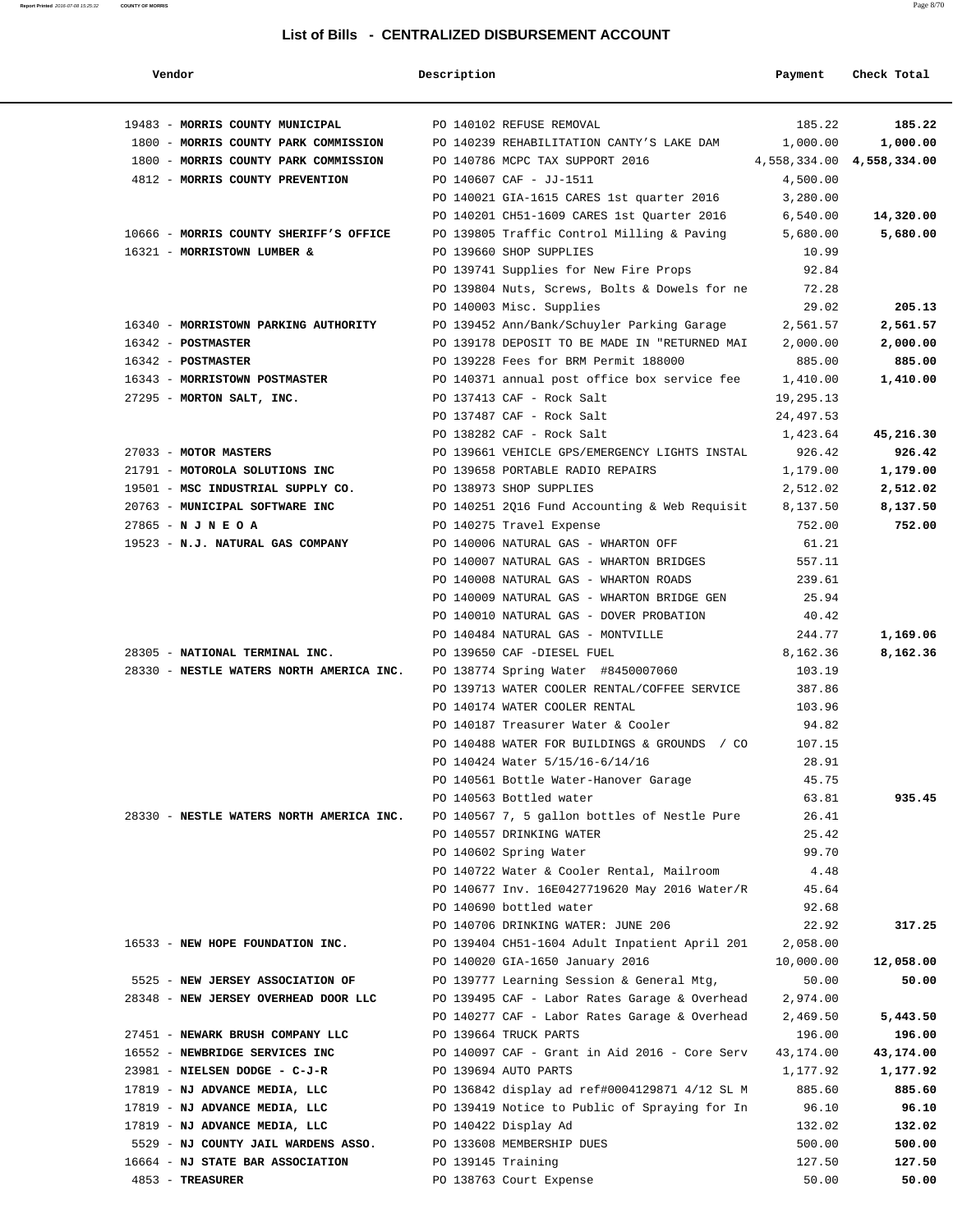# List of Bills - CENTRALIZED DISBURSEMENT ACCOUNT

| Vendor | Description | Payment | Check Total |
|---|---|---|---|
| 19483 - **MORRIS COUNTY MUNICIPAL** | PO 140102 REFUSE REMOVAL | 185.22 | **185.22** |
| 1800 - **MORRIS COUNTY PARK COMMISSION** | PO 140239 REHABILITATION CANTY'S LAKE DAM | 1,000.00 | **1,000.00** |
| 1800 - **MORRIS COUNTY PARK COMMISSION** | PO 140786 MCPC TAX SUPPORT 2016 | 4,558,334.00 | **4,558,334.00** |
| 4812 - **MORRIS COUNTY PREVENTION** | PO 140607 CAF - JJ-1511 | 4,500.00 | |
| | PO 140021 GIA-1615 CARES 1st quarter 2016 | 3,280.00 | |
| | PO 140201 CH51-1609 CARES 1st Quarter 2016 | 6,540.00 | **14,320.00** |
| 10666 - **MORRIS COUNTY SHERIFF'S OFFICE** | PO 139805 Traffic Control Milling & Paving | 5,680.00 | **5,680.00** |
| 16321 - **MORRISTOWN LUMBER &** | PO 139660 SHOP SUPPLIES | 10.99 | |
| | PO 139741 Supplies for New Fire Props | 92.84 | |
| | PO 139804 Nuts, Screws, Bolts & Dowels for ne | 72.28 | |
| | PO 140003 Misc. Supplies | 29.02 | **205.13** |
| 16340 - **MORRISTOWN PARKING AUTHORITY** | PO 139452 Ann/Bank/Schuyler Parking Garage | 2,561.57 | **2,561.57** |
| 16342 - **POSTMASTER** | PO 139178 DEPOSIT TO BE MADE IN "RETURNED MAI | 2,000.00 | **2,000.00** |
| 16342 - **POSTMASTER** | PO 139228 Fees for BRM Permit 188000 | 885.00 | **885.00** |
| 16343 - **MORRISTOWN POSTMASTER** | PO 140371 annual post office box service fee | 1,410.00 | **1,410.00** |
| 27295 - **MORTON SALT, INC.** | PO 137413 CAF - Rock Salt | 19,295.13 | |
| | PO 137487 CAF - Rock Salt | 24,497.53 | |
| | PO 138282 CAF - Rock Salt | 1,423.64 | **45,216.30** |
| 27033 - **MOTOR MASTERS** | PO 139661 VEHICLE GPS/EMERGENCY LIGHTS INSTAL | 926.42 | **926.42** |
| 21791 - **MOTOROLA SOLUTIONS INC** | PO 139658 PORTABLE RADIO REPAIRS | 1,179.00 | **1,179.00** |
| 19501 - **MSC INDUSTRIAL SUPPLY CO.** | PO 138973 SHOP SUPPLIES | 2,512.02 | **2,512.02** |
| 20763 - **MUNICIPAL SOFTWARE INC** | PO 140251 2Q16 Fund Accounting & Web Requisit | 8,137.50 | **8,137.50** |
| 27865 - **N J N E O A** | PO 140275 Travel Expense | 752.00 | **752.00** |
| 19523 - **N.J. NATURAL GAS COMPANY** | PO 140006 NATURAL GAS - WHARTON OFF | 61.21 | |
| | PO 140007 NATURAL GAS - WHARTON BRIDGES | 557.11 | |
| | PO 140008 NATURAL GAS - WHARTON ROADS | 239.61 | |
| | PO 140009 NATURAL GAS - WHARTON BRIDGE GEN | 25.94 | |
| | PO 140010 NATURAL GAS - DOVER PROBATION | 40.42 | |
| | PO 140484 NATURAL GAS - MONTVILLE | 244.77 | **1,169.06** |
| 28305 - **NATIONAL TERMINAL INC.** | PO 139650 CAF -DIESEL FUEL | 8,162.36 | **8,162.36** |
| 28330 - **NESTLE WATERS NORTH AMERICA INC.** | PO 138774 Spring Water #8450007060 | 103.19 | |
| | PO 139713 WATER COOLER RENTAL/COFFEE SERVICE | 387.86 | |
| | PO 140174 WATER COOLER RENTAL | 103.96 | |
| | PO 140187 Treasurer Water & Cooler | 94.82 | |
| | PO 140488 WATER FOR BUILDINGS & GROUNDS / CO | 107.15 | |
| | PO 140424 Water 5/15/16-6/14/16 | 28.91 | |
| | PO 140561 Bottle Water-Hanover Garage | 45.75 | |
| | PO 140563 Bottled water | 63.81 | **935.45** |
| 28330 - **NESTLE WATERS NORTH AMERICA INC.** | PO 140567 7, 5 gallon bottles of Nestle Pure | 26.41 | |
| | PO 140557 DRINKING WATER | 25.42 | |
| | PO 140602 Spring Water | 99.70 | |
| | PO 140722 Water & Cooler Rental, Mailroom | 4.48 | |
| | PO 140677 Inv. 16E0427719620 May 2016 Water/R | 45.64 | |
| | PO 140690 bottled water | 92.68 | |
| | PO 140706 DRINKING WATER: JUNE 206 | 22.92 | **317.25** |
| 16533 - **NEW HOPE FOUNDATION INC.** | PO 139404 CH51-1604 Adult Inpatient April 201 | 2,058.00 | |
| | PO 140020 GIA-1650 January 2016 | 10,000.00 | **12,058.00** |
| 5525 - **NEW JERSEY ASSOCIATION OF** | PO 139777 Learning Session & General Mtg, | 50.00 | **50.00** |
| 28348 - **NEW JERSEY OVERHEAD DOOR LLC** | PO 139495 CAF - Labor Rates Garage & Overhead | 2,974.00 | |
| | PO 140277 CAF - Labor Rates Garage & Overhead | 2,469.50 | **5,443.50** |
| 27451 - **NEWARK BRUSH COMPANY LLC** | PO 139664 TRUCK PARTS | 196.00 | **196.00** |
| 16552 - **NEWBRIDGE SERVICES INC** | PO 140097 CAF - Grant in Aid 2016 - Core Serv | 43,174.00 | **43,174.00** |
| 23981 - **NIELSEN DODGE - C-J-R** | PO 139694 AUTO PARTS | 1,177.92 | **1,177.92** |
| 17819 - **NJ ADVANCE MEDIA, LLC** | PO 136842 display ad ref#0004129871 4/12 SL M | 885.60 | **885.60** |
| 17819 - **NJ ADVANCE MEDIA, LLC** | PO 139419 Notice to Public of Spraying for In | 96.10 | **96.10** |
| 17819 - **NJ ADVANCE MEDIA, LLC** | PO 140422 Display Ad | 132.02 | **132.02** |
| 5529 - **NJ COUNTY JAIL WARDENS ASSO.** | PO 133608 MEMBERSHIP DUES | 500.00 | **500.00** |
| 16664 - **NJ STATE BAR ASSOCIATION** | PO 139145 Training | 127.50 | **127.50** |
| 4853 - **TREASURER** | PO 138763 Court Expense | 50.00 | **50.00** |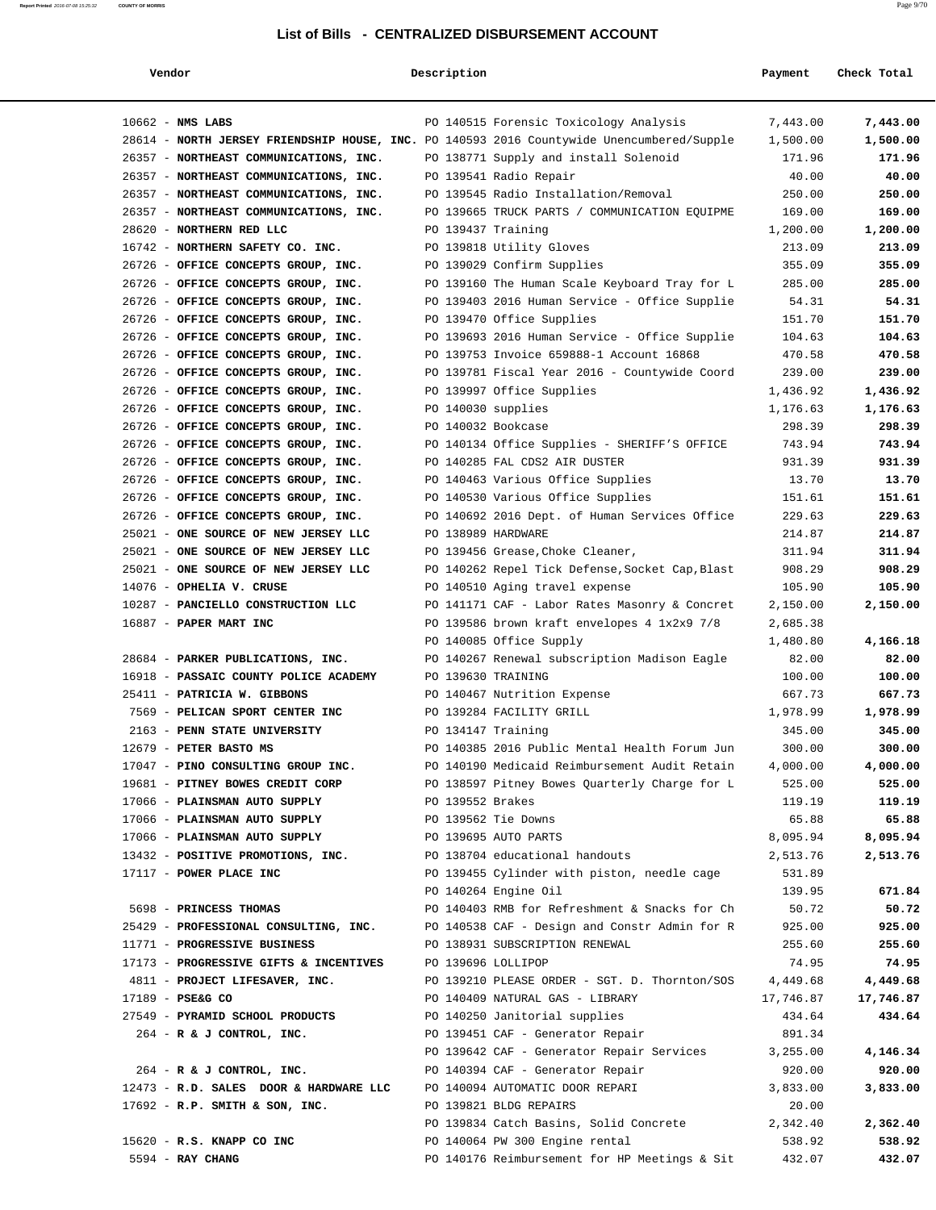# List of Bills - CENTRALIZED DISBURSEMENT ACCOUNT

| Vendor | Description | Payment | Check Total |
|---|---|---|---|
| 10662 - **NMS LABS** | PO 140515 Forensic Toxicology Analysis | 7,443.00 | **7,443.00** |
| 28614 - **NORTH JERSEY FRIENDSHIP HOUSE, INC.** | PO 140593 2016 Countywide Unencumbered/Supple | 1,500.00 | **1,500.00** |
| 26357 - **NORTHEAST COMMUNICATIONS, INC.** | PO 138771 Supply and install Solenoid | 171.96 | **171.96** |
| 26357 - **NORTHEAST COMMUNICATIONS, INC.** | PO 139541 Radio Repair | 40.00 | **40.00** |
| 26357 - **NORTHEAST COMMUNICATIONS, INC.** | PO 139545 Radio Installation/Removal | 250.00 | **250.00** |
| 26357 - **NORTHEAST COMMUNICATIONS, INC.** | PO 139665 TRUCK PARTS / COMMUNICATION EQUIPME | 169.00 | **169.00** |
| 28620 - **NORTHERN RED LLC** | PO 139437 Training | 1,200.00 | **1,200.00** |
| 16742 - **NORTHERN SAFETY CO. INC.** | PO 139818 Utility Gloves | 213.09 | **213.09** |
| 26726 - **OFFICE CONCEPTS GROUP, INC.** | PO 139029 Confirm Supplies | 355.09 | **355.09** |
| 26726 - **OFFICE CONCEPTS GROUP, INC.** | PO 139160 The Human Scale Keyboard Tray for L | 285.00 | **285.00** |
| 26726 - **OFFICE CONCEPTS GROUP, INC.** | PO 139403 2016 Human Service - Office Supplie | 54.31 | **54.31** |
| 26726 - **OFFICE CONCEPTS GROUP, INC.** | PO 139470 Office Supplies | 151.70 | **151.70** |
| 26726 - **OFFICE CONCEPTS GROUP, INC.** | PO 139693 2016 Human Service - Office Supplie | 104.63 | **104.63** |
| 26726 - **OFFICE CONCEPTS GROUP, INC.** | PO 139753 Invoice 659888-1 Account 16868 | 470.58 | **470.58** |
| 26726 - **OFFICE CONCEPTS GROUP, INC.** | PO 139781 Fiscal Year 2016 - Countywide Coord | 239.00 | **239.00** |
| 26726 - **OFFICE CONCEPTS GROUP, INC.** | PO 139997 Office Supplies | 1,436.92 | **1,436.92** |
| 26726 - **OFFICE CONCEPTS GROUP, INC.** | PO 140030 supplies | 1,176.63 | **1,176.63** |
| 26726 - **OFFICE CONCEPTS GROUP, INC.** | PO 140032 Bookcase | 298.39 | **298.39** |
| 26726 - **OFFICE CONCEPTS GROUP, INC.** | PO 140134 Office Supplies - SHERIFF'S OFFICE | 743.94 | **743.94** |
| 26726 - **OFFICE CONCEPTS GROUP, INC.** | PO 140285 FAL CDS2 AIR DUSTER | 931.39 | **931.39** |
| 26726 - **OFFICE CONCEPTS GROUP, INC.** | PO 140463 Various Office Supplies | 13.70 | **13.70** |
| 26726 - **OFFICE CONCEPTS GROUP, INC.** | PO 140530 Various Office Supplies | 151.61 | **151.61** |
| 26726 - **OFFICE CONCEPTS GROUP, INC.** | PO 140692 2016 Dept. of Human Services Office | 229.63 | **229.63** |
| 25021 - **ONE SOURCE OF NEW JERSEY LLC** | PO 138989 HARDWARE | 214.87 | **214.87** |
| 25021 - **ONE SOURCE OF NEW JERSEY LLC** | PO 139456 Grease,Choke Cleaner, | 311.94 | **311.94** |
| 25021 - **ONE SOURCE OF NEW JERSEY LLC** | PO 140262 Repel Tick Defense,Socket Cap,Blast | 908.29 | **908.29** |
| 14076 - **OPHELIA V. CRUSE** | PO 140510 Aging travel expense | 105.90 | **105.90** |
| 10287 - **PANCIELLO CONSTRUCTION LLC** | PO 141171 CAF - Labor Rates Masonry & Concret | 2,150.00 | **2,150.00** |
| 16887 - **PAPER MART INC** | PO 139586 brown kraft envelopes 4 1x2x9 7/8 | 2,685.38 | |
| | PO 140085 Office Supply | 1,480.80 | **4,166.18** |
| 28684 - **PARKER PUBLICATIONS, INC.** | PO 140267 Renewal subscription Madison Eagle | 82.00 | **82.00** |
| 16918 - **PASSAIC COUNTY POLICE ACADEMY** | PO 139630 TRAINING | 100.00 | **100.00** |
| 25411 - **PATRICIA W. GIBBONS** | PO 140467 Nutrition Expense | 667.73 | **667.73** |
| 7569 - **PELICAN SPORT CENTER INC** | PO 139284 FACILITY GRILL | 1,978.99 | **1,978.99** |
| 2163 - **PENN STATE UNIVERSITY** | PO 134147 Training | 345.00 | **345.00** |
| 12679 - **PETER BASTO MS** | PO 140385 2016 Public Mental Health Forum Jun | 300.00 | **300.00** |
| 17047 - **PINO CONSULTING GROUP INC.** | PO 140190 Medicaid Reimbursement Audit Retain | 4,000.00 | **4,000.00** |
| 19681 - **PITNEY BOWES CREDIT CORP** | PO 138597 Pitney Bowes Quarterly Charge for L | 525.00 | **525.00** |
| 17066 - **PLAINSMAN AUTO SUPPLY** | PO 139552 Brakes | 119.19 | **119.19** |
| 17066 - **PLAINSMAN AUTO SUPPLY** | PO 139562 Tie Downs | 65.88 | **65.88** |
| 17066 - **PLAINSMAN AUTO SUPPLY** | PO 139695 AUTO PARTS | 8,095.94 | **8,095.94** |
| 13432 - **POSITIVE PROMOTIONS, INC.** | PO 138704 educational handouts | 2,513.76 | **2,513.76** |
| 17117 - **POWER PLACE INC** | PO 139455 Cylinder with piston, needle cage | 531.89 | |
| | PO 140264 Engine Oil | 139.95 | **671.84** |
| 5698 - **PRINCESS THOMAS** | PO 140403 RMB for Refreshment & Snacks for Ch | 50.72 | **50.72** |
| 25429 - **PROFESSIONAL CONSULTING, INC.** | PO 140538 CAF - Design and Constr Admin for R | 925.00 | **925.00** |
| 11771 - **PROGRESSIVE BUSINESS** | PO 138931 SUBSCRIPTION RENEWAL | 255.60 | **255.60** |
| 17173 - **PROGRESSIVE GIFTS & INCENTIVES** | PO 139696 LOLLIPOP | 74.95 | **74.95** |
| 4811 - **PROJECT LIFESAVER, INC.** | PO 139210 PLEASE ORDER - SGT. D. Thornton/SOS | 4,449.68 | **4,449.68** |
| 17189 - **PSE&G CO** | PO 140409 NATURAL GAS - LIBRARY | 17,746.87 | **17,746.87** |
| 27549 - **PYRAMID SCHOOL PRODUCTS** | PO 140250 Janitorial supplies | 434.64 | **434.64** |
| 264 - **R & J CONTROL, INC.** | PO 139451 CAF - Generator Repair | 891.34 | |
| | PO 139642 CAF - Generator Repair Services | 3,255.00 | **4,146.34** |
| 264 - **R & J CONTROL, INC.** | PO 140394 CAF - Generator Repair | 920.00 | **920.00** |
| 12473 - **R.D. SALES DOOR & HARDWARE LLC** | PO 140094 AUTOMATIC DOOR REPARI | 3,833.00 | **3,833.00** |
| 17692 - **R.P. SMITH & SON, INC.** | PO 139821 BLDG REPAIRS | 20.00 | |
| | PO 139834 Catch Basins, Solid Concrete | 2,342.40 | **2,362.40** |
| 15620 - **R.S. KNAPP CO INC** | PO 140064 PW 300 Engine rental | 538.92 | **538.92** |
| 5594 - **RAY CHANG** | PO 140176 Reimbursement for HP Meetings & Sit | 432.07 | **432.07** |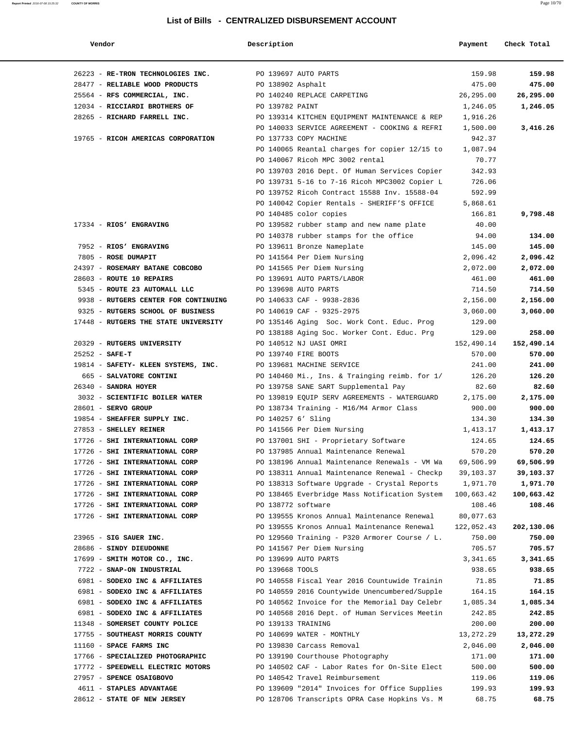# List of Bills - CENTRALIZED DISBURSEMENT ACCOUNT

| Vendor | Description | Payment | Check Total |
|---|---|---|---|
| 26223 - **RE-TRON TECHNOLOGIES INC.** | PO 139697 AUTO PARTS | 159.98 | **159.98** |
| 28477 - **RELIABLE WOOD PRODUCTS** | PO 138902 Asphalt | 475.00 | **475.00** |
| 25564 - **RFS COMMERCIAL, INC.** | PO 140240 REPLACE CARPETING | 26,295.00 | **26,295.00** |
| 12034 - **RICCIARDI BROTHERS OF** | PO 139782 PAINT | 1,246.05 | **1,246.05** |
| 28265 - **RICHARD FARRELL INC.** | PO 139314 KITCHEN EQUIPMENT MAINTENANCE & REP | 1,916.26 | |
| | PO 140033 SERVICE AGREEMENT - COOKING & REFRI | 1,500.00 | **3,416.26** |
| 19765 - **RICOH AMERICAS CORPORATION** | PO 137733 COPY MACHINE | 942.37 | |
| | PO 140065 Reantal charges for copier 12/15 to | 1,087.94 | |
| | PO 140067 Ricoh MPC 3002 rental | 70.77 | |
| | PO 139703 2016 Dept. Of Human Services Copier | 342.93 | |
| | PO 139731 5-16 to 7-16 Ricoh MPC3002 Copier L | 726.06 | |
| | PO 139752 Ricoh Contract 15588 Inv. 15588-04 | 592.99 | |
| | PO 140042 Copier Rentals - SHERIFF'S OFFICE | 5,868.61 | |
| | PO 140485 color copies | 166.81 | **9,798.48** |
| 17334 - **RIOS' ENGRAVING** | PO 139582 rubber stamp and new name plate | 40.00 | |
| | PO 140378 rubber stamps for the office | 94.00 | **134.00** |
| 7952 - **RIOS' ENGRAVING** | PO 139611 Bronze Nameplate | 145.00 | **145.00** |
| 7805 - **ROSE DUMAPIT** | PO 141564 Per Diem Nursing | 2,096.42 | **2,096.42** |
| 24397 - **ROSEMARY BATANE COBCOBO** | PO 141565 Per Diem Nursing | 2,072.00 | **2,072.00** |
| 28603 - **ROUTE 10 REPAIRS** | PO 139691 AUTO PARTS/LABOR | 461.00 | **461.00** |
| 5345 - **ROUTE 23 AUTOMALL LLC** | PO 139698 AUTO PARTS | 714.50 | **714.50** |
| 9938 - **RUTGERS CENTER FOR CONTINUING** | PO 140633 CAF - 9938-2836 | 2,156.00 | **2,156.00** |
| 9325 - **RUTGERS SCHOOL OF BUSINESS** | PO 140619 CAF - 9325-2975 | 3,060.00 | **3,060.00** |
| 17448 - **RUTGERS THE STATE UNIVERSITY** | PO 135146 Aging Soc. Work Cont. Educ. Prog | 129.00 | |
| | PO 138188 Aging Soc. Worker Cont. Educ. Prg | 129.00 | **258.00** |
| 20329 - **RUTGERS UNIVERSITY** | PO 140512 NJ UASI OMRI | 152,490.14 | **152,490.14** |
| 25252 - **SAFE-T** | PO 139740 FIRE BOOTS | 570.00 | **570.00** |
| 19814 - **SAFETY- KLEEN SYSTEMS, INC.** | PO 139681 MACHINE SERVICE | 241.00 | **241.00** |
| 665 - **SALVATORE CONTINI** | PO 140460 Mi., Ins. & Trainging reimb. for 1/ | 126.20 | **126.20** |
| 26340 - **SANDRA HOYER** | PO 139758 SANE SART Supplemental Pay | 82.60 | **82.60** |
| 3032 - **SCIENTIFIC BOILER WATER** | PO 139819 EQUIP SERV AGREEMENTS - WATERGUARD | 2,175.00 | **2,175.00** |
| 28601 - **SERVO GROUP** | PO 138734 Training - M16/M4 Armor Class | 900.00 | **900.00** |
| 19854 - **SHEAFFER SUPPLY INC.** | PO 140257 6' Sling | 134.30 | **134.30** |
| 27853 - **SHELLEY REINER** | PO 141566 Per Diem Nursing | 1,413.17 | **1,413.17** |
| 17726 - **SHI INTERNATIONAL CORP** | PO 137001 SHI - Proprietary Software | 124.65 | **124.65** |
| 17726 - **SHI INTERNATIONAL CORP** | PO 137985 Annual Maintenance Renewal | 570.20 | **570.20** |
| 17726 - **SHI INTERNATIONAL CORP** | PO 138196 Annual Maintenance Renewals - VM Wa | 69,506.99 | **69,506.99** |
| 17726 - **SHI INTERNATIONAL CORP** | PO 138311 Annual Maintenance Renewal - Checkp | 39,103.37 | **39,103.37** |
| 17726 - **SHI INTERNATIONAL CORP** | PO 138313 Software Upgrade - Crystal Reports | 1,971.70 | **1,971.70** |
| 17726 - **SHI INTERNATIONAL CORP** | PO 138465 Everbridge Mass Notification System | 100,663.42 | **100,663.42** |
| 17726 - **SHI INTERNATIONAL CORP** | PO 138772 software | 108.46 | **108.46** |
| 17726 - **SHI INTERNATIONAL CORP** | PO 139555 Kronos Annual Maintenance Renewal | 80,077.63 | |
| | PO 139555 Kronos Annual Maintenance Renewal | 122,052.43 | **202,130.06** |
| 23965 - **SIG SAUER INC.** | PO 129560 Training - P320 Armorer Course / L. | 750.00 | **750.00** |
| 28686 - **SINDY DIEUDONNE** | PO 141567 Per Diem Nursing | 705.57 | **705.57** |
| 17699 - **SMITH MOTOR CO., INC.** | PO 139699 AUTO PARTS | 3,341.65 | **3,341.65** |
| 7722 - **SNAP-ON INDUSTRIAL** | PO 139668 TOOLS | 938.65 | **938.65** |
| 6981 - **SODEXO INC & AFFILIATES** | PO 140558 Fiscal Year 2016 Countuwide Trainin | 71.85 | **71.85** |
| 6981 - **SODEXO INC & AFFILIATES** | PO 140559 2016 Countywide Unencumbered/Supple | 164.15 | **164.15** |
| 6981 - **SODEXO INC & AFFILIATES** | PO 140562 Invoice for the Memorial Day Celebr | 1,085.34 | **1,085.34** |
| 6981 - **SODEXO INC & AFFILIATES** | PO 140568 2016 Dept. of Human Services Meetin | 242.85 | **242.85** |
| 11348 - **SOMERSET COUNTY POLICE** | PO 139133 TRAINING | 200.00 | **200.00** |
| 17755 - **SOUTHEAST MORRIS COUNTY** | PO 140699 WATER - MONTHLY | 13,272.29 | **13,272.29** |
| 11160 - **SPACE FARMS INC** | PO 139830 Carcass Removal | 2,046.00 | **2,046.00** |
| 17766 - **SPECIALIZED PHOTOGRAPHIC** | PO 139190 Courthouse Photography | 171.00 | **171.00** |
| 17772 - **SPEEDWELL ELECTRIC MOTORS** | PO 140502 CAF - Labor Rates for On-Site Elect | 500.00 | **500.00** |
| 27957 - **SPENCE OSAIGBOVO** | PO 140542 Travel Reimbursement | 119.06 | **119.06** |
| 4611 - **STAPLES ADVANTAGE** | PO 139609 "2014" Invoices for Office Supplies | 199.93 | **199.93** |
| 28612 - **STATE OF NEW JERSEY** | PO 128706 Transcripts OPRA Case Hopkins Vs. M | 68.75 | **68.75** |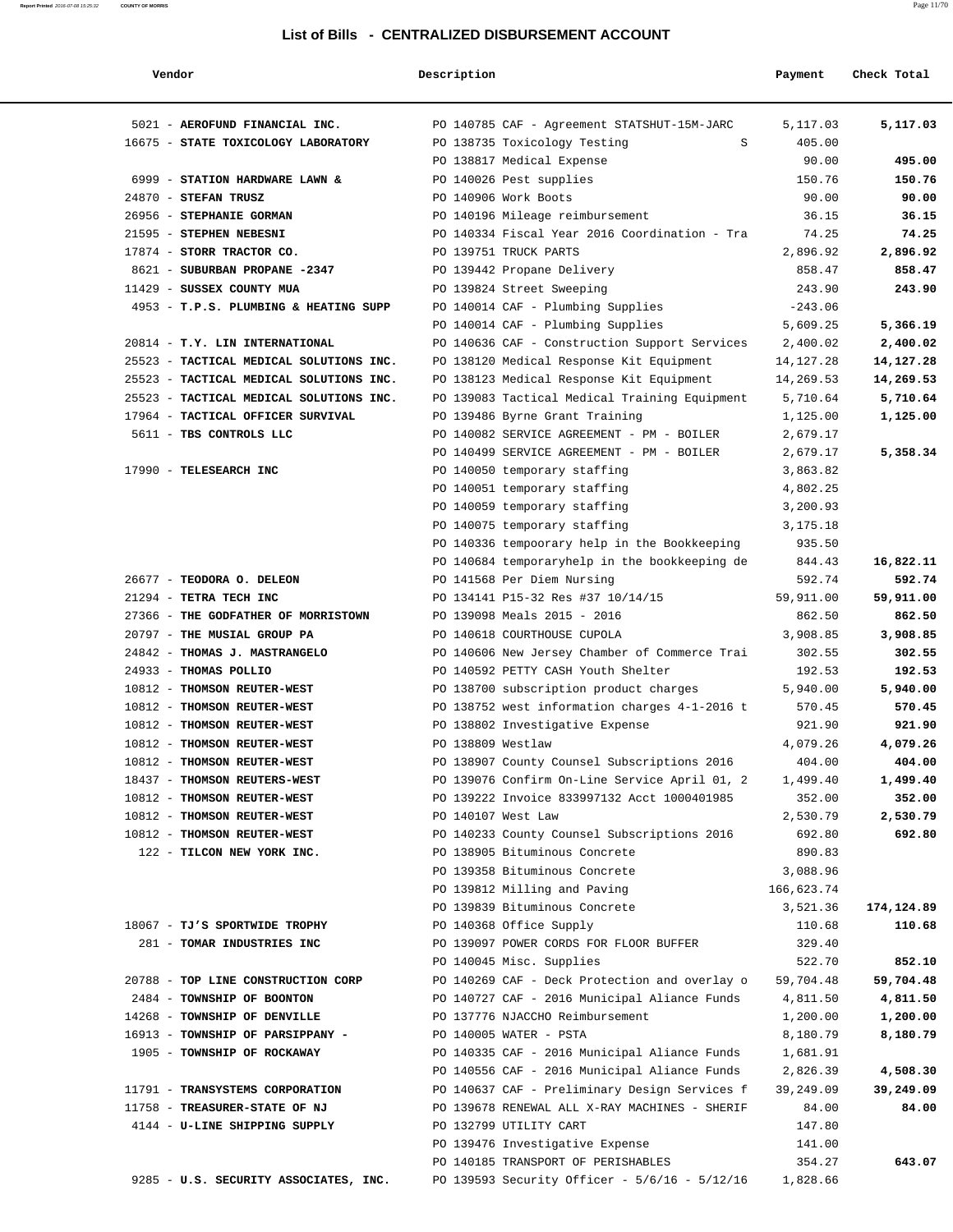## List of Bills - CENTRALIZED DISBURSEMENT ACCOUNT

| Vendor | Description | Payment | Check Total |
|---|---|---|---|
| 5021 - **AEROFUND FINANCIAL INC.** | PO 140785 CAF - Agreement STATSHUT-15M-JARC | 5,117.03 | **5,117.03** |
| 16675 - **STATE TOXICOLOGY LABORATORY** | PO 138735 Toxicology Testing S | 405.00 | |
| | PO 138817 Medical Expense | 90.00 | **495.00** |
| 6999 - **STATION HARDWARE LAWN &** | PO 140026 Pest supplies | 150.76 | **150.76** |
| 24870 - **STEFAN TRUSZ** | PO 140906 Work Boots | 90.00 | **90.00** |
| 26956 - **STEPHANIE GORMAN** | PO 140196 Mileage reimbursement | 36.15 | **36.15** |
| 21595 - **STEPHEN NEBESNI** | PO 140334 Fiscal Year 2016 Coordination - Tra | 74.25 | **74.25** |
| 17874 - **STORR TRACTOR CO.** | PO 139751 TRUCK PARTS | 2,896.92 | **2,896.92** |
| 8621 - **SUBURBAN PROPANE -2347** | PO 139442 Propane Delivery | 858.47 | **858.47** |
| 11429 - **SUSSEX COUNTY MUA** | PO 139824 Street Sweeping | 243.90 | **243.90** |
| 4953 - **T.P.S. PLUMBING & HEATING SUPP** | PO 140014 CAF - Plumbing Supplies | -243.06 | |
| | PO 140014 CAF - Plumbing Supplies | 5,609.25 | **5,366.19** |
| 20814 - **T.Y. LIN INTERNATIONAL** | PO 140636 CAF - Construction Support Services | 2,400.02 | **2,400.02** |
| 25523 - **TACTICAL MEDICAL SOLUTIONS INC.** | PO 138120 Medical Response Kit Equipment | 14,127.28 | **14,127.28** |
| 25523 - **TACTICAL MEDICAL SOLUTIONS INC.** | PO 138123 Medical Response Kit Equipment | 14,269.53 | **14,269.53** |
| 25523 - **TACTICAL MEDICAL SOLUTIONS INC.** | PO 139083 Tactical Medical Training Equipment | 5,710.64 | **5,710.64** |
| 17964 - **TACTICAL OFFICER SURVIVAL** | PO 139486 Byrne Grant Training | 1,125.00 | **1,125.00** |
| 5611 - **TBS CONTROLS LLC** | PO 140082 SERVICE AGREEMENT - PM - BOILER | 2,679.17 | |
| | PO 140499 SERVICE AGREEMENT - PM - BOILER | 2,679.17 | **5,358.34** |
| 17990 - **TELESEARCH INC** | PO 140050 temporary staffing | 3,863.82 | |
| | PO 140051 temporary staffing | 4,802.25 | |
| | PO 140059 temporary staffing | 3,200.93 | |
| | PO 140075 temporary staffing | 3,175.18 | |
| | PO 140336 tempoorary help in the Bookkeeping | 935.50 | |
| | PO 140684 temporaryhelp in the bookkeeping de | 844.43 | **16,822.11** |
| 26677 - **TEODORA O. DELEON** | PO 141568 Per Diem Nursing | 592.74 | **592.74** |
| 21294 - **TETRA TECH INC** | PO 134141 P15-32 Res #37 10/14/15 | 59,911.00 | **59,911.00** |
| 27366 - **THE GODFATHER OF MORRISTOWN** | PO 139098 Meals 2015 - 2016 | 862.50 | **862.50** |
| 20797 - **THE MUSIAL GROUP PA** | PO 140618 COURTHOUSE CUPOLA | 3,908.85 | **3,908.85** |
| 24842 - **THOMAS J. MASTRANGELO** | PO 140606 New Jersey Chamber of Commerce Trai | 302.55 | **302.55** |
| 24933 - **THOMAS POLLIO** | PO 140592 PETTY CASH Youth Shelter | 192.53 | **192.53** |
| 10812 - **THOMSON REUTER-WEST** | PO 138700 subscription product charges | 5,940.00 | **5,940.00** |
| 10812 - **THOMSON REUTER-WEST** | PO 138752 west information charges 4-1-2016 t | 570.45 | **570.45** |
| 10812 - **THOMSON REUTER-WEST** | PO 138802 Investigative Expense | 921.90 | **921.90** |
| 10812 - **THOMSON REUTER-WEST** | PO 138809 Westlaw | 4,079.26 | **4,079.26** |
| 10812 - **THOMSON REUTER-WEST** | PO 138907 County Counsel Subscriptions 2016 | 404.00 | **404.00** |
| 18437 - **THOMSON REUTERS-WEST** | PO 139076 Confirm On-Line Service April 01, 2 | 1,499.40 | **1,499.40** |
| 10812 - **THOMSON REUTER-WEST** | PO 139222 Invoice 833997132 Acct 1000401985 | 352.00 | **352.00** |
| 10812 - **THOMSON REUTER-WEST** | PO 140107 West Law | 2,530.79 | **2,530.79** |
| 10812 - **THOMSON REUTER-WEST** | PO 140233 County Counsel Subscriptions 2016 | 692.80 | **692.80** |
| 122 - **TILCON NEW YORK INC.** | PO 138905 Bituminous Concrete | 890.83 | |
| | PO 139358 Bituminous Concrete | 3,088.96 | |
| | PO 139812 Milling and Paving | 166,623.74 | |
| | PO 139839 Bituminous Concrete | 3,521.36 | **174,124.89** |
| 18067 - **TJ'S SPORTWIDE TROPHY** | PO 140368 Office Supply | 110.68 | **110.68** |
| 281 - **TOMAR INDUSTRIES INC** | PO 139097 POWER CORDS FOR FLOOR BUFFER | 329.40 | |
| | PO 140045 Misc. Supplies | 522.70 | **852.10** |
| 20788 - **TOP LINE CONSTRUCTION CORP** | PO 140269 CAF - Deck Protection and overlay o | 59,704.48 | **59,704.48** |
| 2484 - **TOWNSHIP OF BOONTON** | PO 140727 CAF - 2016 Municipal Aliance Funds | 4,811.50 | **4,811.50** |
| 14268 - **TOWNSHIP OF DENVILLE** | PO 137776 NJACCHO Reimbursement | 1,200.00 | **1,200.00** |
| 16913 - **TOWNSHIP OF PARSIPPANY -** | PO 140005 WATER - PSTA | 8,180.79 | **8,180.79** |
| 1905 - **TOWNSHIP OF ROCKAWAY** | PO 140335 CAF - 2016 Municipal Aliance Funds | 1,681.91 | |
| | PO 140556 CAF - 2016 Municipal Aliance Funds | 2,826.39 | **4,508.30** |
| 11791 - **TRANSYSTEMS CORPORATION** | PO 140637 CAF - Preliminary Design Services f | 39,249.09 | **39,249.09** |
| 11758 - **TREASURER-STATE OF NJ** | PO 139678 RENEWAL ALL X-RAY MACHINES - SHERIF | 84.00 | **84.00** |
| 4144 - **U-LINE SHIPPING SUPPLY** | PO 132799 UTILITY CART | 147.80 | |
| | PO 139476 Investigative Expense | 141.00 | |
| | PO 140185 TRANSPORT OF PERISHABLES | 354.27 | **643.07** |
| 9285 - **U.S. SECURITY ASSOCIATES, INC.** | PO 139593 Security Officer - 5/6/16 - 5/12/16 | 1,828.66 | |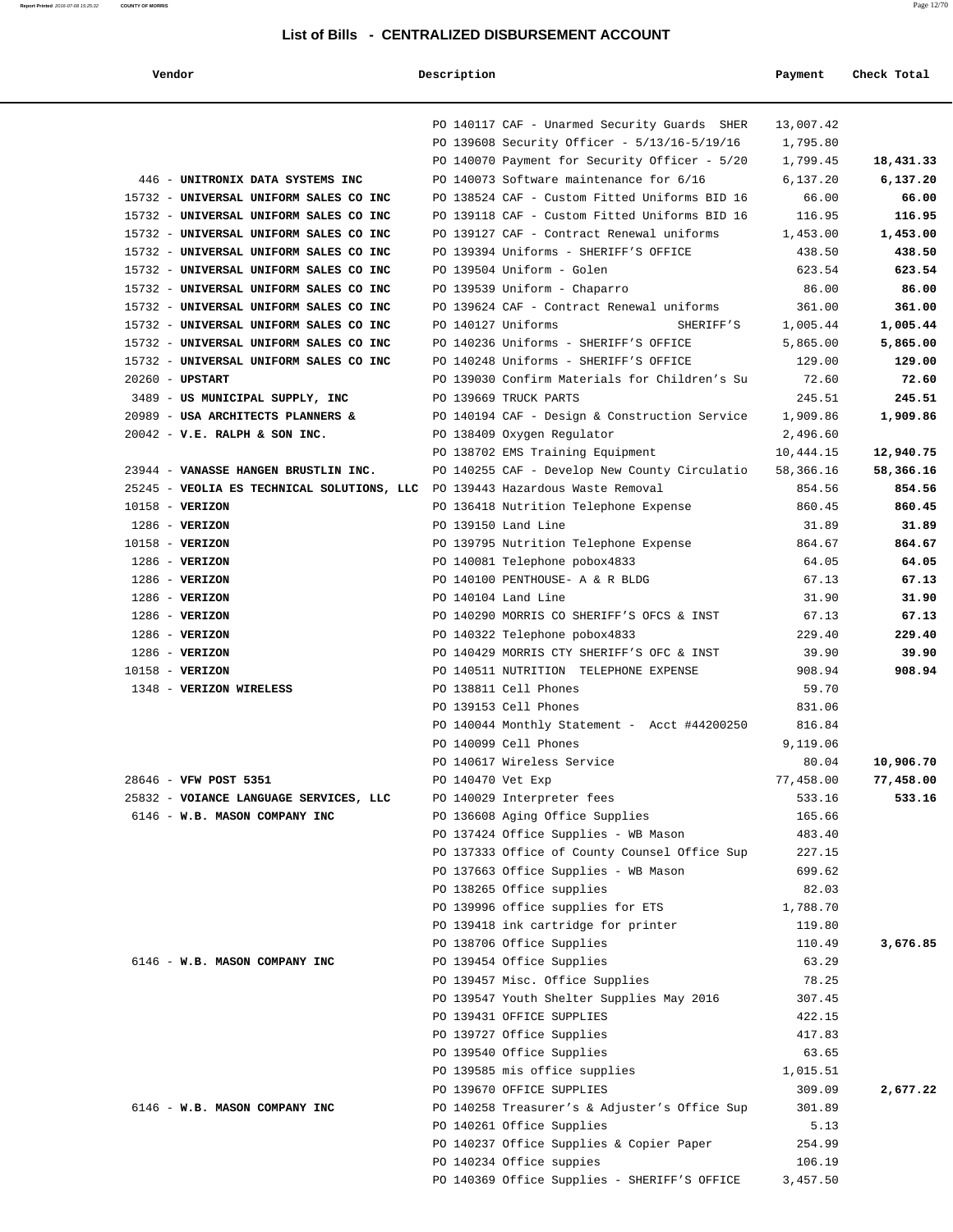## List of Bills - CENTRALIZED DISBURSEMENT ACCOUNT

| Vendor | Description | Payment | Check Total |
|---|---|---|---|
| | PO 140117 CAF - Unarmed Security Guards SHER | 13,007.42 | |
| | PO 139608 Security Officer - 5/13/16-5/19/16 | 1,795.80 | |
| | PO 140070 Payment for Security Officer - 5/20 | 1,799.45 | **18,431.33** |
| 446 - **UNITRONIX DATA SYSTEMS INC** | PO 140073 Software maintenance for 6/16 | 6,137.20 | **6,137.20** |
| 15732 - **UNIVERSAL UNIFORM SALES CO INC** | PO 138524 CAF - Custom Fitted Uniforms BID 16 | 66.00 | **66.00** |
| 15732 - **UNIVERSAL UNIFORM SALES CO INC** | PO 139118 CAF - Custom Fitted Uniforms BID 16 | 116.95 | **116.95** |
| 15732 - **UNIVERSAL UNIFORM SALES CO INC** | PO 139127 CAF - Contract Renewal uniforms | 1,453.00 | **1,453.00** |
| 15732 - **UNIVERSAL UNIFORM SALES CO INC** | PO 139394 Uniforms - SHERIFF'S OFFICE | 438.50 | **438.50** |
| 15732 - **UNIVERSAL UNIFORM SALES CO INC** | PO 139504 Uniform - Golen | 623.54 | **623.54** |
| 15732 - **UNIVERSAL UNIFORM SALES CO INC** | PO 139539 Uniform - Chaparro | 86.00 | **86.00** |
| 15732 - **UNIVERSAL UNIFORM SALES CO INC** | PO 139624 CAF - Contract Renewal uniforms | 361.00 | **361.00** |
| 15732 - **UNIVERSAL UNIFORM SALES CO INC** | PO 140127 Uniforms SHERIFF'S | 1,005.44 | **1,005.44** |
| 15732 - **UNIVERSAL UNIFORM SALES CO INC** | PO 140236 Uniforms - SHERIFF'S OFFICE | 5,865.00 | **5,865.00** |
| 15732 - **UNIVERSAL UNIFORM SALES CO INC** | PO 140248 Uniforms - SHERIFF'S OFFICE | 129.00 | **129.00** |
| 20260 - **UPSTART** | PO 139030 Confirm Materials for Children's Su | 72.60 | **72.60** |
| 3489 - **US MUNICIPAL SUPPLY, INC** | PO 139669 TRUCK PARTS | 245.51 | **245.51** |
| 20989 - **USA ARCHITECTS PLANNERS &** | PO 140194 CAF - Design & Construction Service | 1,909.86 | **1,909.86** |
| 20042 - **V.E. RALPH & SON INC.** | PO 138409 Oxygen Regulator | 2,496.60 | |
| | PO 138702 EMS Training Equipment | 10,444.15 | **12,940.75** |
| 23944 - **VANASSE HANGEN BRUSTLIN INC.** | PO 140255 CAF - Develop New County Circulatio | 58,366.16 | **58,366.16** |
| 25245 - **VEOLIA ES TECHNICAL SOLUTIONS, LLC** | PO 139443 Hazardous Waste Removal | 854.56 | **854.56** |
| 10158 - **VERIZON** | PO 136418 Nutrition Telephone Expense | 860.45 | **860.45** |
| 1286 - **VERIZON** | PO 139150 Land Line | 31.89 | **31.89** |
| 10158 - **VERIZON** | PO 139795 Nutrition Telephone Expense | 864.67 | **864.67** |
| 1286 - **VERIZON** | PO 140081 Telephone pobox4833 | 64.05 | **64.05** |
| 1286 - **VERIZON** | PO 140100 PENTHOUSE- A & R BLDG | 67.13 | **67.13** |
| 1286 - **VERIZON** | PO 140104 Land Line | 31.90 | **31.90** |
| 1286 - **VERIZON** | PO 140290 MORRIS CO SHERIFF'S OFCS & INST | 67.13 | **67.13** |
| 1286 - **VERIZON** | PO 140322 Telephone pobox4833 | 229.40 | **229.40** |
| 1286 - **VERIZON** | PO 140429 MORRIS CTY SHERIFF'S OFC & INST | 39.90 | **39.90** |
| 10158 - **VERIZON** | PO 140511 NUTRITION TELEPHONE EXPENSE | 908.94 | **908.94** |
| 1348 - **VERIZON WIRELESS** | PO 138811 Cell Phones | 59.70 | |
| | PO 139153 Cell Phones | 831.06 | |
| | PO 140044 Monthly Statement - Acct #44200250 | 816.84 | |
| | PO 140099 Cell Phones | 9,119.06 | |
| | PO 140617 Wireless Service | 80.04 | **10,906.70** |
| 28646 - **VFW POST 5351** | PO 140470 Vet Exp | 77,458.00 | **77,458.00** |
| 25832 - **VOIANCE LANGUAGE SERVICES, LLC** | PO 140029 Interpreter fees | 533.16 | **533.16** |
| 6146 - **W.B. MASON COMPANY INC** | PO 136608 Aging Office Supplies | 165.66 | |
| | PO 137424 Office Supplies - WB Mason | 483.40 | |
| | PO 137333 Office of County Counsel Office Sup | 227.15 | |
| | PO 137663 Office Supplies - WB Mason | 699.62 | |
| | PO 138265 Office supplies | 82.03 | |
| | PO 139996 office supplies for ETS | 1,788.70 | |
| | PO 139418 ink cartridge for printer | 119.80 | |
| | PO 138706 Office Supplies | 110.49 | **3,676.85** |
| 6146 - **W.B. MASON COMPANY INC** | PO 139454 Office Supplies | 63.29 | |
| | PO 139457 Misc. Office Supplies | 78.25 | |
| | PO 139547 Youth Shelter Supplies May 2016 | 307.45 | |
| | PO 139431 OFFICE SUPPLIES | 422.15 | |
| | PO 139727 Office Supplies | 417.83 | |
| | PO 139540 Office Supplies | 63.65 | |
| | PO 139585 mis office supplies | 1,015.51 | |
| | PO 139670 OFFICE SUPPLIES | 309.09 | **2,677.22** |
| 6146 - **W.B. MASON COMPANY INC** | PO 140258 Treasurer's & Adjuster's Office Sup | 301.89 | |
| | PO 140261 Office Supplies | 5.13 | |
| | PO 140237 Office Supplies & Copier Paper | 254.99 | |
| | PO 140234 Office suppies | 106.19 | |
| | PO 140369 Office Supplies - SHERIFF'S OFFICE | 3,457.50 | |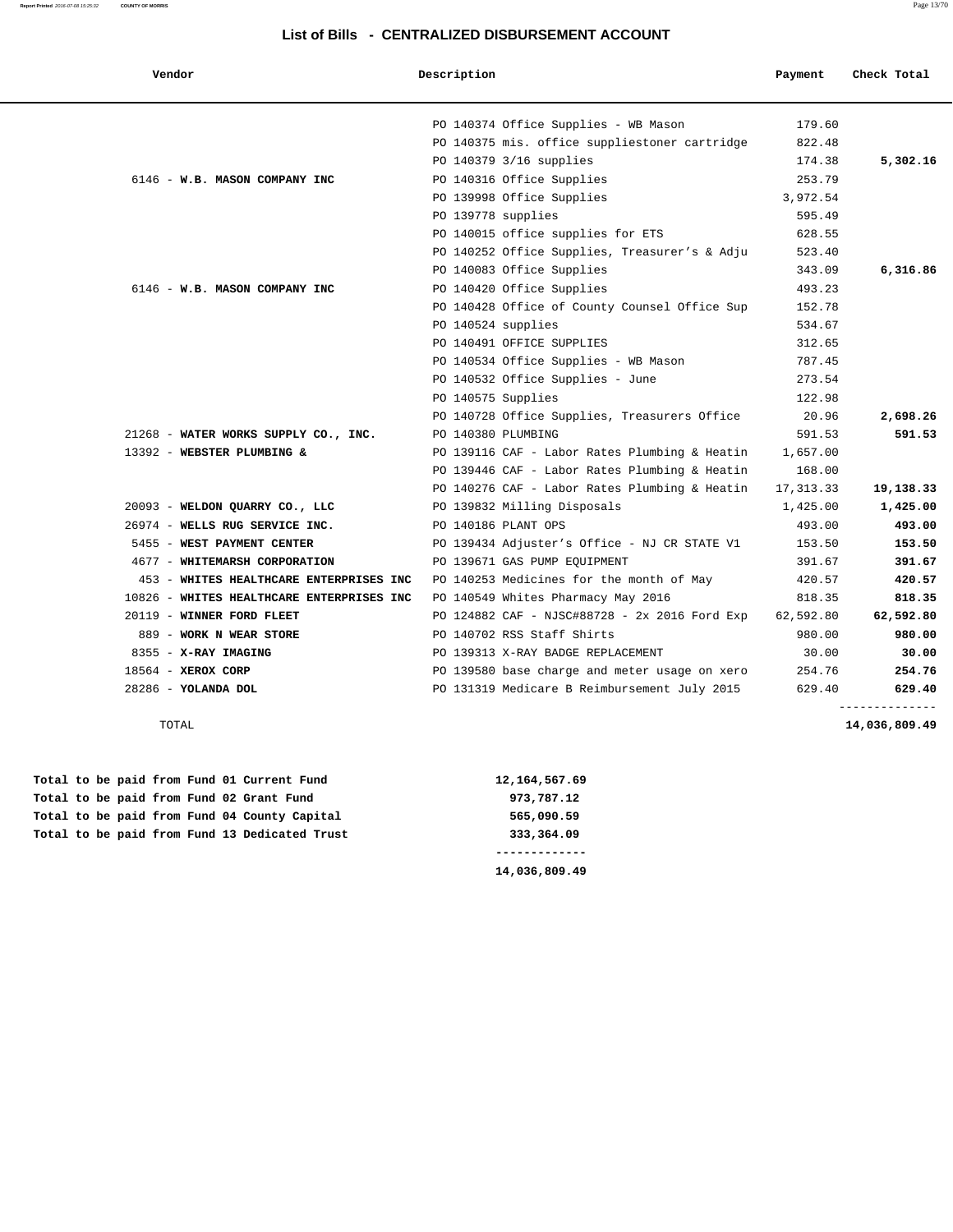# List of Bills - CENTRALIZED DISBURSEMENT ACCOUNT

| Vendor | Description | Payment | Check Total |
|---|---|---|---|
| | PO 140374 Office Supplies - WB Mason | 179.60 | |
| | PO 140375 mis. office suppliestoner cartridge | 822.48 | |
| | PO 140379 3/16 supplies | 174.38 | **5,302.16** |
| 6146 - **W.B. MASON COMPANY INC** | PO 140316 Office Supplies | 253.79 | |
| | PO 139998 Office Supplies | 3,972.54 | |
| | PO 139778 supplies | 595.49 | |
| | PO 140015 office supplies for ETS | 628.55 | |
| | PO 140252 Office Supplies, Treasurer's & Adju | 523.40 | |
| | PO 140083 Office Supplies | 343.09 | **6,316.86** |
| 6146 - **W.B. MASON COMPANY INC** | PO 140420 Office Supplies | 493.23 | |
| | PO 140428 Office of County Counsel Office Sup | 152.78 | |
| | PO 140524 supplies | 534.67 | |
| | PO 140491 OFFICE SUPPLIES | 312.65 | |
| | PO 140534 Office Supplies - WB Mason | 787.45 | |
| | PO 140532 Office Supplies - June | 273.54 | |
| | PO 140575 Supplies | 122.98 | |
| | PO 140728 Office Supplies, Treasurers Office | 20.96 | **2,698.26** |
| 21268 - **WATER WORKS SUPPLY CO., INC.** | PO 140380 PLUMBING | 591.53 | **591.53** |
| 13392 - **WEBSTER PLUMBING &** | PO 139116 CAF - Labor Rates Plumbing & Heatin | 1,657.00 | |
| | PO 139446 CAF - Labor Rates Plumbing & Heatin | 168.00 | |
| | PO 140276 CAF - Labor Rates Plumbing & Heatin | 17,313.33 | **19,138.33** |
| 20093 - **WELDON QUARRY CO., LLC** | PO 139832 Milling Disposals | 1,425.00 | **1,425.00** |
| 26974 - **WELLS RUG SERVICE INC.** | PO 140186 PLANT OPS | 493.00 | **493.00** |
| 5455 - **WEST PAYMENT CENTER** | PO 139434 Adjuster's Office - NJ CR STATE V1 | 153.50 | **153.50** |
| 4677 - **WHITEMARSH CORPORATION** | PO 139671 GAS PUMP EQUIPMENT | 391.67 | **391.67** |
| 453 - **WHITES HEALTHCARE ENTERPRISES INC** | PO 140253 Medicines for the month of May | 420.57 | **420.57** |
| 10826 - **WHITES HEALTHCARE ENTERPRISES INC** | PO 140549 Whites Pharmacy May 2016 | 818.35 | **818.35** |
| 20119 - **WINNER FORD FLEET** | PO 124882 CAF - NJSC#88728 - 2x 2016 Ford Exp | 62,592.80 | **62,592.80** |
| 889 - **WORK N WEAR STORE** | PO 140702 RSS Staff Shirts | 980.00 | **980.00** |
| 8355 - **X-RAY IMAGING** | PO 139313 X-RAY BADGE REPLACEMENT | 30.00 | **30.00** |
| 18564 - **XEROX CORP** | PO 139580 base charge and meter usage on xero | 254.76 | **254.76** |
| 28286 - **YOLANDA DOL** | PO 131319 Medicare B Reimbursement July 2015 | 629.40 | **629.40** |
| TOTAL | | | **14,036,809.49** |

| | |
|---|---|
| **Total to be paid from Fund 01 Current Fund** | **12,164,567.69** |
| **Total to be paid from Fund 02 Grant Fund** | **973,787.12** |
| **Total to be paid from Fund 04 County Capital** | **565,090.59** |
| **Total to be paid from Fund 13 Dedicated Trust** | **333,364.09** |
| | **14,036,809.49** |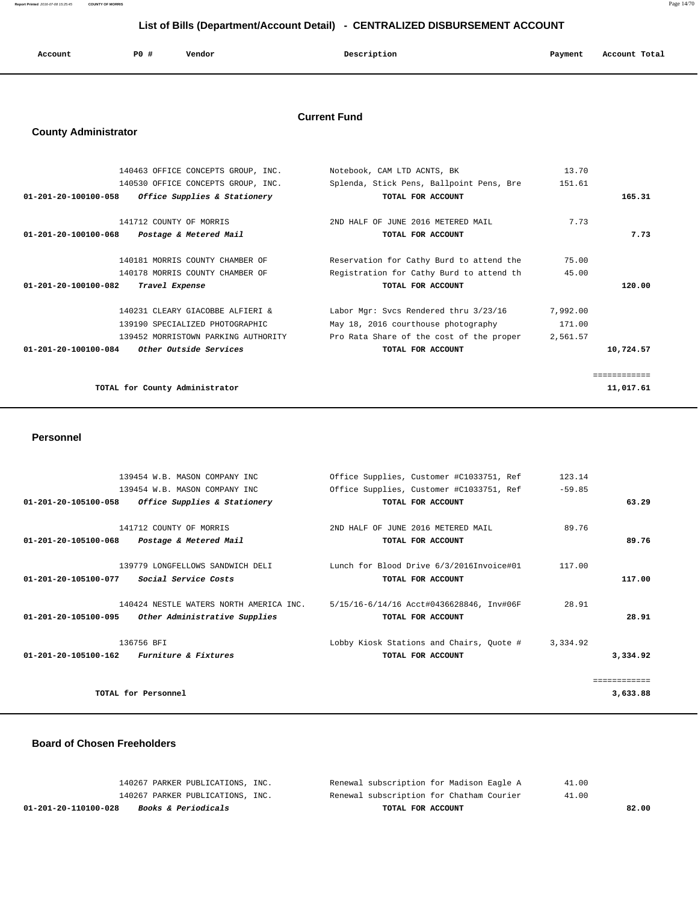# List of Bills (Department/Account Detail) - CENTRALIZED DISBURSEMENT ACCOUNT

| Account | PO # | Vendor | Description | Payment | Account Total |
|---|---|---|---|---|---|

## Current Fund

### County Administrator

| Account | PO # | Vendor | Description | Payment | Account Total |
|---|---|---|---|---|---|
| | 140463 | OFFICE CONCEPTS GROUP, INC. | Notebook, CAM LTD ACNTS, BK | 13.70 | |
| | 140530 | OFFICE CONCEPTS GROUP, INC. | Splenda, Stick Pens, Ballpoint Pens, Bre | 151.61 | |
| 01-201-20-100100-058 | | *Office Supplies & Stationery* | TOTAL FOR ACCOUNT | | 165.31 |
| | 141712 | COUNTY OF MORRIS | 2ND HALF OF JUNE 2016 METERED MAIL | 7.73 | |
| 01-201-20-100100-068 | | *Postage & Metered Mail* | TOTAL FOR ACCOUNT | | 7.73 |
| | 140181 | MORRIS COUNTY CHAMBER OF | Reservation for Cathy Burd to attend the | 75.00 | |
| | 140178 | MORRIS COUNTY CHAMBER OF | Registration for Cathy Burd to attend th | 45.00 | |
| 01-201-20-100100-082 | | *Travel Expense* | TOTAL FOR ACCOUNT | | 120.00 |
| | 140231 | CLEARY GIACOBBE ALFIERI & | Labor Mgr: Svcs Rendered thru 3/23/16 | 7,992.00 | |
| | 139190 | SPECIALIZED PHOTOGRAPHIC | May 18, 2016 courthouse photography | 171.00 | |
| | 139452 | MORRISTOWN PARKING AUTHORITY | Pro Rata Share of the cost of the proper | 2,561.57 | |
| 01-201-20-100100-084 | | *Other Outside Services* | TOTAL FOR ACCOUNT | | 10,724.57 |
| | | TOTAL for County Administrator | | | 11,017.61 |

### Personnel

| Account | PO # | Vendor | Description | Payment | Account Total |
|---|---|---|---|---|---|
| | 139454 | W.B. MASON COMPANY INC | Office Supplies, Customer #C1033751, Ref | 123.14 | |
| | 139454 | W.B. MASON COMPANY INC | Office Supplies, Customer #C1033751, Ref | -59.85 | |
| 01-201-20-105100-058 | | *Office Supplies & Stationery* | TOTAL FOR ACCOUNT | | 63.29 |
| | 141712 | COUNTY OF MORRIS | 2ND HALF OF JUNE 2016 METERED MAIL | 89.76 | |
| 01-201-20-105100-068 | | *Postage & Metered Mail* | TOTAL FOR ACCOUNT | | 89.76 |
| | 139779 | LONGFELLOWS SANDWICH DELI | Lunch for Blood Drive 6/3/2016Invoice#01 | 117.00 | |
| 01-201-20-105100-077 | | *Social Service Costs* | TOTAL FOR ACCOUNT | | 117.00 |
| | 140424 | NESTLE WATERS NORTH AMERICA INC. | 5/15/16-6/14/16 Acct#0436628846, Inv#06F | 28.91 | |
| 01-201-20-105100-095 | | *Other Administrative Supplies* | TOTAL FOR ACCOUNT | | 28.91 |
| | 136756 | BFI | Lobby Kiosk Stations and Chairs, Quote # | 3,334.92 | |
| 01-201-20-105100-162 | | *Furniture & Fixtures* | TOTAL FOR ACCOUNT | | 3,334.92 |
| | | TOTAL for Personnel | | | 3,633.88 |

### Board of Chosen Freeholders

| Account | PO # | Vendor | Description | Payment | Account Total |
|---|---|---|---|---|---|
| | 140267 | PARKER PUBLICATIONS, INC. | Renewal subscription for Madison Eagle A | 41.00 | |
| | 140267 | PARKER PUBLICATIONS, INC. | Renewal subscription for Chatham Courier | 41.00 | |
| 01-201-20-110100-028 | | *Books & Periodicals* | TOTAL FOR ACCOUNT | | 82.00 |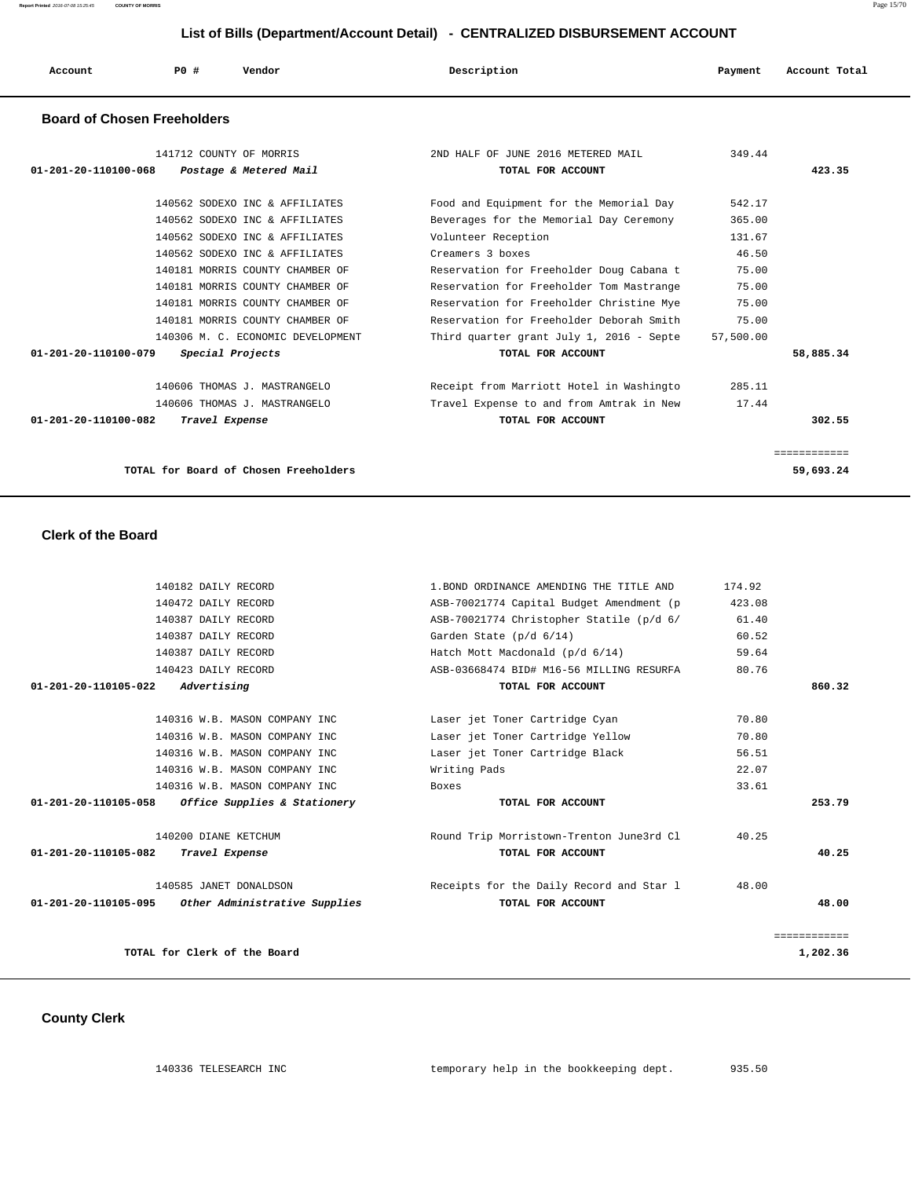## List of Bills (Department/Account Detail) - CENTRALIZED DISBURSEMENT ACCOUNT

| Account | PO # | Vendor | Description | Payment | Account Total |
|---|---|---|---|---|---|

### Board of Chosen Freeholders

| Account | PO # | Vendor | Description | Payment | Account Total |
|---|---|---|---|---|---|
| | 141712 | COUNTY OF MORRIS | 2ND HALF OF JUNE 2016 METERED MAIL | 349.44 | |
| 01-201-20-110100-068 | | *Postage & Metered Mail* | TOTAL FOR ACCOUNT | | 423.35 |
| | 140562 | SODEXO INC & AFFILIATES | Food and Equipment for the Memorial Day | 542.17 | |
| | 140562 | SODEXO INC & AFFILIATES | Beverages for the Memorial Day Ceremony | 365.00 | |
| | 140562 | SODEXO INC & AFFILIATES | Volunteer Reception | 131.67 | |
| | 140562 | SODEXO INC & AFFILIATES | Creamers 3 boxes | 46.50 | |
| | 140181 | MORRIS COUNTY CHAMBER OF | Reservation for Freeholder Doug Cabana t | 75.00 | |
| | 140181 | MORRIS COUNTY CHAMBER OF | Reservation for Freeholder Tom Mastrange | 75.00 | |
| | 140181 | MORRIS COUNTY CHAMBER OF | Reservation for Freeholder Christine Mye | 75.00 | |
| | 140181 | MORRIS COUNTY CHAMBER OF | Reservation for Freeholder Deborah Smith | 75.00 | |
| | 140306 | M. C. ECONOMIC DEVELOPMENT | Third quarter grant July 1, 2016 - Septe | 57,500.00 | |
| 01-201-20-110100-079 | | *Special Projects* | TOTAL FOR ACCOUNT | | 58,885.34 |
| | 140606 | THOMAS J. MASTRANGELO | Receipt from Marriott Hotel in Washingto | 285.11 | |
| | 140606 | THOMAS J. MASTRANGELO | Travel Expense to and from Amtrak in New | 17.44 | |
| 01-201-20-110100-082 | | *Travel Expense* | TOTAL FOR ACCOUNT | | 302.55 |
| | | | | | ============ |
| | | TOTAL for Board of Chosen Freeholders | | | 59,693.24 |

### Clerk of the Board

| Account | PO # | Vendor | Description | Payment | Account Total |
|---|---|---|---|---|---|
| | 140182 | DAILY RECORD | 1.BOND ORDINANCE AMENDING THE TITLE AND | 174.92 | |
| | 140472 | DAILY RECORD | ASB-70021774 Capital Budget Amendment (p | 423.08 | |
| | 140387 | DAILY RECORD | ASB-70021774 Christopher Statile (p/d 6/ | 61.40 | |
| | 140387 | DAILY RECORD | Garden State (p/d 6/14) | 60.52 | |
| | 140387 | DAILY RECORD | Hatch Mott Macdonald (p/d 6/14) | 59.64 | |
| | 140423 | DAILY RECORD | ASB-03668474 BID# M16-56 MILLING RESURFA | 80.76 | |
| 01-201-20-110105-022 | | *Advertising* | TOTAL FOR ACCOUNT | | 860.32 |
| | 140316 | W.B. MASON COMPANY INC | Laser jet Toner Cartridge Cyan | 70.80 | |
| | 140316 | W.B. MASON COMPANY INC | Laser jet Toner Cartridge Yellow | 70.80 | |
| | 140316 | W.B. MASON COMPANY INC | Laser jet Toner Cartridge Black | 56.51 | |
| | 140316 | W.B. MASON COMPANY INC | Writing Pads | 22.07 | |
| | 140316 | W.B. MASON COMPANY INC | Boxes | 33.61 | |
| 01-201-20-110105-058 | | *Office Supplies & Stationery* | TOTAL FOR ACCOUNT | | 253.79 |
| | 140200 | DIANE KETCHUM | Round Trip Morristown-Trenton June3rd Cl | 40.25 | |
| 01-201-20-110105-082 | | *Travel Expense* | TOTAL FOR ACCOUNT | | 40.25 |
| | 140585 | JANET DONALDSON | Receipts for the Daily Record and Star l | 48.00 | |
| 01-201-20-110105-095 | | *Other Administrative Supplies* | TOTAL FOR ACCOUNT | | 48.00 |
| | | | | | ============ |
| | | TOTAL for Clerk of the Board | | | 1,202.36 |

### County Clerk

| Account | PO # | Vendor | Description | Payment | Account Total |
|---|---|---|---|---|---|
| | 140336 | TELESEARCH INC | temporary help in the bookkeeping dept. | 935.50 | |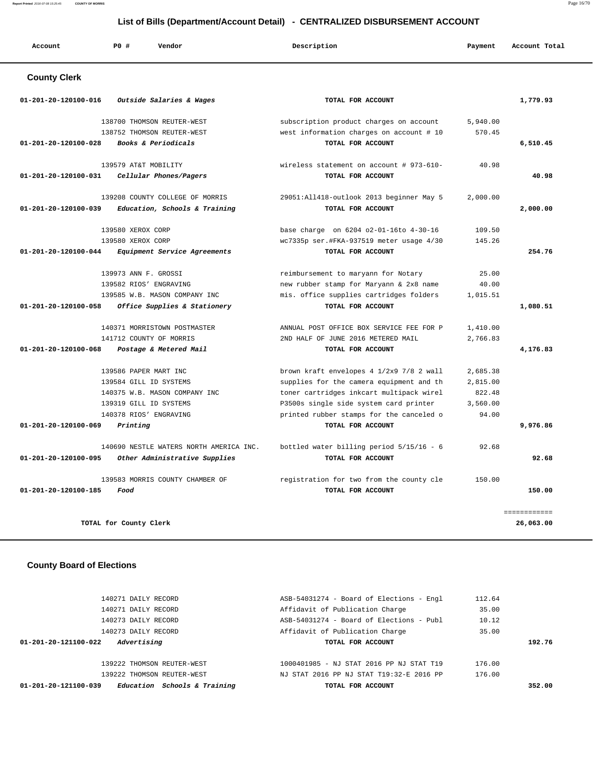# List of Bills (Department/Account Detail) - CENTRALIZED DISBURSEMENT ACCOUNT

| Account | PO # | Vendor | Description | Payment | Account Total |
|---|---|---|---|---|---|

## County Clerk

| Account | PO # | Vendor | Description | Payment | Account Total |
|---|---|---|---|---|---|
| 01-201-20-120100-016 | | *Outside Salaries & Wages* | TOTAL FOR ACCOUNT | | 1,779.93 |
| | 138700 | THOMSON REUTER-WEST | subscription product charges on account | 5,940.00 | |
| | 138752 | THOMSON REUTER-WEST | west information charges on account # 10 | 570.45 | |
| 01-201-20-120100-028 | | *Books & Periodicals* | TOTAL FOR ACCOUNT | | 6,510.45 |
| | 139579 | AT&T MOBILITY | wireless statement on account # 973-610- | 40.98 | |
| 01-201-20-120100-031 | | *Cellular Phones/Pagers* | TOTAL FOR ACCOUNT | | 40.98 |
| | 139208 | COUNTY COLLEGE OF MORRIS | 29051:All418-outlook 2013 beginner May 5 | 2,000.00 | |
| 01-201-20-120100-039 | | *Education, Schools & Training* | TOTAL FOR ACCOUNT | | 2,000.00 |
| | 139580 | XEROX CORP | base charge on 6204 o2-01-16to 4-30-16 | 109.50 | |
| | 139580 | XEROX CORP | wc7335p ser.#FKA-937519 meter usage 4/30 | 145.26 | |
| 01-201-20-120100-044 | | *Equipment Service Agreements* | TOTAL FOR ACCOUNT | | 254.76 |
| | 139973 | ANN F. GROSSI | reimbursement to maryann for Notary | 25.00 | |
| | 139582 | RIOS' ENGRAVING | new rubber stamp for Maryann & 2x8 name | 40.00 | |
| | 139585 | W.B. MASON COMPANY INC | mis. office supplies cartridges folders | 1,015.51 | |
| 01-201-20-120100-058 | | *Office Supplies & Stationery* | TOTAL FOR ACCOUNT | | 1,080.51 |
| | 140371 | MORRISTOWN POSTMASTER | ANNUAL POST OFFICE BOX SERVICE FEE FOR P | 1,410.00 | |
| | 141712 | COUNTY OF MORRIS | 2ND HALF OF JUNE 2016 METERED MAIL | 2,766.83 | |
| 01-201-20-120100-068 | | *Postage & Metered Mail* | TOTAL FOR ACCOUNT | | 4,176.83 |
| | 139586 | PAPER MART INC | brown kraft envelopes 4 1/2x9 7/8 2 wall | 2,685.38 | |
| | 139584 | GILL ID SYSTEMS | supplies for the camera equipment and th | 2,815.00 | |
| | 140375 | W.B. MASON COMPANY INC | toner cartridges inkcart multipack wirel | 822.48 | |
| | 139319 | GILL ID SYSTEMS | P3500s single side system card printer | 3,560.00 | |
| | 140378 | RIOS' ENGRAVING | printed rubber stamps for the canceled o | 94.00 | |
| 01-201-20-120100-069 | | *Printing* | TOTAL FOR ACCOUNT | | 9,976.86 |
| | 140690 | NESTLE WATERS NORTH AMERICA INC. | bottled water billing period 5/15/16 - 6 | 92.68 | |
| 01-201-20-120100-095 | | *Other Administrative Supplies* | TOTAL FOR ACCOUNT | | 92.68 |
| | 139583 | MORRIS COUNTY CHAMBER OF | registration for two from the county cle | 150.00 | |
| 01-201-20-120100-185 | | *Food* | TOTAL FOR ACCOUNT | | 150.00 |
| | | | | | ============ |
| | | **TOTAL for County Clerk** | | | **26,063.00** |

## County Board of Elections

| Account | PO # | Vendor | Description | Payment | Account Total |
|---|---|---|---|---|---|
| | 140271 | DAILY RECORD | ASB-54031274 - Board of Elections - Engl | 112.64 | |
| | 140271 | DAILY RECORD | Affidavit of Publication Charge | 35.00 | |
| | 140273 | DAILY RECORD | ASB-54031274 - Board of Elections - Publ | 10.12 | |
| | 140273 | DAILY RECORD | Affidavit of Publication Charge | 35.00 | |
| 01-201-20-121100-022 | | *Advertising* | TOTAL FOR ACCOUNT | | 192.76 |
| | 139222 | THOMSON REUTER-WEST | 1000401985 - NJ STAT 2016 PP NJ STAT T19 | 176.00 | |
| | 139222 | THOMSON REUTER-WEST | NJ STAT 2016 PP NJ STAT T19:32-E 2016 PP | 176.00 | |
| 01-201-20-121100-039 | | *Education Schools & Training* | TOTAL FOR ACCOUNT | | 352.00 |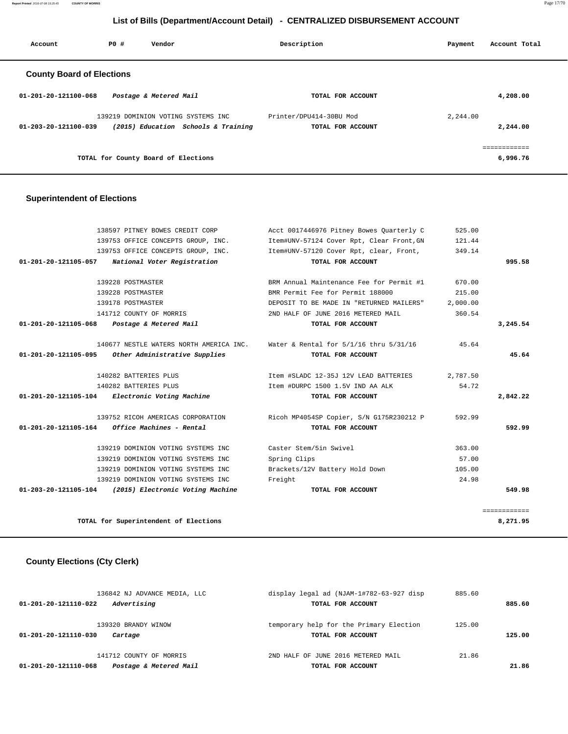## List of Bills (Department/Account Detail) - CENTRALIZED DISBURSEMENT ACCOUNT

| Account | PO # | Vendor | Description | Payment | Account Total |
|---|---|---|---|---|---|

### County Board of Elections

| Account | PO # | Vendor | Description | Payment | Account Total |
|---|---|---|---|---|---|
| 01-201-20-121100-068 | | *Postage & Metered Mail* | **TOTAL FOR ACCOUNT** | | 4,208.00 |
| | 139219 | DOMINION VOTING SYSTEMS INC | Printer/DPU414-30BU Mod | 2,244.00 | |
| 01-203-20-121100-039 | | *(2015) Education Schools & Training* | **TOTAL FOR ACCOUNT** | | 2,244.00 |
| | | **TOTAL for County Board of Elections** | | | 6,996.76 |

### Superintendent of Elections

| Account | PO # | Vendor | Description | Payment | Account Total |
|---|---|---|---|---|---|
| | 138597 | PITNEY BOWES CREDIT CORP | Acct 0017446976 Pitney Bowes Quarterly C | 525.00 | |
| | 139753 | OFFICE CONCEPTS GROUP, INC. | Item#UNV-57124 Cover Rpt, Clear Front,GN | 121.44 | |
| | 139753 | OFFICE CONCEPTS GROUP, INC. | Item#UNV-57120 Cover Rpt, clear, Front, | 349.14 | |
| 01-201-20-121105-057 | | *National Voter Registration* | **TOTAL FOR ACCOUNT** | | 995.58 |
| | 139228 | POSTMASTER | BRM Annual Maintenance Fee for Permit #1 | 670.00 | |
| | 139228 | POSTMASTER | BMR Permit Fee for Permit 188000 | 215.00 | |
| | 139178 | POSTMASTER | DEPOSIT TO BE MADE IN "RETURNED MAILERS" | 2,000.00 | |
| | 141712 | COUNTY OF MORRIS | 2ND HALF OF JUNE 2016 METERED MAIL | 360.54 | |
| 01-201-20-121105-068 | | *Postage & Metered Mail* | **TOTAL FOR ACCOUNT** | | 3,245.54 |
| | 140677 | NESTLE WATERS NORTH AMERICA INC. | Water & Rental for 5/1/16 thru 5/31/16 | 45.64 | |
| 01-201-20-121105-095 | | *Other Administrative Supplies* | **TOTAL FOR ACCOUNT** | | 45.64 |
| | 140282 | BATTERIES PLUS | Item #SLADC 12-35J 12V LEAD BATTERIES | 2,787.50 | |
| | 140282 | BATTERIES PLUS | Item #DURPC 1500 1.5V IND AA ALK | 54.72 | |
| 01-201-20-121105-104 | | *Electronic Voting Machine* | **TOTAL FOR ACCOUNT** | | 2,842.22 |
| | 139752 | RICOH AMERICAS CORPORATION | Ricoh MP4054SP Copier, S/N G175R230212 P | 592.99 | |
| 01-201-20-121105-164 | | *Office Machines - Rental* | **TOTAL FOR ACCOUNT** | | 592.99 |
| | 139219 | DOMINION VOTING SYSTEMS INC | Caster Stem/5in Swivel | 363.00 | |
| | 139219 | DOMINION VOTING SYSTEMS INC | Spring Clips | 57.00 | |
| | 139219 | DOMINION VOTING SYSTEMS INC | Brackets/12V Battery Hold Down | 105.00 | |
| | 139219 | DOMINION VOTING SYSTEMS INC | Freight | 24.98 | |
| 01-203-20-121105-104 | | *(2015) Electronic Voting Machine* | **TOTAL FOR ACCOUNT** | | 549.98 |
| | | **TOTAL for Superintendent of Elections** | | | 8,271.95 |

### County Elections (Cty Clerk)

| Account | PO # | Vendor | Description | Payment | Account Total |
|---|---|---|---|---|---|
| | 136842 | NJ ADVANCE MEDIA, LLC | display legal ad (NJAM-1#782-63-927 disp | 885.60 | |
| 01-201-20-121110-022 | | *Advertising* | **TOTAL FOR ACCOUNT** | | 885.60 |
| | 139320 | BRANDY WINOW | temporary help for the Primary Election | 125.00 | |
| 01-201-20-121110-030 | | *Cartage* | **TOTAL FOR ACCOUNT** | | 125.00 |
| | 141712 | COUNTY OF MORRIS | 2ND HALF OF JUNE 2016 METERED MAIL | 21.86 | |
| 01-201-20-121110-068 | | *Postage & Metered Mail* | **TOTAL FOR ACCOUNT** | | 21.86 |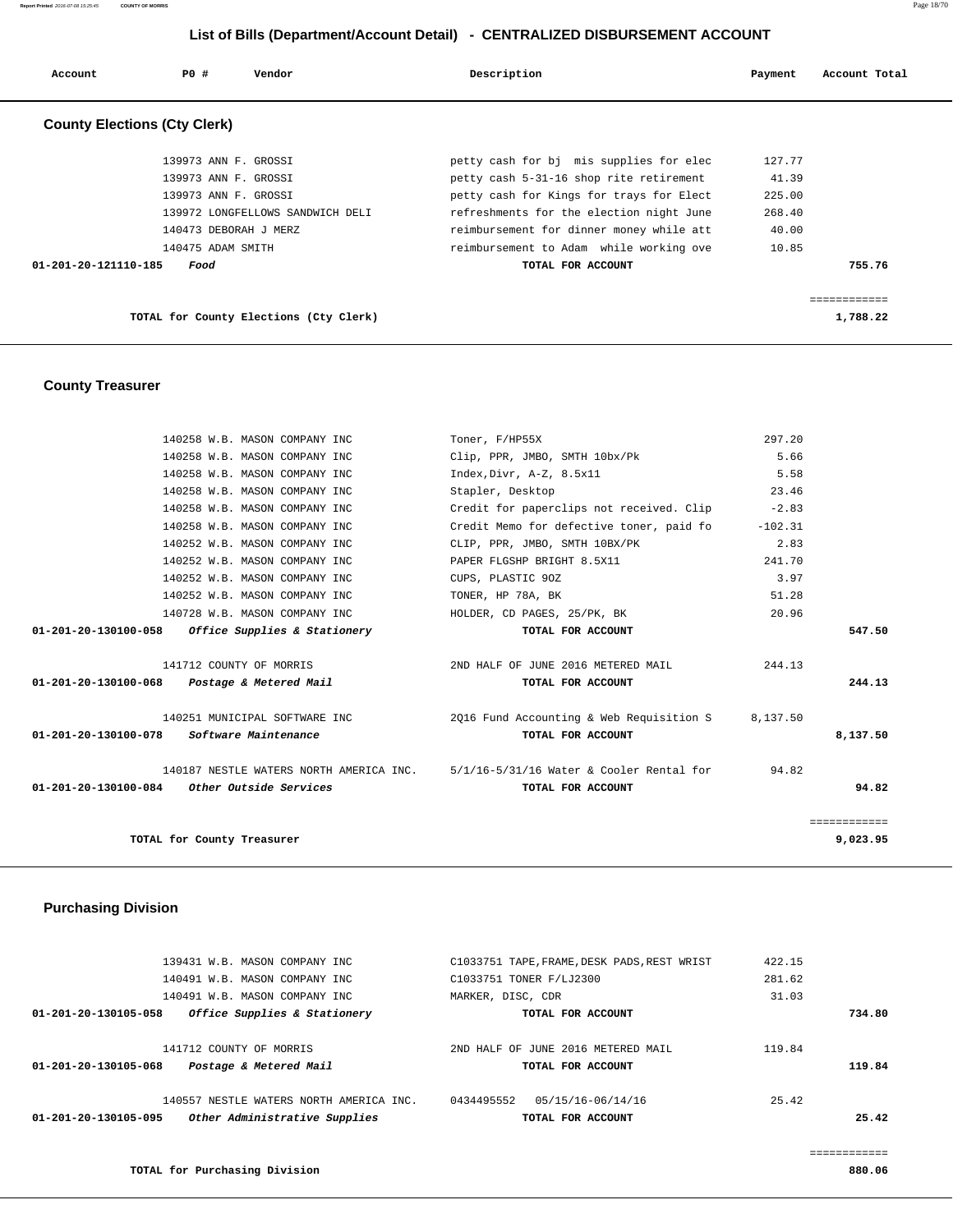## List of Bills (Department/Account Detail) - CENTRALIZED DISBURSEMENT ACCOUNT

| Account | PO # | Vendor | Description | Payment | Account Total |
|---|---|---|---|---|---|

### County Elections (Cty Clerk)

| Account | PO # | Vendor | Description | Payment | Account Total |
|---|---|---|---|---|---|
| | 139973 | ANN F. GROSSI | petty cash for bj mis supplies for elec | 127.77 | |
| | 139973 | ANN F. GROSSI | petty cash 5-31-16 shop rite retirement | 41.39 | |
| | 139973 | ANN F. GROSSI | petty cash for Kings for trays for Elect | 225.00 | |
| | 139972 | LONGFELLOWS SANDWICH DELI | refreshments for the election night June | 268.40 | |
| | 140473 | DEBORAH J MERZ | reimbursement for dinner money while att | 40.00 | |
| | 140475 | ADAM SMITH | reimbursement to Adam while working ove | 10.85 | |
| **01-201-20-121110-185** | | ***Food*** | **TOTAL FOR ACCOUNT** | | **755.76** |
| | | | | | ============ |
| | | **TOTAL for County Elections (Cty Clerk)** | | | **1,788.22** |

### County Treasurer

| Account | PO # | Vendor | Description | Payment | Account Total |
|---|---|---|---|---|---|
| | 140258 | W.B. MASON COMPANY INC | Toner, F/HP55X | 297.20 | |
| | 140258 | W.B. MASON COMPANY INC | Clip, PPR, JMBO, SMTH 10bx/Pk | 5.66 | |
| | 140258 | W.B. MASON COMPANY INC | Index,Divr, A-Z, 8.5x11 | 5.58 | |
| | 140258 | W.B. MASON COMPANY INC | Stapler, Desktop | 23.46 | |
| | 140258 | W.B. MASON COMPANY INC | Credit for paperclips not received. Clip | -2.83 | |
| | 140258 | W.B. MASON COMPANY INC | Credit Memo for defective toner, paid fo | -102.31 | |
| | 140252 | W.B. MASON COMPANY INC | CLIP, PPR, JMBO, SMTH 10BX/PK | 2.83 | |
| | 140252 | W.B. MASON COMPANY INC | PAPER FLGSHP BRIGHT 8.5X11 | 241.70 | |
| | 140252 | W.B. MASON COMPANY INC | CUPS, PLASTIC 9OZ | 3.97 | |
| | 140252 | W.B. MASON COMPANY INC | TONER, HP 78A, BK | 51.28 | |
| | 140728 | W.B. MASON COMPANY INC | HOLDER, CD PAGES, 25/PK, BK | 20.96 | |
| **01-201-20-130100-058** | | ***Office Supplies & Stationery*** | **TOTAL FOR ACCOUNT** | | **547.50** |
| | 141712 | COUNTY OF MORRIS | 2ND HALF OF JUNE 2016 METERED MAIL | 244.13 | |
| **01-201-20-130100-068** | | ***Postage & Metered Mail*** | **TOTAL FOR ACCOUNT** | | **244.13** |
| | 140251 | MUNICIPAL SOFTWARE INC | 2Q16 Fund Accounting & Web Requisition S | 8,137.50 | |
| **01-201-20-130100-078** | | ***Software Maintenance*** | **TOTAL FOR ACCOUNT** | | **8,137.50** |
| | 140187 | NESTLE WATERS NORTH AMERICA INC. | 5/1/16-5/31/16 Water & Cooler Rental for | 94.82 | |
| **01-201-20-130100-084** | | ***Other Outside Services*** | **TOTAL FOR ACCOUNT** | | **94.82** |
| | | | | | ============ |
| | | **TOTAL for County Treasurer** | | | **9,023.95** |

### Purchasing Division

| Account | PO # | Vendor | Description | Payment | Account Total |
|---|---|---|---|---|---|
| | 139431 | W.B. MASON COMPANY INC | C1033751 TAPE,FRAME,DESK PADS,REST WRIST | 422.15 | |
| | 140491 | W.B. MASON COMPANY INC | C1033751 TONER F/LJ2300 | 281.62 | |
| | 140491 | W.B. MASON COMPANY INC | MARKER, DISC, CDR | 31.03 | |
| **01-201-20-130105-058** | | ***Office Supplies & Stationery*** | **TOTAL FOR ACCOUNT** | | **734.80** |
| | 141712 | COUNTY OF MORRIS | 2ND HALF OF JUNE 2016 METERED MAIL | 119.84 | |
| **01-201-20-130105-068** | | ***Postage & Metered Mail*** | **TOTAL FOR ACCOUNT** | | **119.84** |
| | 140557 | NESTLE WATERS NORTH AMERICA INC. | 0434495552 05/15/16-06/14/16 | 25.42 | |
| **01-201-20-130105-095** | | ***Other Administrative Supplies*** | **TOTAL FOR ACCOUNT** | | **25.42** |
| | | | | | ============ |
| | | **TOTAL for Purchasing Division** | | | **880.06** |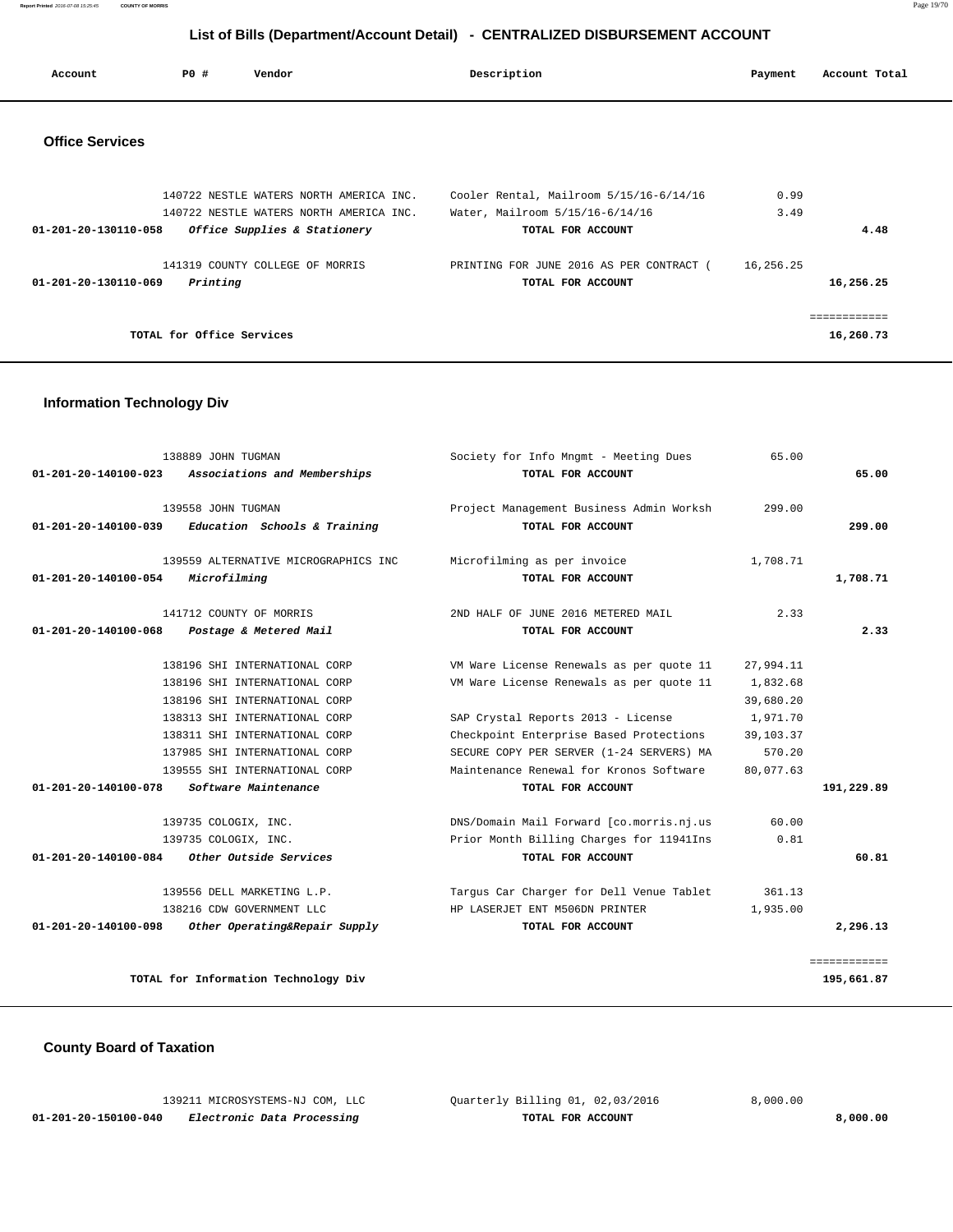## List of Bills (Department/Account Detail) - CENTRALIZED DISBURSEMENT ACCOUNT

| Account | PO # | Vendor | Description | Payment | Account Total |
|---|---|---|---|---|---|

### Office Services

| Account | PO # | Vendor | Description | Payment | Account Total |
|---|---|---|---|---|---|
| | 140722 | NESTLE WATERS NORTH AMERICA INC. | Cooler Rental, Mailroom 5/15/16-6/14/16 | 0.99 | |
| | 140722 | NESTLE WATERS NORTH AMERICA INC. | Water, Mailroom 5/15/16-6/14/16 | 3.49 | |
| 01-201-20-130110-058 | | *Office Supplies & Stationery* | TOTAL FOR ACCOUNT | | **4.48** |
| | 141319 | COUNTY COLLEGE OF MORRIS | PRINTING FOR JUNE 2016 AS PER CONTRACT ( | 16,256.25 | |
| 01-201-20-130110-069 | | *Printing* | TOTAL FOR ACCOUNT | | **16,256.25** |
| | | | | | ============ |
| | | **TOTAL for Office Services** | | | **16,260.73** |

### Information Technology Div

| Account | PO # | Vendor | Description | Payment | Account Total |
|---|---|---|---|---|---|
| | 138889 | JOHN TUGMAN | Society for Info Mngmt - Meeting Dues | 65.00 | |
| 01-201-20-140100-023 | | *Associations and Memberships* | TOTAL FOR ACCOUNT | | **65.00** |
| | 139558 | JOHN TUGMAN | Project Management Business Admin Worksh | 299.00 | |
| 01-201-20-140100-039 | | *Education Schools & Training* | TOTAL FOR ACCOUNT | | **299.00** |
| | 139559 | ALTERNATIVE MICROGRAPHICS INC | Microfilming as per invoice | 1,708.71 | |
| 01-201-20-140100-054 | | *Microfilming* | TOTAL FOR ACCOUNT | | **1,708.71** |
| | 141712 | COUNTY OF MORRIS | 2ND HALF OF JUNE 2016 METERED MAIL | 2.33 | |
| 01-201-20-140100-068 | | *Postage & Metered Mail* | TOTAL FOR ACCOUNT | | **2.33** |
| | 138196 | SHI INTERNATIONAL CORP | VM Ware License Renewals as per quote 11 | 27,994.11 | |
| | 138196 | SHI INTERNATIONAL CORP | VM Ware License Renewals as per quote 11 | 1,832.68 | |
| | 138196 | SHI INTERNATIONAL CORP | | 39,680.20 | |
| | 138313 | SHI INTERNATIONAL CORP | SAP Crystal Reports 2013 - License | 1,971.70 | |
| | 138311 | SHI INTERNATIONAL CORP | Checkpoint Enterprise Based Protections | 39,103.37 | |
| | 137985 | SHI INTERNATIONAL CORP | SECURE COPY PER SERVER (1-24 SERVERS) MA | 570.20 | |
| | 139555 | SHI INTERNATIONAL CORP | Maintenance Renewal for Kronos Software | 80,077.63 | |
| 01-201-20-140100-078 | | *Software Maintenance* | TOTAL FOR ACCOUNT | | **191,229.89** |
| | 139735 | COLOGIX, INC. | DNS/Domain Mail Forward [co.morris.nj.us | 60.00 | |
| | 139735 | COLOGIX, INC. | Prior Month Billing Charges for 11941Ins | 0.81 | |
| 01-201-20-140100-084 | | *Other Outside Services* | TOTAL FOR ACCOUNT | | **60.81** |
| | 139556 | DELL MARKETING L.P. | Targus Car Charger for Dell Venue Tablet | 361.13 | |
| | 138216 | CDW GOVERNMENT LLC | HP LASERJET ENT M506DN PRINTER | 1,935.00 | |
| 01-201-20-140100-098 | | *Other Operating&Repair Supply* | TOTAL FOR ACCOUNT | | **2,296.13** |
| | | | | | ============ |
| | | **TOTAL for Information Technology Div** | | | **195,661.87** |

### County Board of Taxation

| Account | PO # | Vendor | Description | Payment | Account Total |
|---|---|---|---|---|---|
| | 139211 | MICROSYSTEMS-NJ COM, LLC | Quarterly Billing 01, 02,03/2016 | 8,000.00 | |
| 01-201-20-150100-040 | | *Electronic Data Processing* | TOTAL FOR ACCOUNT | | **8,000.00** |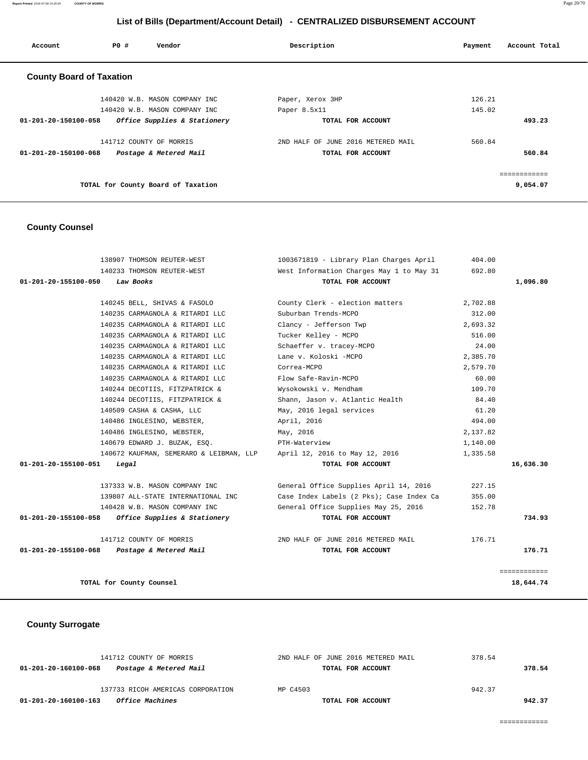## List of Bills (Department/Account Detail) - CENTRALIZED DISBURSEMENT ACCOUNT

| Account | PO # | Vendor | Description | Payment | Account Total |
|---|---|---|---|---|---|

### County Board of Taxation

| Account | PO # | Vendor | Description | Payment | Account Total |
|---|---|---|---|---|---|
| | 140420 | W.B. MASON COMPANY INC | Paper, Xerox 3HP | 126.21 | |
| | 140420 | W.B. MASON COMPANY INC | Paper 8.5x11 | 145.02 | |
| 01-201-20-150100-058 | | *Office Supplies & Stationery* | TOTAL FOR ACCOUNT | | 493.23 |
| | 141712 | COUNTY OF MORRIS | 2ND HALF OF JUNE 2016 METERED MAIL | 560.84 | |
| 01-201-20-150100-068 | | *Postage & Metered Mail* | TOTAL FOR ACCOUNT | | 560.84 |
| | | | | | ============ |
| | | TOTAL for County Board of Taxation | | | 9,054.07 |

### County Counsel

| Account | PO # | Vendor | Description | Payment | Account Total |
|---|---|---|---|---|---|
| | 138907 | THOMSON REUTER-WEST | 1003671819 - Library Plan Charges April | 404.00 | |
| | 140233 | THOMSON REUTER-WEST | West Information Charges May 1 to May 31 | 692.80 | |
| 01-201-20-155100-050 | | *Law Books* | TOTAL FOR ACCOUNT | | 1,096.80 |
| | 140245 | BELL, SHIVAS & FASOLO | County Clerk - election matters | 2,702.88 | |
| | 140235 | CARMAGNOLA & RITARDI LLC | Suburban Trends-MCPO | 312.00 | |
| | 140235 | CARMAGNOLA & RITARDI LLC | Clancy - Jefferson Twp | 2,693.32 | |
| | 140235 | CARMAGNOLA & RITARDI LLC | Tucker Kelley - MCPO | 516.00 | |
| | 140235 | CARMAGNOLA & RITARDI LLC | Schaeffer v. tracey-MCPO | 24.00 | |
| | 140235 | CARMAGNOLA & RITARDI LLC | Lane v. Koloski -MCPO | 2,385.70 | |
| | 140235 | CARMAGNOLA & RITARDI LLC | Correa-MCPO | 2,579.70 | |
| | 140235 | CARMAGNOLA & RITARDI LLC | Flow Safe-Ravin-MCPO | 60.00 | |
| | 140244 | DECOTIIS, FITZPATRICK & | Wysokowski v. Mendham | 109.70 | |
| | 140244 | DECOTIIS, FITZPATRICK & | Shann, Jason v. Atlantic Health | 84.40 | |
| | 140509 | CASHA & CASHA, LLC | May, 2016 legal services | 61.20 | |
| | 140486 | INGLESINO, WEBSTER, | April, 2016 | 494.00 | |
| | 140486 | INGLESINO, WEBSTER, | May, 2016 | 2,137.82 | |
| | 140679 | EDWARD J. BUZAK, ESQ. | PTH-Waterview | 1,140.00 | |
| | 140672 | KAUFMAN, SEMERARO & LEIBMAN, LLP | April 12, 2016 to May 12, 2016 | 1,335.58 | |
| 01-201-20-155100-051 | | *Legal* | TOTAL FOR ACCOUNT | | 16,636.30 |
| | 137333 | W.B. MASON COMPANY INC | General Office Supplies April 14, 2016 | 227.15 | |
| | 139807 | ALL-STATE INTERNATIONAL INC | Case Index Labels (2 Pks); Case Index Ca | 355.00 | |
| | 140428 | W.B. MASON COMPANY INC | General Office Supplies May 25, 2016 | 152.78 | |
| 01-201-20-155100-058 | | *Office Supplies & Stationery* | TOTAL FOR ACCOUNT | | 734.93 |
| | 141712 | COUNTY OF MORRIS | 2ND HALF OF JUNE 2016 METERED MAIL | 176.71 | |
| 01-201-20-155100-068 | | *Postage & Metered Mail* | TOTAL FOR ACCOUNT | | 176.71 |
| | | | | | ============ |
| | | TOTAL for County Counsel | | | 18,644.74 |

### County Surrogate

| Account | PO # | Vendor | Description | Payment | Account Total |
|---|---|---|---|---|---|
| | 141712 | COUNTY OF MORRIS | 2ND HALF OF JUNE 2016 METERED MAIL | 378.54 | |
| 01-201-20-160100-068 | | *Postage & Metered Mail* | TOTAL FOR ACCOUNT | | 378.54 |
| | 137733 | RICOH AMERICAS CORPORATION | MP C4503 | 942.37 | |
| 01-201-20-160100-163 | | *Office Machines* | TOTAL FOR ACCOUNT | | 942.37 |
| | | | | | ============ |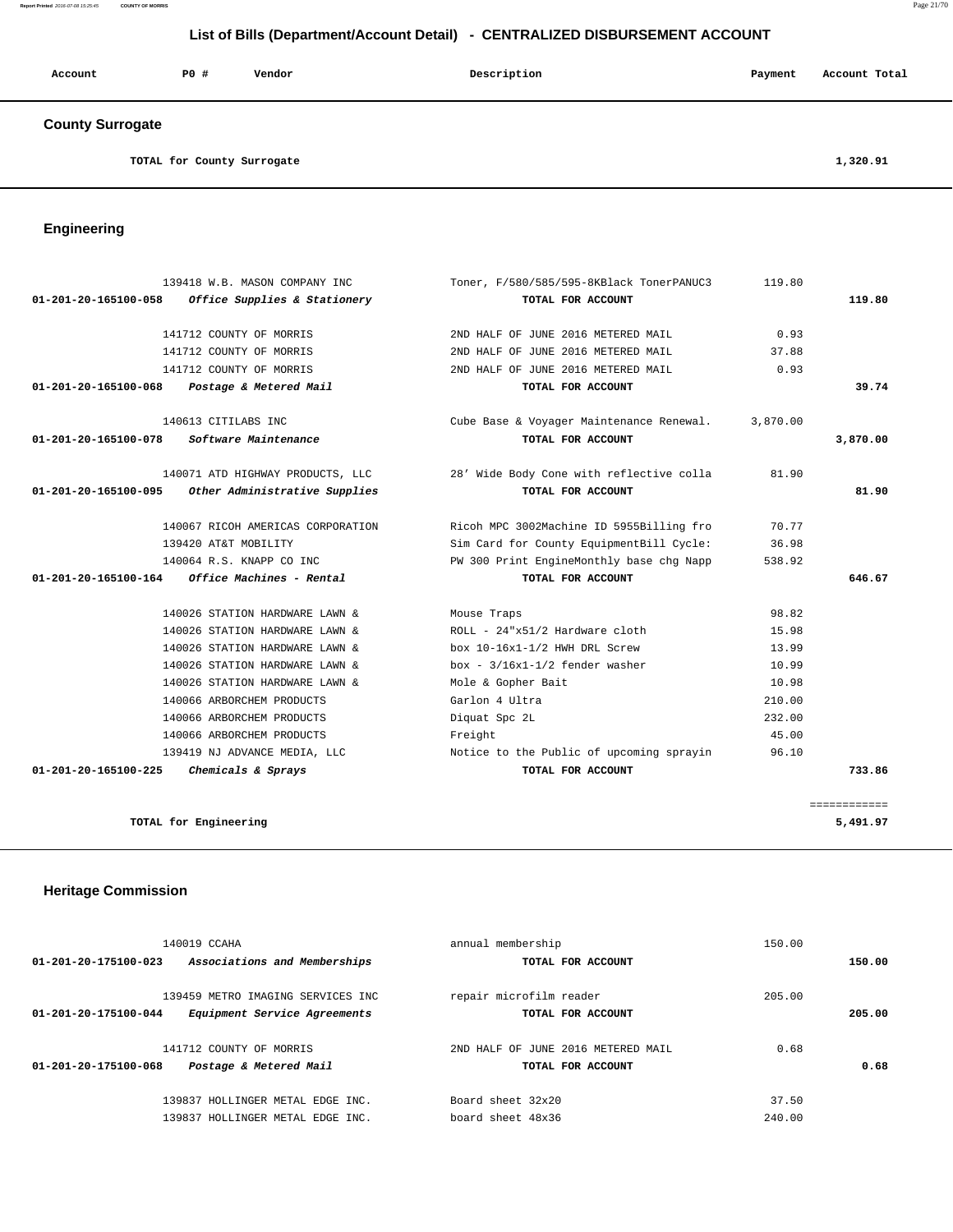# List of Bills (Department/Account Detail) - CENTRALIZED DISBURSEMENT ACCOUNT

| Account | PO # | Vendor | Description | Payment | Account Total |
|---|---|---|---|---|---|

## County Surrogate

| | | | | | |
|---|---|---|---|---|---|
| TOTAL for County Surrogate | | | | | 1,320.91 |

## Engineering

| Account | PO # | Vendor | Description | Payment | Account Total |
|---|---|---|---|---|---|
| | 139418 | W.B. MASON COMPANY INC | Toner, F/580/585/595-8KBlack TonerPANUC3 | 119.80 | |
| 01-201-20-165100-058 | | *Office Supplies & Stationery* | TOTAL FOR ACCOUNT | | 119.80 |
| | 141712 | COUNTY OF MORRIS | 2ND HALF OF JUNE 2016 METERED MAIL | 0.93 | |
| | 141712 | COUNTY OF MORRIS | 2ND HALF OF JUNE 2016 METERED MAIL | 37.88 | |
| | 141712 | COUNTY OF MORRIS | 2ND HALF OF JUNE 2016 METERED MAIL | 0.93 | |
| 01-201-20-165100-068 | | *Postage & Metered Mail* | TOTAL FOR ACCOUNT | | 39.74 |
| | 140613 | CITILABS INC | Cube Base & Voyager Maintenance Renewal. | 3,870.00 | |
| 01-201-20-165100-078 | | *Software Maintenance* | TOTAL FOR ACCOUNT | | 3,870.00 |
| | 140071 | ATD HIGHWAY PRODUCTS, LLC | 28' Wide Body Cone with reflective colla | 81.90 | |
| 01-201-20-165100-095 | | *Other Administrative Supplies* | TOTAL FOR ACCOUNT | | 81.90 |
| | 140067 | RICOH AMERICAS CORPORATION | Ricoh MPC 3002Machine ID 5955Billing fro | 70.77 | |
| | 139420 | AT&T MOBILITY | Sim Card for County EquipmentBill Cycle: | 36.98 | |
| | 140064 | R.S. KNAPP CO INC | PW 300 Print EngineMonthly base chg Napp | 538.92 | |
| 01-201-20-165100-164 | | *Office Machines - Rental* | TOTAL FOR ACCOUNT | | 646.67 |
| | 140026 | STATION HARDWARE LAWN & | Mouse Traps | 98.82 | |
| | 140026 | STATION HARDWARE LAWN & | ROLL - 24"x51/2 Hardware cloth | 15.98 | |
| | 140026 | STATION HARDWARE LAWN & | box 10-16x1-1/2 HWH DRL Screw | 13.99 | |
| | 140026 | STATION HARDWARE LAWN & | box - 3/16x1-1/2 fender washer | 10.99 | |
| | 140026 | STATION HARDWARE LAWN & | Mole & Gopher Bait | 10.98 | |
| | 140066 | ARBORCHEM PRODUCTS | Garlon 4 Ultra | 210.00 | |
| | 140066 | ARBORCHEM PRODUCTS | Diquat Spc 2L | 232.00 | |
| | 140066 | ARBORCHEM PRODUCTS | Freight | 45.00 | |
| | 139419 | NJ ADVANCE MEDIA, LLC | Notice to the Public of upcoming sprayin | 96.10 | |
| 01-201-20-165100-225 | | *Chemicals & Sprays* | TOTAL FOR ACCOUNT | | 733.86 |
| | | | | | ============ |
| TOTAL for Engineering | | | | | 5,491.97 |

## Heritage Commission

| Account | PO # | Vendor | Description | Payment | Account Total |
|---|---|---|---|---|---|
| | 140019 | CCAHA | annual membership | 150.00 | |
| 01-201-20-175100-023 | | *Associations and Memberships* | TOTAL FOR ACCOUNT | | 150.00 |
| | 139459 | METRO IMAGING SERVICES INC | repair microfilm reader | 205.00 | |
| 01-201-20-175100-044 | | *Equipment Service Agreements* | TOTAL FOR ACCOUNT | | 205.00 |
| | 141712 | COUNTY OF MORRIS | 2ND HALF OF JUNE 2016 METERED MAIL | 0.68 | |
| 01-201-20-175100-068 | | *Postage & Metered Mail* | TOTAL FOR ACCOUNT | | 0.68 |
| | 139837 | HOLLINGER METAL EDGE INC. | Board sheet 32x20 | 37.50 | |
| | 139837 | HOLLINGER METAL EDGE INC. | board sheet 48x36 | 240.00 | |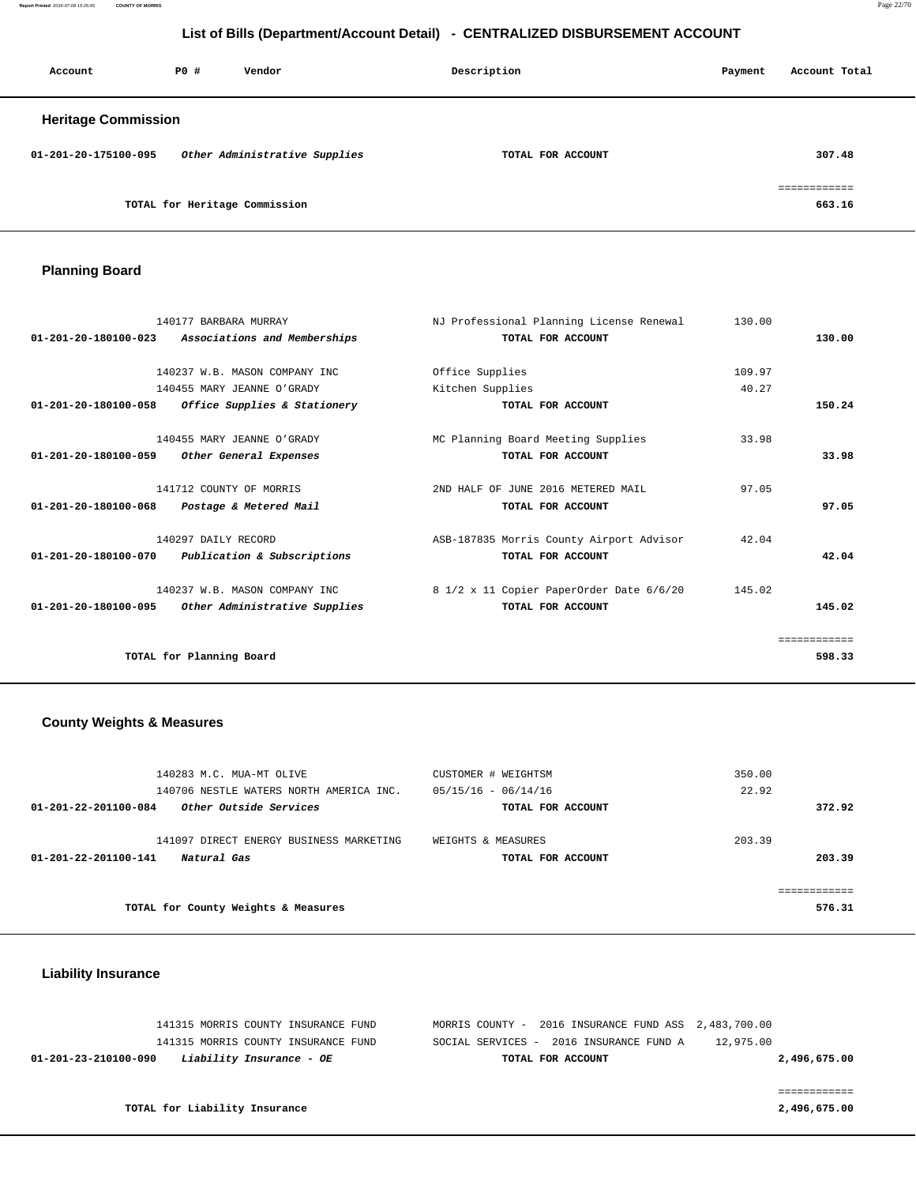## List of Bills (Department/Account Detail) - CENTRALIZED DISBURSEMENT ACCOUNT

| Account | PO # | Vendor | Description | Payment | Account Total |
|---|---|---|---|---|---|

### Heritage Commission

| Account | PO # | Vendor | Description | Payment | Account Total |
|---|---|---|---|---|---|
| **01-201-20-175100-095** | | ***Other Administrative Supplies*** | **TOTAL FOR ACCOUNT** | | **307.48** |
| | | **TOTAL for Heritage Commission** | | | ============ **663.16** |

### Planning Board

| Account | PO # | Vendor | Description | Payment | Account Total |
|---|---|---|---|---|---|
| | 140177 | BARBARA MURRAY | NJ Professional Planning License Renewal | 130.00 | |
| **01-201-20-180100-023** | | ***Associations and Memberships*** | **TOTAL FOR ACCOUNT** | | **130.00** |
| | 140237 | W.B. MASON COMPANY INC | Office Supplies | 109.97 | |
| | 140455 | MARY JEANNE O'GRADY | Kitchen Supplies | 40.27 | |
| **01-201-20-180100-058** | | ***Office Supplies & Stationery*** | **TOTAL FOR ACCOUNT** | | **150.24** |
| | 140455 | MARY JEANNE O'GRADY | MC Planning Board Meeting Supplies | 33.98 | |
| **01-201-20-180100-059** | | ***Other General Expenses*** | **TOTAL FOR ACCOUNT** | | **33.98** |
| | 141712 | COUNTY OF MORRIS | 2ND HALF OF JUNE 2016 METERED MAIL | 97.05 | |
| **01-201-20-180100-068** | | ***Postage & Metered Mail*** | **TOTAL FOR ACCOUNT** | | **97.05** |
| | 140297 | DAILY RECORD | ASB-187835 Morris County Airport Advisor | 42.04 | |
| **01-201-20-180100-070** | | ***Publication & Subscriptions*** | **TOTAL FOR ACCOUNT** | | **42.04** |
| | 140237 | W.B. MASON COMPANY INC | 8 1/2 x 11 Copier PaperOrder Date 6/6/20 | 145.02 | |
| **01-201-20-180100-095** | | ***Other Administrative Supplies*** | **TOTAL FOR ACCOUNT** | | **145.02** |
| | | **TOTAL for Planning Board** | | | ============ **598.33** |

### County Weights & Measures

| Account | PO # | Vendor | Description | Payment | Account Total |
|---|---|---|---|---|---|
| | 140283 | M.C. MUA-MT OLIVE | CUSTOMER # WEIGHTSM | 350.00 | |
| | 140706 | NESTLE WATERS NORTH AMERICA INC. | 05/15/16 - 06/14/16 | 22.92 | |
| **01-201-22-201100-084** | | ***Other Outside Services*** | **TOTAL FOR ACCOUNT** | | **372.92** |
| | 141097 | DIRECT ENERGY BUSINESS MARKETING | WEIGHTS & MEASURES | 203.39 | |
| **01-201-22-201100-141** | | ***Natural Gas*** | **TOTAL FOR ACCOUNT** | | **203.39** |
| | | **TOTAL for County Weights & Measures** | | | ============ **576.31** |

### Liability Insurance

| Account | PO # | Vendor | Description | Payment | Account Total |
|---|---|---|---|---|---|
| | 141315 | MORRIS COUNTY INSURANCE FUND | MORRIS COUNTY - 2016 INSURANCE FUND ASS | 2,483,700.00 | |
| | 141315 | MORRIS COUNTY INSURANCE FUND | SOCIAL SERVICES - 2016 INSURANCE FUND A | 12,975.00 | |
| **01-201-23-210100-090** | | ***Liability Insurance - OE*** | **TOTAL FOR ACCOUNT** | | **2,496,675.00** |
| | | **TOTAL for Liability Insurance** | | | ============ **2,496,675.00** |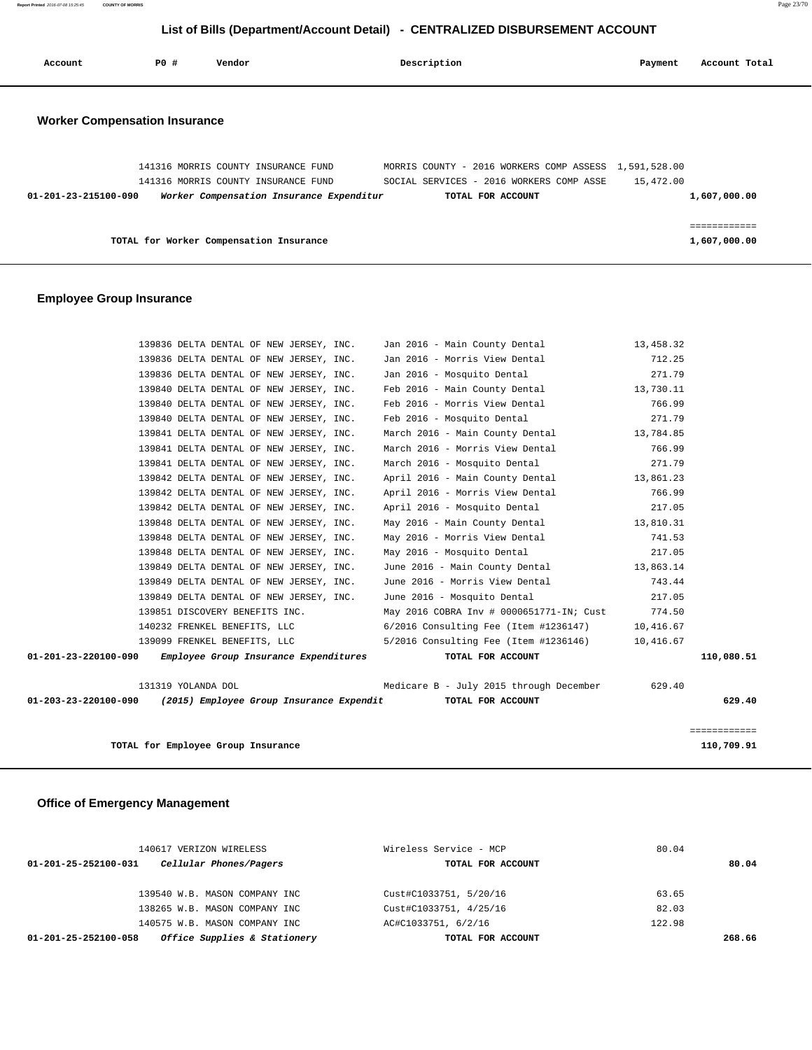## List of Bills (Department/Account Detail) - CENTRALIZED DISBURSEMENT ACCOUNT

| Account | PO # | Vendor | Description | Payment | Account Total |
|---|---|---|---|---|---|

### Worker Compensation Insurance

| Account | PO # | Vendor | Description | Payment | Account Total |
|---|---|---|---|---|---|
| | 141316 | MORRIS COUNTY INSURANCE FUND | MORRIS COUNTY - 2016 WORKERS COMP ASSESS | 1,591,528.00 | |
| | 141316 | MORRIS COUNTY INSURANCE FUND | SOCIAL SERVICES - 2016 WORKERS COMP ASSE | 15,472.00 | |
| **01-201-23-215100-090** | | ***Worker Compensation Insurance Expenditur*** | **TOTAL FOR ACCOUNT** | | **1,607,000.00** |
| | | | | | ============ |
| | | **TOTAL for Worker Compensation Insurance** | | | **1,607,000.00** |

### Employee Group Insurance

| Account | PO # | Vendor | Description | Payment | Account Total |
|---|---|---|---|---|---|
| | 139836 | DELTA DENTAL OF NEW JERSEY, INC. | Jan 2016 - Main County Dental | 13,458.32 | |
| | 139836 | DELTA DENTAL OF NEW JERSEY, INC. | Jan 2016 - Morris View Dental | 712.25 | |
| | 139836 | DELTA DENTAL OF NEW JERSEY, INC. | Jan 2016 - Mosquito Dental | 271.79 | |
| | 139840 | DELTA DENTAL OF NEW JERSEY, INC. | Feb 2016 - Main County Dental | 13,730.11 | |
| | 139840 | DELTA DENTAL OF NEW JERSEY, INC. | Feb 2016 - Morris View Dental | 766.99 | |
| | 139840 | DELTA DENTAL OF NEW JERSEY, INC. | Feb 2016 - Mosquito Dental | 271.79 | |
| | 139841 | DELTA DENTAL OF NEW JERSEY, INC. | March 2016 - Main County Dental | 13,784.85 | |
| | 139841 | DELTA DENTAL OF NEW JERSEY, INC. | March 2016 - Morris View Dental | 766.99 | |
| | 139841 | DELTA DENTAL OF NEW JERSEY, INC. | March 2016 - Mosquito Dental | 271.79 | |
| | 139842 | DELTA DENTAL OF NEW JERSEY, INC. | April 2016 - Main County Dental | 13,861.23 | |
| | 139842 | DELTA DENTAL OF NEW JERSEY, INC. | April 2016 - Morris View Dental | 766.99 | |
| | 139842 | DELTA DENTAL OF NEW JERSEY, INC. | April 2016 - Mosquito Dental | 217.05 | |
| | 139848 | DELTA DENTAL OF NEW JERSEY, INC. | May 2016 - Main County Dental | 13,810.31 | |
| | 139848 | DELTA DENTAL OF NEW JERSEY, INC. | May 2016 - Morris View Dental | 741.53 | |
| | 139848 | DELTA DENTAL OF NEW JERSEY, INC. | May 2016 - Mosquito Dental | 217.05 | |
| | 139849 | DELTA DENTAL OF NEW JERSEY, INC. | June 2016 - Main County Dental | 13,863.14 | |
| | 139849 | DELTA DENTAL OF NEW JERSEY, INC. | June 2016 - Morris View Dental | 743.44 | |
| | 139849 | DELTA DENTAL OF NEW JERSEY, INC. | June 2016 - Mosquito Dental | 217.05 | |
| | 139851 | DISCOVERY BENEFITS INC. | May 2016 COBRA Inv # 0000651771-IN; Cust | 774.50 | |
| | 140232 | FRENKEL BENEFITS, LLC | 6/2016 Consulting Fee (Item #1236147) | 10,416.67 | |
| | 139099 | FRENKEL BENEFITS, LLC | 5/2016 Consulting Fee (Item #1236146) | 10,416.67 | |
| **01-201-23-220100-090** | | ***Employee Group Insurance Expenditures*** | **TOTAL FOR ACCOUNT** | | **110,080.51** |
| | 131319 | YOLANDA DOL | Medicare B - July 2015 through December | 629.40 | |
| **01-203-23-220100-090** | | ***(2015) Employee Group Insurance Expendit*** | **TOTAL FOR ACCOUNT** | | **629.40** |
| | | | | | ============ |
| | | **TOTAL for Employee Group Insurance** | | | **110,709.91** |

### Office of Emergency Management

| Account | PO # | Vendor | Description | Payment | Account Total |
|---|---|---|---|---|---|
| | 140617 | VERIZON WIRELESS | Wireless Service - MCP | 80.04 | |
| **01-201-25-252100-031** | | ***Cellular Phones/Pagers*** | **TOTAL FOR ACCOUNT** | | **80.04** |
| | 139540 | W.B. MASON COMPANY INC | Cust#C1033751, 5/20/16 | 63.65 | |
| | 138265 | W.B. MASON COMPANY INC | Cust#C1033751, 4/25/16 | 82.03 | |
| | 140575 | W.B. MASON COMPANY INC | AC#C1033751, 6/2/16 | 122.98 | |
| **01-201-25-252100-058** | | ***Office Supplies & Stationery*** | **TOTAL FOR ACCOUNT** | | **268.66** |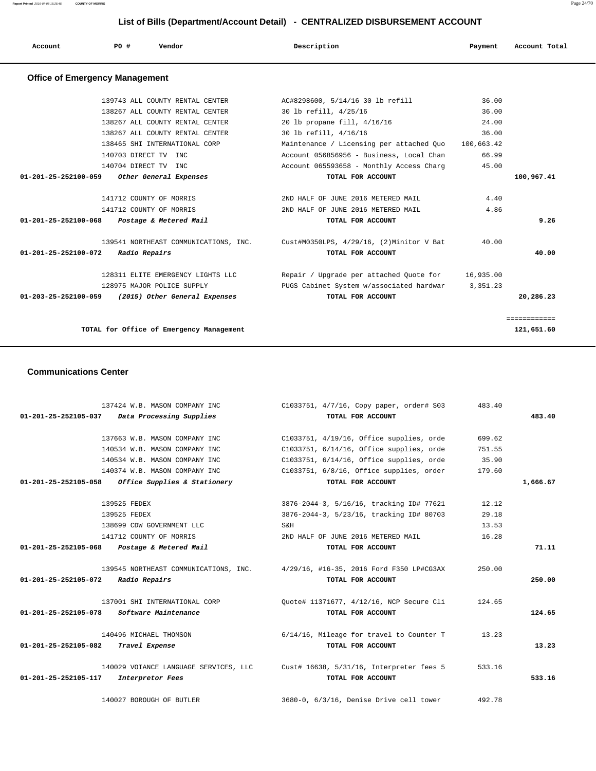# List of Bills (Department/Account Detail) - CENTRALIZED DISBURSEMENT ACCOUNT

## Office of Emergency Management

| Account | PO # | Vendor | Description | Payment | Account Total |
|---|---|---|---|---|---|
| | 139743 | ALL COUNTY RENTAL CENTER | AC#8298600, 5/14/16 30 lb refill | 36.00 | |
| | 138267 | ALL COUNTY RENTAL CENTER | 30 lb refill, 4/25/16 | 36.00 | |
| | 138267 | ALL COUNTY RENTAL CENTER | 20 lb propane fill, 4/16/16 | 24.00 | |
| | 138267 | ALL COUNTY RENTAL CENTER | 30 lb refill, 4/16/16 | 36.00 | |
| | 138465 | SHI INTERNATIONAL CORP | Maintenance / Licensing per attached Quo | 100,663.42 | |
| | 140703 | DIRECT TV INC | Account 056856956 - Business, Local Chan | 66.99 | |
| | 140704 | DIRECT TV INC | Account 065593658 - Monthly Access Charg | 45.00 | |
| 01-201-25-252100-059 | | *Other General Expenses* | TOTAL FOR ACCOUNT | | 100,967.41 |
| | 141712 | COUNTY OF MORRIS | 2ND HALF OF JUNE 2016 METERED MAIL | 4.40 | |
| | 141712 | COUNTY OF MORRIS | 2ND HALF OF JUNE 2016 METERED MAIL | 4.86 | |
| 01-201-25-252100-068 | | *Postage & Metered Mail* | TOTAL FOR ACCOUNT | | 9.26 |
| | 139541 | NORTHEAST COMMUNICATIONS, INC. | Cust#M0350LPS, 4/29/16, (2)Minitor V Bat | 40.00 | |
| 01-201-25-252100-072 | | *Radio Repairs* | TOTAL FOR ACCOUNT | | 40.00 |
| | 128311 | ELITE EMERGENCY LIGHTS LLC | Repair / Upgrade per attached Quote for | 16,935.00 | |
| | 128975 | MAJOR POLICE SUPPLY | PUGS Cabinet System w/associated hardwar | 3,351.23 | |
| 01-203-25-252100-059 | | *(2015) Other General Expenses* | TOTAL FOR ACCOUNT | | 20,286.23 |
| | | | | | ============ |
| | | TOTAL for Office of Emergency Management | | | 121,651.60 |

## Communications Center

| Account | PO # | Vendor | Description | Payment | Account Total |
|---|---|---|---|---|---|
| | 137424 | W.B. MASON COMPANY INC | C1033751, 4/7/16, Copy paper, order# S03 | 483.40 | |
| 01-201-25-252105-037 | | *Data Processing Supplies* | TOTAL FOR ACCOUNT | | 483.40 |
| | 137663 | W.B. MASON COMPANY INC | C1033751, 4/19/16, Office supplies, orde | 699.62 | |
| | 140534 | W.B. MASON COMPANY INC | C1033751, 6/14/16, Office supplies, orde | 751.55 | |
| | 140534 | W.B. MASON COMPANY INC | C1033751, 6/14/16, Office supplies, orde | 35.90 | |
| | 140374 | W.B. MASON COMPANY INC | C1033751, 6/8/16, Office supplies, order | 179.60 | |
| 01-201-25-252105-058 | | *Office Supplies & Stationery* | TOTAL FOR ACCOUNT | | 1,666.67 |
| | 139525 | FEDEX | 3876-2044-3, 5/16/16, tracking ID# 77621 | 12.12 | |
| | 139525 | FEDEX | 3876-2044-3, 5/23/16, tracking ID# 80703 | 29.18 | |
| | 138699 | CDW GOVERNMENT LLC | S&H | 13.53 | |
| | 141712 | COUNTY OF MORRIS | 2ND HALF OF JUNE 2016 METERED MAIL | 16.28 | |
| 01-201-25-252105-068 | | *Postage & Metered Mail* | TOTAL FOR ACCOUNT | | 71.11 |
| | 139545 | NORTHEAST COMMUNICATIONS, INC. | 4/29/16, #16-35, 2016 Ford F350 LP#CG3AX | 250.00 | |
| 01-201-25-252105-072 | | *Radio Repairs* | TOTAL FOR ACCOUNT | | 250.00 |
| | 137001 | SHI INTERNATIONAL CORP | Quote# 11371677, 4/12/16, NCP Secure Cli | 124.65 | |
| 01-201-25-252105-078 | | *Software Maintenance* | TOTAL FOR ACCOUNT | | 124.65 |
| | 140496 | MICHAEL THOMSON | 6/14/16, Mileage for travel to Counter T | 13.23 | |
| 01-201-25-252105-082 | | *Travel Expense* | TOTAL FOR ACCOUNT | | 13.23 |
| | 140029 | VOIANCE LANGUAGE SERVICES, LLC | Cust# 16638, 5/31/16, Interpreter fees 5 | 533.16 | |
| 01-201-25-252105-117 | | *Interpretor Fees* | TOTAL FOR ACCOUNT | | 533.16 |
| | 140027 | BOROUGH OF BUTLER | 3680-0, 6/3/16, Denise Drive cell tower | 492.78 | |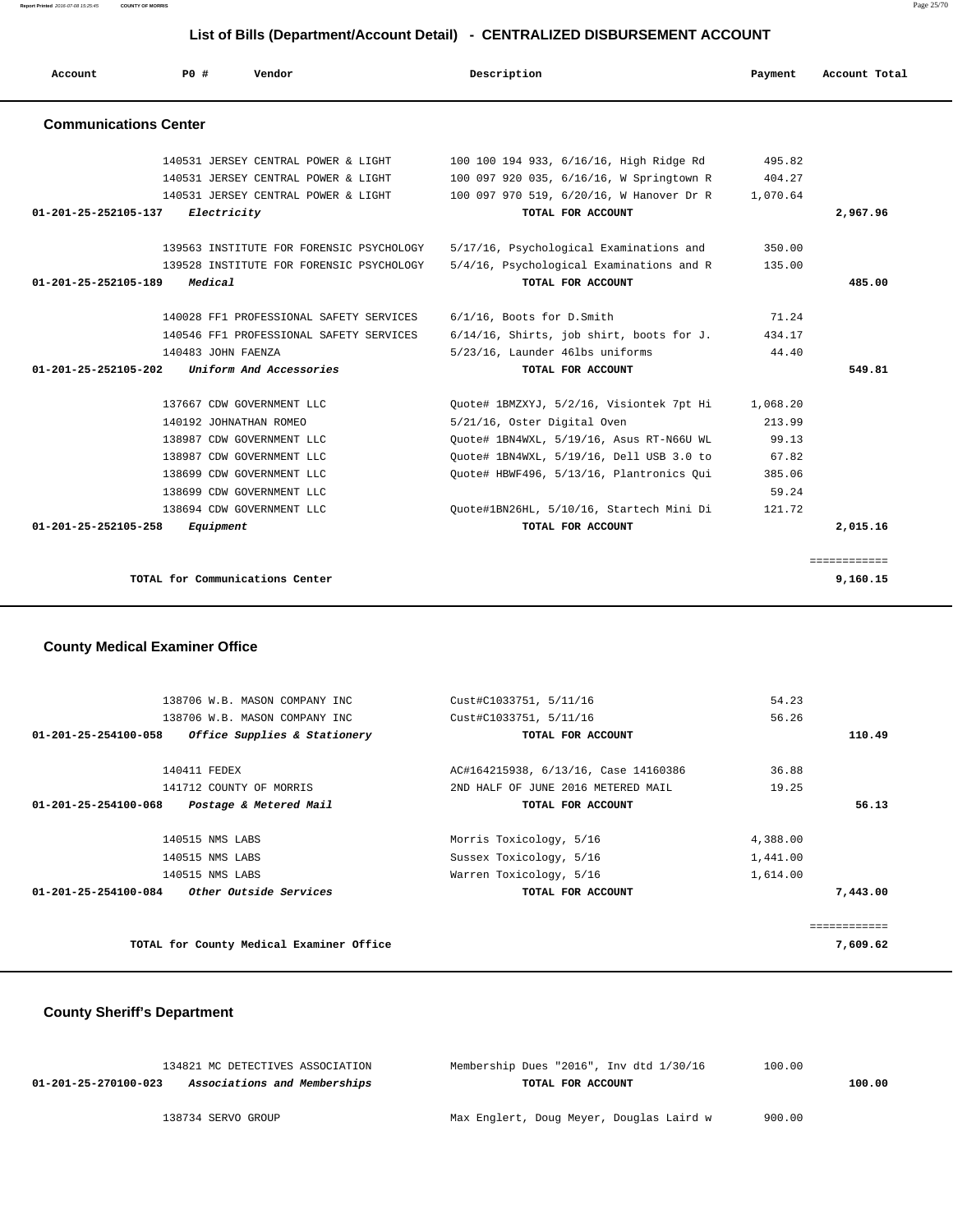## List of Bills (Department/Account Detail) - CENTRALIZED DISBURSEMENT ACCOUNT

| Account | PO # | Vendor | Description | Payment | Account Total |
|---|---|---|---|---|---|

### Communications Center

| Account | PO # | Vendor | Description | Payment | Account Total |
|---|---|---|---|---|---|
| | 140531 | JERSEY CENTRAL POWER & LIGHT | 100 100 194 933, 6/16/16, High Ridge Rd | 495.82 | |
| | 140531 | JERSEY CENTRAL POWER & LIGHT | 100 097 920 035, 6/16/16, W Springtown R | 404.27 | |
| | 140531 | JERSEY CENTRAL POWER & LIGHT | 100 097 970 519, 6/20/16, W Hanover Dr R | 1,070.64 | |
| **01-201-25-252105-137** | | *Electricity* | **TOTAL FOR ACCOUNT** | | **2,967.96** |
| | 139563 | INSTITUTE FOR FORENSIC PSYCHOLOGY | 5/17/16, Psychological Examinations and | 350.00 | |
| | 139528 | INSTITUTE FOR FORENSIC PSYCHOLOGY | 5/4/16, Psychological Examinations and R | 135.00 | |
| **01-201-25-252105-189** | | *Medical* | **TOTAL FOR ACCOUNT** | | **485.00** |
| | 140028 | FF1 PROFESSIONAL SAFETY SERVICES | 6/1/16, Boots for D.Smith | 71.24 | |
| | 140546 | FF1 PROFESSIONAL SAFETY SERVICES | 6/14/16, Shirts, job shirt, boots for J. | 434.17 | |
| | 140483 | JOHN FAENZA | 5/23/16, Launder 46lbs uniforms | 44.40 | |
| **01-201-25-252105-202** | | *Uniform And Accessories* | **TOTAL FOR ACCOUNT** | | **549.81** |
| | 137667 | CDW GOVERNMENT LLC | Quote# 1BMZXYJ, 5/2/16, Visiontek 7pt Hi | 1,068.20 | |
| | 140192 | JOHNATHAN ROMEO | 5/21/16, Oster Digital Oven | 213.99 | |
| | 138987 | CDW GOVERNMENT LLC | Quote# 1BN4WXL, 5/19/16, Asus RT-N66U WL | 99.13 | |
| | 138987 | CDW GOVERNMENT LLC | Quote# 1BN4WXL, 5/19/16, Dell USB 3.0 to | 67.82 | |
| | 138699 | CDW GOVERNMENT LLC | Quote# HBWF496, 5/13/16, Plantronics Qui | 385.06 | |
| | 138699 | CDW GOVERNMENT LLC | | 59.24 | |
| | 138694 | CDW GOVERNMENT LLC | Quote#1BN26HL, 5/10/16, Startech Mini Di | 121.72 | |
| **01-201-25-252105-258** | | *Equipment* | **TOTAL FOR ACCOUNT** | | **2,015.16** |
| | | **TOTAL for Communications Center** | | | **9,160.15** |

### County Medical Examiner Office

| Account | PO # | Vendor | Description | Payment | Account Total |
|---|---|---|---|---|---|
| | 138706 | W.B. MASON COMPANY INC | Cust#C1033751, 5/11/16 | 54.23 | |
| | 138706 | W.B. MASON COMPANY INC | Cust#C1033751, 5/11/16 | 56.26 | |
| **01-201-25-254100-058** | | *Office Supplies & Stationery* | **TOTAL FOR ACCOUNT** | | **110.49** |
| | 140411 | FEDEX | AC#164215938, 6/13/16, Case 14160386 | 36.88 | |
| | 141712 | COUNTY OF MORRIS | 2ND HALF OF JUNE 2016 METERED MAIL | 19.25 | |
| **01-201-25-254100-068** | | *Postage & Metered Mail* | **TOTAL FOR ACCOUNT** | | **56.13** |
| | 140515 | NMS LABS | Morris Toxicology, 5/16 | 4,388.00 | |
| | 140515 | NMS LABS | Sussex Toxicology, 5/16 | 1,441.00 | |
| | 140515 | NMS LABS | Warren Toxicology, 5/16 | 1,614.00 | |
| **01-201-25-254100-084** | | *Other Outside Services* | **TOTAL FOR ACCOUNT** | | **7,443.00** |
| | | **TOTAL for County Medical Examiner Office** | | | **7,609.62** |

### County Sheriff's Department

| Account | PO # | Vendor | Description | Payment | Account Total |
|---|---|---|---|---|---|
| | 134821 | MC DETECTIVES ASSOCIATION | Membership Dues "2016", Inv dtd 1/30/16 | 100.00 | |
| **01-201-25-270100-023** | | *Associations and Memberships* | **TOTAL FOR ACCOUNT** | | **100.00** |
| | 138734 | SERVO GROUP | Max Englert, Doug Meyer, Douglas Laird w | 900.00 | |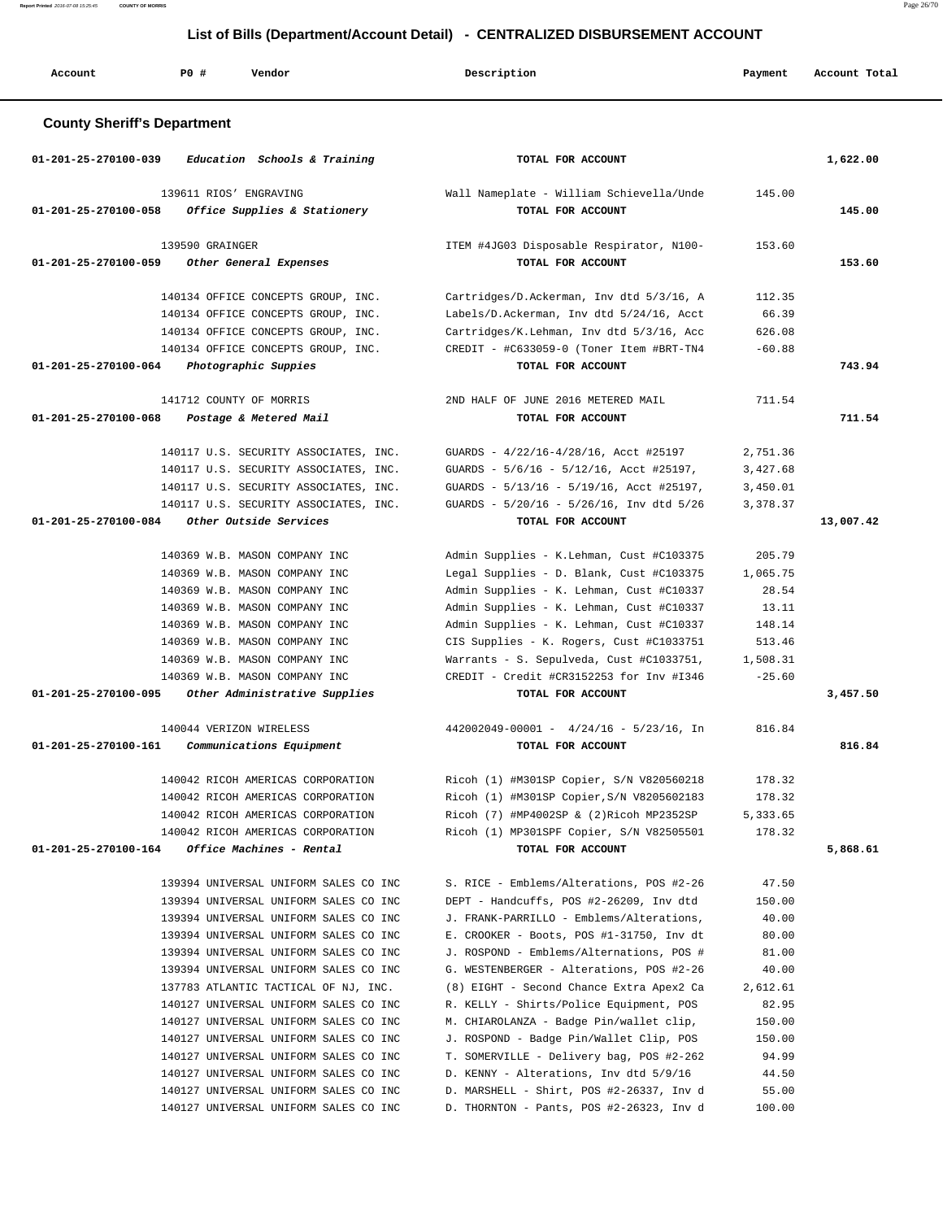## List of Bills (Department/Account Detail) - CENTRALIZED DISBURSEMENT ACCOUNT

| Account | PO # | Vendor | Description | Payment | Account Total |
|---|---|---|---|---|---|

### County Sheriff's Department

| Account | PO # | Vendor | Description | Payment | Account Total |
|---|---|---|---|---|---|
| 01-201-25-270100-039 *Education Schools & Training* | | | TOTAL FOR ACCOUNT | | 1,622.00 |
| | 139611 | RIOS' ENGRAVING | Wall Nameplate - William Schievella/Unde | 145.00 | |
| 01-201-25-270100-058 *Office Supplies & Stationery* | | | TOTAL FOR ACCOUNT | | 145.00 |
| | 139590 | GRAINGER | ITEM #4JG03 Disposable Respirator, N100- | 153.60 | |
| 01-201-25-270100-059 *Other General Expenses* | | | TOTAL FOR ACCOUNT | | 153.60 |
| | 140134 | OFFICE CONCEPTS GROUP, INC. | Cartridges/D.Ackerman, Inv dtd 5/3/16, A | 112.35 | |
| | 140134 | OFFICE CONCEPTS GROUP, INC. | Labels/D.Ackerman, Inv dtd 5/24/16, Acct | 66.39 | |
| | 140134 | OFFICE CONCEPTS GROUP, INC. | Cartridges/K.Lehman, Inv dtd 5/3/16, Acc | 626.08 | |
| | 140134 | OFFICE CONCEPTS GROUP, INC. | CREDIT - #C633059-0 (Toner Item #BRT-TN4 | -60.88 | |
| 01-201-25-270100-064 *Photographic Suppies* | | | TOTAL FOR ACCOUNT | | 743.94 |
| | 141712 | COUNTY OF MORRIS | 2ND HALF OF JUNE 2016 METERED MAIL | 711.54 | |
| 01-201-25-270100-068 *Postage & Metered Mail* | | | TOTAL FOR ACCOUNT | | 711.54 |
| | 140117 | U.S. SECURITY ASSOCIATES, INC. | GUARDS - 4/22/16-4/28/16, Acct #25197 | 2,751.36 | |
| | 140117 | U.S. SECURITY ASSOCIATES, INC. | GUARDS - 5/6/16 - 5/12/16, Acct #25197, | 3,427.68 | |
| | 140117 | U.S. SECURITY ASSOCIATES, INC. | GUARDS - 5/13/16 - 5/19/16, Acct #25197, | 3,450.01 | |
| | 140117 | U.S. SECURITY ASSOCIATES, INC. | GUARDS - 5/20/16 - 5/26/16, Inv dtd 5/26 | 3,378.37 | |
| 01-201-25-270100-084 *Other Outside Services* | | | TOTAL FOR ACCOUNT | | 13,007.42 |
| | 140369 | W.B. MASON COMPANY INC | Admin Supplies - K.Lehman, Cust #C103375 | 205.79 | |
| | 140369 | W.B. MASON COMPANY INC | Legal Supplies - D. Blank, Cust #C103375 | 1,065.75 | |
| | 140369 | W.B. MASON COMPANY INC | Admin Supplies - K. Lehman, Cust #C10337 | 28.54 | |
| | 140369 | W.B. MASON COMPANY INC | Admin Supplies - K. Lehman, Cust #C10337 | 13.11 | |
| | 140369 | W.B. MASON COMPANY INC | Admin Supplies - K. Lehman, Cust #C10337 | 148.14 | |
| | 140369 | W.B. MASON COMPANY INC | CIS Supplies - K. Rogers, Cust #C1033751 | 513.46 | |
| | 140369 | W.B. MASON COMPANY INC | Warrants - S. Sepulveda, Cust #C1033751, | 1,508.31 | |
| | 140369 | W.B. MASON COMPANY INC | CREDIT - Credit #CR3152253 for Inv #I346 | -25.60 | |
| 01-201-25-270100-095 *Other Administrative Supplies* | | | TOTAL FOR ACCOUNT | | 3,457.50 |
| | 140044 | VERIZON WIRELESS | 442002049-00001 - 4/24/16 - 5/23/16, In | 816.84 | |
| 01-201-25-270100-161 *Communications Equipment* | | | TOTAL FOR ACCOUNT | | 816.84 |
| | 140042 | RICOH AMERICAS CORPORATION | Ricoh (1) #M301SP Copier, S/N V820560218 | 178.32 | |
| | 140042 | RICOH AMERICAS CORPORATION | Ricoh (1) #M301SP Copier,S/N V8205602183 | 178.32 | |
| | 140042 | RICOH AMERICAS CORPORATION | Ricoh (7) #MP4002SP & (2)Ricoh MP2352SP | 5,333.65 | |
| | 140042 | RICOH AMERICAS CORPORATION | Ricoh (1) MP301SPF Copier, S/N V82505501 | 178.32 | |
| 01-201-25-270100-164 *Office Machines - Rental* | | | TOTAL FOR ACCOUNT | | 5,868.61 |
| | 139394 | UNIVERSAL UNIFORM SALES CO INC | S. RICE - Emblems/Alterations, POS #2-26 | 47.50 | |
| | 139394 | UNIVERSAL UNIFORM SALES CO INC | DEPT - Handcuffs, POS #2-26209, Inv dtd | 150.00 | |
| | 139394 | UNIVERSAL UNIFORM SALES CO INC | J. FRANK-PARRILLO - Emblems/Alterations, | 40.00 | |
| | 139394 | UNIVERSAL UNIFORM SALES CO INC | E. CROOKER - Boots, POS #1-31750, Inv dt | 80.00 | |
| | 139394 | UNIVERSAL UNIFORM SALES CO INC | J. ROSPOND - Emblems/Alternations, POS # | 81.00 | |
| | 139394 | UNIVERSAL UNIFORM SALES CO INC | G. WESTENBERGER - Alterations, POS #2-26 | 40.00 | |
| | 137783 | ATLANTIC TACTICAL OF NJ, INC. | (8) EIGHT - Second Chance Extra Apex2 Ca | 2,612.61 | |
| | 140127 | UNIVERSAL UNIFORM SALES CO INC | R. KELLY - Shirts/Police Equipment, POS | 82.95 | |
| | 140127 | UNIVERSAL UNIFORM SALES CO INC | M. CHIAROLANZA - Badge Pin/wallet clip, | 150.00 | |
| | 140127 | UNIVERSAL UNIFORM SALES CO INC | J. ROSPOND - Badge Pin/Wallet Clip, POS | 150.00 | |
| | 140127 | UNIVERSAL UNIFORM SALES CO INC | T. SOMERVILLE - Delivery bag, POS #2-262 | 94.99 | |
| | 140127 | UNIVERSAL UNIFORM SALES CO INC | D. KENNY - Alterations, Inv dtd 5/9/16 | 44.50 | |
| | 140127 | UNIVERSAL UNIFORM SALES CO INC | D. MARSHELL - Shirt, POS #2-26337, Inv d | 55.00 | |
| | 140127 | UNIVERSAL UNIFORM SALES CO INC | D. THORNTON - Pants, POS #2-26323, Inv d | 100.00 | |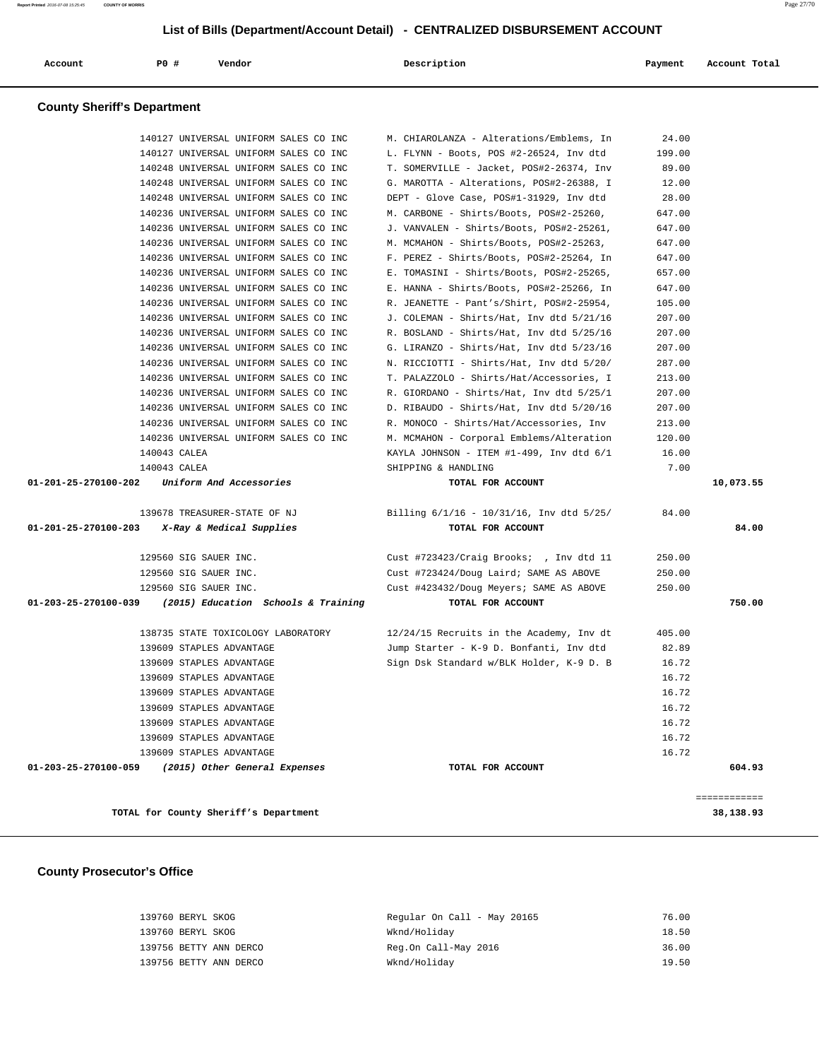## List of Bills (Department/Account Detail) - CENTRALIZED DISBURSEMENT ACCOUNT

| Account | PO # | Vendor | Description | Payment | Account Total |
|---|---|---|---|---|---|

### County Sheriff's Department

| Account | PO # | Vendor | Description | Payment | Account Total |
|---|---|---|---|---|---|
| | 140127 | UNIVERSAL UNIFORM SALES CO INC | M. CHIAROLANZA - Alterations/Emblems, In | 24.00 | |
| | 140127 | UNIVERSAL UNIFORM SALES CO INC | L. FLYNN - Boots, POS #2-26524, Inv dtd | 199.00 | |
| | 140248 | UNIVERSAL UNIFORM SALES CO INC | T. SOMERVILLE - Jacket, POS#2-26374, Inv | 89.00 | |
| | 140248 | UNIVERSAL UNIFORM SALES CO INC | G. MAROTTA - Alterations, POS#2-26388, I | 12.00 | |
| | 140248 | UNIVERSAL UNIFORM SALES CO INC | DEPT - Glove Case, POS#1-31929, Inv dtd | 28.00 | |
| | 140236 | UNIVERSAL UNIFORM SALES CO INC | M. CARBONE - Shirts/Boots, POS#2-25260, | 647.00 | |
| | 140236 | UNIVERSAL UNIFORM SALES CO INC | J. VANVALEN - Shirts/Boots, POS#2-25261, | 647.00 | |
| | 140236 | UNIVERSAL UNIFORM SALES CO INC | M. MCMAHON - Shirts/Boots, POS#2-25263, | 647.00 | |
| | 140236 | UNIVERSAL UNIFORM SALES CO INC | F. PEREZ - Shirts/Boots, POS#2-25264, In | 647.00 | |
| | 140236 | UNIVERSAL UNIFORM SALES CO INC | E. TOMASINI - Shirts/Boots, POS#2-25265, | 657.00 | |
| | 140236 | UNIVERSAL UNIFORM SALES CO INC | E. HANNA - Shirts/Boots, POS#2-25266, In | 647.00 | |
| | 140236 | UNIVERSAL UNIFORM SALES CO INC | R. JEANETTE - Pant's/Shirt, POS#2-25954, | 105.00 | |
| | 140236 | UNIVERSAL UNIFORM SALES CO INC | J. COLEMAN - Shirts/Hat, Inv dtd 5/21/16 | 207.00 | |
| | 140236 | UNIVERSAL UNIFORM SALES CO INC | R. BOSLAND - Shirts/Hat, Inv dtd 5/25/16 | 207.00 | |
| | 140236 | UNIVERSAL UNIFORM SALES CO INC | G. LIRANZO - Shirts/Hat, Inv dtd 5/23/16 | 207.00 | |
| | 140236 | UNIVERSAL UNIFORM SALES CO INC | N. RICCIOTTI - Shirts/Hat, Inv dtd 5/20/ | 287.00 | |
| | 140236 | UNIVERSAL UNIFORM SALES CO INC | T. PALAZZOLO - Shirts/Hat/Accessories, I | 213.00 | |
| | 140236 | UNIVERSAL UNIFORM SALES CO INC | R. GIORDANO - Shirts/Hat, Inv dtd 5/25/1 | 207.00 | |
| | 140236 | UNIVERSAL UNIFORM SALES CO INC | D. RIBAUDO - Shirts/Hat, Inv dtd 5/20/16 | 207.00 | |
| | 140236 | UNIVERSAL UNIFORM SALES CO INC | R. MONOCO - Shirts/Hat/Accessories, Inv | 213.00 | |
| | 140236 | UNIVERSAL UNIFORM SALES CO INC | M. MCMAHON - Corporal Emblems/Alteration | 120.00 | |
| | 140043 | CALEA | KAYLA JOHNSON - ITEM #1-499, Inv dtd 6/1 | 16.00 | |
| | 140043 | CALEA | SHIPPING & HANDLING | 7.00 | |
| **01-201-25-270100-202** | | ***Uniform And Accessories*** | **TOTAL FOR ACCOUNT** | | **10,073.55** |
| | 139678 | TREASURER-STATE OF NJ | Billing 6/1/16 - 10/31/16, Inv dtd 5/25/ | 84.00 | |
| **01-201-25-270100-203** | | ***X-Ray & Medical Supplies*** | **TOTAL FOR ACCOUNT** | | **84.00** |
| | 129560 | SIG SAUER INC. | Cust #723423/Craig Brooks; , Inv dtd 11 | 250.00 | |
| | 129560 | SIG SAUER INC. | Cust #723424/Doug Laird; SAME AS ABOVE | 250.00 | |
| | 129560 | SIG SAUER INC. | Cust #423432/Doug Meyers; SAME AS ABOVE | 250.00 | |
| **01-203-25-270100-039** | | ***(2015) Education Schools & Training*** | **TOTAL FOR ACCOUNT** | | **750.00** |
| | 138735 | STATE TOXICOLOGY LABORATORY | 12/24/15 Recruits in the Academy, Inv dt | 405.00 | |
| | 139609 | STAPLES ADVANTAGE | Jump Starter - K-9 D. Bonfanti, Inv dtd | 82.89 | |
| | 139609 | STAPLES ADVANTAGE | Sign Dsk Standard w/BLK Holder, K-9 D. B | 16.72 | |
| | 139609 | STAPLES ADVANTAGE | | 16.72 | |
| | 139609 | STAPLES ADVANTAGE | | 16.72 | |
| | 139609 | STAPLES ADVANTAGE | | 16.72 | |
| | 139609 | STAPLES ADVANTAGE | | 16.72 | |
| | 139609 | STAPLES ADVANTAGE | | 16.72 | |
| | 139609 | STAPLES ADVANTAGE | | 16.72 | |
| **01-203-25-270100-059** | | ***(2015) Other General Expenses*** | **TOTAL FOR ACCOUNT** | | **604.93** |
| | | | | | ============ |
| | | **TOTAL for County Sheriff's Department** | | | **38,138.93** |

### County Prosecutor's Office

| Account | PO # | Vendor | Description | Payment | Account Total |
|---|---|---|---|---|---|
| | 139760 | BERYL SKOG | Regular On Call - May 20165 | 76.00 | |
| | 139760 | BERYL SKOG | Wknd/Holiday | 18.50 | |
| | 139756 | BETTY ANN DERCO | Reg.On Call-May 2016 | 36.00 | |
| | 139756 | BETTY ANN DERCO | Wknd/Holiday | 19.50 | |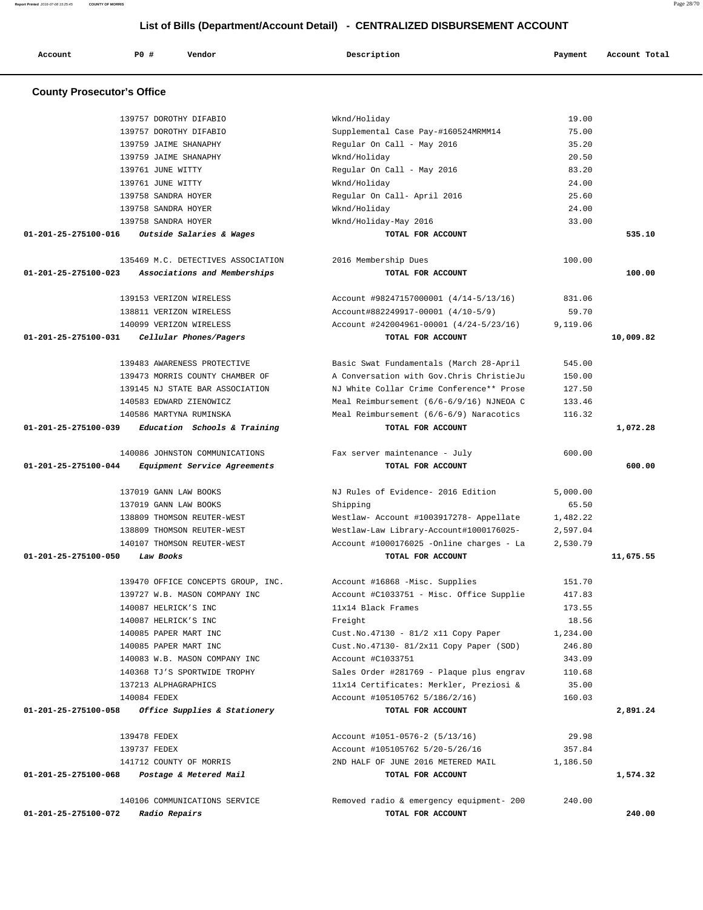## List of Bills (Department/Account Detail) - CENTRALIZED DISBURSEMENT ACCOUNT

| Account | PO # | Vendor | Description | Payment | Account Total |
|---|---|---|---|---|---|

### County Prosecutor's Office

| Account | PO # | Vendor | Description | Payment | Account Total |
|---|---|---|---|---|---|
| | 139757 | DOROTHY DIFABIO | Wknd/Holiday | 19.00 | |
| | 139757 | DOROTHY DIFABIO | Supplemental Case Pay-#160524MRMM14 | 75.00 | |
| | 139759 | JAIME SHANAPHY | Regular On Call - May 2016 | 35.20 | |
| | 139759 | JAIME SHANAPHY | Wknd/Holiday | 20.50 | |
| | 139761 | JUNE WITTY | Regular On Call - May 2016 | 83.20 | |
| | 139761 | JUNE WITTY | Wknd/Holiday | 24.00 | |
| | 139758 | SANDRA HOYER | Regular On Call- April 2016 | 25.60 | |
| | 139758 | SANDRA HOYER | Wknd/Holiday | 24.00 | |
| | 139758 | SANDRA HOYER | Wknd/Holiday-May 2016 | 33.00 | |
| **01-201-25-275100-016** | | ***Outside Salaries & Wages*** | **TOTAL FOR ACCOUNT** | | **535.10** |
| | 135469 | M.C. DETECTIVES ASSOCIATION | 2016 Membership Dues | 100.00 | |
| **01-201-25-275100-023** | | ***Associations and Memberships*** | **TOTAL FOR ACCOUNT** | | **100.00** |
| | 139153 | VERIZON WIRELESS | Account #98247157000001 (4/14-5/13/16) | 831.06 | |
| | 138811 | VERIZON WIRELESS | Account#882249917-00001 (4/10-5/9) | 59.70 | |
| | 140099 | VERIZON WIRELESS | Account #242004961-00001 (4/24-5/23/16) | 9,119.06 | |
| **01-201-25-275100-031** | | ***Cellular Phones/Pagers*** | **TOTAL FOR ACCOUNT** | | **10,009.82** |
| | 139483 | AWARENESS PROTECTIVE | Basic Swat Fundamentals (March 28-April | 545.00 | |
| | 139473 | MORRIS COUNTY CHAMBER OF | A Conversation with Gov.Chris ChristieJu | 150.00 | |
| | 139145 | NJ STATE BAR ASSOCIATION | NJ White Collar Crime Conference** Prose | 127.50 | |
| | 140583 | EDWARD ZIENOWICZ | Meal Reimbursement (6/6-6/9/16) NJNEOA C | 133.46 | |
| | 140586 | MARTYNA RUMINSKA | Meal Reimbursement (6/6-6/9) Naracotics | 116.32 | |
| **01-201-25-275100-039** | | ***Education Schools & Training*** | **TOTAL FOR ACCOUNT** | | **1,072.28** |
| | 140086 | JOHNSTON COMMUNICATIONS | Fax server maintenance - July | 600.00 | |
| **01-201-25-275100-044** | | ***Equipment Service Agreements*** | **TOTAL FOR ACCOUNT** | | **600.00** |
| | 137019 | GANN LAW BOOKS | NJ Rules of Evidence- 2016 Edition | 5,000.00 | |
| | 137019 | GANN LAW BOOKS | Shipping | 65.50 | |
| | 138809 | THOMSON REUTER-WEST | Westlaw- Account #1003917278- Appellate | 1,482.22 | |
| | 138809 | THOMSON REUTER-WEST | Westlaw-Law Library-Account#1000176025- | 2,597.04 | |
| | 140107 | THOMSON REUTER-WEST | Account #1000176025 -Online charges - La | 2,530.79 | |
| **01-201-25-275100-050** | | ***Law Books*** | **TOTAL FOR ACCOUNT** | | **11,675.55** |
| | 139470 | OFFICE CONCEPTS GROUP, INC. | Account #16868 -Misc. Supplies | 151.70 | |
| | 139727 | W.B. MASON COMPANY INC | Account #C1033751 - Misc. Office Supplie | 417.83 | |
| | 140087 | HELRICK'S INC | 11x14 Black Frames | 173.55 | |
| | 140087 | HELRICK'S INC | Freight | 18.56 | |
| | 140085 | PAPER MART INC | Cust.No.47130 - 81/2 x11 Copy Paper | 1,234.00 | |
| | 140085 | PAPER MART INC | Cust.No.47130- 81/2x11 Copy Paper (SOD) | 246.80 | |
| | 140083 | W.B. MASON COMPANY INC | Account #C1033751 | 343.09 | |
| | 140368 | TJ'S SPORTWIDE TROPHY | Sales Order #281769 - Plaque plus engrav | 110.68 | |
| | 137213 | ALPHAGRAPHICS | 11x14 Certificates: Merkler, Preziosi & | 35.00 | |
| | 140084 | FEDEX | Account #105105762 5/186/2/16) | 160.03 | |
| **01-201-25-275100-058** | | ***Office Supplies & Stationery*** | **TOTAL FOR ACCOUNT** | | **2,891.24** |
| | 139478 | FEDEX | Account #1051-0576-2 (5/13/16) | 29.98 | |
| | 139737 | FEDEX | Account #105105762 5/20-5/26/16 | 357.84 | |
| | 141712 | COUNTY OF MORRIS | 2ND HALF OF JUNE 2016 METERED MAIL | 1,186.50 | |
| **01-201-25-275100-068** | | ***Postage & Metered Mail*** | **TOTAL FOR ACCOUNT** | | **1,574.32** |
| | 140106 | COMMUNICATIONS SERVICE | Removed radio & emergency equipment- 200 | 240.00 | |
| **01-201-25-275100-072** | | ***Radio Repairs*** | **TOTAL FOR ACCOUNT** | | **240.00** |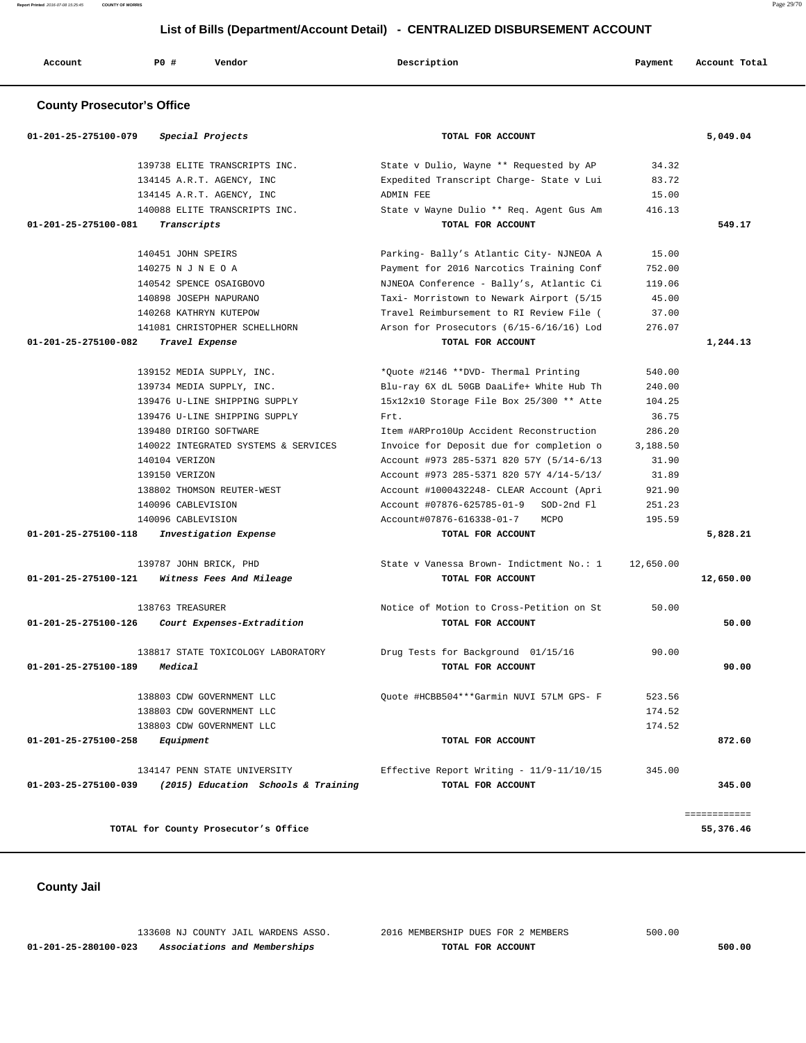## List of Bills (Department/Account Detail) - CENTRALIZED DISBURSEMENT ACCOUNT

| Account | PO # | Vendor | Description | Payment | Account Total |
|---|---|---|---|---|---|

### County Prosecutor's Office

| Account | PO # | Vendor | Description | Payment | Account Total |
|---|---|---|---|---|---|
| 01-201-25-275100-079 *Special Projects* | | | TOTAL FOR ACCOUNT | | 5,049.04 |
| | 139738 | ELITE TRANSCRIPTS INC. | State v Dulio, Wayne ** Requested by AP | 34.32 | |
| | 134145 | A.R.T. AGENCY, INC | Expedited Transcript Charge- State v Lui | 83.72 | |
| | 134145 | A.R.T. AGENCY, INC | ADMIN FEE | 15.00 | |
| | 140088 | ELITE TRANSCRIPTS INC. | State v Wayne Dulio ** Req. Agent Gus Am | 416.13 | |
| 01-201-25-275100-081 *Transcripts* | | | TOTAL FOR ACCOUNT | | 549.17 |
| | 140451 | JOHN SPEIRS | Parking- Bally's Atlantic City- NJNEOA A | 15.00 | |
| | 140275 | N J N E O A | Payment for 2016 Narcotics Training Conf | 752.00 | |
| | 140542 | SPENCE OSAIGBOVO | NJNEOA Conference - Bally's, Atlantic Ci | 119.06 | |
| | 140898 | JOSEPH NAPURANO | Taxi- Morristown to Newark Airport (5/15 | 45.00 | |
| | 140268 | KATHRYN KUTEPOW | Travel Reimbursement to RI Review File ( | 37.00 | |
| | 141081 | CHRISTOPHER SCHELLHORN | Arson for Prosecutors (6/15-6/16/16) Lod | 276.07 | |
| 01-201-25-275100-082 *Travel Expense* | | | TOTAL FOR ACCOUNT | | 1,244.13 |
| | 139152 | MEDIA SUPPLY, INC. | *Quote #2146 **DVD- Thermal Printing | 540.00 | |
| | 139734 | MEDIA SUPPLY, INC. | Blu-ray 6X dL 50GB DaaLife+ White Hub Th | 240.00 | |
| | 139476 | U-LINE SHIPPING SUPPLY | 15x12x10 Storage File Box 25/300 ** Atte | 104.25 | |
| | 139476 | U-LINE SHIPPING SUPPLY | Frt. | 36.75 | |
| | 139480 | DIRIGO SOFTWARE | Item #ARPro10Up Accident Reconstruction | 286.20 | |
| | 140022 | INTEGRATED SYSTEMS & SERVICES | Invoice for Deposit due for completion o | 3,188.50 | |
| | 140104 | VERIZON | Account #973 285-5371 820 57Y (5/14-6/13 | 31.90 | |
| | 139150 | VERIZON | Account #973 285-5371 820 57Y 4/14-5/13/ | 31.89 | |
| | 138802 | THOMSON REUTER-WEST | Account #1000432248- CLEAR Account (Apri | 921.90 | |
| | 140096 | CABLEVISION | Account #07876-625785-01-9 SOD-2nd Fl | 251.23 | |
| | 140096 | CABLEVISION | Account#07876-616338-01-7 MCPO | 195.59 | |
| 01-201-25-275100-118 *Investigation Expense* | | | TOTAL FOR ACCOUNT | | 5,828.21 |
| | 139787 | JOHN BRICK, PHD | State v Vanessa Brown- Indictment No.: 1 | 12,650.00 | |
| 01-201-25-275100-121 *Witness Fees And Mileage* | | | TOTAL FOR ACCOUNT | | 12,650.00 |
| | 138763 | TREASURER | Notice of Motion to Cross-Petition on St | 50.00 | |
| 01-201-25-275100-126 *Court Expenses-Extradition* | | | TOTAL FOR ACCOUNT | | 50.00 |
| | 138817 | STATE TOXICOLOGY LABORATORY | Drug Tests for Background 01/15/16 | 90.00 | |
| 01-201-25-275100-189 *Medical* | | | TOTAL FOR ACCOUNT | | 90.00 |
| | 138803 | CDW GOVERNMENT LLC | Quote #HCBB504***Garmin NUVI 57LM GPS- F | 523.56 | |
| | 138803 | CDW GOVERNMENT LLC | | 174.52 | |
| | 138803 | CDW GOVERNMENT LLC | | 174.52 | |
| 01-201-25-275100-258 *Equipment* | | | TOTAL FOR ACCOUNT | | 872.60 |
| | 134147 | PENN STATE UNIVERSITY | Effective Report Writing - 11/9-11/10/15 | 345.00 | |
| 01-203-25-275100-039 *(2015) Education Schools & Training* | | | TOTAL FOR ACCOUNT | | 345.00 |
| | | | | | ============ |
| TOTAL for County Prosecutor's Office | | | | | 55,376.46 |

### County Jail

| Account | PO # | Vendor | Description | Payment | Account Total |
|---|---|---|---|---|---|
| | 133608 | NJ COUNTY JAIL WARDENS ASSO. | 2016 MEMBERSHIP DUES FOR 2 MEMBERS | 500.00 | |
| 01-201-25-280100-023 *Associations and Memberships* | | | TOTAL FOR ACCOUNT | | 500.00 |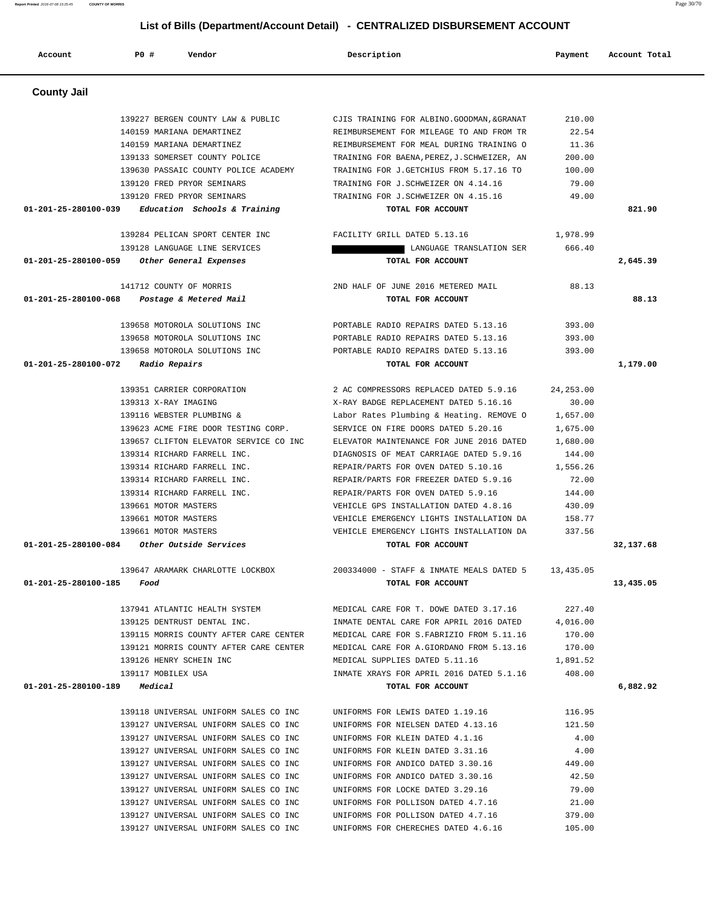# List of Bills (Department/Account Detail) - CENTRALIZED DISBURSEMENT ACCOUNT

| Account | PO # | Vendor | Description | Payment | Account Total |
|---|---|---|---|---|---|

## County Jail

| Account | PO # | Vendor | Description | Payment | Account Total |
|---|---|---|---|---|---|
| | 139227 | BERGEN COUNTY LAW & PUBLIC | CJIS TRAINING FOR ALBINO.GOODMAN,&GRANAT | 210.00 | |
| | 140159 | MARIANA DEMARTINEZ | REIMBURSEMENT FOR MILEAGE TO AND FROM TR | 22.54 | |
| | 140159 | MARIANA DEMARTINEZ | REIMBURSEMENT FOR MEAL DURING TRAINING O | 11.36 | |
| | 139133 | SOMERSET COUNTY POLICE | TRAINING FOR BAENA,PEREZ,J.SCHWEIZER, AN | 200.00 | |
| | 139630 | PASSAIC COUNTY POLICE ACADEMY | TRAINING FOR J.GETCHIUS FROM 5.17.16 TO | 100.00 | |
| | 139120 | FRED PRYOR SEMINARS | TRAINING FOR J.SCHWEIZER ON 4.14.16 | 79.00 | |
| | 139120 | FRED PRYOR SEMINARS | TRAINING FOR J.SCHWEIZER ON 4.15.16 | 49.00 | |
| **01-201-25-280100-039** | | *Education Schools & Training* | **TOTAL FOR ACCOUNT** | | **821.90** |
| | 139284 | PELICAN SPORT CENTER INC | FACILITY GRILL DATED 5.13.16 | 1,978.99 | |
| | 139128 | LANGUAGE LINE SERVICES | [REDACTED] LANGUAGE TRANSLATION SER | 666.40 | |
| **01-201-25-280100-059** | | *Other General Expenses* | **TOTAL FOR ACCOUNT** | | **2,645.39** |
| | 141712 | COUNTY OF MORRIS | 2ND HALF OF JUNE 2016 METERED MAIL | 88.13 | |
| **01-201-25-280100-068** | | *Postage & Metered Mail* | **TOTAL FOR ACCOUNT** | | **88.13** |
| | 139658 | MOTOROLA SOLUTIONS INC | PORTABLE RADIO REPAIRS DATED 5.13.16 | 393.00 | |
| | 139658 | MOTOROLA SOLUTIONS INC | PORTABLE RADIO REPAIRS DATED 5.13.16 | 393.00 | |
| | 139658 | MOTOROLA SOLUTIONS INC | PORTABLE RADIO REPAIRS DATED 5.13.16 | 393.00 | |
| **01-201-25-280100-072** | | *Radio Repairs* | **TOTAL FOR ACCOUNT** | | **1,179.00** |
| | 139351 | CARRIER CORPORATION | 2 AC COMPRESSORS REPLACED DATED 5.9.16 | 24,253.00 | |
| | 139313 | X-RAY IMAGING | X-RAY BADGE REPLACEMENT DATED 5.16.16 | 30.00 | |
| | 139116 | WEBSTER PLUMBING & | Labor Rates Plumbing & Heating. REMOVE O | 1,657.00 | |
| | 139623 | ACME FIRE DOOR TESTING CORP. | SERVICE ON FIRE DOORS DATED 5.20.16 | 1,675.00 | |
| | 139657 | CLIFTON ELEVATOR SERVICE CO INC | ELEVATOR MAINTENANCE FOR JUNE 2016 DATED | 1,680.00 | |
| | 139314 | RICHARD FARRELL INC. | DIAGNOSIS OF MEAT CARRIAGE DATED 5.9.16 | 144.00 | |
| | 139314 | RICHARD FARRELL INC. | REPAIR/PARTS FOR OVEN DATED 5.10.16 | 1,556.26 | |
| | 139314 | RICHARD FARRELL INC. | REPAIR/PARTS FOR FREEZER DATED 5.9.16 | 72.00 | |
| | 139314 | RICHARD FARRELL INC. | REPAIR/PARTS FOR OVEN DATED 5.9.16 | 144.00 | |
| | 139661 | MOTOR MASTERS | VEHICLE GPS INSTALLATION DATED 4.8.16 | 430.09 | |
| | 139661 | MOTOR MASTERS | VEHICLE EMERGENCY LIGHTS INSTALLATION DA | 158.77 | |
| | 139661 | MOTOR MASTERS | VEHICLE EMERGENCY LIGHTS INSTALLATION DA | 337.56 | |
| **01-201-25-280100-084** | | *Other Outside Services* | **TOTAL FOR ACCOUNT** | | **32,137.68** |
| | 139647 | ARAMARK CHARLOTTE LOCKBOX | 200334000 - STAFF & INMATE MEALS DATED 5 | 13,435.05 | |
| **01-201-25-280100-185** | | *Food* | **TOTAL FOR ACCOUNT** | | **13,435.05** |
| | 137941 | ATLANTIC HEALTH SYSTEM | MEDICAL CARE FOR T. DOWE DATED 3.17.16 | 227.40 | |
| | 139125 | DENTRUST DENTAL INC. | INMATE DENTAL CARE FOR APRIL 2016 DATED | 4,016.00 | |
| | 139115 | MORRIS COUNTY AFTER CARE CENTER | MEDICAL CARE FOR S.FABRIZIO FROM 5.11.16 | 170.00 | |
| | 139121 | MORRIS COUNTY AFTER CARE CENTER | MEDICAL CARE FOR A.GIORDANO FROM 5.13.16 | 170.00 | |
| | 139126 | HENRY SCHEIN INC | MEDICAL SUPPLIES DATED 5.11.16 | 1,891.52 | |
| | 139117 | MOBILEX USA | INMATE XRAYS FOR APRIL 2016 DATED 5.1.16 | 408.00 | |
| **01-201-25-280100-189** | | *Medical* | **TOTAL FOR ACCOUNT** | | **6,882.92** |
| | 139118 | UNIVERSAL UNIFORM SALES CO INC | UNIFORMS FOR LEWIS DATED 1.19.16 | 116.95 | |
| | 139127 | UNIVERSAL UNIFORM SALES CO INC | UNIFORMS FOR NIELSEN DATED 4.13.16 | 121.50 | |
| | 139127 | UNIVERSAL UNIFORM SALES CO INC | UNIFORMS FOR KLEIN DATED 4.1.16 | 4.00 | |
| | 139127 | UNIVERSAL UNIFORM SALES CO INC | UNIFORMS FOR KLEIN DATED 3.31.16 | 4.00 | |
| | 139127 | UNIVERSAL UNIFORM SALES CO INC | UNIFORMS FOR ANDICO DATED 3.30.16 | 449.00 | |
| | 139127 | UNIVERSAL UNIFORM SALES CO INC | UNIFORMS FOR ANDICO DATED 3.30.16 | 42.50 | |
| | 139127 | UNIVERSAL UNIFORM SALES CO INC | UNIFORMS FOR LOCKE DATED 3.29.16 | 79.00 | |
| | 139127 | UNIVERSAL UNIFORM SALES CO INC | UNIFORMS FOR POLLISON DATED 4.7.16 | 21.00 | |
| | 139127 | UNIVERSAL UNIFORM SALES CO INC | UNIFORMS FOR POLLISON DATED 4.7.16 | 379.00 | |
| | 139127 | UNIVERSAL UNIFORM SALES CO INC | UNIFORMS FOR CHERECHES DATED 4.6.16 | 105.00 | |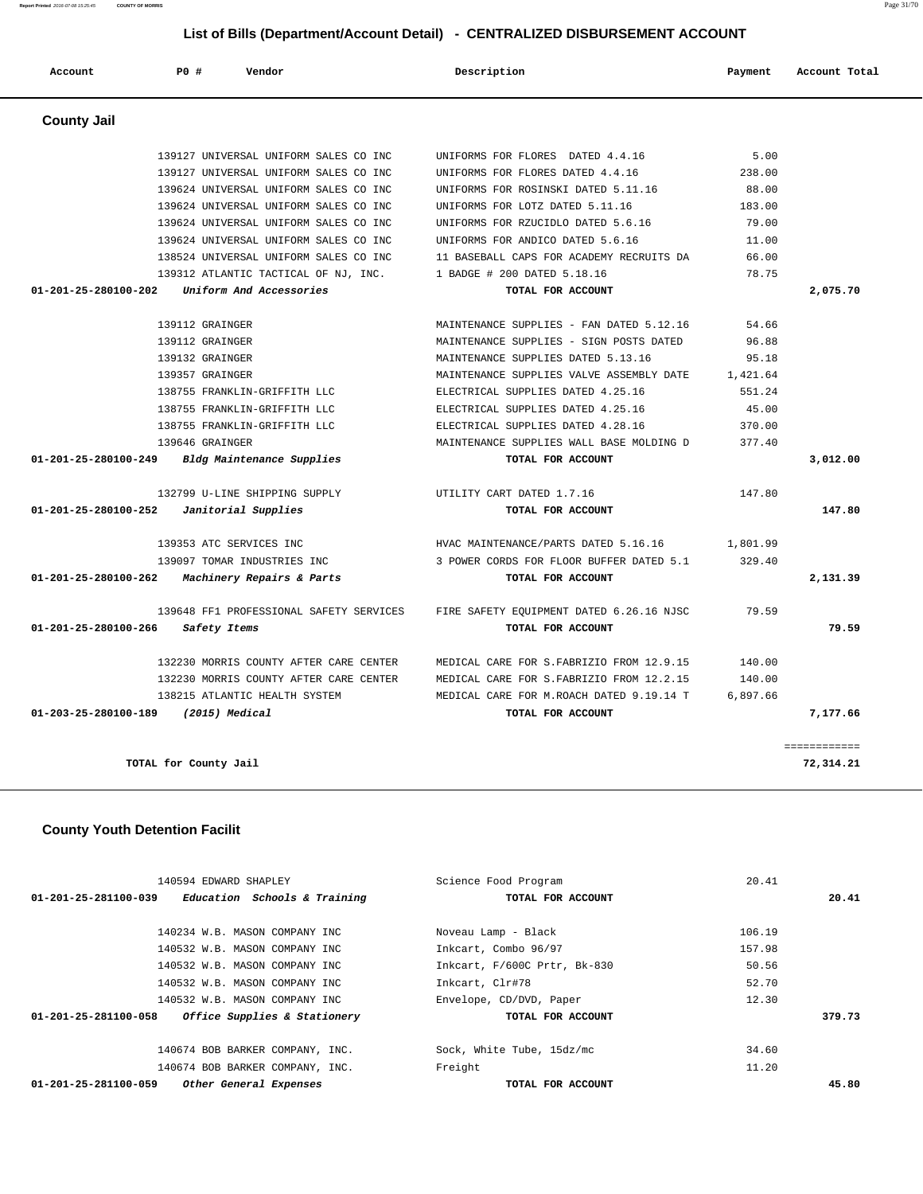## List of Bills (Department/Account Detail) - CENTRALIZED DISBURSEMENT ACCOUNT

| Account | PO # | Vendor | Description | Payment | Account Total |
|---|---|---|---|---|---|

### County Jail

| Account | PO # | Vendor | Description | Payment | Account Total |
|---|---|---|---|---|---|
| | 139127 | UNIVERSAL UNIFORM SALES CO INC | UNIFORMS FOR FLORES DATED 4.4.16 | 5.00 | |
| | 139127 | UNIVERSAL UNIFORM SALES CO INC | UNIFORMS FOR FLORES DATED 4.4.16 | 238.00 | |
| | 139624 | UNIVERSAL UNIFORM SALES CO INC | UNIFORMS FOR ROSINSKI DATED 5.11.16 | 88.00 | |
| | 139624 | UNIVERSAL UNIFORM SALES CO INC | UNIFORMS FOR LOTZ DATED 5.11.16 | 183.00 | |
| | 139624 | UNIVERSAL UNIFORM SALES CO INC | UNIFORMS FOR RZUCIDLO DATED 5.6.16 | 79.00 | |
| | 139624 | UNIVERSAL UNIFORM SALES CO INC | UNIFORMS FOR ANDICO DATED 5.6.16 | 11.00 | |
| | 138524 | UNIVERSAL UNIFORM SALES CO INC | 11 BASEBALL CAPS FOR ACADEMY RECRUITS DA | 66.00 | |
| | 139312 | ATLANTIC TACTICAL OF NJ, INC. | 1 BADGE # 200 DATED 5.18.16 | 78.75 | |
| **01-201-25-280100-202** | | ***Uniform And Accessories*** | **TOTAL FOR ACCOUNT** | | **2,075.70** |
| | 139112 | GRAINGER | MAINTENANCE SUPPLIES - FAN DATED 5.12.16 | 54.66 | |
| | 139112 | GRAINGER | MAINTENANCE SUPPLIES - SIGN POSTS DATED | 96.88 | |
| | 139132 | GRAINGER | MAINTENANCE SUPPLIES DATED 5.13.16 | 95.18 | |
| | 139357 | GRAINGER | MAINTENANCE SUPPLIES VALVE ASSEMBLY DATE | 1,421.64 | |
| | 138755 | FRANKLIN-GRIFFITH LLC | ELECTRICAL SUPPLIES DATED 4.25.16 | 551.24 | |
| | 138755 | FRANKLIN-GRIFFITH LLC | ELECTRICAL SUPPLIES DATED 4.25.16 | 45.00 | |
| | 138755 | FRANKLIN-GRIFFITH LLC | ELECTRICAL SUPPLIES DATED 4.28.16 | 370.00 | |
| | 139646 | GRAINGER | MAINTENANCE SUPPLIES WALL BASE MOLDING D | 377.40 | |
| **01-201-25-280100-249** | | ***Bldg Maintenance Supplies*** | **TOTAL FOR ACCOUNT** | | **3,012.00** |
| | 132799 | U-LINE SHIPPING SUPPLY | UTILITY CART DATED 1.7.16 | 147.80 | |
| **01-201-25-280100-252** | | ***Janitorial Supplies*** | **TOTAL FOR ACCOUNT** | | **147.80** |
| | 139353 | ATC SERVICES INC | HVAC MAINTENANCE/PARTS DATED 5.16.16 | 1,801.99 | |
| | 139097 | TOMAR INDUSTRIES INC | 3 POWER CORDS FOR FLOOR BUFFER DATED 5.1 | 329.40 | |
| **01-201-25-280100-262** | | ***Machinery Repairs & Parts*** | **TOTAL FOR ACCOUNT** | | **2,131.39** |
| | 139648 | FF1 PROFESSIONAL SAFETY SERVICES | FIRE SAFETY EQUIPMENT DATED 6.26.16 NJSC | 79.59 | |
| **01-201-25-280100-266** | | ***Safety Items*** | **TOTAL FOR ACCOUNT** | | **79.59** |
| | 132230 | MORRIS COUNTY AFTER CARE CENTER | MEDICAL CARE FOR S.FABRIZIO FROM 12.9.15 | 140.00 | |
| | 132230 | MORRIS COUNTY AFTER CARE CENTER | MEDICAL CARE FOR S.FABRIZIO FROM 12.2.15 | 140.00 | |
| | 138215 | ATLANTIC HEALTH SYSTEM | MEDICAL CARE FOR M.ROACH DATED 9.19.14 T | 6,897.66 | |
| **01-203-25-280100-189** | | ***(2015) Medical*** | **TOTAL FOR ACCOUNT** | | **7,177.66** |
| | | | | | ============ |
| | | **TOTAL for County Jail** | | | **72,314.21** |

### County Youth Detention Facilit

| Account | PO # | Vendor | Description | Payment | Account Total |
|---|---|---|---|---|---|
| | 140594 | EDWARD SHAPLEY | Science Food Program | 20.41 | |
| **01-201-25-281100-039** | | ***Education Schools & Training*** | **TOTAL FOR ACCOUNT** | | **20.41** |
| | 140234 | W.B. MASON COMPANY INC | Noveau Lamp - Black | 106.19 | |
| | 140532 | W.B. MASON COMPANY INC | Inkcart, Combo 96/97 | 157.98 | |
| | 140532 | W.B. MASON COMPANY INC | Inkcart, F/600C Prtr, Bk-830 | 50.56 | |
| | 140532 | W.B. MASON COMPANY INC | Inkcart, Clr#78 | 52.70 | |
| | 140532 | W.B. MASON COMPANY INC | Envelope, CD/DVD, Paper | 12.30 | |
| **01-201-25-281100-058** | | ***Office Supplies & Stationery*** | **TOTAL FOR ACCOUNT** | | **379.73** |
| | 140674 | BOB BARKER COMPANY, INC. | Sock, White Tube, 15dz/mc | 34.60 | |
| | 140674 | BOB BARKER COMPANY, INC. | Freight | 11.20 | |
| **01-201-25-281100-059** | | ***Other General Expenses*** | **TOTAL FOR ACCOUNT** | | **45.80** |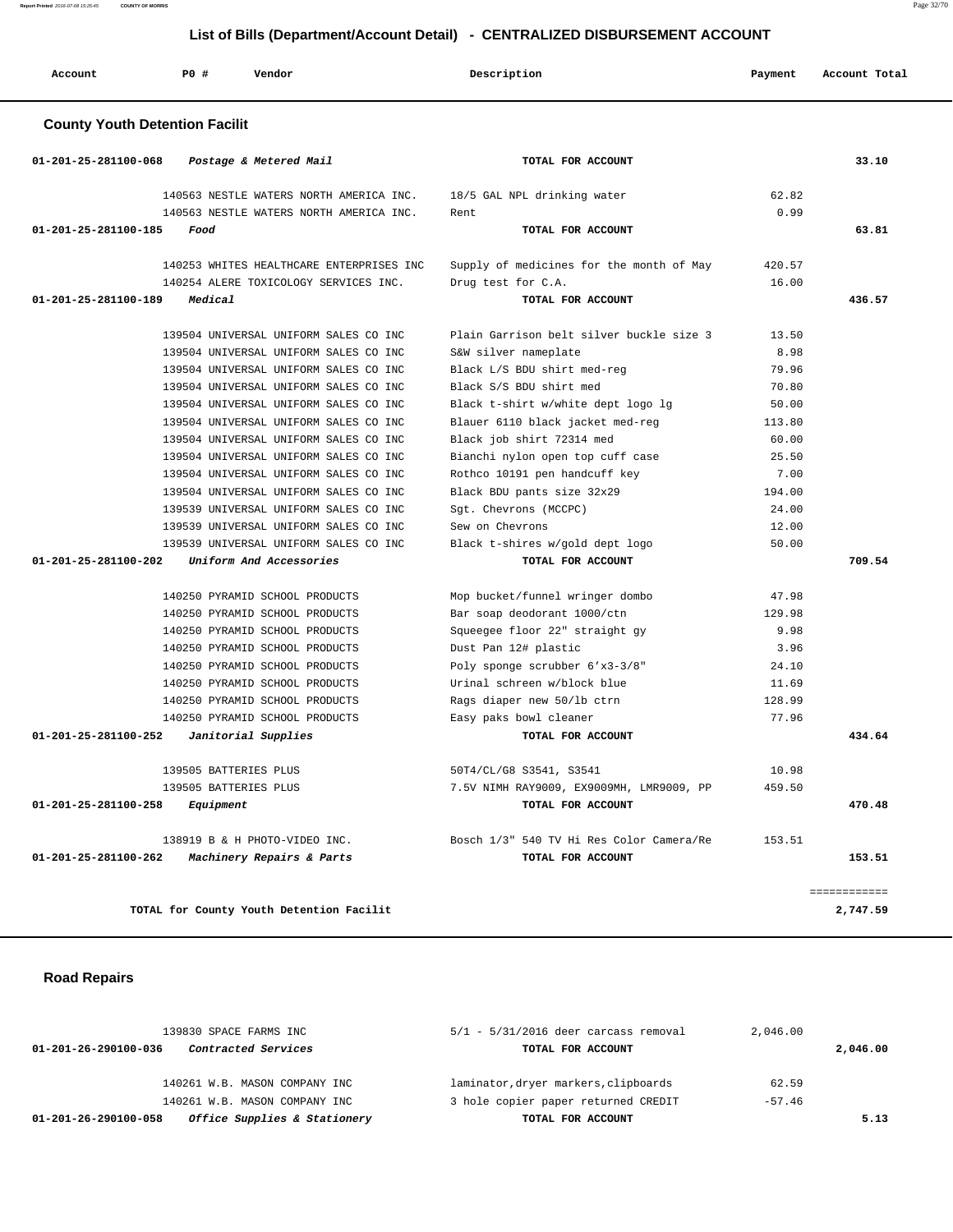## List of Bills (Department/Account Detail) - CENTRALIZED DISBURSEMENT ACCOUNT

| Account | PO # | Vendor | Description | Payment | Account Total |
|---|---|---|---|---|---|

### County Youth Detention Facilit

| Account | PO # | Vendor | Description | Payment | Account Total |
|---|---|---|---|---|---|
| 01-201-25-281100-068 | | *Postage & Metered Mail* | TOTAL FOR ACCOUNT | | 33.10 |
| | 140563 | NESTLE WATERS NORTH AMERICA INC. | 18/5 GAL NPL drinking water | 62.82 | |
| | 140563 | NESTLE WATERS NORTH AMERICA INC. | Rent | 0.99 | |
| 01-201-25-281100-185 | | *Food* | TOTAL FOR ACCOUNT | | 63.81 |
| | 140253 | WHITES HEALTHCARE ENTERPRISES INC | Supply of medicines for the month of May | 420.57 | |
| | 140254 | ALERE TOXICOLOGY SERVICES INC. | Drug test for C.A. | 16.00 | |
| 01-201-25-281100-189 | | *Medical* | TOTAL FOR ACCOUNT | | 436.57 |
| | 139504 | UNIVERSAL UNIFORM SALES CO INC | Plain Garrison belt silver buckle size 3 | 13.50 | |
| | 139504 | UNIVERSAL UNIFORM SALES CO INC | S&W silver nameplate | 8.98 | |
| | 139504 | UNIVERSAL UNIFORM SALES CO INC | Black L/S BDU shirt med-reg | 79.96 | |
| | 139504 | UNIVERSAL UNIFORM SALES CO INC | Black S/S BDU shirt med | 70.80 | |
| | 139504 | UNIVERSAL UNIFORM SALES CO INC | Black t-shirt w/white dept logo lg | 50.00 | |
| | 139504 | UNIVERSAL UNIFORM SALES CO INC | Blauer 6110 black jacket med-reg | 113.80 | |
| | 139504 | UNIVERSAL UNIFORM SALES CO INC | Black job shirt 72314 med | 60.00 | |
| | 139504 | UNIVERSAL UNIFORM SALES CO INC | Bianchi nylon open top cuff case | 25.50 | |
| | 139504 | UNIVERSAL UNIFORM SALES CO INC | Rothco 10191 pen handcuff key | 7.00 | |
| | 139504 | UNIVERSAL UNIFORM SALES CO INC | Black BDU pants size 32x29 | 194.00 | |
| | 139539 | UNIVERSAL UNIFORM SALES CO INC | Sgt. Chevrons (MCCPC) | 24.00 | |
| | 139539 | UNIVERSAL UNIFORM SALES CO INC | Sew on Chevrons | 12.00 | |
| | 139539 | UNIVERSAL UNIFORM SALES CO INC | Black t-shires w/gold dept logo | 50.00 | |
| 01-201-25-281100-202 | | *Uniform And Accessories* | TOTAL FOR ACCOUNT | | 709.54 |
| | 140250 | PYRAMID SCHOOL PRODUCTS | Mop bucket/funnel wringer dombo | 47.98 | |
| | 140250 | PYRAMID SCHOOL PRODUCTS | Bar soap deodorant 1000/ctn | 129.98 | |
| | 140250 | PYRAMID SCHOOL PRODUCTS | Squeegee floor 22" straight gy | 9.98 | |
| | 140250 | PYRAMID SCHOOL PRODUCTS | Dust Pan 12# plastic | 3.96 | |
| | 140250 | PYRAMID SCHOOL PRODUCTS | Poly sponge scrubber 6'x3-3/8" | 24.10 | |
| | 140250 | PYRAMID SCHOOL PRODUCTS | Urinal schreen w/block blue | 11.69 | |
| | 140250 | PYRAMID SCHOOL PRODUCTS | Rags diaper new 50/lb ctrn | 128.99 | |
| | 140250 | PYRAMID SCHOOL PRODUCTS | Easy paks bowl cleaner | 77.96 | |
| 01-201-25-281100-252 | | *Janitorial Supplies* | TOTAL FOR ACCOUNT | | 434.64 |
| | 139505 | BATTERIES PLUS | 50T4/CL/G8 S3541, S3541 | 10.98 | |
| | 139505 | BATTERIES PLUS | 7.5V NIMH RAY9009, EX9009MH, LMR9009, PP | 459.50 | |
| 01-201-25-281100-258 | | *Equipment* | TOTAL FOR ACCOUNT | | 470.48 |
| | 138919 | B & H PHOTO-VIDEO INC. | Bosch 1/3" 540 TV Hi Res Color Camera/Re | 153.51 | |
| 01-201-25-281100-262 | | *Machinery Repairs & Parts* | TOTAL FOR ACCOUNT | | 153.51 |
| | | | | | ============ |
| | | TOTAL for County Youth Detention Facilit | | | 2,747.59 |

### Road Repairs

| Account | PO # | Vendor | Description | Payment | Account Total |
|---|---|---|---|---|---|
| | 139830 | SPACE FARMS INC | 5/1 - 5/31/2016 deer carcass removal | 2,046.00 | |
| 01-201-26-290100-036 | | *Contracted Services* | TOTAL FOR ACCOUNT | | 2,046.00 |
| | 140261 | W.B. MASON COMPANY INC | laminator,dryer markers,clipboards | 62.59 | |
| | 140261 | W.B. MASON COMPANY INC | 3 hole copier paper returned CREDIT | -57.46 | |
| 01-201-26-290100-058 | | *Office Supplies & Stationery* | TOTAL FOR ACCOUNT | | 5.13 |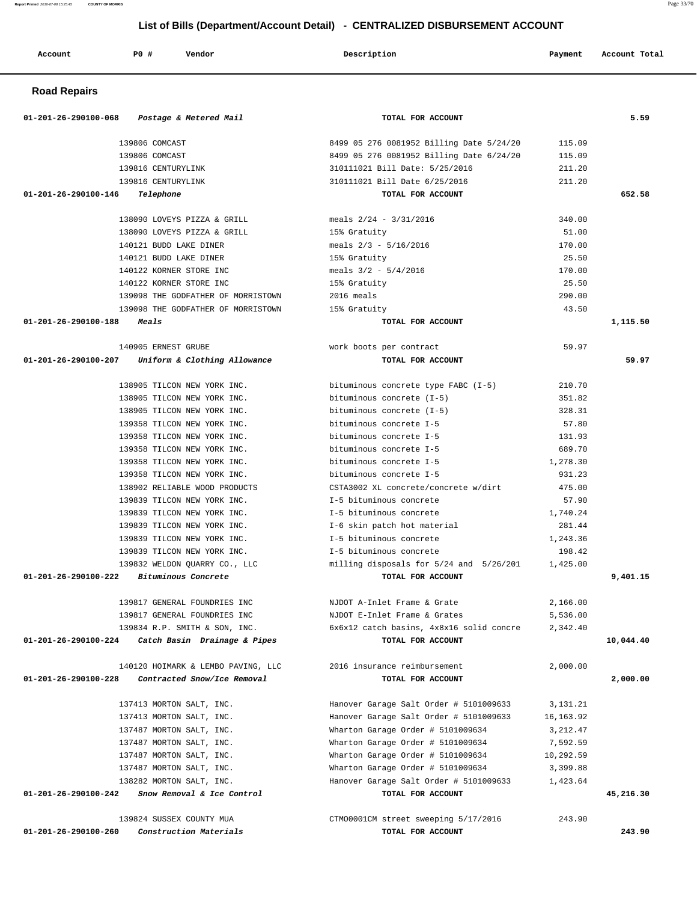## List of Bills (Department/Account Detail) - CENTRALIZED DISBURSEMENT ACCOUNT

| Account | PO # | Vendor | Description | Payment | Account Total |
|---|---|---|---|---|---|

### Road Repairs

| Account | PO # | Vendor | Description | Payment | Account Total |
|---|---|---|---|---|---|
| 01-201-26-290100-068 | | *Postage & Metered Mail* | TOTAL FOR ACCOUNT | | 5.59 |
| | 139806 | COMCAST | 8499 05 276 0081952 Billing Date 5/24/20 | 115.09 | |
| | 139806 | COMCAST | 8499 05 276 0081952 Billing Date 6/24/20 | 115.09 | |
| | 139816 | CENTURYLINK | 310111021 Bill Date: 5/25/2016 | 211.20 | |
| | 139816 | CENTURYLINK | 310111021 Bill Date 6/25/2016 | 211.20 | |
| 01-201-26-290100-146 | | *Telephone* | TOTAL FOR ACCOUNT | | 652.58 |
| | 138090 | LOVEYS PIZZA & GRILL | meals 2/24 - 3/31/2016 | 340.00 | |
| | 138090 | LOVEYS PIZZA & GRILL | 15% Gratuity | 51.00 | |
| | 140121 | BUDD LAKE DINER | meals 2/3 - 5/16/2016 | 170.00 | |
| | 140121 | BUDD LAKE DINER | 15% Gratuity | 25.50 | |
| | 140122 | KORNER STORE INC | meals 3/2 - 5/4/2016 | 170.00 | |
| | 140122 | KORNER STORE INC | 15% Gratuity | 25.50 | |
| | 139098 | THE GODFATHER OF MORRISTOWN | 2016 meals | 290.00 | |
| | 139098 | THE GODFATHER OF MORRISTOWN | 15% Gratuity | 43.50 | |
| 01-201-26-290100-188 | | *Meals* | TOTAL FOR ACCOUNT | | 1,115.50 |
| | 140905 | ERNEST GRUBE | work boots per contract | 59.97 | |
| 01-201-26-290100-207 | | *Uniform & Clothing Allowance* | TOTAL FOR ACCOUNT | | 59.97 |
| | 138905 | TILCON NEW YORK INC. | bituminous concrete type FABC (I-5) | 210.70 | |
| | 138905 | TILCON NEW YORK INC. | bituminous concrete (I-5) | 351.82 | |
| | 138905 | TILCON NEW YORK INC. | bituminous concrete (I-5) | 328.31 | |
| | 139358 | TILCON NEW YORK INC. | bituminous concrete I-5 | 57.80 | |
| | 139358 | TILCON NEW YORK INC. | bituminous concrete I-5 | 131.93 | |
| | 139358 | TILCON NEW YORK INC. | bituminous concrete I-5 | 689.70 | |
| | 139358 | TILCON NEW YORK INC. | bituminous concrete I-5 | 1,278.30 | |
| | 139358 | TILCON NEW YORK INC. | bituminous concrete I-5 | 931.23 | |
| | 138902 | RELIABLE WOOD PRODUCTS | CSTA3002 XL concrete/concrete w/dirt | 475.00 | |
| | 139839 | TILCON NEW YORK INC. | I-5 bituminous concrete | 57.90 | |
| | 139839 | TILCON NEW YORK INC. | I-5 bituminous concrete | 1,740.24 | |
| | 139839 | TILCON NEW YORK INC. | I-6 skin patch hot material | 281.44 | |
| | 139839 | TILCON NEW YORK INC. | I-5 bituminous concrete | 1,243.36 | |
| | 139839 | TILCON NEW YORK INC. | I-5 bituminous concrete | 198.42 | |
| | 139832 | WELDON QUARRY CO., LLC | milling disposals for 5/24 and 5/26/201 | 1,425.00 | |
| 01-201-26-290100-222 | | *Bituminous Concrete* | TOTAL FOR ACCOUNT | | 9,401.15 |
| | 139817 | GENERAL FOUNDRIES INC | NJDOT A-Inlet Frame & Grate | 2,166.00 | |
| | 139817 | GENERAL FOUNDRIES INC | NJDOT E-Inlet Frame & Grates | 5,536.00 | |
| | 139834 | R.P. SMITH & SON, INC. | 6x6x12 catch basins, 4x8x16 solid concre | 2,342.40 | |
| 01-201-26-290100-224 | | *Catch Basin Drainage & Pipes* | TOTAL FOR ACCOUNT | | 10,044.40 |
| | 140120 | HOIMARK & LEMBO PAVING, LLC | 2016 insurance reimbursement | 2,000.00 | |
| 01-201-26-290100-228 | | *Contracted Snow/Ice Removal* | TOTAL FOR ACCOUNT | | 2,000.00 |
| | 137413 | MORTON SALT, INC. | Hanover Garage Salt Order # 5101009633 | 3,131.21 | |
| | 137413 | MORTON SALT, INC. | Hanover Garage Salt Order # 5101009633 | 16,163.92 | |
| | 137487 | MORTON SALT, INC. | Wharton Garage Order # 5101009634 | 3,212.47 | |
| | 137487 | MORTON SALT, INC. | Wharton Garage Order # 5101009634 | 7,592.59 | |
| | 137487 | MORTON SALT, INC. | Wharton Garage Order # 5101009634 | 10,292.59 | |
| | 137487 | MORTON SALT, INC. | Wharton Garage Order # 5101009634 | 3,399.88 | |
| | 138282 | MORTON SALT, INC. | Hanover Garage Salt Order # 5101009633 | 1,423.64 | |
| 01-201-26-290100-242 | | *Snow Removal & Ice Control* | TOTAL FOR ACCOUNT | | 45,216.30 |
| | 139824 | SUSSEX COUNTY MUA | CTMO0001CM street sweeping 5/17/2016 | 243.90 | |
| 01-201-26-290100-260 | | *Construction Materials* | TOTAL FOR ACCOUNT | | 243.90 |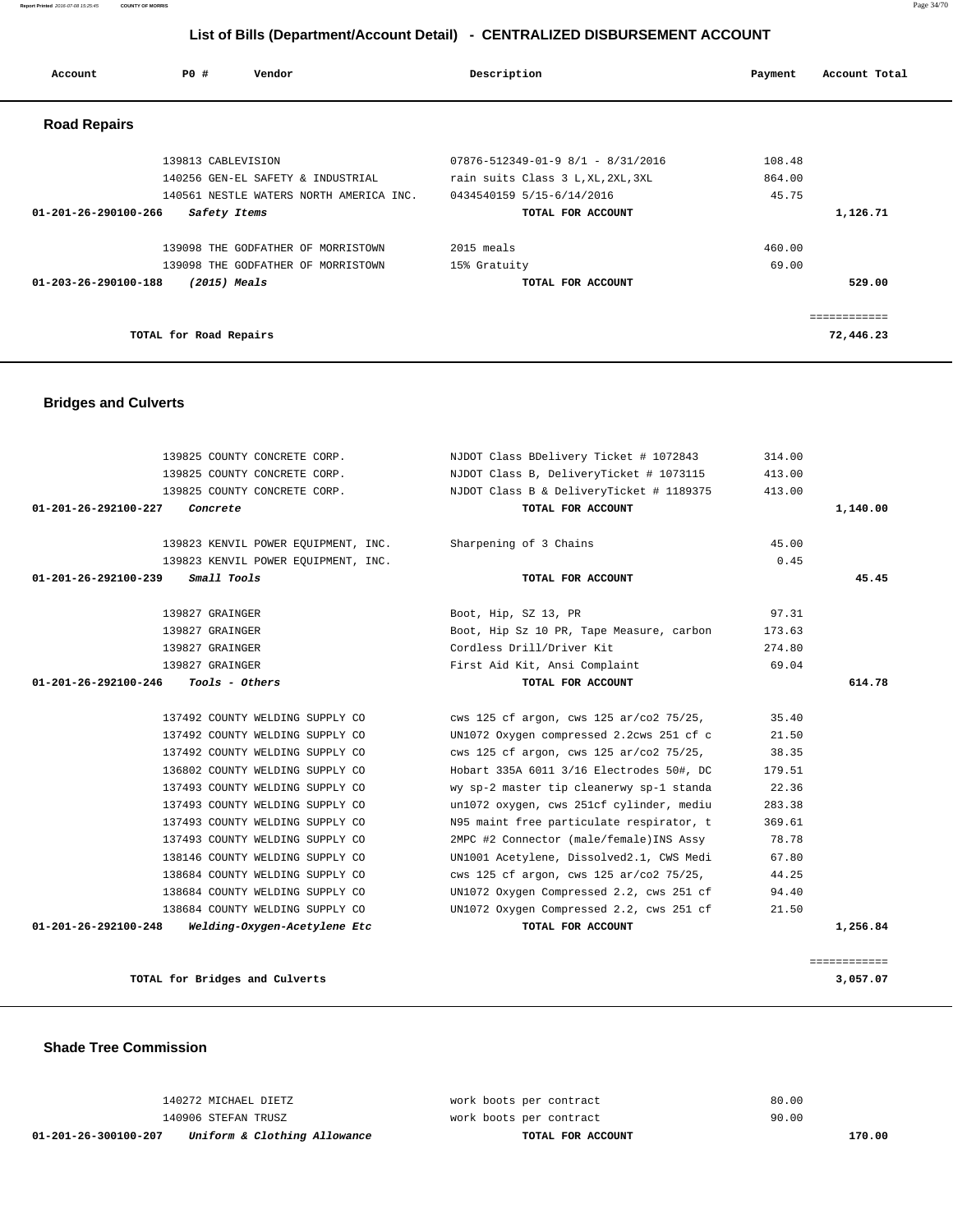# List of Bills (Department/Account Detail) - CENTRALIZED DISBURSEMENT ACCOUNT

| Account | PO # | Vendor | Description | Payment | Account Total |
|---|---|---|---|---|---|

## Road Repairs

| Account | PO # | Vendor | Description | Payment | Account Total |
|---|---|---|---|---|---|
| | 139813 | CABLEVISION | 07876-512349-01-9 8/1 - 8/31/2016 | 108.48 | |
| | 140256 | GEN-EL SAFETY & INDUSTRIAL | rain suits Class 3 L,XL,2XL,3XL | 864.00 | |
| | 140561 | NESTLE WATERS NORTH AMERICA INC. | 0434540159 5/15-6/14/2016 | 45.75 | |
| **01-201-26-290100-266** | | *Safety Items* | **TOTAL FOR ACCOUNT** | | **1,126.71** |
| | 139098 | THE GODFATHER OF MORRISTOWN | 2015 meals | 460.00 | |
| | 139098 | THE GODFATHER OF MORRISTOWN | 15% Gratuity | 69.00 | |
| **01-203-26-290100-188** | | *(2015) Meals* | **TOTAL FOR ACCOUNT** | | **529.00** |
| | | | | | ============ |
| | | **TOTAL for Road Repairs** | | | **72,446.23** |

## Bridges and Culverts

| Account | PO # | Vendor | Description | Payment | Account Total |
|---|---|---|---|---|---|
| | 139825 | COUNTY CONCRETE CORP. | NJDOT Class BDelivery Ticket # 1072843 | 314.00 | |
| | 139825 | COUNTY CONCRETE CORP. | NJDOT Class B, DeliveryTicket # 1073115 | 413.00 | |
| | 139825 | COUNTY CONCRETE CORP. | NJDOT Class B & DeliveryTicket # 1189375 | 413.00 | |
| **01-201-26-292100-227** | | *Concrete* | **TOTAL FOR ACCOUNT** | | **1,140.00** |
| | 139823 | KENVIL POWER EQUIPMENT, INC. | Sharpening of 3 Chains | 45.00 | |
| | 139823 | KENVIL POWER EQUIPMENT, INC. | | 0.45 | |
| **01-201-26-292100-239** | | *Small Tools* | **TOTAL FOR ACCOUNT** | | **45.45** |
| | 139827 | GRAINGER | Boot, Hip, SZ 13, PR | 97.31 | |
| | 139827 | GRAINGER | Boot, Hip Sz 10 PR, Tape Measure, carbon | 173.63 | |
| | 139827 | GRAINGER | Cordless Drill/Driver Kit | 274.80 | |
| | 139827 | GRAINGER | First Aid Kit, Ansi Complaint | 69.04 | |
| **01-201-26-292100-246** | | *Tools - Others* | **TOTAL FOR ACCOUNT** | | **614.78** |
| | 137492 | COUNTY WELDING SUPPLY CO | cws 125 cf argon, cws 125 ar/co2 75/25, | 35.40 | |
| | 137492 | COUNTY WELDING SUPPLY CO | UN1072 Oxygen compressed 2.2cws 251 cf c | 21.50 | |
| | 137492 | COUNTY WELDING SUPPLY CO | cws 125 cf argon, cws 125 ar/co2 75/25, | 38.35 | |
| | 136802 | COUNTY WELDING SUPPLY CO | Hobart 335A 6011 3/16 Electrodes 50#, DC | 179.51 | |
| | 137493 | COUNTY WELDING SUPPLY CO | wy sp-2 master tip cleanerwy sp-1 standa | 22.36 | |
| | 137493 | COUNTY WELDING SUPPLY CO | un1072 oxygen, cws 251cf cylinder, mediu | 283.38 | |
| | 137493 | COUNTY WELDING SUPPLY CO | N95 maint free particulate respirator, t | 369.61 | |
| | 137493 | COUNTY WELDING SUPPLY CO | 2MPC #2 Connector (male/female)INS Assy | 78.78 | |
| | 138146 | COUNTY WELDING SUPPLY CO | UN1001 Acetylene, Dissolved2.1, CWS Medi | 67.80 | |
| | 138684 | COUNTY WELDING SUPPLY CO | cws 125 cf argon, cws 125 ar/co2 75/25, | 44.25 | |
| | 138684 | COUNTY WELDING SUPPLY CO | UN1072 Oxygen Compressed 2.2, cws 251 cf | 94.40 | |
| | 138684 | COUNTY WELDING SUPPLY CO | UN1072 Oxygen Compressed 2.2, cws 251 cf | 21.50 | |
| **01-201-26-292100-248** | | *Welding-Oxygen-Acetylene Etc* | **TOTAL FOR ACCOUNT** | | **1,256.84** |
| | | | | | ============ |
| | | **TOTAL for Bridges and Culverts** | | | **3,057.07** |

## Shade Tree Commission

| Account | PO # | Vendor | Description | Payment | Account Total |
|---|---|---|---|---|---|
| | 140272 | MICHAEL DIETZ | work boots per contract | 80.00 | |
| | 140906 | STEFAN TRUSZ | work boots per contract | 90.00 | |
| **01-201-26-300100-207** | | *Uniform & Clothing Allowance* | **TOTAL FOR ACCOUNT** | | **170.00** |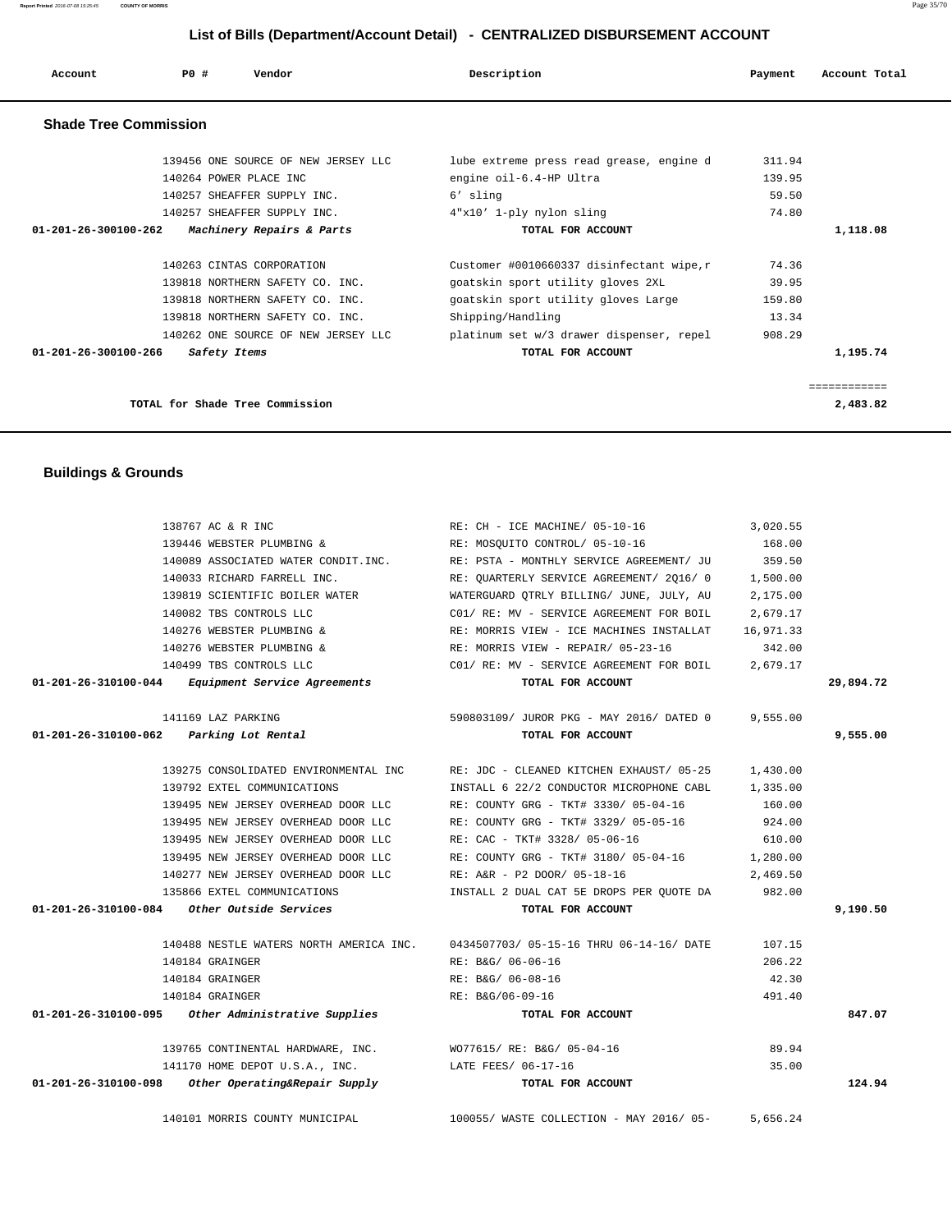# List of Bills (Department/Account Detail) - CENTRALIZED DISBURSEMENT ACCOUNT

| Account | PO # | Vendor | Description | Payment | Account Total |
|---|---|---|---|---|---|

## Shade Tree Commission

| Account | PO # | Vendor | Description | Payment | Account Total |
|---|---|---|---|---|---|
| | 139456 | ONE SOURCE OF NEW JERSEY LLC | lube extreme press read grease, engine d | 311.94 | |
| | 140264 | POWER PLACE INC | engine oil-6.4-HP Ultra | 139.95 | |
| | 140257 | SHEAFFER SUPPLY INC. | 6' sling | 59.50 | |
| | 140257 | SHEAFFER SUPPLY INC. | 4"x10' 1-ply nylon sling | 74.80 | |
| **01-201-26-300100-262** | | ***Machinery Repairs & Parts*** | **TOTAL FOR ACCOUNT** | | **1,118.08** |
| | 140263 | CINTAS CORPORATION | Customer #0010660337 disinfectant wipe,r | 74.36 | |
| | 139818 | NORTHERN SAFETY CO. INC. | goatskin sport utility gloves 2XL | 39.95 | |
| | 139818 | NORTHERN SAFETY CO. INC. | goatskin sport utility gloves Large | 159.80 | |
| | 139818 | NORTHERN SAFETY CO. INC. | Shipping/Handling | 13.34 | |
| | 140262 | ONE SOURCE OF NEW JERSEY LLC | platinum set w/3 drawer dispenser, repel | 908.29 | |
| **01-201-26-300100-266** | | ***Safety Items*** | **TOTAL FOR ACCOUNT** | | **1,195.74** |
| | | **TOTAL for Shade Tree Commission** | | | **2,483.82** |

## Buildings & Grounds

| Account | PO # | Vendor | Description | Payment | Account Total |
|---|---|---|---|---|---|
| | 138767 | AC & R INC | RE: CH - ICE MACHINE/ 05-10-16 | 3,020.55 | |
| | 139446 | WEBSTER PLUMBING & | RE: MOSQUITO CONTROL/ 05-10-16 | 168.00 | |
| | 140089 | ASSOCIATED WATER CONDIT.INC. | RE: PSTA - MONTHLY SERVICE AGREEMENT/ JU | 359.50 | |
| | 140033 | RICHARD FARRELL INC. | RE: QUARTERLY SERVICE AGREEMENT/ 2Q16/ 0 | 1,500.00 | |
| | 139819 | SCIENTIFIC BOILER WATER | WATERGUARD QTRLY BILLING/ JUNE, JULY, AU | 2,175.00 | |
| | 140082 | TBS CONTROLS LLC | C01/ RE: MV - SERVICE AGREEMENT FOR BOIL | 2,679.17 | |
| | 140276 | WEBSTER PLUMBING & | RE: MORRIS VIEW - ICE MACHINES INSTALLAT | 16,971.33 | |
| | 140276 | WEBSTER PLUMBING & | RE: MORRIS VIEW - REPAIR/ 05-23-16 | 342.00 | |
| | 140499 | TBS CONTROLS LLC | C01/ RE: MV - SERVICE AGREEMENT FOR BOIL | 2,679.17 | |
| **01-201-26-310100-044** | | ***Equipment Service Agreements*** | **TOTAL FOR ACCOUNT** | | **29,894.72** |
| | 141169 | LAZ PARKING | 590803109/ JUROR PKG - MAY 2016/ DATED 0 | 9,555.00 | |
| **01-201-26-310100-062** | | ***Parking Lot Rental*** | **TOTAL FOR ACCOUNT** | | **9,555.00** |
| | 139275 | CONSOLIDATED ENVIRONMENTAL INC | RE: JDC - CLEANED KITCHEN EXHAUST/ 05-25 | 1,430.00 | |
| | 139792 | EXTEL COMMUNICATIONS | INSTALL 6 22/2 CONDUCTOR MICROPHONE CABL | 1,335.00 | |
| | 139495 | NEW JERSEY OVERHEAD DOOR LLC | RE: COUNTY GRG - TKT# 3330/ 05-04-16 | 160.00 | |
| | 139495 | NEW JERSEY OVERHEAD DOOR LLC | RE: COUNTY GRG - TKT# 3329/ 05-05-16 | 924.00 | |
| | 139495 | NEW JERSEY OVERHEAD DOOR LLC | RE: CAC - TKT# 3328/ 05-06-16 | 610.00 | |
| | 139495 | NEW JERSEY OVERHEAD DOOR LLC | RE: COUNTY GRG - TKT# 3180/ 05-04-16 | 1,280.00 | |
| | 140277 | NEW JERSEY OVERHEAD DOOR LLC | RE: A&R - P2 DOOR/ 05-18-16 | 2,469.50 | |
| | 135866 | EXTEL COMMUNICATIONS | INSTALL 2 DUAL CAT 5E DROPS PER QUOTE DA | 982.00 | |
| **01-201-26-310100-084** | | ***Other Outside Services*** | **TOTAL FOR ACCOUNT** | | **9,190.50** |
| | 140488 | NESTLE WATERS NORTH AMERICA INC. | 0434507703/ 05-15-16 THRU 06-14-16/ DATE | 107.15 | |
| | 140184 | GRAINGER | RE: B&G/ 06-06-16 | 206.22 | |
| | 140184 | GRAINGER | RE: B&G/ 06-08-16 | 42.30 | |
| | 140184 | GRAINGER | RE: B&G/06-09-16 | 491.40 | |
| **01-201-26-310100-095** | | ***Other Administrative Supplies*** | **TOTAL FOR ACCOUNT** | | **847.07** |
| | 139765 | CONTINENTAL HARDWARE, INC. | WO77615/ RE: B&G/ 05-04-16 | 89.94 | |
| | 141170 | HOME DEPOT U.S.A., INC. | LATE FEES/ 06-17-16 | 35.00 | |
| **01-201-26-310100-098** | | ***Other Operating&Repair Supply*** | **TOTAL FOR ACCOUNT** | | **124.94** |
| | 140101 | MORRIS COUNTY MUNICIPAL | 100055/ WASTE COLLECTION - MAY 2016/ 05- | 5,656.24 | |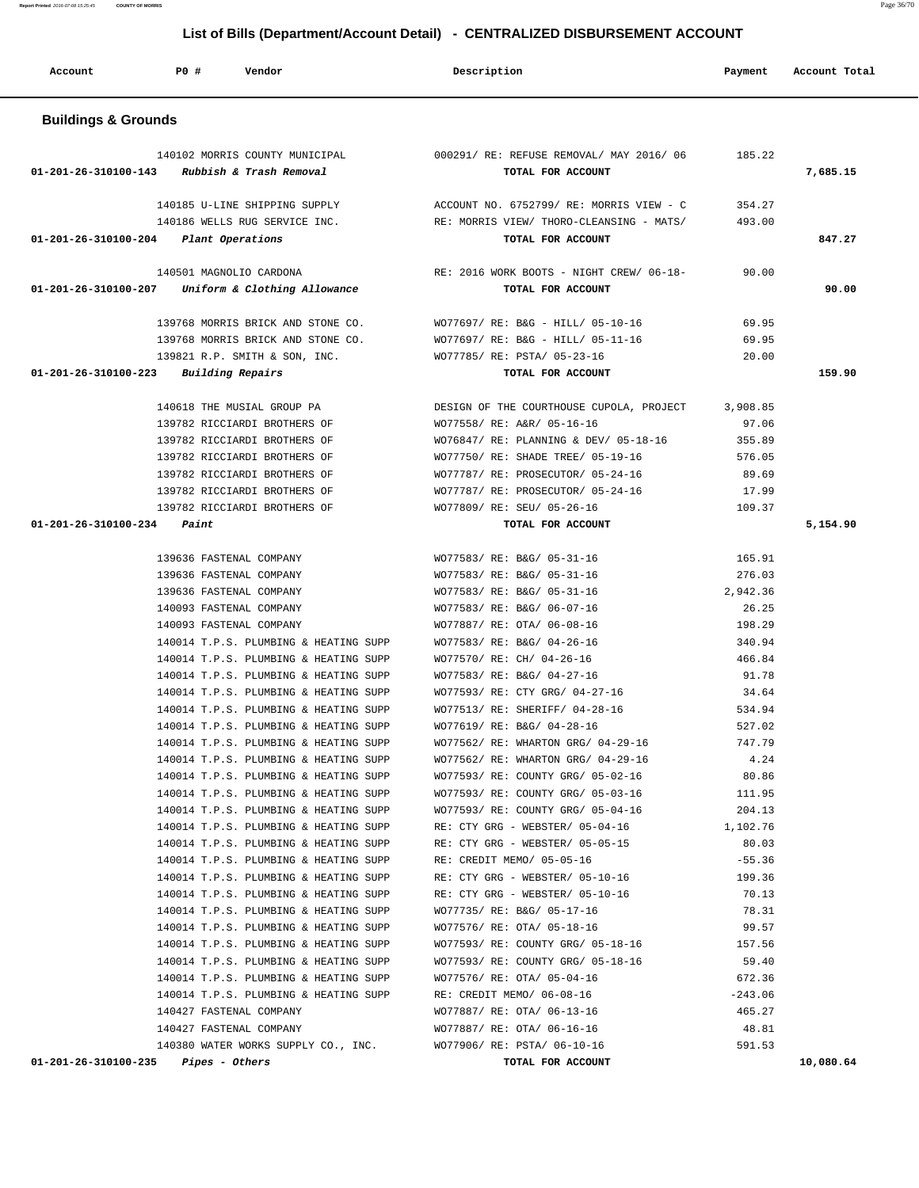## List of Bills (Department/Account Detail) - CENTRALIZED DISBURSEMENT ACCOUNT

| Account | PO # | Vendor | Description | Payment | Account Total |
|---|---|---|---|---|---|

### Buildings & Grounds

| Account | PO # | Vendor | Description | Payment | Account Total |
|---|---|---|---|---|---|
| | 140102 | MORRIS COUNTY MUNICIPAL | 000291/ RE: REFUSE REMOVAL/ MAY 2016/ 06 | 185.22 | |
| 01-201-26-310100-143 | | *Rubbish & Trash Removal* | TOTAL FOR ACCOUNT | | 7,685.15 |
| | 140185 | U-LINE SHIPPING SUPPLY | ACCOUNT NO. 6752799/ RE: MORRIS VIEW - C | 354.27 | |
| | 140186 | WELLS RUG SERVICE INC. | RE: MORRIS VIEW/ THORO-CLEANSING - MATS/ | 493.00 | |
| 01-201-26-310100-204 | | *Plant Operations* | TOTAL FOR ACCOUNT | | 847.27 |
| | 140501 | MAGNOLIO CARDONA | RE: 2016 WORK BOOTS - NIGHT CREW/ 06-18- | 90.00 | |
| 01-201-26-310100-207 | | *Uniform & Clothing Allowance* | TOTAL FOR ACCOUNT | | 90.00 |
| | 139768 | MORRIS BRICK AND STONE CO. | WO77697/ RE: B&G - HILL/ 05-10-16 | 69.95 | |
| | 139768 | MORRIS BRICK AND STONE CO. | WO77697/ RE: B&G - HILL/ 05-11-16 | 69.95 | |
| | 139821 | R.P. SMITH & SON, INC. | WO77785/ RE: PSTA/ 05-23-16 | 20.00 | |
| 01-201-26-310100-223 | | *Building Repairs* | TOTAL FOR ACCOUNT | | 159.90 |
| | 140618 | THE MUSIAL GROUP PA | DESIGN OF THE COURTHOUSE CUPOLA, PROJECT | 3,908.85 | |
| | 139782 | RICCIARDI BROTHERS OF | WO77558/ RE: A&R/ 05-16-16 | 97.06 | |
| | 139782 | RICCIARDI BROTHERS OF | WO76847/ RE: PLANNING & DEV/ 05-18-16 | 355.89 | |
| | 139782 | RICCIARDI BROTHERS OF | WO77750/ RE: SHADE TREE/ 05-19-16 | 576.05 | |
| | 139782 | RICCIARDI BROTHERS OF | WO77787/ RE: PROSECUTOR/ 05-24-16 | 89.69 | |
| | 139782 | RICCIARDI BROTHERS OF | WO77787/ RE: PROSECUTOR/ 05-24-16 | 17.99 | |
| | 139782 | RICCIARDI BROTHERS OF | WO77809/ RE: SEU/ 05-26-16 | 109.37 | |
| 01-201-26-310100-234 | | *Paint* | TOTAL FOR ACCOUNT | | 5,154.90 |
| | 139636 | FASTENAL COMPANY | WO77583/ RE: B&G/ 05-31-16 | 165.91 | |
| | 139636 | FASTENAL COMPANY | WO77583/ RE: B&G/ 05-31-16 | 276.03 | |
| | 139636 | FASTENAL COMPANY | WO77583/ RE: B&G/ 05-31-16 | 2,942.36 | |
| | 140093 | FASTENAL COMPANY | WO77583/ RE: B&G/ 06-07-16 | 26.25 | |
| | 140093 | FASTENAL COMPANY | WO77887/ RE: OTA/ 06-08-16 | 198.29 | |
| | 140014 | T.P.S. PLUMBING & HEATING SUPP | WO77583/ RE: B&G/ 04-26-16 | 340.94 | |
| | 140014 | T.P.S. PLUMBING & HEATING SUPP | WO77570/ RE: CH/ 04-26-16 | 466.84 | |
| | 140014 | T.P.S. PLUMBING & HEATING SUPP | WO77583/ RE: B&G/ 04-27-16 | 91.78 | |
| | 140014 | T.P.S. PLUMBING & HEATING SUPP | WO77593/ RE: CTY GRG/ 04-27-16 | 34.64 | |
| | 140014 | T.P.S. PLUMBING & HEATING SUPP | WO77513/ RE: SHERIFF/ 04-28-16 | 534.94 | |
| | 140014 | T.P.S. PLUMBING & HEATING SUPP | WO77619/ RE: B&G/ 04-28-16 | 527.02 | |
| | 140014 | T.P.S. PLUMBING & HEATING SUPP | WO77562/ RE: WHARTON GRG/ 04-29-16 | 747.79 | |
| | 140014 | T.P.S. PLUMBING & HEATING SUPP | WO77562/ RE: WHARTON GRG/ 04-29-16 | 4.24 | |
| | 140014 | T.P.S. PLUMBING & HEATING SUPP | WO77593/ RE: COUNTY GRG/ 05-02-16 | 80.86 | |
| | 140014 | T.P.S. PLUMBING & HEATING SUPP | WO77593/ RE: COUNTY GRG/ 05-03-16 | 111.95 | |
| | 140014 | T.P.S. PLUMBING & HEATING SUPP | WO77593/ RE: COUNTY GRG/ 05-04-16 | 204.13 | |
| | 140014 | T.P.S. PLUMBING & HEATING SUPP | RE: CTY GRG - WEBSTER/ 05-04-16 | 1,102.76 | |
| | 140014 | T.P.S. PLUMBING & HEATING SUPP | RE: CTY GRG - WEBSTER/ 05-05-15 | 80.03 | |
| | 140014 | T.P.S. PLUMBING & HEATING SUPP | RE: CREDIT MEMO/ 05-05-16 | -55.36 | |
| | 140014 | T.P.S. PLUMBING & HEATING SUPP | RE: CTY GRG - WEBSTER/ 05-10-16 | 199.36 | |
| | 140014 | T.P.S. PLUMBING & HEATING SUPP | RE: CTY GRG - WEBSTER/ 05-10-16 | 70.13 | |
| | 140014 | T.P.S. PLUMBING & HEATING SUPP | WO77735/ RE: B&G/ 05-17-16 | 78.31 | |
| | 140014 | T.P.S. PLUMBING & HEATING SUPP | WO77576/ RE: OTA/ 05-18-16 | 99.57 | |
| | 140014 | T.P.S. PLUMBING & HEATING SUPP | WO77593/ RE: COUNTY GRG/ 05-18-16 | 157.56 | |
| | 140014 | T.P.S. PLUMBING & HEATING SUPP | WO77593/ RE: COUNTY GRG/ 05-18-16 | 59.40 | |
| | 140014 | T.P.S. PLUMBING & HEATING SUPP | WO77576/ RE: OTA/ 05-04-16 | 672.36 | |
| | 140014 | T.P.S. PLUMBING & HEATING SUPP | RE: CREDIT MEMO/ 06-08-16 | -243.06 | |
| | 140427 | FASTENAL COMPANY | WO77887/ RE: OTA/ 06-13-16 | 465.27 | |
| | 140427 | FASTENAL COMPANY | WO77887/ RE: OTA/ 06-16-16 | 48.81 | |
| | 140380 | WATER WORKS SUPPLY CO., INC. | WO77906/ RE: PSTA/ 06-10-16 | 591.53 | |
| 01-201-26-310100-235 | | *Pipes - Others* | TOTAL FOR ACCOUNT | | 10,080.64 |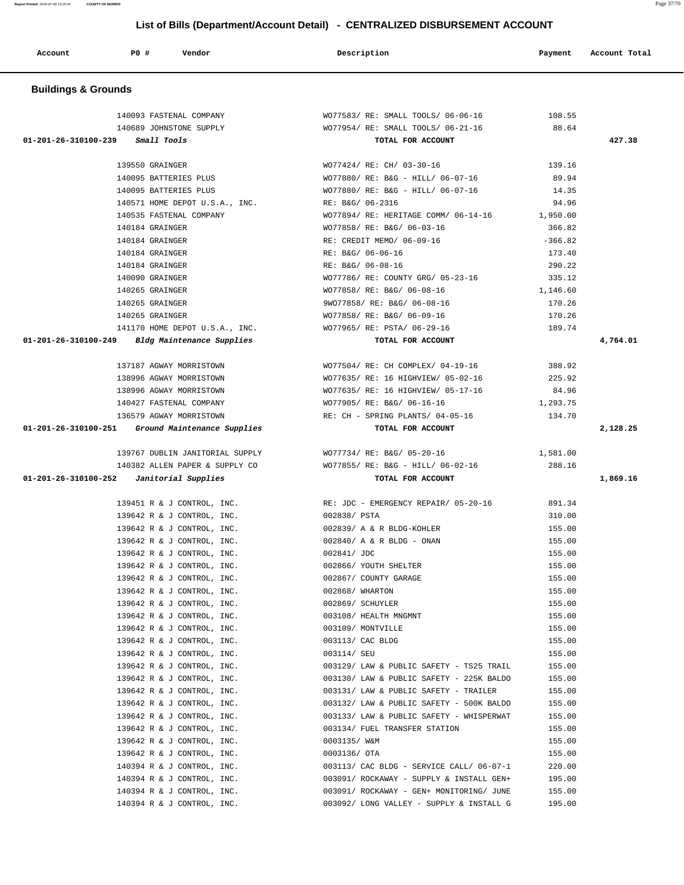## List of Bills (Department/Account Detail) - CENTRALIZED DISBURSEMENT ACCOUNT

| Account | PO # | Vendor | Description | Payment | Account Total |
|---|---|---|---|---|---|

### Buildings & Grounds

| Account | PO # | Vendor | Description | Payment | Account Total |
|---|---|---|---|---|---|
| | 140093 | FASTENAL COMPANY | WO77583/ RE: SMALL TOOLS/ 06-06-16 | 108.55 | |
| | 140689 | JOHNSTONE SUPPLY | WO77954/ RE: SMALL TOOLS/ 06-21-16 | 88.64 | |
| **01-201-26-310100-239** | | ***Small Tools*** | **TOTAL FOR ACCOUNT** | | **427.38** |
| | 139550 | GRAINGER | WO77424/ RE: CH/ 03-30-16 | 139.16 | |
| | 140095 | BATTERIES PLUS | WO77880/ RE: B&G - HILL/ 06-07-16 | 89.94 | |
| | 140095 | BATTERIES PLUS | WO77880/ RE: B&G - HILL/ 06-07-16 | 14.35 | |
| | 140571 | HOME DEPOT U.S.A., INC. | RE: B&G/ 06-2316 | 94.96 | |
| | 140535 | FASTENAL COMPANY | WO77894/ RE: HERITAGE COMM/ 06-14-16 | 1,950.00 | |
| | 140184 | GRAINGER | WO77858/ RE: B&G/ 06-03-16 | 366.82 | |
| | 140184 | GRAINGER | RE: CREDIT MEMO/ 06-09-16 | -366.82 | |
| | 140184 | GRAINGER | RE: B&G/ 06-06-16 | 173.40 | |
| | 140184 | GRAINGER | RE: B&G/ 06-08-16 | 290.22 | |
| | 140090 | GRAINGER | WO77786/ RE: COUNTY GRG/ 05-23-16 | 335.12 | |
| | 140265 | GRAINGER | WO77858/ RE: B&G/ 06-08-16 | 1,146.60 | |
| | 140265 | GRAINGER | 9WO77858/ RE: B&G/ 06-08-16 | 170.26 | |
| | 140265 | GRAINGER | WO77858/ RE: B&G/ 06-09-16 | 170.26 | |
| | 141170 | HOME DEPOT U.S.A., INC. | WO77965/ RE: PSTA/ 06-29-16 | 189.74 | |
| **01-201-26-310100-249** | | ***Bldg Maintenance Supplies*** | **TOTAL FOR ACCOUNT** | | **4,764.01** |
| | 137187 | AGWAY MORRISTOWN | WO77504/ RE: CH COMPLEX/ 04-19-16 | 388.92 | |
| | 138996 | AGWAY MORRISTOWN | WO77635/ RE: 16 HIGHVIEW/ 05-02-16 | 225.92 | |
| | 138996 | AGWAY MORRISTOWN | WO77635/ RE: 16 HIGHVIEW/ 05-17-16 | 84.96 | |
| | 140427 | FASTENAL COMPANY | WO77905/ RE: B&G/ 06-16-16 | 1,293.75 | |
| | 136579 | AGWAY MORRISTOWN | RE: CH - SPRING PLANTS/ 04-05-16 | 134.70 | |
| **01-201-26-310100-251** | | ***Ground Maintenance Supplies*** | **TOTAL FOR ACCOUNT** | | **2,128.25** |
| | 139767 | DUBLIN JANITORIAL SUPPLY | WO77734/ RE: B&G/ 05-20-16 | 1,581.00 | |
| | 140382 | ALLEN PAPER & SUPPLY CO | WO77855/ RE: B&G - HILL/ 06-02-16 | 288.16 | |
| **01-201-26-310100-252** | | ***Janitorial Supplies*** | **TOTAL FOR ACCOUNT** | | **1,869.16** |
| | 139451 | R & J CONTROL, INC. | RE: JDC - EMERGENCY REPAIR/ 05-20-16 | 891.34 | |
| | 139642 | R & J CONTROL, INC. | 002838/ PSTA | 310.00 | |
| | 139642 | R & J CONTROL, INC. | 002839/ A & R BLDG-KOHLER | 155.00 | |
| | 139642 | R & J CONTROL, INC. | 002840/ A & R BLDG - ONAN | 155.00 | |
| | 139642 | R & J CONTROL, INC. | 002841/ JDC | 155.00 | |
| | 139642 | R & J CONTROL, INC. | 002866/ YOUTH SHELTER | 155.00 | |
| | 139642 | R & J CONTROL, INC. | 002867/ COUNTY GARAGE | 155.00 | |
| | 139642 | R & J CONTROL, INC. | 002868/ WHARTON | 155.00 | |
| | 139642 | R & J CONTROL, INC. | 002869/ SCHUYLER | 155.00 | |
| | 139642 | R & J CONTROL, INC. | 003108/ HEALTH MNGMNT | 155.00 | |
| | 139642 | R & J CONTROL, INC. | 003109/ MONTVILLE | 155.00 | |
| | 139642 | R & J CONTROL, INC. | 003113/ CAC BLDG | 155.00 | |
| | 139642 | R & J CONTROL, INC. | 003114/ SEU | 155.00 | |
| | 139642 | R & J CONTROL, INC. | 003129/ LAW & PUBLIC SAFETY - TS25 TRAIL | 155.00 | |
| | 139642 | R & J CONTROL, INC. | 003130/ LAW & PUBLIC SAFETY - 225K BALDO | 155.00 | |
| | 139642 | R & J CONTROL, INC. | 003131/ LAW & PUBLIC SAFETY - TRAILER | 155.00 | |
| | 139642 | R & J CONTROL, INC. | 003132/ LAW & PUBLIC SAFETY - 500K BALDO | 155.00 | |
| | 139642 | R & J CONTROL, INC. | 003133/ LAW & PUBLIC SAFETY - WHISPERWAT | 155.00 | |
| | 139642 | R & J CONTROL, INC. | 003134/ FUEL TRANSFER STATION | 155.00 | |
| | 139642 | R & J CONTROL, INC. | 0003135/ W&M | 155.00 | |
| | 139642 | R & J CONTROL, INC. | 0003136/ OTA | 155.00 | |
| | 140394 | R & J CONTROL, INC. | 003113/ CAC BLDG - SERVICE CALL/ 06-07-1 | 220.00 | |
| | 140394 | R & J CONTROL, INC. | 003091/ ROCKAWAY - SUPPLY & INSTALL GEN+ | 195.00 | |
| | 140394 | R & J CONTROL, INC. | 003091/ ROCKAWAY - GEN+ MONITORING/ JUNE | 155.00 | |
| | 140394 | R & J CONTROL, INC. | 003092/ LONG VALLEY - SUPPLY & INSTALL G | 195.00 | |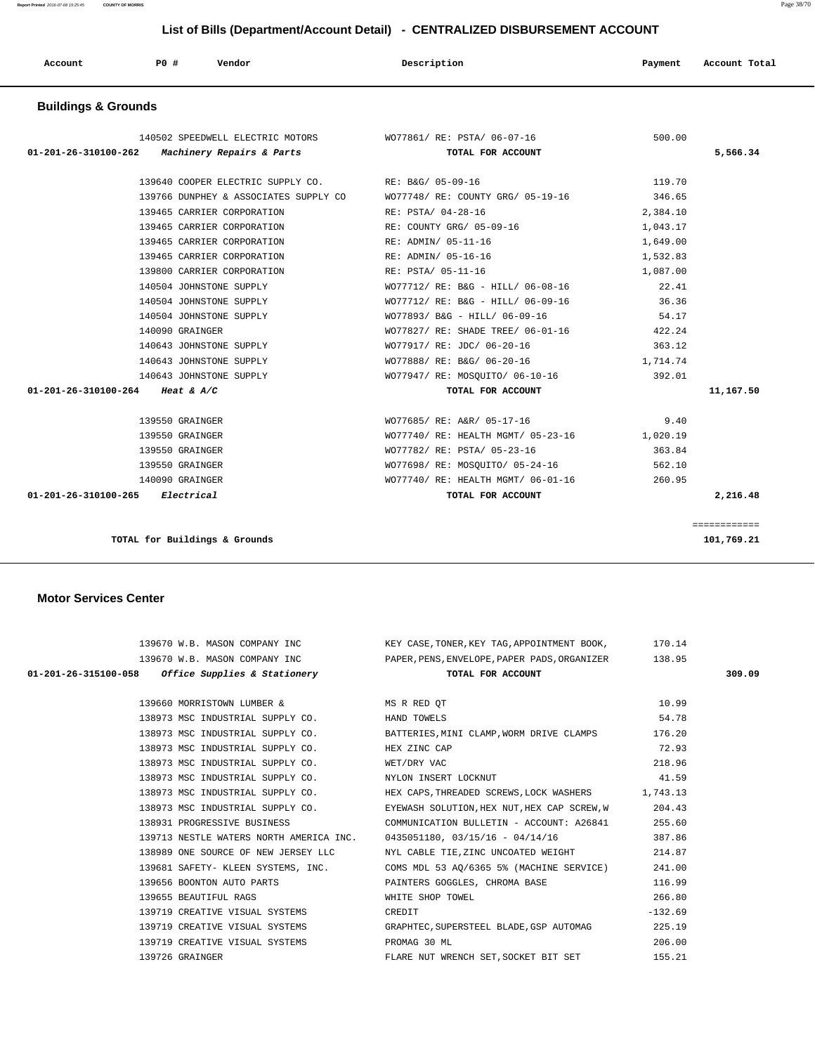# List of Bills (Department/Account Detail) - CENTRALIZED DISBURSEMENT ACCOUNT

| Account | PO # | Vendor | Description | Payment | Account Total |
|---|---|---|---|---|---|

## Buildings & Grounds

| Account | PO # | Vendor | Description | Payment | Account Total |
|---|---|---|---|---|---|
| | 140502 | SPEEDWELL ELECTRIC MOTORS | WO77861/ RE: PSTA/ 06-07-16 | 500.00 | |
| **01-201-26-310100-262** | | ***Machinery Repairs & Parts*** | **TOTAL FOR ACCOUNT** | | **5,566.34** |
| | 139640 | COOPER ELECTRIC SUPPLY CO. | RE: B&G/ 05-09-16 | 119.70 | |
| | 139766 | DUNPHEY & ASSOCIATES SUPPLY CO | WO77748/ RE: COUNTY GRG/ 05-19-16 | 346.65 | |
| | 139465 | CARRIER CORPORATION | RE: PSTA/ 04-28-16 | 2,384.10 | |
| | 139465 | CARRIER CORPORATION | RE: COUNTY GRG/ 05-09-16 | 1,043.17 | |
| | 139465 | CARRIER CORPORATION | RE: ADMIN/ 05-11-16 | 1,649.00 | |
| | 139465 | CARRIER CORPORATION | RE: ADMIN/ 05-16-16 | 1,532.83 | |
| | 139800 | CARRIER CORPORATION | RE: PSTA/ 05-11-16 | 1,087.00 | |
| | 140504 | JOHNSTONE SUPPLY | WO77712/ RE: B&G - HILL/ 06-08-16 | 22.41 | |
| | 140504 | JOHNSTONE SUPPLY | WO77712/ RE: B&G - HILL/ 06-09-16 | 36.36 | |
| | 140504 | JOHNSTONE SUPPLY | WO77893/ B&G - HILL/ 06-09-16 | 54.17 | |
| | 140090 | GRAINGER | WO77827/ RE: SHADE TREE/ 06-01-16 | 422.24 | |
| | 140643 | JOHNSTONE SUPPLY | WO77917/ RE: JDC/ 06-20-16 | 363.12 | |
| | 140643 | JOHNSTONE SUPPLY | WO77888/ RE: B&G/ 06-20-16 | 1,714.74 | |
| | 140643 | JOHNSTONE SUPPLY | WO77947/ RE: MOSQUITO/ 06-10-16 | 392.01 | |
| **01-201-26-310100-264** | | ***Heat & A/C*** | **TOTAL FOR ACCOUNT** | | **11,167.50** |
| | 139550 | GRAINGER | WO77685/ RE: A&R/ 05-17-16 | 9.40 | |
| | 139550 | GRAINGER | WO77740/ RE: HEALTH MGMT/ 05-23-16 | 1,020.19 | |
| | 139550 | GRAINGER | WO77782/ RE: PSTA/ 05-23-16 | 363.84 | |
| | 139550 | GRAINGER | WO77698/ RE: MOSQUITO/ 05-24-16 | 562.10 | |
| | 140090 | GRAINGER | WO77740/ RE: HEALTH MGMT/ 06-01-16 | 260.95 | |
| **01-201-26-310100-265** | | ***Electrical*** | **TOTAL FOR ACCOUNT** | | **2,216.48** |

**TOTAL for Buildings & Grounds** ============ **101,769.21**

## Motor Services Center

| Account | PO # | Vendor | Description | Payment | Account Total |
|---|---|---|---|---|---|
| | 139670 | W.B. MASON COMPANY INC | KEY CASE,TONER,KEY TAG,APPOINTMENT BOOK, | 170.14 | |
| | 139670 | W.B. MASON COMPANY INC | PAPER,PENS,ENVELOPE,PAPER PADS,ORGANIZER | 138.95 | |
| **01-201-26-315100-058** | | ***Office Supplies & Stationery*** | **TOTAL FOR ACCOUNT** | | **309.09** |
| | 139660 | MORRISTOWN LUMBER & | MS R RED QT | 10.99 | |
| | 138973 | MSC INDUSTRIAL SUPPLY CO. | HAND TOWELS | 54.78 | |
| | 138973 | MSC INDUSTRIAL SUPPLY CO. | BATTERIES,MINI CLAMP,WORM DRIVE CLAMPS | 176.20 | |
| | 138973 | MSC INDUSTRIAL SUPPLY CO. | HEX ZINC CAP | 72.93 | |
| | 138973 | MSC INDUSTRIAL SUPPLY CO. | WET/DRY VAC | 218.96 | |
| | 138973 | MSC INDUSTRIAL SUPPLY CO. | NYLON INSERT LOCKNUT | 41.59 | |
| | 138973 | MSC INDUSTRIAL SUPPLY CO. | HEX CAPS,THREADED SCREWS,LOCK WASHERS | 1,743.13 | |
| | 138973 | MSC INDUSTRIAL SUPPLY CO. | EYEWASH SOLUTION,HEX NUT,HEX CAP SCREW,W | 204.43 | |
| | 138931 | PROGRESSIVE BUSINESS | COMMUNICATION BULLETIN - ACCOUNT: A26841 | 255.60 | |
| | 139713 | NESTLE WATERS NORTH AMERICA INC. | 0435051180, 03/15/16 - 04/14/16 | 387.86 | |
| | 138989 | ONE SOURCE OF NEW JERSEY LLC | NYL CABLE TIE,ZINC UNCOATED WEIGHT | 214.87 | |
| | 139681 | SAFETY- KLEEN SYSTEMS, INC. | COMS MDL 53 AQ/6365 5% (MACHINE SERVICE) | 241.00 | |
| | 139656 | BOONTON AUTO PARTS | PAINTERS GOGGLES, CHROMA BASE | 116.99 | |
| | 139655 | BEAUTIFUL RAGS | WHITE SHOP TOWEL | 266.80 | |
| | 139719 | CREATIVE VISUAL SYSTEMS | CREDIT | -132.69 | |
| | 139719 | CREATIVE VISUAL SYSTEMS | GRAPHTEC,SUPERSTEEL BLADE,GSP AUTOMAG | 225.19 | |
| | 139719 | CREATIVE VISUAL SYSTEMS | PROMAG 30 ML | 206.00 | |
| | 139726 | GRAINGER | FLARE NUT WRENCH SET,SOCKET BIT SET | 155.21 | |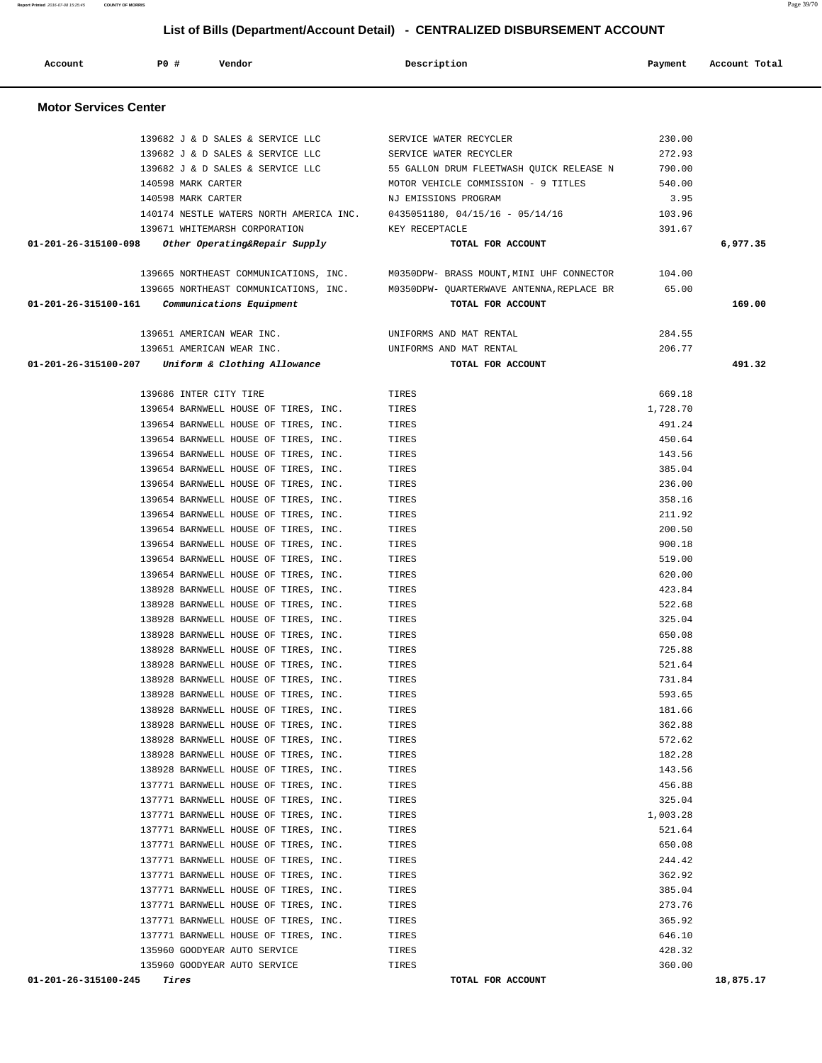## List of Bills (Department/Account Detail) - CENTRALIZED DISBURSEMENT ACCOUNT

| Account | PO # | Vendor | Description | Payment | Account Total |
|---|---|---|---|---|---|

### Motor Services Center

| Account | PO # | Vendor | Description | Payment | Account Total |
|---|---|---|---|---|---|
| | 139682 | J & D SALES & SERVICE LLC | SERVICE WATER RECYCLER | 230.00 | |
| | 139682 | J & D SALES & SERVICE LLC | SERVICE WATER RECYCLER | 272.93 | |
| | 139682 | J & D SALES & SERVICE LLC | 55 GALLON DRUM FLEETWASH QUICK RELEASE N | 790.00 | |
| | 140598 | MARK CARTER | MOTOR VEHICLE COMMISSION - 9 TITLES | 540.00 | |
| | 140598 | MARK CARTER | NJ EMISSIONS PROGRAM | 3.95 | |
| | 140174 | NESTLE WATERS NORTH AMERICA INC. | 0435051180, 04/15/16 - 05/14/16 | 103.96 | |
| | 139671 | WHITEMARSH CORPORATION | KEY RECEPTACLE | 391.67 | |
| **01-201-26-315100-098** | | *Other Operating&Repair Supply* | **TOTAL FOR ACCOUNT** | | **6,977.35** |
| | 139665 | NORTHEAST COMMUNICATIONS, INC. | M0350DPW- BRASS MOUNT,MINI UHF CONNECTOR | 104.00 | |
| | 139665 | NORTHEAST COMMUNICATIONS, INC. | M0350DPW- QUARTERWAVE ANTENNA,REPLACE BR | 65.00 | |
| **01-201-26-315100-161** | | *Communications Equipment* | **TOTAL FOR ACCOUNT** | | **169.00** |
| | 139651 | AMERICAN WEAR INC. | UNIFORMS AND MAT RENTAL | 284.55 | |
| | 139651 | AMERICAN WEAR INC. | UNIFORMS AND MAT RENTAL | 206.77 | |
| **01-201-26-315100-207** | | *Uniform & Clothing Allowance* | **TOTAL FOR ACCOUNT** | | **491.32** |
| | 139686 | INTER CITY TIRE | TIRES | 669.18 | |
| | 139654 | BARNWELL HOUSE OF TIRES, INC. | TIRES | 1,728.70 | |
| | 139654 | BARNWELL HOUSE OF TIRES, INC. | TIRES | 491.24 | |
| | 139654 | BARNWELL HOUSE OF TIRES, INC. | TIRES | 450.64 | |
| | 139654 | BARNWELL HOUSE OF TIRES, INC. | TIRES | 143.56 | |
| | 139654 | BARNWELL HOUSE OF TIRES, INC. | TIRES | 385.04 | |
| | 139654 | BARNWELL HOUSE OF TIRES, INC. | TIRES | 236.00 | |
| | 139654 | BARNWELL HOUSE OF TIRES, INC. | TIRES | 358.16 | |
| | 139654 | BARNWELL HOUSE OF TIRES, INC. | TIRES | 211.92 | |
| | 139654 | BARNWELL HOUSE OF TIRES, INC. | TIRES | 200.50 | |
| | 139654 | BARNWELL HOUSE OF TIRES, INC. | TIRES | 900.18 | |
| | 139654 | BARNWELL HOUSE OF TIRES, INC. | TIRES | 519.00 | |
| | 139654 | BARNWELL HOUSE OF TIRES, INC. | TIRES | 620.00 | |
| | 138928 | BARNWELL HOUSE OF TIRES, INC. | TIRES | 423.84 | |
| | 138928 | BARNWELL HOUSE OF TIRES, INC. | TIRES | 522.68 | |
| | 138928 | BARNWELL HOUSE OF TIRES, INC. | TIRES | 325.04 | |
| | 138928 | BARNWELL HOUSE OF TIRES, INC. | TIRES | 650.08 | |
| | 138928 | BARNWELL HOUSE OF TIRES, INC. | TIRES | 725.88 | |
| | 138928 | BARNWELL HOUSE OF TIRES, INC. | TIRES | 521.64 | |
| | 138928 | BARNWELL HOUSE OF TIRES, INC. | TIRES | 731.84 | |
| | 138928 | BARNWELL HOUSE OF TIRES, INC. | TIRES | 593.65 | |
| | 138928 | BARNWELL HOUSE OF TIRES, INC. | TIRES | 181.66 | |
| | 138928 | BARNWELL HOUSE OF TIRES, INC. | TIRES | 362.88 | |
| | 138928 | BARNWELL HOUSE OF TIRES, INC. | TIRES | 572.62 | |
| | 138928 | BARNWELL HOUSE OF TIRES, INC. | TIRES | 182.28 | |
| | 138928 | BARNWELL HOUSE OF TIRES, INC. | TIRES | 143.56 | |
| | 137771 | BARNWELL HOUSE OF TIRES, INC. | TIRES | 456.88 | |
| | 137771 | BARNWELL HOUSE OF TIRES, INC. | TIRES | 325.04 | |
| | 137771 | BARNWELL HOUSE OF TIRES, INC. | TIRES | 1,003.28 | |
| | 137771 | BARNWELL HOUSE OF TIRES, INC. | TIRES | 521.64 | |
| | 137771 | BARNWELL HOUSE OF TIRES, INC. | TIRES | 650.08 | |
| | 137771 | BARNWELL HOUSE OF TIRES, INC. | TIRES | 244.42 | |
| | 137771 | BARNWELL HOUSE OF TIRES, INC. | TIRES | 362.92 | |
| | 137771 | BARNWELL HOUSE OF TIRES, INC. | TIRES | 385.04 | |
| | 137771 | BARNWELL HOUSE OF TIRES, INC. | TIRES | 273.76 | |
| | 137771 | BARNWELL HOUSE OF TIRES, INC. | TIRES | 365.92 | |
| | 137771 | BARNWELL HOUSE OF TIRES, INC. | TIRES | 646.10 | |
| | 135960 | GOODYEAR AUTO SERVICE | TIRES | 428.32 | |
| | 135960 | GOODYEAR AUTO SERVICE | TIRES | 360.00 | |
| **01-201-26-315100-245** | | *Tires* | **TOTAL FOR ACCOUNT** | | **18,875.17** |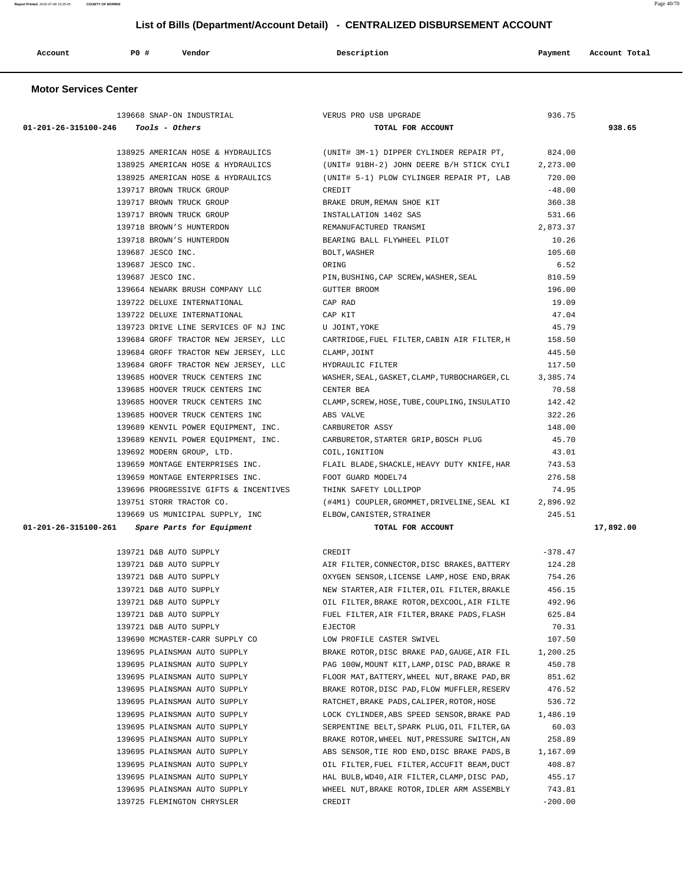## List of Bills (Department/Account Detail) - CENTRALIZED DISBURSEMENT ACCOUNT

| Account | PO # | Vendor | Description | Payment | Account Total |
|---|---|---|---|---|---|

### Motor Services Center

| Account | PO # | Vendor | Description | Payment | Account Total |
|---|---|---|---|---|---|
| | 139668 | SNAP-ON INDUSTRIAL | VERUS PRO USB UPGRADE | 936.75 | |
| 01-201-26-315100-246 | | *Tools - Others* | TOTAL FOR ACCOUNT | | 938.65 |
| | 138925 | AMERICAN HOSE & HYDRAULICS | (UNIT# 3M-1) DIPPER CYLINDER REPAIR PT, | 824.00 | |
| | 138925 | AMERICAN HOSE & HYDRAULICS | (UNIT# 91BH-2) JOHN DEERE B/H STICK CYLI | 2,273.00 | |
| | 138925 | AMERICAN HOSE & HYDRAULICS | (UNIT# 5-1) PLOW CYLINGER REPAIR PT, LAB | 720.00 | |
| | 139717 | BROWN TRUCK GROUP | CREDIT | -48.00 | |
| | 139717 | BROWN TRUCK GROUP | BRAKE DRUM,REMAN SHOE KIT | 360.38 | |
| | 139717 | BROWN TRUCK GROUP | INSTALLATION 1402 SAS | 531.66 | |
| | 139718 | BROWN'S HUNTERDON | REMANUFACTURED TRANSMI | 2,873.37 | |
| | 139718 | BROWN'S HUNTERDON | BEARING BALL FLYWHEEL PILOT | 10.26 | |
| | 139687 | JESCO INC. | BOLT,WASHER | 105.60 | |
| | 139687 | JESCO INC. | ORING | 6.52 | |
| | 139687 | JESCO INC. | PIN,BUSHING,CAP SCREW,WASHER,SEAL | 810.59 | |
| | 139664 | NEWARK BRUSH COMPANY LLC | GUTTER BROOM | 196.00 | |
| | 139722 | DELUXE INTERNATIONAL | CAP RAD | 19.09 | |
| | 139722 | DELUXE INTERNATIONAL | CAP KIT | 47.04 | |
| | 139723 | DRIVE LINE SERVICES OF NJ INC | U JOINT,YOKE | 45.79 | |
| | 139684 | GROFF TRACTOR NEW JERSEY, LLC | CARTRIDGE,FUEL FILTER,CABIN AIR FILTER,H | 158.50 | |
| | 139684 | GROFF TRACTOR NEW JERSEY, LLC | CLAMP,JOINT | 445.50 | |
| | 139684 | GROFF TRACTOR NEW JERSEY, LLC | HYDRAULIC FILTER | 117.50 | |
| | 139685 | HOOVER TRUCK CENTERS INC | WASHER,SEAL,GASKET,CLAMP,TURBOCHARGER,CL | 3,385.74 | |
| | 139685 | HOOVER TRUCK CENTERS INC | CENTER BEA | 70.58 | |
| | 139685 | HOOVER TRUCK CENTERS INC | CLAMP,SCREW,HOSE,TUBE,COUPLING,INSULATIO | 142.42 | |
| | 139685 | HOOVER TRUCK CENTERS INC | ABS VALVE | 322.26 | |
| | 139689 | KENVIL POWER EQUIPMENT, INC. | CARBURETOR ASSY | 148.00 | |
| | 139689 | KENVIL POWER EQUIPMENT, INC. | CARBURETOR,STARTER GRIP,BOSCH PLUG | 45.70 | |
| | 139692 | MODERN GROUP, LTD. | COIL,IGNITION | 43.01 | |
| | 139659 | MONTAGE ENTERPRISES INC. | FLAIL BLADE,SHACKLE,HEAVY DUTY KNIFE,HAR | 743.53 | |
| | 139659 | MONTAGE ENTERPRISES INC. | FOOT GUARD MODEL74 | 276.58 | |
| | 139696 | PROGRESSIVE GIFTS & INCENTIVES | THINK SAFETY LOLLIPOP | 74.95 | |
| | 139751 | STORR TRACTOR CO. | (#4M1) COUPLER,GROMMET,DRIVELINE,SEAL KI | 2,896.92 | |
| | 139669 | US MUNICIPAL SUPPLY, INC | ELBOW,CANISTER,STRAINER | 245.51 | |
| 01-201-26-315100-261 | | *Spare Parts for Equipment* | TOTAL FOR ACCOUNT | | 17,892.00 |
| | 139721 | D&B AUTO SUPPLY | CREDIT | -378.47 | |
| | 139721 | D&B AUTO SUPPLY | AIR FILTER,CONNECTOR,DISC BRAKES,BATTERY | 124.28 | |
| | 139721 | D&B AUTO SUPPLY | OXYGEN SENSOR,LICENSE LAMP,HOSE END,BRAK | 754.26 | |
| | 139721 | D&B AUTO SUPPLY | NEW STARTER,AIR FILTER,OIL FILTER,BRAKLE | 456.15 | |
| | 139721 | D&B AUTO SUPPLY | OIL FILTER,BRAKE ROTOR,DEXCOOL,AIR FILTE | 492.96 | |
| | 139721 | D&B AUTO SUPPLY | FUEL FILTER,AIR FILTER,BRAKE PADS,FLASH | 625.84 | |
| | 139721 | D&B AUTO SUPPLY | EJECTOR | 70.31 | |
| | 139690 | MCMASTER-CARR SUPPLY CO | LOW PROFILE CASTER SWIVEL | 107.50 | |
| | 139695 | PLAINSMAN AUTO SUPPLY | BRAKE ROTOR,DISC BRAKE PAD,GAUGE,AIR FIL | 1,200.25 | |
| | 139695 | PLAINSMAN AUTO SUPPLY | PAG 100W,MOUNT KIT,LAMP,DISC PAD,BRAKE R | 450.78 | |
| | 139695 | PLAINSMAN AUTO SUPPLY | FLOOR MAT,BATTERY,WHEEL NUT,BRAKE PAD,BR | 851.62 | |
| | 139695 | PLAINSMAN AUTO SUPPLY | BRAKE ROTOR,DISC PAD,FLOW MUFFLER,RESERV | 476.52 | |
| | 139695 | PLAINSMAN AUTO SUPPLY | RATCHET,BRAKE PADS,CALIPER,ROTOR,HOSE | 536.72 | |
| | 139695 | PLAINSMAN AUTO SUPPLY | LOCK CYLINDER,ABS SPEED SENSOR,BRAKE PAD | 1,486.19 | |
| | 139695 | PLAINSMAN AUTO SUPPLY | SERPENTINE BELT,SPARK PLUG,OIL FILTER,GA | 60.03 | |
| | 139695 | PLAINSMAN AUTO SUPPLY | BRAKE ROTOR,WHEEL NUT,PRESSURE SWITCH,AN | 258.89 | |
| | 139695 | PLAINSMAN AUTO SUPPLY | ABS SENSOR,TIE ROD END,DISC BRAKE PADS,B | 1,167.09 | |
| | 139695 | PLAINSMAN AUTO SUPPLY | OIL FILTER,FUEL FILTER,ACCUFIT BEAM,DUCT | 408.87 | |
| | 139695 | PLAINSMAN AUTO SUPPLY | HAL BULB,WD40,AIR FILTER,CLAMP,DISC PAD, | 455.17 | |
| | 139695 | PLAINSMAN AUTO SUPPLY | WHEEL NUT,BRAKE ROTOR,IDLER ARM ASSEMBLY | 743.81 | |
| | 139725 | FLEMINGTON CHRYSLER | CREDIT | -200.00 | |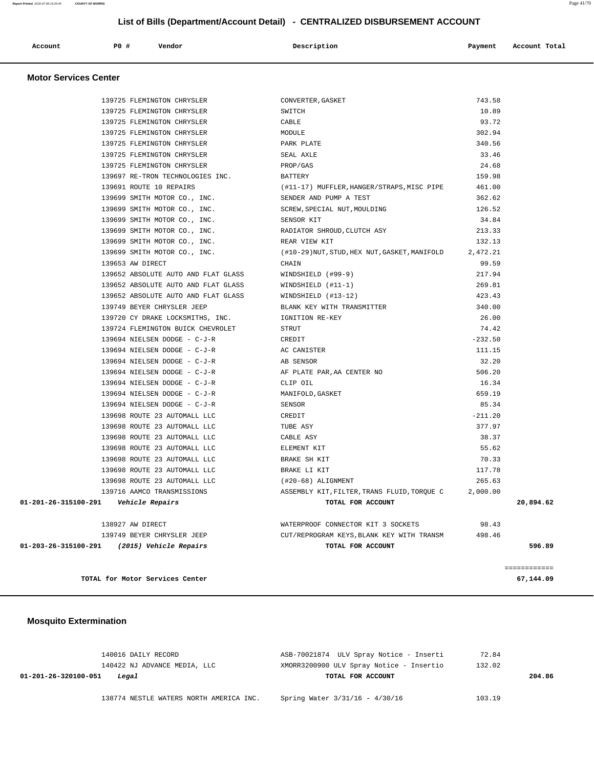## List of Bills (Department/Account Detail) - CENTRALIZED DISBURSEMENT ACCOUNT

| Account | PO # | Vendor | Description | Payment | Account Total |
|---|---|---|---|---|---|

### Motor Services Center

| Account | PO # | Vendor | Description | Payment | Account Total |
|---|---|---|---|---|---|
| | 139725 | FLEMINGTON CHRYSLER | CONVERTER,GASKET | 743.58 | |
| | 139725 | FLEMINGTON CHRYSLER | SWITCH | 10.89 | |
| | 139725 | FLEMINGTON CHRYSLER | CABLE | 93.72 | |
| | 139725 | FLEMINGTON CHRYSLER | MODULE | 302.94 | |
| | 139725 | FLEMINGTON CHRYSLER | PARK PLATE | 340.56 | |
| | 139725 | FLEMINGTON CHRYSLER | SEAL AXLE | 33.46 | |
| | 139725 | FLEMINGTON CHRYSLER | PROP/GAS | 24.68 | |
| | 139697 | RE-TRON TECHNOLOGIES INC. | BATTERY | 159.98 | |
| | 139691 | ROUTE 10 REPAIRS | (#11-17) MUFFLER,HANGER/STRAPS,MISC PIPE | 461.00 | |
| | 139699 | SMITH MOTOR CO., INC. | SENDER AND PUMP A TEST | 362.62 | |
| | 139699 | SMITH MOTOR CO., INC. | SCREW,SPECIAL NUT,MOULDING | 126.52 | |
| | 139699 | SMITH MOTOR CO., INC. | SENSOR KIT | 34.84 | |
| | 139699 | SMITH MOTOR CO., INC. | RADIATOR SHROUD,CLUTCH ASY | 213.33 | |
| | 139699 | SMITH MOTOR CO., INC. | REAR VIEW KIT | 132.13 | |
| | 139699 | SMITH MOTOR CO., INC. | (#10-29)NUT,STUD,HEX NUT,GASKET,MANIFOLD | 2,472.21 | |
| | 139653 | AW DIRECT | CHAIN | 99.59 | |
| | 139652 | ABSOLUTE AUTO AND FLAT GLASS | WINDSHIELD (#99-9) | 217.94 | |
| | 139652 | ABSOLUTE AUTO AND FLAT GLASS | WINDSHIELD (#11-1) | 269.81 | |
| | 139652 | ABSOLUTE AUTO AND FLAT GLASS | WINDSHIELD (#13-12) | 423.43 | |
| | 139749 | BEYER CHRYSLER JEEP | BLANK KEY WITH TRANSMITTER | 340.00 | |
| | 139720 | CY DRAKE LOCKSMITHS, INC. | IGNITION RE-KEY | 26.00 | |
| | 139724 | FLEMINGTON BUICK CHEVROLET | STRUT | 74.42 | |
| | 139694 | NIELSEN DODGE - C-J-R | CREDIT | -232.50 | |
| | 139694 | NIELSEN DODGE - C-J-R | AC CANISTER | 111.15 | |
| | 139694 | NIELSEN DODGE - C-J-R | AB SENSOR | 32.20 | |
| | 139694 | NIELSEN DODGE - C-J-R | AF PLATE PAR,AA CENTER NO | 506.20 | |
| | 139694 | NIELSEN DODGE - C-J-R | CLIP OIL | 16.34 | |
| | 139694 | NIELSEN DODGE - C-J-R | MANIFOLD,GASKET | 659.19 | |
| | 139694 | NIELSEN DODGE - C-J-R | SENSOR | 85.34 | |
| | 139698 | ROUTE 23 AUTOMALL LLC | CREDIT | -211.20 | |
| | 139698 | ROUTE 23 AUTOMALL LLC | TUBE ASY | 377.97 | |
| | 139698 | ROUTE 23 AUTOMALL LLC | CABLE ASY | 38.37 | |
| | 139698 | ROUTE 23 AUTOMALL LLC | ELEMENT KIT | 55.62 | |
| | 139698 | ROUTE 23 AUTOMALL LLC | BRAKE SH KIT | 70.33 | |
| | 139698 | ROUTE 23 AUTOMALL LLC | BRAKE LI KIT | 117.78 | |
| | 139698 | ROUTE 23 AUTOMALL LLC | (#20-68) ALIGNMENT | 265.63 | |
| | 139716 | AAMCO TRANSMISSIONS | ASSEMBLY KIT,FILTER,TRANS FLUID,TORQUE C | 2,000.00 | |
| **01-201-26-315100-291** | *Vehicle Repairs* | | **TOTAL FOR ACCOUNT** | | **20,894.62** |
| | 138927 | AW DIRECT | WATERPROOF CONNECTOR KIT 3 SOCKETS | 98.43 | |
| | 139749 | BEYER CHRYSLER JEEP | CUT/REPROGRAM KEYS,BLANK KEY WITH TRANSM | 498.46 | |
| **01-203-26-315100-291** | *(2015) Vehicle Repairs* | | **TOTAL FOR ACCOUNT** | | **596.89** |
| | | | | | ============ |
| **TOTAL for Motor Services Center** | | | | | **67,144.09** |

### Mosquito Extermination

| Account | PO # | Vendor | Description | Payment | Account Total |
|---|---|---|---|---|---|
| | 140016 | DAILY RECORD | ASB-70021874 ULV Spray Notice - Inserti | 72.84 | |
| | 140422 | NJ ADVANCE MEDIA, LLC | XMORR3200900 ULV Spray Notice - Insertio | 132.02 | |
| **01-201-26-320100-051** | *Legal* | | **TOTAL FOR ACCOUNT** | | **204.86** |
| | 138774 | NESTLE WATERS NORTH AMERICA INC. | Spring Water 3/31/16 - 4/30/16 | 103.19 | |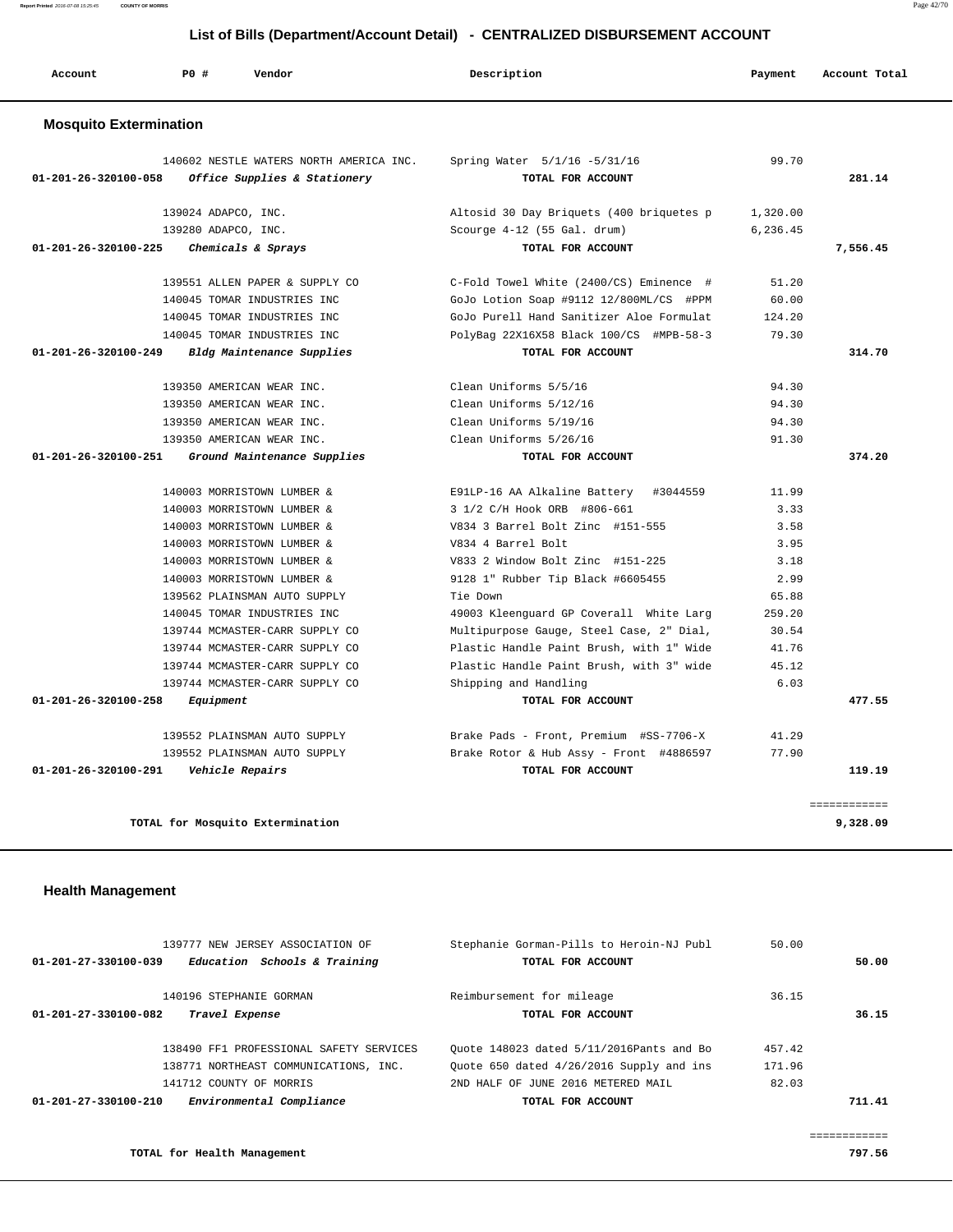## List of Bills (Department/Account Detail) - CENTRALIZED DISBURSEMENT ACCOUNT

| Account | PO # | Vendor | Description | Payment | Account Total |
|---|---|---|---|---|---|

### Mosquito Extermination

| Account | PO # | Vendor | Description | Payment | Account Total |
|---|---|---|---|---|---|
| | 140602 | NESTLE WATERS NORTH AMERICA INC. | Spring Water 5/1/16 -5/31/16 | 99.70 | |
| 01-201-26-320100-058 | | *Office Supplies & Stationery* | TOTAL FOR ACCOUNT | | 281.14 |
| | 139024 | ADAPCO, INC. | Altosid 30 Day Briquets (400 briquetes p | 1,320.00 | |
| | 139280 | ADAPCO, INC. | Scourge 4-12 (55 Gal. drum) | 6,236.45 | |
| 01-201-26-320100-225 | | *Chemicals & Sprays* | TOTAL FOR ACCOUNT | | 7,556.45 |
| | 139551 | ALLEN PAPER & SUPPLY CO | C-Fold Towel White (2400/CS) Eminence # | 51.20 | |
| | 140045 | TOMAR INDUSTRIES INC | GoJo Lotion Soap #9112 12/800ML/CS #PPM | 60.00 | |
| | 140045 | TOMAR INDUSTRIES INC | GoJo Purell Hand Sanitizer Aloe Formulat | 124.20 | |
| | 140045 | TOMAR INDUSTRIES INC | PolyBag 22X16X58 Black 100/CS #MPB-58-3 | 79.30 | |
| 01-201-26-320100-249 | | *Bldg Maintenance Supplies* | TOTAL FOR ACCOUNT | | 314.70 |
| | 139350 | AMERICAN WEAR INC. | Clean Uniforms 5/5/16 | 94.30 | |
| | 139350 | AMERICAN WEAR INC. | Clean Uniforms 5/12/16 | 94.30 | |
| | 139350 | AMERICAN WEAR INC. | Clean Uniforms 5/19/16 | 94.30 | |
| | 139350 | AMERICAN WEAR INC. | Clean Uniforms 5/26/16 | 91.30 | |
| 01-201-26-320100-251 | | *Ground Maintenance Supplies* | TOTAL FOR ACCOUNT | | 374.20 |
| | 140003 | MORRISTOWN LUMBER & | E91LP-16 AA Alkaline Battery #3044559 | 11.99 | |
| | 140003 | MORRISTOWN LUMBER & | 3 1/2 C/H Hook ORB #806-661 | 3.33 | |
| | 140003 | MORRISTOWN LUMBER & | V834 3 Barrel Bolt Zinc #151-555 | 3.58 | |
| | 140003 | MORRISTOWN LUMBER & | V834 4 Barrel Bolt | 3.95 | |
| | 140003 | MORRISTOWN LUMBER & | V833 2 Window Bolt Zinc #151-225 | 3.18 | |
| | 140003 | MORRISTOWN LUMBER & | 9128 1" Rubber Tip Black #6605455 | 2.99 | |
| | 139562 | PLAINSMAN AUTO SUPPLY | Tie Down | 65.88 | |
| | 140045 | TOMAR INDUSTRIES INC | 49003 Kleenguard GP Coverall White Larg | 259.20 | |
| | 139744 | MCMASTER-CARR SUPPLY CO | Multipurpose Gauge, Steel Case, 2" Dial, | 30.54 | |
| | 139744 | MCMASTER-CARR SUPPLY CO | Plastic Handle Paint Brush, with 1" Wide | 41.76 | |
| | 139744 | MCMASTER-CARR SUPPLY CO | Plastic Handle Paint Brush, with 3" wide | 45.12 | |
| | 139744 | MCMASTER-CARR SUPPLY CO | Shipping and Handling | 6.03 | |
| 01-201-26-320100-258 | | *Equipment* | TOTAL FOR ACCOUNT | | 477.55 |
| | 139552 | PLAINSMAN AUTO SUPPLY | Brake Pads - Front, Premium #SS-7706-X | 41.29 | |
| | 139552 | PLAINSMAN AUTO SUPPLY | Brake Rotor & Hub Assy - Front #4886597 | 77.90 | |
| 01-201-26-320100-291 | | *Vehicle Repairs* | TOTAL FOR ACCOUNT | | 119.19 |
| | | TOTAL for Mosquito Extermination | | | 9,328.09 |

### Health Management

| Account | PO # | Vendor | Description | Payment | Account Total |
|---|---|---|---|---|---|
| | 139777 | NEW JERSEY ASSOCIATION OF | Stephanie Gorman-Pills to Heroin-NJ Publ | 50.00 | |
| 01-201-27-330100-039 | | *Education Schools & Training* | TOTAL FOR ACCOUNT | | 50.00 |
| | 140196 | STEPHANIE GORMAN | Reimbursement for mileage | 36.15 | |
| 01-201-27-330100-082 | | *Travel Expense* | TOTAL FOR ACCOUNT | | 36.15 |
| | 138490 | FF1 PROFESSIONAL SAFETY SERVICES | Quote 148023 dated 5/11/2016Pants and Bo | 457.42 | |
| | 138771 | NORTHEAST COMMUNICATIONS, INC. | Quote 650 dated 4/26/2016 Supply and ins | 171.96 | |
| | 141712 | COUNTY OF MORRIS | 2ND HALF OF JUNE 2016 METERED MAIL | 82.03 | |
| 01-201-27-330100-210 | | *Environmental Compliance* | TOTAL FOR ACCOUNT | | 711.41 |
| | | TOTAL for Health Management | | | 797.56 |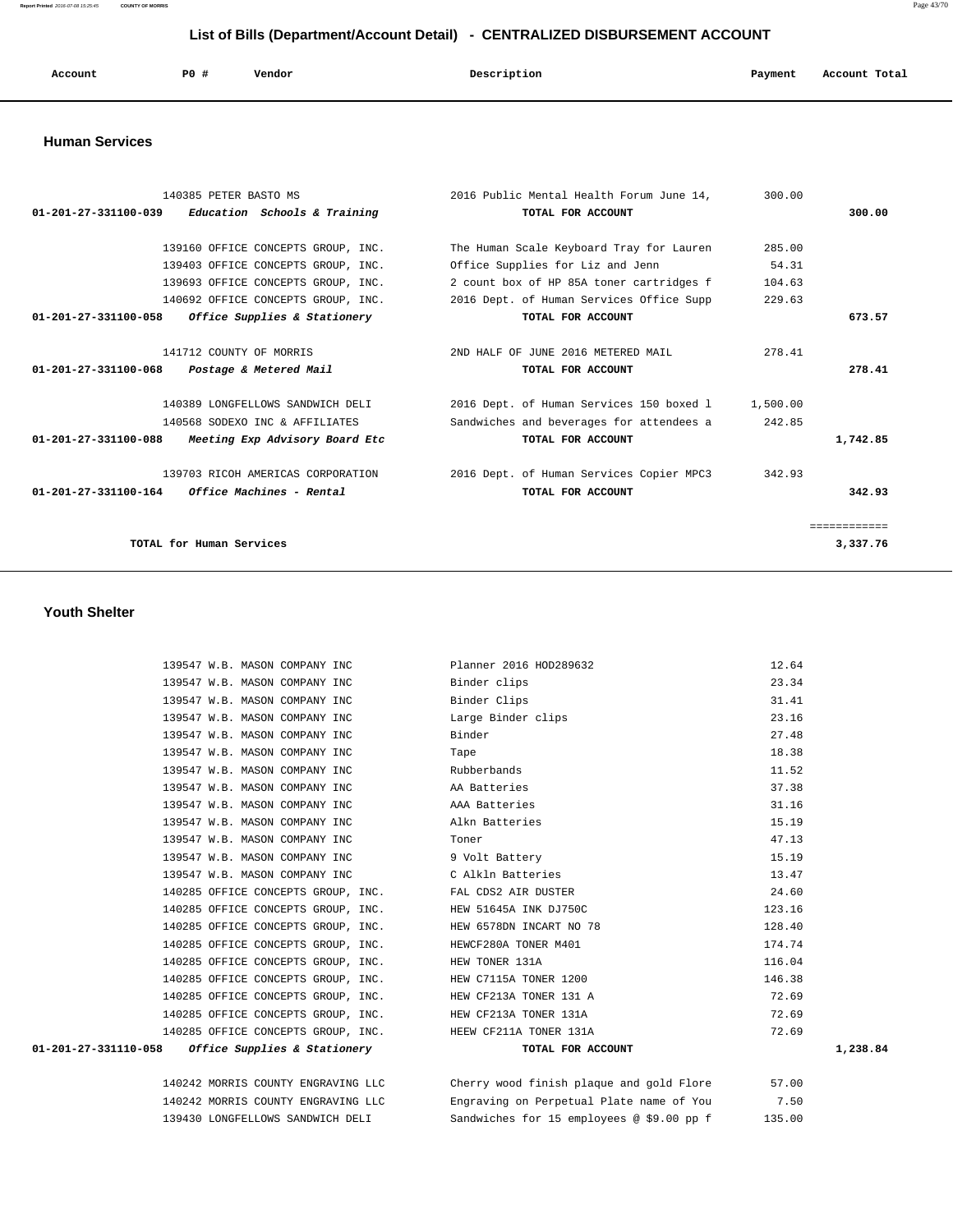## List of Bills (Department/Account Detail) - CENTRALIZED DISBURSEMENT ACCOUNT

| Account | PO # | Vendor | Description | Payment | Account Total |
|---|---|---|---|---|---|

### Human Services

| Account | PO # | Vendor | Description | Payment | Account Total |
|---|---|---|---|---|---|
| | 140385 | PETER BASTO MS | 2016 Public Mental Health Forum June 14, | 300.00 | |
| 01-201-27-331100-039 | | *Education Schools & Training* | TOTAL FOR ACCOUNT | | 300.00 |
| | 139160 | OFFICE CONCEPTS GROUP, INC. | The Human Scale Keyboard Tray for Lauren | 285.00 | |
| | 139403 | OFFICE CONCEPTS GROUP, INC. | Office Supplies for Liz and Jenn | 54.31 | |
| | 139693 | OFFICE CONCEPTS GROUP, INC. | 2 count box of HP 85A toner cartridges f | 104.63 | |
| | 140692 | OFFICE CONCEPTS GROUP, INC. | 2016 Dept. of Human Services Office Supp | 229.63 | |
| 01-201-27-331100-058 | | *Office Supplies & Stationery* | TOTAL FOR ACCOUNT | | 673.57 |
| | 141712 | COUNTY OF MORRIS | 2ND HALF OF JUNE 2016 METERED MAIL | 278.41 | |
| 01-201-27-331100-068 | | *Postage & Metered Mail* | TOTAL FOR ACCOUNT | | 278.41 |
| | 140389 | LONGFELLOWS SANDWICH DELI | 2016 Dept. of Human Services 150 boxed l | 1,500.00 | |
| | 140568 | SODEXO INC & AFFILIATES | Sandwiches and beverages for attendees a | 242.85 | |
| 01-201-27-331100-088 | | *Meeting Exp Advisory Board Etc* | TOTAL FOR ACCOUNT | | 1,742.85 |
| | 139703 | RICOH AMERICAS CORPORATION | 2016 Dept. of Human Services Copier MPC3 | 342.93 | |
| 01-201-27-331100-164 | | *Office Machines - Rental* | TOTAL FOR ACCOUNT | | 342.93 |
| | | | | | ============ |
| **TOTAL for Human Services** | | | | | **3,337.76** |

### Youth Shelter

| Account | PO # | Vendor | Description | Payment | Account Total |
|---|---|---|---|---|---|
| | 139547 | W.B. MASON COMPANY INC | Planner 2016 HOD289632 | 12.64 | |
| | 139547 | W.B. MASON COMPANY INC | Binder clips | 23.34 | |
| | 139547 | W.B. MASON COMPANY INC | Binder Clips | 31.41 | |
| | 139547 | W.B. MASON COMPANY INC | Large Binder clips | 23.16 | |
| | 139547 | W.B. MASON COMPANY INC | Binder | 27.48 | |
| | 139547 | W.B. MASON COMPANY INC | Tape | 18.38 | |
| | 139547 | W.B. MASON COMPANY INC | Rubberbands | 11.52 | |
| | 139547 | W.B. MASON COMPANY INC | AA Batteries | 37.38 | |
| | 139547 | W.B. MASON COMPANY INC | AAA Batteries | 31.16 | |
| | 139547 | W.B. MASON COMPANY INC | Alkn Batteries | 15.19 | |
| | 139547 | W.B. MASON COMPANY INC | Toner | 47.13 | |
| | 139547 | W.B. MASON COMPANY INC | 9 Volt Battery | 15.19 | |
| | 139547 | W.B. MASON COMPANY INC | C Alkln Batteries | 13.47 | |
| | 140285 | OFFICE CONCEPTS GROUP, INC. | FAL CDS2 AIR DUSTER | 24.60 | |
| | 140285 | OFFICE CONCEPTS GROUP, INC. | HEW 51645A INK DJ750C | 123.16 | |
| | 140285 | OFFICE CONCEPTS GROUP, INC. | HEW 6578DN INCART NO 78 | 128.40 | |
| | 140285 | OFFICE CONCEPTS GROUP, INC. | HEWCF280A TONER M401 | 174.74 | |
| | 140285 | OFFICE CONCEPTS GROUP, INC. | HEW TONER 131A | 116.04 | |
| | 140285 | OFFICE CONCEPTS GROUP, INC. | HEW C7115A TONER 1200 | 146.38 | |
| | 140285 | OFFICE CONCEPTS GROUP, INC. | HEW CF213A TONER 131 A | 72.69 | |
| | 140285 | OFFICE CONCEPTS GROUP, INC. | HEW CF213A TONER 131A | 72.69 | |
| | 140285 | OFFICE CONCEPTS GROUP, INC. | HEEW CF211A TONER 131A | 72.69 | |
| 01-201-27-331110-058 | | *Office Supplies & Stationery* | TOTAL FOR ACCOUNT | | 1,238.84 |
| | 140242 | MORRIS COUNTY ENGRAVING LLC | Cherry wood finish plaque and gold Flore | 57.00 | |
| | 140242 | MORRIS COUNTY ENGRAVING LLC | Engraving on Perpetual Plate name of You | 7.50 | |
| | 139430 | LONGFELLOWS SANDWICH DELI | Sandwiches for 15 employees @ $9.00 pp f | 135.00 | |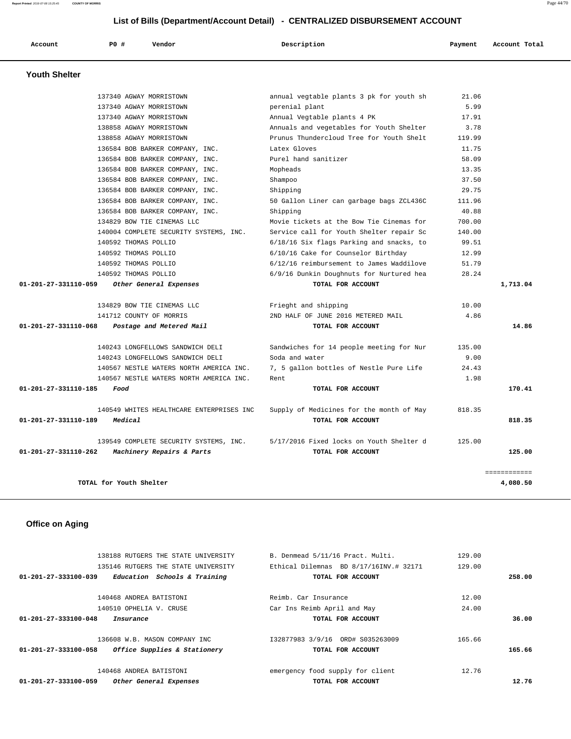# List of Bills (Department/Account Detail) - CENTRALIZED DISBURSEMENT ACCOUNT

| Account | PO # | Vendor | Description | Payment | Account Total |
|---|---|---|---|---|---|

## Youth Shelter

| Account | PO # | Vendor | Description | Payment | Account Total |
|---|---|---|---|---|---|
| | 137340 | AGWAY MORRISTOWN | annual vegtable plants 3 pk for youth sh | 21.06 | |
| | 137340 | AGWAY MORRISTOWN | perenial plant | 5.99 | |
| | 137340 | AGWAY MORRISTOWN | Annual Vegtable plants 4 PK | 17.91 | |
| | 138858 | AGWAY MORRISTOWN | Annuals and vegetables for Youth Shelter | 3.78 | |
| | 138858 | AGWAY MORRISTOWN | Prunus Thundercloud Tree for Youth Shelt | 119.99 | |
| | 136584 | BOB BARKER COMPANY, INC. | Latex Gloves | 11.75 | |
| | 136584 | BOB BARKER COMPANY, INC. | Purel hand sanitizer | 58.09 | |
| | 136584 | BOB BARKER COMPANY, INC. | Mopheads | 13.35 | |
| | 136584 | BOB BARKER COMPANY, INC. | Shampoo | 37.50 | |
| | 136584 | BOB BARKER COMPANY, INC. | Shipping | 29.75 | |
| | 136584 | BOB BARKER COMPANY, INC. | 50 Gallon Liner can garbage bags ZCL436C | 111.96 | |
| | 136584 | BOB BARKER COMPANY, INC. | Shipping | 40.88 | |
| | 134829 | BOW TIE CINEMAS LLC | Movie tickets at the Bow Tie Cinemas for | 700.00 | |
| | 140004 | COMPLETE SECURITY SYSTEMS, INC. | Service call for Youth Shelter repair Sc | 140.00 | |
| | 140592 | THOMAS POLLIO | 6/18/16 Six flags Parking and snacks, to | 99.51 | |
| | 140592 | THOMAS POLLIO | 6/10/16 Cake for Counselor Birthday | 12.99 | |
| | 140592 | THOMAS POLLIO | 6/12/16 reimbursement to James Waddilove | 51.79 | |
| | 140592 | THOMAS POLLIO | 6/9/16 Dunkin Doughnuts for Nurtured hea | 28.24 | |
| **01-201-27-331110-059** | | ***Other General Expenses*** | **TOTAL FOR ACCOUNT** | | **1,713.04** |
| | 134829 | BOW TIE CINEMAS LLC | Frieght and shipping | 10.00 | |
| | 141712 | COUNTY OF MORRIS | 2ND HALF OF JUNE 2016 METERED MAIL | 4.86 | |
| **01-201-27-331110-068** | | ***Postage and Metered Mail*** | **TOTAL FOR ACCOUNT** | | **14.86** |
| | 140243 | LONGFELLOWS SANDWICH DELI | Sandwiches for 14 people meeting for Nur | 135.00 | |
| | 140243 | LONGFELLOWS SANDWICH DELI | Soda and water | 9.00 | |
| | 140567 | NESTLE WATERS NORTH AMERICA INC. | 7, 5 gallon bottles of Nestle Pure Life | 24.43 | |
| | 140567 | NESTLE WATERS NORTH AMERICA INC. | Rent | 1.98 | |
| **01-201-27-331110-185** | | ***Food*** | **TOTAL FOR ACCOUNT** | | **170.41** |
| | 140549 | WHITES HEALTHCARE ENTERPRISES INC | Supply of Medicines for the month of May | 818.35 | |
| **01-201-27-331110-189** | | ***Medical*** | **TOTAL FOR ACCOUNT** | | **818.35** |
| | 139549 | COMPLETE SECURITY SYSTEMS, INC. | 5/17/2016 Fixed locks on Youth Shelter d | 125.00 | |
| **01-201-27-331110-262** | | ***Machinery Repairs & Parts*** | **TOTAL FOR ACCOUNT** | | **125.00** |
| | | | | | ============ |
| **TOTAL for Youth Shelter** | | | | | **4,080.50** |

## Office on Aging

| Account | PO # | Vendor | Description | Payment | Account Total |
|---|---|---|---|---|---|
| | 138188 | RUTGERS THE STATE UNIVERSITY | B. Denmead 5/11/16 Pract. Multi. | 129.00 | |
| | 135146 | RUTGERS THE STATE UNIVERSITY | Ethical Dilemnas BD 8/17/16INV.# 32171 | 129.00 | |
| **01-201-27-333100-039** | | ***Education Schools & Training*** | **TOTAL FOR ACCOUNT** | | **258.00** |
| | 140468 | ANDREA BATISTONI | Reimb. Car Insurance | 12.00 | |
| | 140510 | OPHELIA V. CRUSE | Car Ins Reimb April and May | 24.00 | |
| **01-201-27-333100-048** | | ***Insurance*** | **TOTAL FOR ACCOUNT** | | **36.00** |
| | 136608 | W.B. MASON COMPANY INC | I32877983 3/9/16 ORD# S035263009 | 165.66 | |
| **01-201-27-333100-058** | | ***Office Supplies & Stationery*** | **TOTAL FOR ACCOUNT** | | **165.66** |
| | 140468 | ANDREA BATISTONI | emergency food supply for client | 12.76 | |
| **01-201-27-333100-059** | | ***Other General Expenses*** | **TOTAL FOR ACCOUNT** | | **12.76** |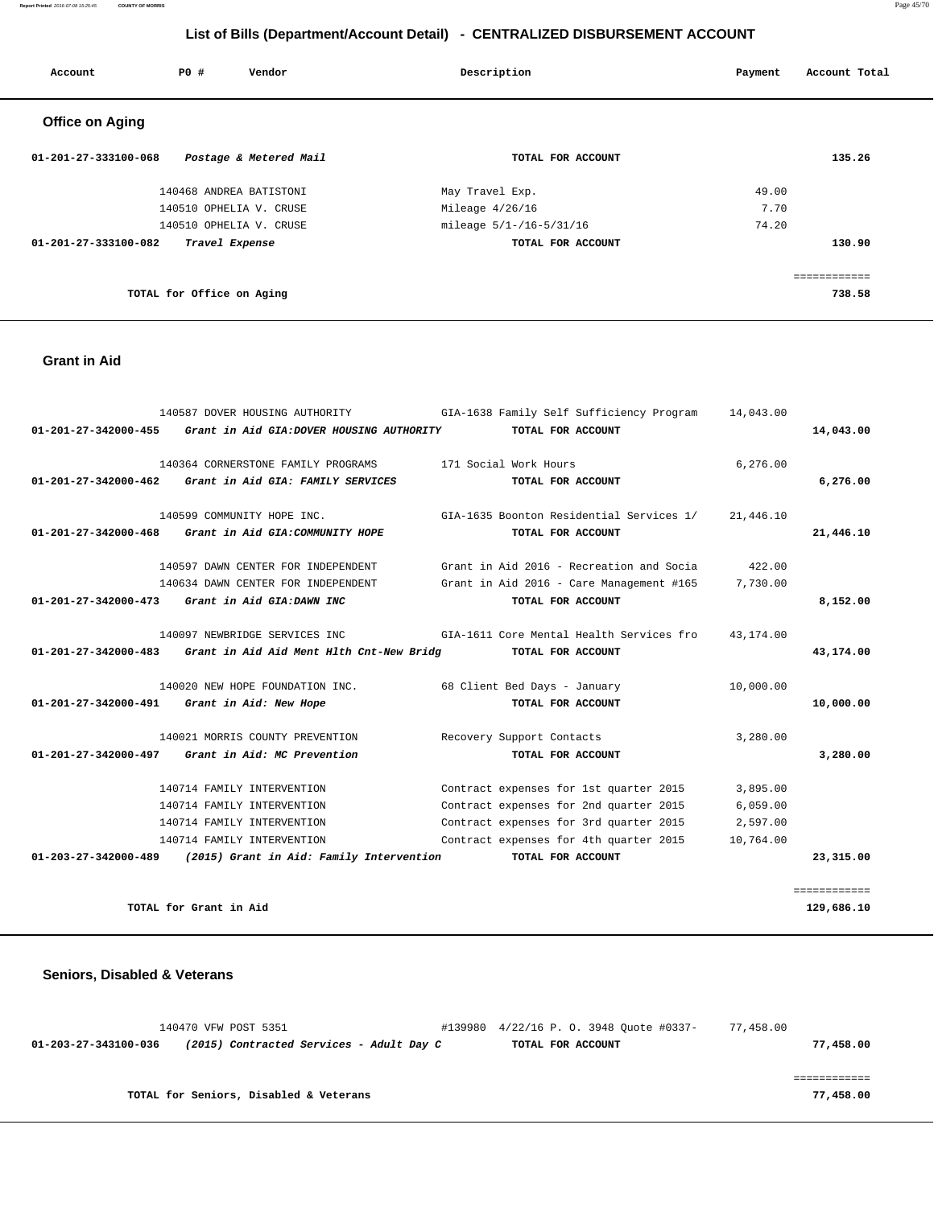# List of Bills (Department/Account Detail) - CENTRALIZED DISBURSEMENT ACCOUNT

| Account | PO # | Vendor | Description | Payment | Account Total |
|---|---|---|---|---|---|

## Office on Aging

| Account | PO # | Vendor | Description | Payment | Account Total |
|---|---|---|---|---|---|
| 01-201-27-333100-068 | | *Postage & Metered Mail* | TOTAL FOR ACCOUNT | | 135.26 |
| | 140468 | ANDREA BATISTONI | May Travel Exp. | 49.00 | |
| | 140510 | OPHELIA V. CRUSE | Mileage 4/26/16 | 7.70 | |
| | 140510 | OPHELIA V. CRUSE | mileage 5/1-/16-5/31/16 | 74.20 | |
| 01-201-27-333100-082 | | *Travel Expense* | TOTAL FOR ACCOUNT | | 130.90 |
| | | | | | ============ |
| | | TOTAL for Office on Aging | | | 738.58 |

## Grant in Aid

| Account | PO # | Vendor | Description | Payment | Account Total |
|---|---|---|---|---|---|
| | 140587 | DOVER HOUSING AUTHORITY | GIA-1638 Family Self Sufficiency Program | 14,043.00 | |
| 01-201-27-342000-455 | | *Grant in Aid GIA:DOVER HOUSING AUTHORITY* | TOTAL FOR ACCOUNT | | 14,043.00 |
| | 140364 | CORNERSTONE FAMILY PROGRAMS | 171 Social Work Hours | 6,276.00 | |
| 01-201-27-342000-462 | | *Grant in Aid GIA: FAMILY SERVICES* | TOTAL FOR ACCOUNT | | 6,276.00 |
| | 140599 | COMMUNITY HOPE INC. | GIA-1635 Boonton Residential Services 1/ | 21,446.10 | |
| 01-201-27-342000-468 | | *Grant in Aid GIA:COMMUNITY HOPE* | TOTAL FOR ACCOUNT | | 21,446.10 |
| | 140597 | DAWN CENTER FOR INDEPENDENT | Grant in Aid 2016 - Recreation and Socia | 422.00 | |
| | 140634 | DAWN CENTER FOR INDEPENDENT | Grant in Aid 2016 - Care Management #165 | 7,730.00 | |
| 01-201-27-342000-473 | | *Grant in Aid GIA:DAWN INC* | TOTAL FOR ACCOUNT | | 8,152.00 |
| | 140097 | NEWBRIDGE SERVICES INC | GIA-1611 Core Mental Health Services fro | 43,174.00 | |
| 01-201-27-342000-483 | | *Grant in Aid Aid Ment Hlth Cnt-New Bridg* | TOTAL FOR ACCOUNT | | 43,174.00 |
| | 140020 | NEW HOPE FOUNDATION INC. | 68 Client Bed Days - January | 10,000.00 | |
| 01-201-27-342000-491 | | *Grant in Aid: New Hope* | TOTAL FOR ACCOUNT | | 10,000.00 |
| | 140021 | MORRIS COUNTY PREVENTION | Recovery Support Contacts | 3,280.00 | |
| 01-201-27-342000-497 | | *Grant in Aid: MC Prevention* | TOTAL FOR ACCOUNT | | 3,280.00 |
| | 140714 | FAMILY INTERVENTION | Contract expenses for 1st quarter 2015 | 3,895.00 | |
| | 140714 | FAMILY INTERVENTION | Contract expenses for 2nd quarter 2015 | 6,059.00 | |
| | 140714 | FAMILY INTERVENTION | Contract expenses for 3rd quarter 2015 | 2,597.00 | |
| | 140714 | FAMILY INTERVENTION | Contract expenses for 4th quarter 2015 | 10,764.00 | |
| 01-203-27-342000-489 | | *(2015) Grant in Aid: Family Intervention* | TOTAL FOR ACCOUNT | | 23,315.00 |
| | | | | | ============ |
| | | TOTAL for Grant in Aid | | | 129,686.10 |

## Seniors, Disabled & Veterans

| Account | PO # | Vendor | Description | Payment | Account Total |
|---|---|---|---|---|---|
| | 140470 | VFW POST 5351 | #139980 4/22/16 P. O. 3948 Quote #0337- | 77,458.00 | |
| 01-203-27-343100-036 | | *(2015) Contracted Services - Adult Day C* | TOTAL FOR ACCOUNT | | 77,458.00 |
| | | | | | ============ |
| | | TOTAL for Seniors, Disabled & Veterans | | | 77,458.00 |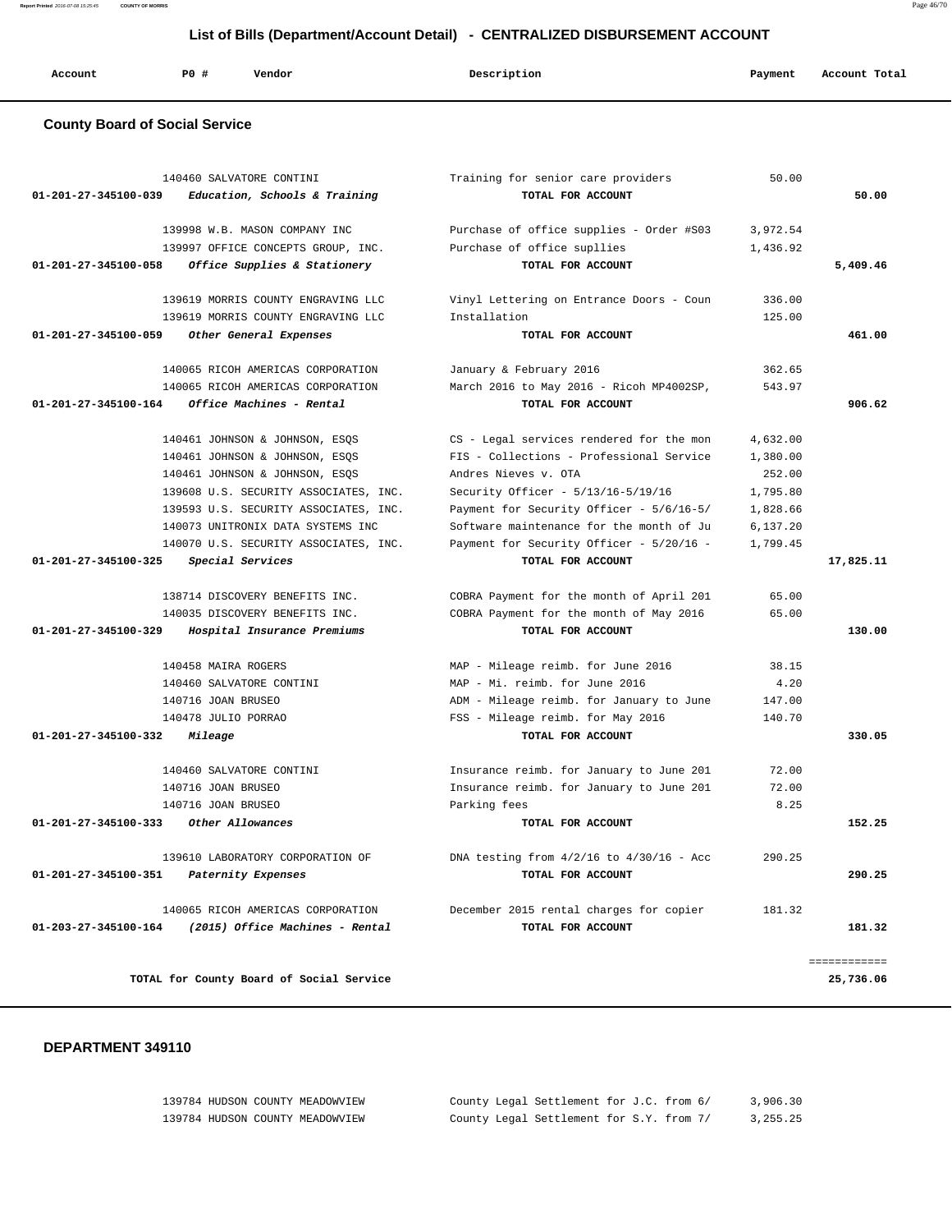## List of Bills (Department/Account Detail) - CENTRALIZED DISBURSEMENT ACCOUNT

| Account | PO # | Vendor | Description | Payment | Account Total |
|---|---|---|---|---|---|

### County Board of Social Service

| Account | PO # | Vendor | Description | Payment | Account Total |
|---|---|---|---|---|---|
| | 140460 | SALVATORE CONTINI | Training for senior care providers | 50.00 | |
| 01-201-27-345100-039 | | *Education, Schools & Training* | TOTAL FOR ACCOUNT | | 50.00 |
| | 139998 | W.B. MASON COMPANY INC | Purchase of office supplies - Order #S03 | 3,972.54 | |
| | 139997 | OFFICE CONCEPTS GROUP, INC. | Purchase of office supllies | 1,436.92 | |
| 01-201-27-345100-058 | | *Office Supplies & Stationery* | TOTAL FOR ACCOUNT | | 5,409.46 |
| | 139619 | MORRIS COUNTY ENGRAVING LLC | Vinyl Lettering on Entrance Doors - Coun | 336.00 | |
| | 139619 | MORRIS COUNTY ENGRAVING LLC | Installation | 125.00 | |
| 01-201-27-345100-059 | | *Other General Expenses* | TOTAL FOR ACCOUNT | | 461.00 |
| | 140065 | RICOH AMERICAS CORPORATION | January & February 2016 | 362.65 | |
| | 140065 | RICOH AMERICAS CORPORATION | March 2016 to May 2016 - Ricoh MP4002SP, | 543.97 | |
| 01-201-27-345100-164 | | *Office Machines - Rental* | TOTAL FOR ACCOUNT | | 906.62 |
| | 140461 | JOHNSON & JOHNSON, ESQS | CS - Legal services rendered for the mon | 4,632.00 | |
| | 140461 | JOHNSON & JOHNSON, ESQS | FIS - Collections - Professional Service | 1,380.00 | |
| | 140461 | JOHNSON & JOHNSON, ESQS | Andres Nieves v. OTA | 252.00 | |
| | 139608 | U.S. SECURITY ASSOCIATES, INC. | Security Officer - 5/13/16-5/19/16 | 1,795.80 | |
| | 139593 | U.S. SECURITY ASSOCIATES, INC. | Payment for Security Officer - 5/6/16-5/ | 1,828.66 | |
| | 140073 | UNITRONIX DATA SYSTEMS INC | Software maintenance for the month of Ju | 6,137.20 | |
| | 140070 | U.S. SECURITY ASSOCIATES, INC. | Payment for Security Officer - 5/20/16 - | 1,799.45 | |
| 01-201-27-345100-325 | | *Special Services* | TOTAL FOR ACCOUNT | | 17,825.11 |
| | 138714 | DISCOVERY BENEFITS INC. | COBRA Payment for the month of April 201 | 65.00 | |
| | 140035 | DISCOVERY BENEFITS INC. | COBRA Payment for the month of May 2016 | 65.00 | |
| 01-201-27-345100-329 | | *Hospital Insurance Premiums* | TOTAL FOR ACCOUNT | | 130.00 |
| | 140458 | MAIRA ROGERS | MAP - Mileage reimb. for June 2016 | 38.15 | |
| | 140460 | SALVATORE CONTINI | MAP - Mi. reimb. for June 2016 | 4.20 | |
| | 140716 | JOAN BRUSEO | ADM - Mileage reimb. for January to June | 147.00 | |
| | 140478 | JULIO PORRAO | FSS - Mileage reimb. for May 2016 | 140.70 | |
| 01-201-27-345100-332 | | *Mileage* | TOTAL FOR ACCOUNT | | 330.05 |
| | 140460 | SALVATORE CONTINI | Insurance reimb. for January to June 201 | 72.00 | |
| | 140716 | JOAN BRUSEO | Insurance reimb. for January to June 201 | 72.00 | |
| | 140716 | JOAN BRUSEO | Parking fees | 8.25 | |
| 01-201-27-345100-333 | | *Other Allowances* | TOTAL FOR ACCOUNT | | 152.25 |
| | 139610 | LABORATORY CORPORATION OF | DNA testing from 4/2/16 to 4/30/16 - Acc | 290.25 | |
| 01-201-27-345100-351 | | *Paternity Expenses* | TOTAL FOR ACCOUNT | | 290.25 |
| | 140065 | RICOH AMERICAS CORPORATION | December 2015 rental charges for copier | 181.32 | |
| 01-203-27-345100-164 | | *(2015) Office Machines - Rental* | TOTAL FOR ACCOUNT | | 181.32 |
| | | TOTAL for County Board of Social Service | | | 25,736.06 |

### DEPARTMENT 349110

| Account | PO # | Vendor | Description | Payment | Account Total |
|---|---|---|---|---|---|
| | 139784 | HUDSON COUNTY MEADOWVIEW | County Legal Settlement for J.C. from 6/ | 3,906.30 | |
| | 139784 | HUDSON COUNTY MEADOWVIEW | County Legal Settlement for S.Y. from 7/ | 3,255.25 | |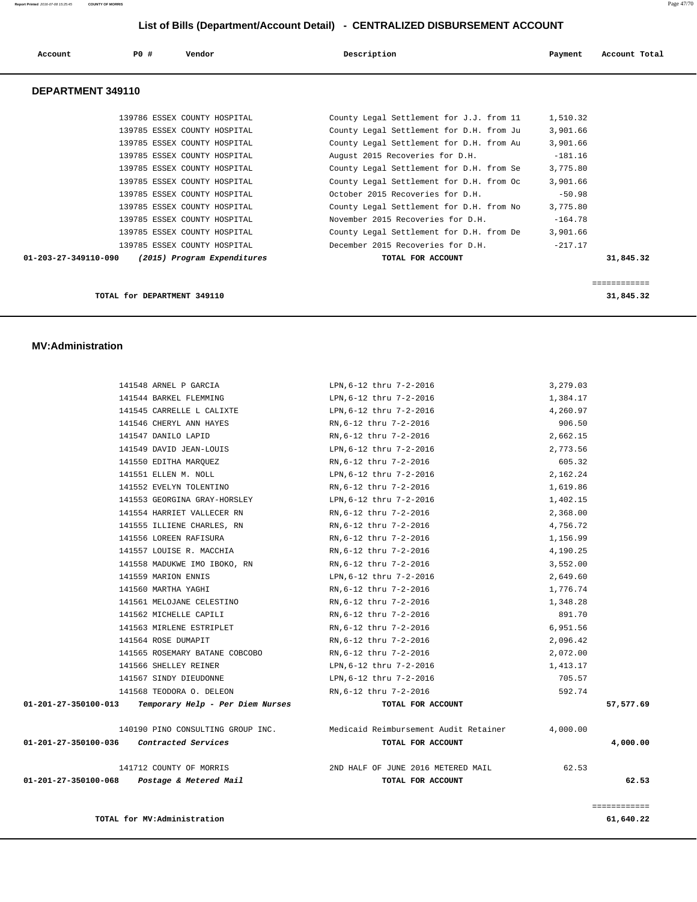## List of Bills (Department/Account Detail) - CENTRALIZED DISBURSEMENT ACCOUNT

| Account | PO # | Vendor | Description | Payment | Account Total |
|---|---|---|---|---|---|

### DEPARTMENT 349110

| Account | PO # | Vendor | Description | Payment | Account Total |
|---|---|---|---|---|---|
| | 139786 | ESSEX COUNTY HOSPITAL | County Legal Settlement for J.J. from 11 | 1,510.32 | |
| | 139785 | ESSEX COUNTY HOSPITAL | County Legal Settlement for D.H. from Ju | 3,901.66 | |
| | 139785 | ESSEX COUNTY HOSPITAL | County Legal Settlement for D.H. from Au | 3,901.66 | |
| | 139785 | ESSEX COUNTY HOSPITAL | August 2015 Recoveries for D.H. | -181.16 | |
| | 139785 | ESSEX COUNTY HOSPITAL | County Legal Settlement for D.H. from Se | 3,775.80 | |
| | 139785 | ESSEX COUNTY HOSPITAL | County Legal Settlement for D.H. from Oc | 3,901.66 | |
| | 139785 | ESSEX COUNTY HOSPITAL | October 2015 Recoveries for D.H. | -50.98 | |
| | 139785 | ESSEX COUNTY HOSPITAL | County Legal Settlement for D.H. from No | 3,775.80 | |
| | 139785 | ESSEX COUNTY HOSPITAL | November 2015 Recoveries for D.H. | -164.78 | |
| | 139785 | ESSEX COUNTY HOSPITAL | County Legal Settlement for D.H. from De | 3,901.66 | |
| | 139785 | ESSEX COUNTY HOSPITAL | December 2015 Recoveries for D.H. | -217.17 | |
| **01-203-27-349110-090** | | ***(2015) Program Expenditures*** | **TOTAL FOR ACCOUNT** | | **31,845.32** |

**TOTAL for DEPARTMENT 349110** — ============ **31,845.32**

### MV:Administration

| Account | PO # | Vendor | Description | Payment | Account Total |
|---|---|---|---|---|---|
| | 141548 | ARNEL P GARCIA | LPN,6-12 thru 7-2-2016 | 3,279.03 | |
| | 141544 | BARKEL FLEMMING | LPN,6-12 thru 7-2-2016 | 1,384.17 | |
| | 141545 | CARRELLE L CALIXTE | LPN,6-12 thru 7-2-2016 | 4,260.97 | |
| | 141546 | CHERYL ANN HAYES | RN,6-12 thru 7-2-2016 | 906.50 | |
| | 141547 | DANILO LAPID | RN,6-12 thru 7-2-2016 | 2,662.15 | |
| | 141549 | DAVID JEAN-LOUIS | LPN,6-12 thru 7-2-2016 | 2,773.56 | |
| | 141550 | EDITHA MARQUEZ | RN,6-12 thru 7-2-2016 | 605.32 | |
| | 141551 | ELLEN M. NOLL | LPN,6-12 thru 7-2-2016 | 2,162.24 | |
| | 141552 | EVELYN TOLENTINO | RN,6-12 thru 7-2-2016 | 1,619.86 | |
| | 141553 | GEORGINA GRAY-HORSLEY | LPN,6-12 thru 7-2-2016 | 1,402.15 | |
| | 141554 | HARRIET VALLECER RN | RN,6-12 thru 7-2-2016 | 2,368.00 | |
| | 141555 | ILLIENE CHARLES, RN | RN,6-12 thru 7-2-2016 | 4,756.72 | |
| | 141556 | LOREEN RAFISURA | RN,6-12 thru 7-2-2016 | 1,156.99 | |
| | 141557 | LOUISE R. MACCHIA | RN,6-12 thru 7-2-2016 | 4,190.25 | |
| | 141558 | MADUKWE IMO IBOKO, RN | RN,6-12 thru 7-2-2016 | 3,552.00 | |
| | 141559 | MARION ENNIS | LPN,6-12 thru 7-2-2016 | 2,649.60 | |
| | 141560 | MARTHA YAGHI | RN,6-12 thru 7-2-2016 | 1,776.74 | |
| | 141561 | MELOJANE CELESTINO | RN,6-12 thru 7-2-2016 | 1,348.28 | |
| | 141562 | MICHELLE CAPILI | RN,6-12 thru 7-2-2016 | 891.70 | |
| | 141563 | MIRLENE ESTRIPLET | RN,6-12 thru 7-2-2016 | 6,951.56 | |
| | 141564 | ROSE DUMAPIT | RN,6-12 thru 7-2-2016 | 2,096.42 | |
| | 141565 | ROSEMARY BATANE COBCOBO | RN,6-12 thru 7-2-2016 | 2,072.00 | |
| | 141566 | SHELLEY REINER | LPN,6-12 thru 7-2-2016 | 1,413.17 | |
| | 141567 | SINDY DIEUDONNE | LPN,6-12 thru 7-2-2016 | 705.57 | |
| | 141568 | TEODORA O. DELEON | RN,6-12 thru 7-2-2016 | 592.74 | |
| **01-201-27-350100-013** | | ***Temporary Help - Per Diem Nurses*** | **TOTAL FOR ACCOUNT** | | **57,577.69** |
| | 140190 | PINO CONSULTING GROUP INC. | Medicaid Reimbursement Audit Retainer | 4,000.00 | |
| **01-201-27-350100-036** | | ***Contracted Services*** | **TOTAL FOR ACCOUNT** | | **4,000.00** |
| | 141712 | COUNTY OF MORRIS | 2ND HALF OF JUNE 2016 METERED MAIL | 62.53 | |
| **01-201-27-350100-068** | | ***Postage & Metered Mail*** | **TOTAL FOR ACCOUNT** | | **62.53** |

**TOTAL for MV:Administration** — ============ **61,640.22**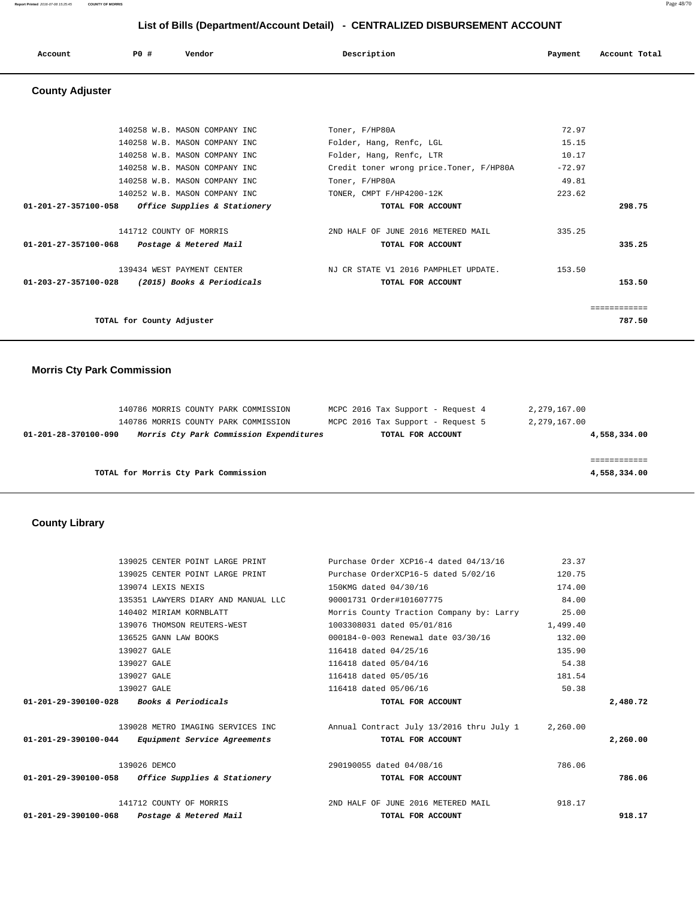# List of Bills (Department/Account Detail) - CENTRALIZED DISBURSEMENT ACCOUNT

| Account | PO # | Vendor | Description | Payment | Account Total |
|---|---|---|---|---|---|

## County Adjuster

| Account | PO # | Vendor | Description | Payment | Account Total |
|---|---|---|---|---|---|
| | 140258 | W.B. MASON COMPANY INC | Toner, F/HP80A | 72.97 | |
| | 140258 | W.B. MASON COMPANY INC | Folder, Hang, Renfc, LGL | 15.15 | |
| | 140258 | W.B. MASON COMPANY INC | Folder, Hang, Renfc, LTR | 10.17 | |
| | 140258 | W.B. MASON COMPANY INC | Credit toner wrong price.Toner, F/HP80A | -72.97 | |
| | 140258 | W.B. MASON COMPANY INC | Toner, F/HP80A | 49.81 | |
| | 140252 | W.B. MASON COMPANY INC | TONER, CMPT F/HP4200-12K | 223.62 | |
| 01-201-27-357100-058 | | *Office Supplies & Stationery* | TOTAL FOR ACCOUNT | | 298.75 |
| | 141712 | COUNTY OF MORRIS | 2ND HALF OF JUNE 2016 METERED MAIL | 335.25 | |
| 01-201-27-357100-068 | | *Postage & Metered Mail* | TOTAL FOR ACCOUNT | | 335.25 |
| | 139434 | WEST PAYMENT CENTER | NJ CR STATE V1 2016 PAMPHLET UPDATE. | 153.50 | |
| 01-203-27-357100-028 | | *(2015) Books & Periodicals* | TOTAL FOR ACCOUNT | | 153.50 |
| | | TOTAL for County Adjuster | | | 787.50 |

## Morris Cty Park Commission

| Account | PO # | Vendor | Description | Payment | Account Total |
|---|---|---|---|---|---|
| | 140786 | MORRIS COUNTY PARK COMMISSION | MCPC 2016 Tax Support - Request 4 | 2,279,167.00 | |
| | 140786 | MORRIS COUNTY PARK COMMISSION | MCPC 2016 Tax Support - Request 5 | 2,279,167.00 | |
| 01-201-28-370100-090 | | *Morris Cty Park Commission Expenditures* | TOTAL FOR ACCOUNT | | 4,558,334.00 |
| | | TOTAL for Morris Cty Park Commission | | | 4,558,334.00 |

## County Library

| Account | PO # | Vendor | Description | Payment | Account Total |
|---|---|---|---|---|---|
| | 139025 | CENTER POINT LARGE PRINT | Purchase Order XCP16-4 dated 04/13/16 | 23.37 | |
| | 139025 | CENTER POINT LARGE PRINT | Purchase OrderXCP16-5 dated 5/02/16 | 120.75 | |
| | 139074 | LEXIS NEXIS | 150KMG dated 04/30/16 | 174.00 | |
| | 135351 | LAWYERS DIARY AND MANUAL LLC | 90001731 Order#101607775 | 84.00 | |
| | 140402 | MIRIAM KORNBLATT | Morris County Traction Company by: Larry | 25.00 | |
| | 139076 | THOMSON REUTERS-WEST | 1003308031 dated 05/01/816 | 1,499.40 | |
| | 136525 | GANN LAW BOOKS | 000184-0-003 Renewal date 03/30/16 | 132.00 | |
| | 139027 | GALE | 116418 dated 04/25/16 | 135.90 | |
| | 139027 | GALE | 116418 dated 05/04/16 | 54.38 | |
| | 139027 | GALE | 116418 dated 05/05/16 | 181.54 | |
| | 139027 | GALE | 116418 dated 05/06/16 | 50.38 | |
| 01-201-29-390100-028 | | *Books & Periodicals* | TOTAL FOR ACCOUNT | | 2,480.72 |
| | 139028 | METRO IMAGING SERVICES INC | Annual Contract July 13/2016 thru July 1 | 2,260.00 | |
| 01-201-29-390100-044 | | *Equipment Service Agreements* | TOTAL FOR ACCOUNT | | 2,260.00 |
| | 139026 | DEMCO | 290190055 dated 04/08/16 | 786.06 | |
| 01-201-29-390100-058 | | *Office Supplies & Stationery* | TOTAL FOR ACCOUNT | | 786.06 |
| | 141712 | COUNTY OF MORRIS | 2ND HALF OF JUNE 2016 METERED MAIL | 918.17 | |
| 01-201-29-390100-068 | | *Postage & Metered Mail* | TOTAL FOR ACCOUNT | | 918.17 |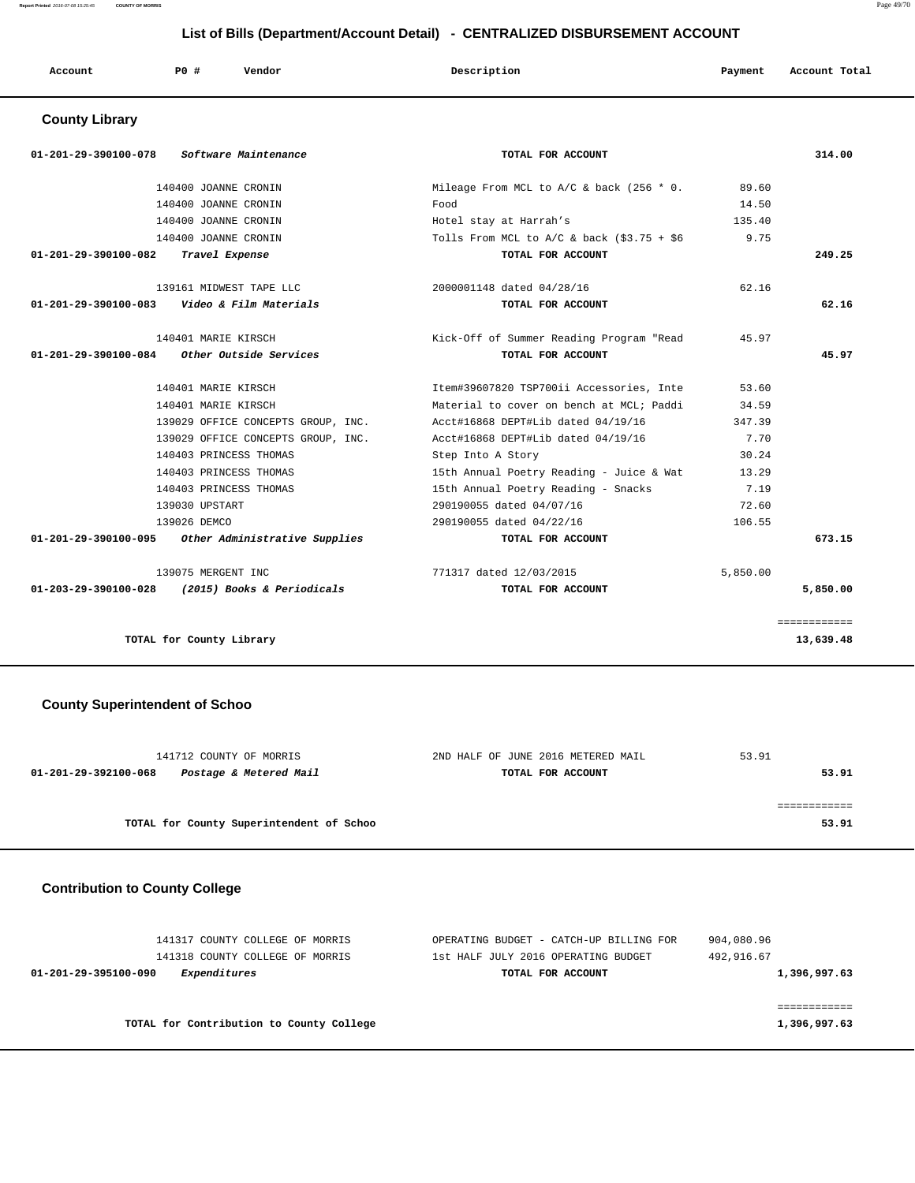## List of Bills (Department/Account Detail) - CENTRALIZED DISBURSEMENT ACCOUNT

| Account | PO # | Vendor | Description | Payment | Account Total |
|---|---|---|---|---|---|

### County Library

| Account | PO # | Vendor | Description | Payment | Account Total |
|---|---|---|---|---|---|
| 01-201-29-390100-078 | | *Software Maintenance* | TOTAL FOR ACCOUNT | | 314.00 |
| | 140400 | JOANNE CRONIN | Mileage From MCL to A/C & back (256 * 0. | 89.60 | |
| | 140400 | JOANNE CRONIN | Food | 14.50 | |
| | 140400 | JOANNE CRONIN | Hotel stay at Harrah's | 135.40 | |
| | 140400 | JOANNE CRONIN | Tolls From MCL to A/C & back ($3.75 + $6 | 9.75 | |
| 01-201-29-390100-082 | | *Travel Expense* | TOTAL FOR ACCOUNT | | 249.25 |
| | 139161 | MIDWEST TAPE LLC | 2000001148 dated 04/28/16 | 62.16 | |
| 01-201-29-390100-083 | | *Video & Film Materials* | TOTAL FOR ACCOUNT | | 62.16 |
| | 140401 | MARIE KIRSCH | Kick-Off of Summer Reading Program "Read | 45.97 | |
| 01-201-29-390100-084 | | *Other Outside Services* | TOTAL FOR ACCOUNT | | 45.97 |
| | 140401 | MARIE KIRSCH | Item#39607820 TSP700ii Accessories, Inte | 53.60 | |
| | 140401 | MARIE KIRSCH | Material to cover on bench at MCL; Paddi | 34.59 | |
| | 139029 | OFFICE CONCEPTS GROUP, INC. | Acct#16868 DEPT#Lib dated 04/19/16 | 347.39 | |
| | 139029 | OFFICE CONCEPTS GROUP, INC. | Acct#16868 DEPT#Lib dated 04/19/16 | 7.70 | |
| | 140403 | PRINCESS THOMAS | Step Into A Story | 30.24 | |
| | 140403 | PRINCESS THOMAS | 15th Annual Poetry Reading - Juice & Wat | 13.29 | |
| | 140403 | PRINCESS THOMAS | 15th Annual Poetry Reading - Snacks | 7.19 | |
| | 139030 | UPSTART | 290190055 dated 04/07/16 | 72.60 | |
| | 139026 | DEMCO | 290190055 dated 04/22/16 | 106.55 | |
| 01-201-29-390100-095 | | *Other Administrative Supplies* | TOTAL FOR ACCOUNT | | 673.15 |
| | 139075 | MERGENT INC | 771317 dated 12/03/2015 | 5,850.00 | |
| 01-203-29-390100-028 | | *(2015) Books & Periodicals* | TOTAL FOR ACCOUNT | | 5,850.00 |
| | | | | | ============ |
| | | **TOTAL for County Library** | | | **13,639.48** |

### County Superintendent of Schoo

| Account | PO # | Vendor | Description | Payment | Account Total |
|---|---|---|---|---|---|
| | 141712 | COUNTY OF MORRIS | 2ND HALF OF JUNE 2016 METERED MAIL | 53.91 | |
| 01-201-29-392100-068 | | *Postage & Metered Mail* | TOTAL FOR ACCOUNT | | 53.91 |
| | | | | | ============ |
| | | **TOTAL for County Superintendent of Schoo** | | | **53.91** |

### Contribution to County College

| Account | PO # | Vendor | Description | Payment | Account Total |
|---|---|---|---|---|---|
| | 141317 | COUNTY COLLEGE OF MORRIS | OPERATING BUDGET - CATCH-UP BILLING FOR | 904,080.96 | |
| | 141318 | COUNTY COLLEGE OF MORRIS | 1st HALF JULY 2016 OPERATING BUDGET | 492,916.67 | |
| 01-201-29-395100-090 | | *Expenditures* | TOTAL FOR ACCOUNT | | 1,396,997.63 |
| | | | | | ============ |
| | | **TOTAL for Contribution to County College** | | | **1,396,997.63** |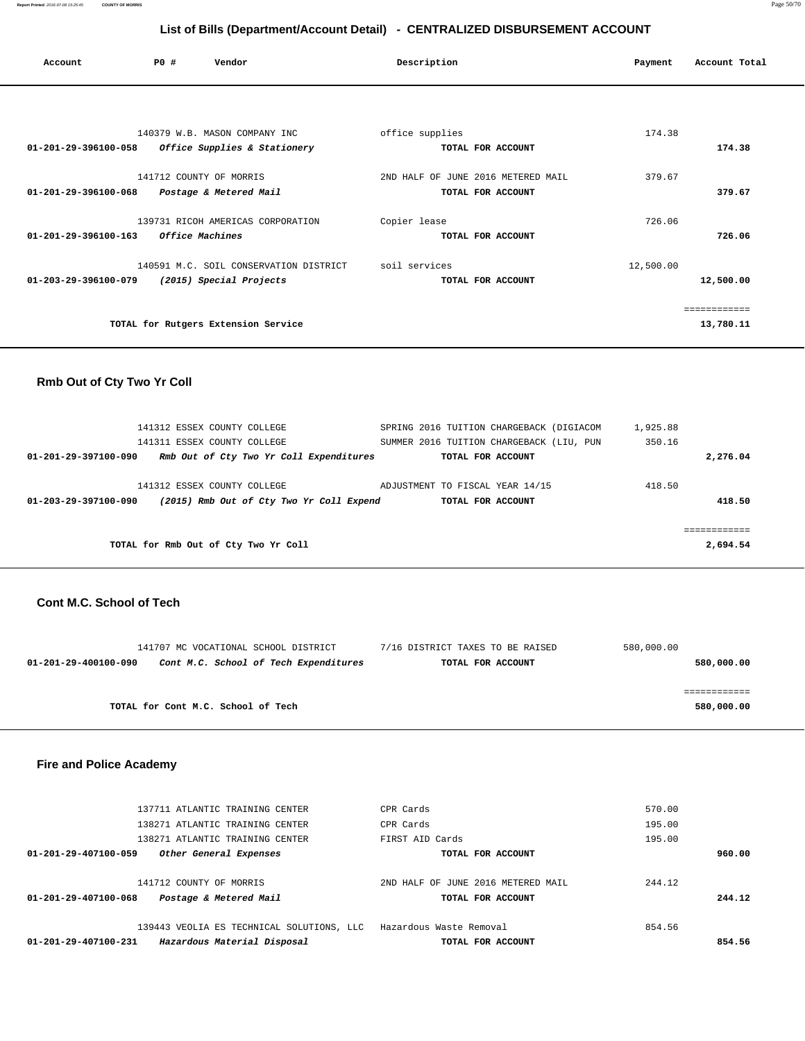# List of Bills (Department/Account Detail) - CENTRALIZED DISBURSEMENT ACCOUNT

| Account | PO # | Vendor | Description | Payment | Account Total |
|---|---|---|---|---|---|
| | 140379 | W.B. MASON COMPANY INC | office supplies | 174.38 | |
| 01-201-29-396100-058 | | *Office Supplies & Stationery* | TOTAL FOR ACCOUNT | | 174.38 |
| | 141712 | COUNTY OF MORRIS | 2ND HALF OF JUNE 2016 METERED MAIL | 379.67 | |
| 01-201-29-396100-068 | | *Postage & Metered Mail* | TOTAL FOR ACCOUNT | | 379.67 |
| | 139731 | RICOH AMERICAS CORPORATION | Copier lease | 726.06 | |
| 01-201-29-396100-163 | | *Office Machines* | TOTAL FOR ACCOUNT | | 726.06 |
| | 140591 | M.C. SOIL CONSERVATION DISTRICT | soil services | 12,500.00 | |
| 01-203-29-396100-079 | | *(2015) Special Projects* | TOTAL FOR ACCOUNT | | 12,500.00 |
| | | | | | ============ |
| | | TOTAL for Rutgers Extension Service | | | 13,780.11 |

## Rmb Out of Cty Two Yr Coll

| Account | PO # | Vendor | Description | Payment | Account Total |
|---|---|---|---|---|---|
| | 141312 | ESSEX COUNTY COLLEGE | SPRING 2016 TUITION CHARGEBACK (DIGIACOM | 1,925.88 | |
| | 141311 | ESSEX COUNTY COLLEGE | SUMMER 2016 TUITION CHARGEBACK (LIU, PUN | 350.16 | |
| 01-201-29-397100-090 | | *Rmb Out of Cty Two Yr Coll Expenditures* | TOTAL FOR ACCOUNT | | 2,276.04 |
| | 141312 | ESSEX COUNTY COLLEGE | ADJUSTMENT TO FISCAL YEAR 14/15 | 418.50 | |
| 01-203-29-397100-090 | | *(2015) Rmb Out of Cty Two Yr Coll Expend* | TOTAL FOR ACCOUNT | | 418.50 |
| | | | | | ============ |
| | | TOTAL for Rmb Out of Cty Two Yr Coll | | | 2,694.54 |

## Cont M.C. School of Tech

| Account | PO # | Vendor | Description | Payment | Account Total |
|---|---|---|---|---|---|
| | 141707 | MC VOCATIONAL SCHOOL DISTRICT | 7/16 DISTRICT TAXES TO BE RAISED | 580,000.00 | |
| 01-201-29-400100-090 | | *Cont M.C. School of Tech Expenditures* | TOTAL FOR ACCOUNT | | 580,000.00 |
| | | | | | ============ |
| | | TOTAL for Cont M.C. School of Tech | | | 580,000.00 |

## Fire and Police Academy

| Account | PO # | Vendor | Description | Payment | Account Total |
|---|---|---|---|---|---|
| | 137711 | ATLANTIC TRAINING CENTER | CPR Cards | 570.00 | |
| | 138271 | ATLANTIC TRAINING CENTER | CPR Cards | 195.00 | |
| | 138271 | ATLANTIC TRAINING CENTER | FIRST AID Cards | 195.00 | |
| 01-201-29-407100-059 | | *Other General Expenses* | TOTAL FOR ACCOUNT | | 960.00 |
| | 141712 | COUNTY OF MORRIS | 2ND HALF OF JUNE 2016 METERED MAIL | 244.12 | |
| 01-201-29-407100-068 | | *Postage & Metered Mail* | TOTAL FOR ACCOUNT | | 244.12 |
| | 139443 | VEOLIA ES TECHNICAL SOLUTIONS, LLC | Hazardous Waste Removal | 854.56 | |
| 01-201-29-407100-231 | | *Hazardous Material Disposal* | TOTAL FOR ACCOUNT | | 854.56 |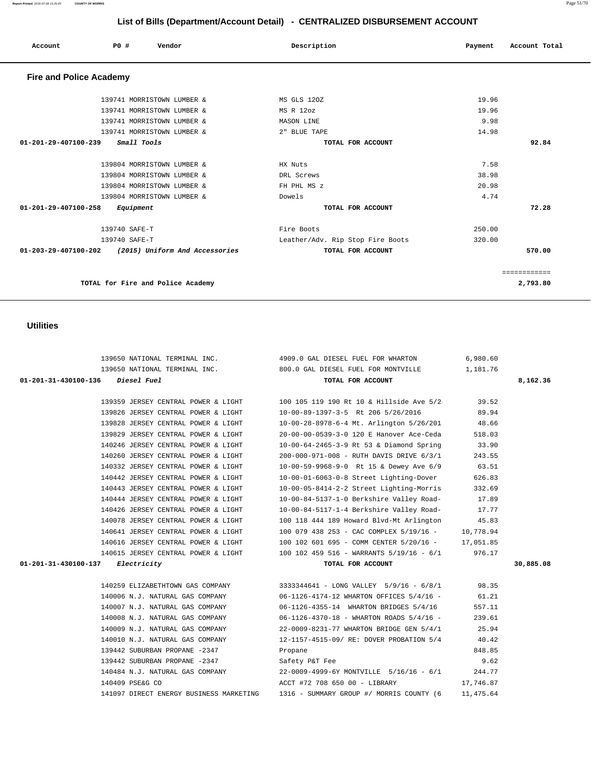## List of Bills (Department/Account Detail) - CENTRALIZED DISBURSEMENT ACCOUNT

| Account | PO # | Vendor | Description | Payment | Account Total |
|---|---|---|---|---|---|

### Fire and Police Academy

| Account | PO # | Vendor | Description | Payment | Account Total |
|---|---|---|---|---|---|
| | 139741 | MORRISTOWN LUMBER & | MS GLS 12OZ | 19.96 | |
| | 139741 | MORRISTOWN LUMBER & | MS R 12oz | 19.96 | |
| | 139741 | MORRISTOWN LUMBER & | MASON LINE | 9.98 | |
| | 139741 | MORRISTOWN LUMBER & | 2" BLUE TAPE | 14.98 | |
| **01-201-29-407100-239** | *Small Tools* | | **TOTAL FOR ACCOUNT** | | **92.84** |
| | 139804 | MORRISTOWN LUMBER & | HX Nuts | 7.58 | |
| | 139804 | MORRISTOWN LUMBER & | DRL Screws | 38.98 | |
| | 139804 | MORRISTOWN LUMBER & | FH PHL MS z | 20.98 | |
| | 139804 | MORRISTOWN LUMBER & | Dowels | 4.74 | |
| **01-201-29-407100-258** | *Equipment* | | **TOTAL FOR ACCOUNT** | | **72.28** |
| | 139740 | SAFE-T | Fire Boots | 250.00 | |
| | 139740 | SAFE-T | Leather/Adv. Rip Stop Fire Boots | 320.00 | |
| **01-203-29-407100-202** | *(2015) Uniform And Accessories* | | **TOTAL FOR ACCOUNT** | | **570.00** |
| | | | | | ============ |
| | **TOTAL for Fire and Police Academy** | | | | **2,793.80** |

### Utilities

| Account | PO # | Vendor | Description | Payment | Account Total |
|---|---|---|---|---|---|
| | 139650 | NATIONAL TERMINAL INC. | 4909.0 GAL DIESEL FUEL FOR WHARTON | 6,980.60 | |
| | 139650 | NATIONAL TERMINAL INC. | 800.0 GAL DIESEL FUEL FOR MONTVILLE | 1,181.76 | |
| **01-201-31-430100-136** | *Diesel Fuel* | | **TOTAL FOR ACCOUNT** | | **8,162.36** |
| | 139359 | JERSEY CENTRAL POWER & LIGHT | 100 105 119 190 Rt 10 & Hillside Ave 5/2 | 39.52 | |
| | 139826 | JERSEY CENTRAL POWER & LIGHT | 10-00-89-1397-3-5 Rt 206 5/26/2016 | 89.94 | |
| | 139828 | JERSEY CENTRAL POWER & LIGHT | 10-00-28-8978-6-4 Mt. Arlington 5/26/201 | 48.66 | |
| | 139829 | JERSEY CENTRAL POWER & LIGHT | 20-00-00-0539-3-0 120 E Hanover Ace-Ceda | 518.03 | |
| | 140246 | JERSEY CENTRAL POWER & LIGHT | 10-00-64-2465-3-9 Rt 53 & Diamond Spring | 33.90 | |
| | 140260 | JERSEY CENTRAL POWER & LIGHT | 200-000-971-008 - RUTH DAVIS DRIVE 6/3/1 | 243.55 | |
| | 140332 | JERSEY CENTRAL POWER & LIGHT | 10-00-59-9968-9-0 Rt 15 & Dewey Ave 6/9 | 63.51 | |
| | 140442 | JERSEY CENTRAL POWER & LIGHT | 10-00-01-6063-0-8 Street Lighting-Dover | 626.83 | |
| | 140443 | JERSEY CENTRAL POWER & LIGHT | 10-00-05-8414-2-2 Street Lighting-Morris | 332.69 | |
| | 140444 | JERSEY CENTRAL POWER & LIGHT | 10-00-84-5137-1-0 Berkshire Valley Road- | 17.89 | |
| | 140426 | JERSEY CENTRAL POWER & LIGHT | 10-00-84-5117-1-4 Berkshire Valley Road- | 17.77 | |
| | 140078 | JERSEY CENTRAL POWER & LIGHT | 100 118 444 189 Howard Blvd-Mt Arlington | 45.83 | |
| | 140641 | JERSEY CENTRAL POWER & LIGHT | 100 079 438 253 - CAC COMPLEX 5/19/16 - | 10,778.94 | |
| | 140616 | JERSEY CENTRAL POWER & LIGHT | 100 102 601 695 - COMM CENTER 5/20/16 - | 17,051.85 | |
| | 140615 | JERSEY CENTRAL POWER & LIGHT | 100 102 459 516 - WARRANTS 5/19/16 - 6/1 | 976.17 | |
| **01-201-31-430100-137** | *Electricity* | | **TOTAL FOR ACCOUNT** | | **30,885.08** |
| | 140259 | ELIZABETHTOWN GAS COMPANY | 3333344641 - LONG VALLEY 5/9/16 - 6/8/1 | 98.35 | |
| | 140006 | N.J. NATURAL GAS COMPANY | 06-1126-4174-12 WHARTON OFFICES 5/4/16 - | 61.21 | |
| | 140007 | N.J. NATURAL GAS COMPANY | 06-1126-4355-14 WHARTON BRIDGES 5/4/16 | 557.11 | |
| | 140008 | N.J. NATURAL GAS COMPANY | 06-1126-4370-18 - WHARTON ROADS 5/4/16 - | 239.61 | |
| | 140009 | N.J. NATURAL GAS COMPANY | 22-0009-8231-77 WHARTON BRIDGE GEN 5/4/1 | 25.94 | |
| | 140010 | N.J. NATURAL GAS COMPANY | 12-1157-4515-09/ RE: DOVER PROBATION 5/4 | 40.42 | |
| | 139442 | SUBURBAN PROPANE -2347 | Propane | 848.85 | |
| | 139442 | SUBURBAN PROPANE -2347 | Safety P&T Fee | 9.62 | |
| | 140484 | N.J. NATURAL GAS COMPANY | 22-0009-4999-6Y MONTVILLE 5/16/16 - 6/1 | 244.77 | |
| | 140409 | PSE&G CO | ACCT #72 708 650 00 - LIBRARY | 17,746.87 | |
| | 141097 | DIRECT ENERGY BUSINESS MARKETING | 1316 - SUMMARY GROUP #/ MORRIS COUNTY (6 | 11,475.64 | |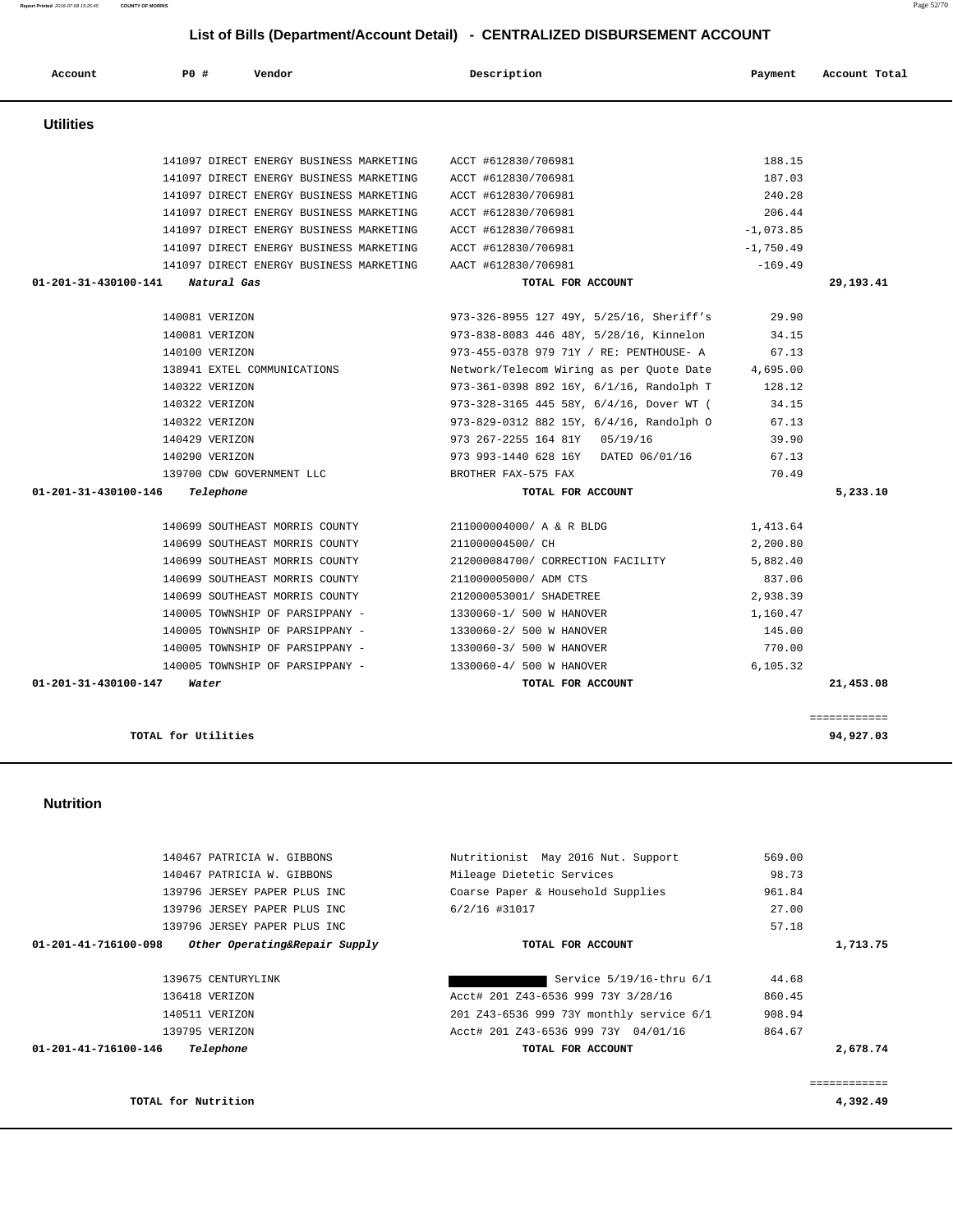## List of Bills (Department/Account Detail) - CENTRALIZED DISBURSEMENT ACCOUNT

| Account | PO # | Vendor | Description | Payment | Account Total |
|---|---|---|---|---|---|

### Utilities

| Account | PO # | Vendor | Description | Payment | Account Total |
|---|---|---|---|---|---|
| | 141097 | DIRECT ENERGY BUSINESS MARKETING | ACCT #612830/706981 | 188.15 | |
| | 141097 | DIRECT ENERGY BUSINESS MARKETING | ACCT #612830/706981 | 187.03 | |
| | 141097 | DIRECT ENERGY BUSINESS MARKETING | ACCT #612830/706981 | 240.28 | |
| | 141097 | DIRECT ENERGY BUSINESS MARKETING | ACCT #612830/706981 | 206.44 | |
| | 141097 | DIRECT ENERGY BUSINESS MARKETING | ACCT #612830/706981 | -1,073.85 | |
| | 141097 | DIRECT ENERGY BUSINESS MARKETING | ACCT #612830/706981 | -1,750.49 | |
| | 141097 | DIRECT ENERGY BUSINESS MARKETING | AACT #612830/706981 | -169.49 | |
| **01-201-31-430100-141** | | *Natural Gas* | **TOTAL FOR ACCOUNT** | | **29,193.41** |
| | 140081 | VERIZON | 973-326-8955 127 49Y, 5/25/16, Sheriff's | 29.90 | |
| | 140081 | VERIZON | 973-838-8083 446 48Y, 5/28/16, Kinnelon | 34.15 | |
| | 140100 | VERIZON | 973-455-0378 979 71Y / RE: PENTHOUSE- A | 67.13 | |
| | 138941 | EXTEL COMMUNICATIONS | Network/Telecom Wiring as per Quote Date | 4,695.00 | |
| | 140322 | VERIZON | 973-361-0398 892 16Y, 6/1/16, Randolph T | 128.12 | |
| | 140322 | VERIZON | 973-328-3165 445 58Y, 6/4/16, Dover WT ( | 34.15 | |
| | 140322 | VERIZON | 973-829-0312 882 15Y, 6/4/16, Randolph O | 67.13 | |
| | 140429 | VERIZON | 973 267-2255 164 81Y 05/19/16 | 39.90 | |
| | 140290 | VERIZON | 973 993-1440 628 16Y DATED 06/01/16 | 67.13 | |
| | 139700 | CDW GOVERNMENT LLC | BROTHER FAX-575 FAX | 70.49 | |
| **01-201-31-430100-146** | | *Telephone* | **TOTAL FOR ACCOUNT** | | **5,233.10** |
| | 140699 | SOUTHEAST MORRIS COUNTY | 211000004000/ A & R BLDG | 1,413.64 | |
| | 140699 | SOUTHEAST MORRIS COUNTY | 211000004500/ CH | 2,200.80 | |
| | 140699 | SOUTHEAST MORRIS COUNTY | 212000084700/ CORRECTION FACILITY | 5,882.40 | |
| | 140699 | SOUTHEAST MORRIS COUNTY | 211000005000/ ADM CTS | 837.06 | |
| | 140699 | SOUTHEAST MORRIS COUNTY | 212000053001/ SHADETREE | 2,938.39 | |
| | 140005 | TOWNSHIP OF PARSIPPANY - | 1330060-1/ 500 W HANOVER | 1,160.47 | |
| | 140005 | TOWNSHIP OF PARSIPPANY - | 1330060-2/ 500 W HANOVER | 145.00 | |
| | 140005 | TOWNSHIP OF PARSIPPANY - | 1330060-3/ 500 W HANOVER | 770.00 | |
| | 140005 | TOWNSHIP OF PARSIPPANY - | 1330060-4/ 500 W HANOVER | 6,105.32 | |
| **01-201-31-430100-147** | | *Water* | **TOTAL FOR ACCOUNT** | | **21,453.08** |
| | | | | | ============ |
| **TOTAL for Utilities** | | | | | **94,927.03** |

### Nutrition

| Account | PO # | Vendor | Description | Payment | Account Total |
|---|---|---|---|---|---|
| | 140467 | PATRICIA W. GIBBONS | Nutritionist May 2016 Nut. Support | 569.00 | |
| | 140467 | PATRICIA W. GIBBONS | Mileage Dietetic Services | 98.73 | |
| | 139796 | JERSEY PAPER PLUS INC | Coarse Paper & Household Supplies | 961.84 | |
| | 139796 | JERSEY PAPER PLUS INC | 6/2/16 #31017 | 27.00 | |
| | 139796 | JERSEY PAPER PLUS INC | | 57.18 | |
| **01-201-41-716100-098** | | *Other Operating&Repair Supply* | **TOTAL FOR ACCOUNT** | | **1,713.75** |
| | 139675 | CENTURYLINK | [REDACTED] Service 5/19/16-thru 6/1 | 44.68 | |
| | 136418 | VERIZON | Acct# 201 Z43-6536 999 73Y 3/28/16 | 860.45 | |
| | 140511 | VERIZON | 201 Z43-6536 999 73Y monthly service 6/1 | 908.94 | |
| | 139795 | VERIZON | Acct# 201 Z43-6536 999 73Y 04/01/16 | 864.67 | |
| **01-201-41-716100-146** | | *Telephone* | **TOTAL FOR ACCOUNT** | | **2,678.74** |
| | | | | | ============ |
| **TOTAL for Nutrition** | | | | | **4,392.49** |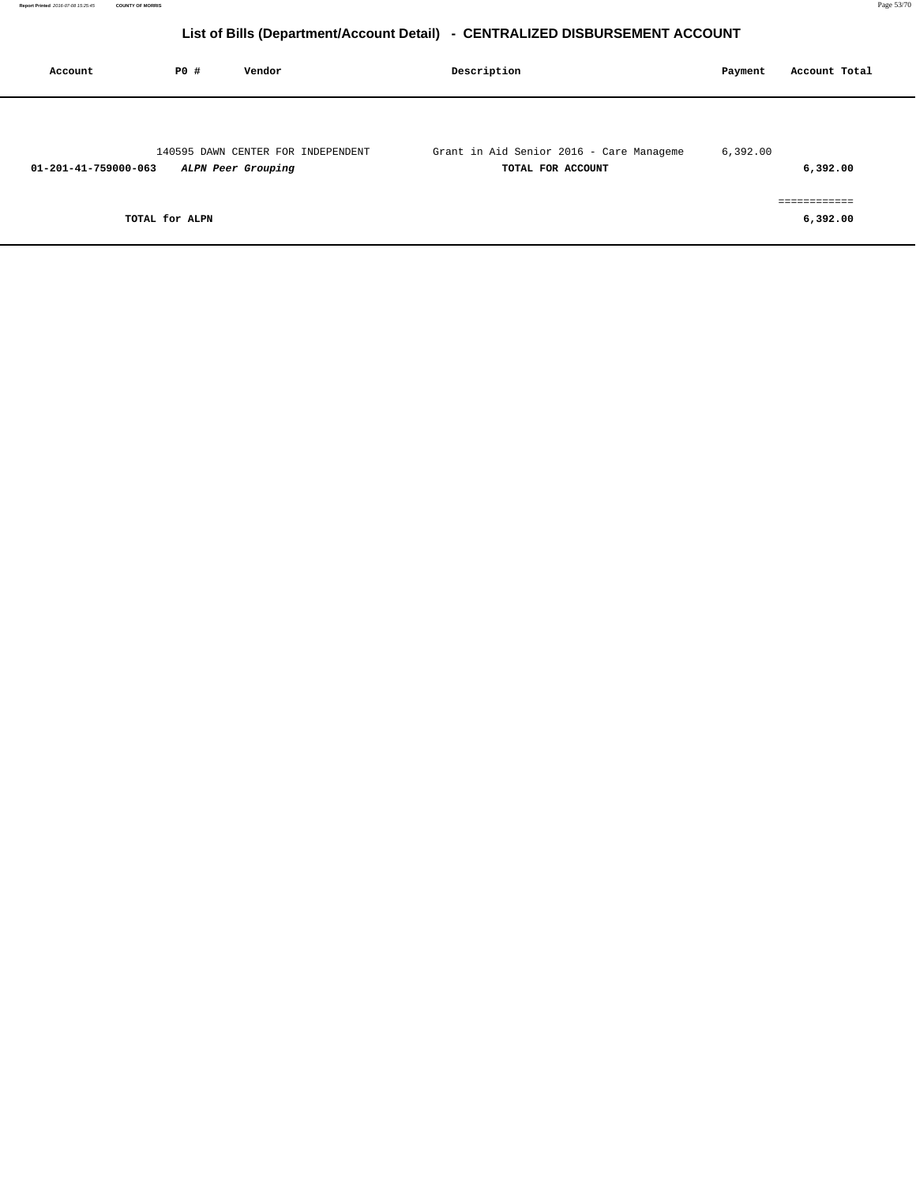## List of Bills (Department/Account Detail) - CENTRALIZED DISBURSEMENT ACCOUNT

| Account | PO # | Vendor | Description | Payment | Account Total |
|---|---|---|---|---|---|
| | 140595 | DAWN CENTER FOR INDEPENDENT | Grant in Aid Senior 2016 - Care Manageme | 6,392.00 | |
| **01-201-41-759000-063** | | ***ALPN Peer Grouping*** | **TOTAL FOR ACCOUNT** | | **6,392.00** |
| | | | | | ============ |
| **TOTAL for ALPN** | | | | | **6,392.00** |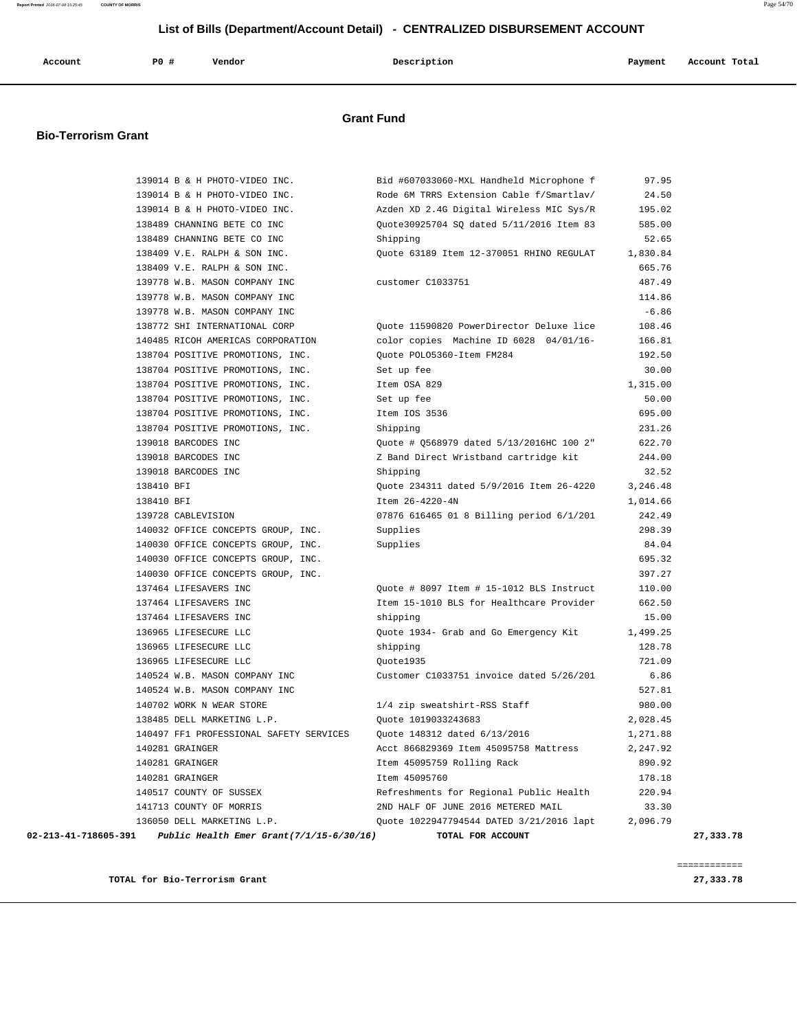## List of Bills (Department/Account Detail) - CENTRALIZED DISBURSEMENT ACCOUNT

# Grant Fund

## Bio-Terrorism Grant

| Account | PO # | Vendor | Description | Payment | Account Total |
|---|---|---|---|---|---|
| | 139014 | B & H PHOTO-VIDEO INC. | Bid #607033060-MXL Handheld Microphone f | 97.95 | |
| | 139014 | B & H PHOTO-VIDEO INC. | Rode 6M TRRS Extension Cable f/Smartlav/ | 24.50 | |
| | 139014 | B & H PHOTO-VIDEO INC. | Azden XD 2.4G Digital Wireless MIC Sys/R | 195.02 | |
| | 138489 | CHANNING BETE CO INC | Quote30925704 SQ dated 5/11/2016 Item 83 | 585.00 | |
| | 138489 | CHANNING BETE CO INC | Shipping | 52.65 | |
| | 138409 | V.E. RALPH & SON INC. | Quote 63189 Item 12-370051 RHINO REGULAT | 1,830.84 | |
| | 138409 | V.E. RALPH & SON INC. | | 665.76 | |
| | 139778 | W.B. MASON COMPANY INC | customer C1033751 | 487.49 | |
| | 139778 | W.B. MASON COMPANY INC | | 114.86 | |
| | 139778 | W.B. MASON COMPANY INC | | -6.86 | |
| | 138772 | SHI INTERNATIONAL CORP | Quote 11590820 PowerDirector Deluxe lice | 108.46 | |
| | 140485 | RICOH AMERICAS CORPORATION | color copies Machine ID 6028 04/01/16- | 166.81 | |
| | 138704 | POSITIVE PROMOTIONS, INC. | Quote POLO5360-Item FM284 | 192.50 | |
| | 138704 | POSITIVE PROMOTIONS, INC. | Set up fee | 30.00 | |
| | 138704 | POSITIVE PROMOTIONS, INC. | Item OSA 829 | 1,315.00 | |
| | 138704 | POSITIVE PROMOTIONS, INC. | Set up fee | 50.00 | |
| | 138704 | POSITIVE PROMOTIONS, INC. | Item IOS 3536 | 695.00 | |
| | 138704 | POSITIVE PROMOTIONS, INC. | Shipping | 231.26 | |
| | 139018 | BARCODES INC | Quote # Q568979 dated 5/13/2016HC 100 2" | 622.70 | |
| | 139018 | BARCODES INC | Z Band Direct Wristband cartridge kit | 244.00 | |
| | 139018 | BARCODES INC | Shipping | 32.52 | |
| | 138410 | BFI | Quote 234311 dated 5/9/2016 Item 26-4220 | 3,246.48 | |
| | 138410 | BFI | Item 26-4220-4N | 1,014.66 | |
| | 139728 | CABLEVISION | 07876 616465 01 8 Billing period 6/1/201 | 242.49 | |
| | 140032 | OFFICE CONCEPTS GROUP, INC. | Supplies | 298.39 | |
| | 140030 | OFFICE CONCEPTS GROUP, INC. | Supplies | 84.04 | |
| | 140030 | OFFICE CONCEPTS GROUP, INC. | | 695.32 | |
| | 140030 | OFFICE CONCEPTS GROUP, INC. | | 397.27 | |
| | 137464 | LIFESAVERS INC | Quote # 8097 Item # 15-1012 BLS Instruct | 110.00 | |
| | 137464 | LIFESAVERS INC | Item 15-1010 BLS for Healthcare Provider | 662.50 | |
| | 137464 | LIFESAVERS INC | shipping | 15.00 | |
| | 136965 | LIFESECURE LLC | Quote 1934- Grab and Go Emergency Kit | 1,499.25 | |
| | 136965 | LIFESECURE LLC | shipping | 128.78 | |
| | 136965 | LIFESECURE LLC | Quote1935 | 721.09 | |
| | 140524 | W.B. MASON COMPANY INC | Customer C1033751 invoice dated 5/26/201 | 6.86 | |
| | 140524 | W.B. MASON COMPANY INC | | 527.81 | |
| | 140702 | WORK N WEAR STORE | 1/4 zip sweatshirt-RSS Staff | 980.00 | |
| | 138485 | DELL MARKETING L.P. | Quote 1019033243683 | 2,028.45 | |
| | 140497 | FF1 PROFESSIONAL SAFETY SERVICES | Quote 148312 dated 6/13/2016 | 1,271.88 | |
| | 140281 | GRAINGER | Acct 866829369 Item 45095758 Mattress | 2,247.92 | |
| | 140281 | GRAINGER | Item 45095759 Rolling Rack | 890.92 | |
| | 140281 | GRAINGER | Item 45095760 | 178.18 | |
| | 140517 | COUNTY OF SUSSEX | Refreshments for Regional Public Health | 220.94 | |
| | 141713 | COUNTY OF MORRIS | 2ND HALF OF JUNE 2016 METERED MAIL | 33.30 | |
| | 136050 | DELL MARKETING L.P. | Quote 1022947794544 DATED 3/21/2016 lapt | 2,096.79 | |
| **02-213-41-718605-391** | | ***Public Health Emer Grant(7/1/15-6/30/16)*** | **TOTAL FOR ACCOUNT** | | **27,333.78** |

**TOTAL for Bio-Terrorism Grant** **27,333.78**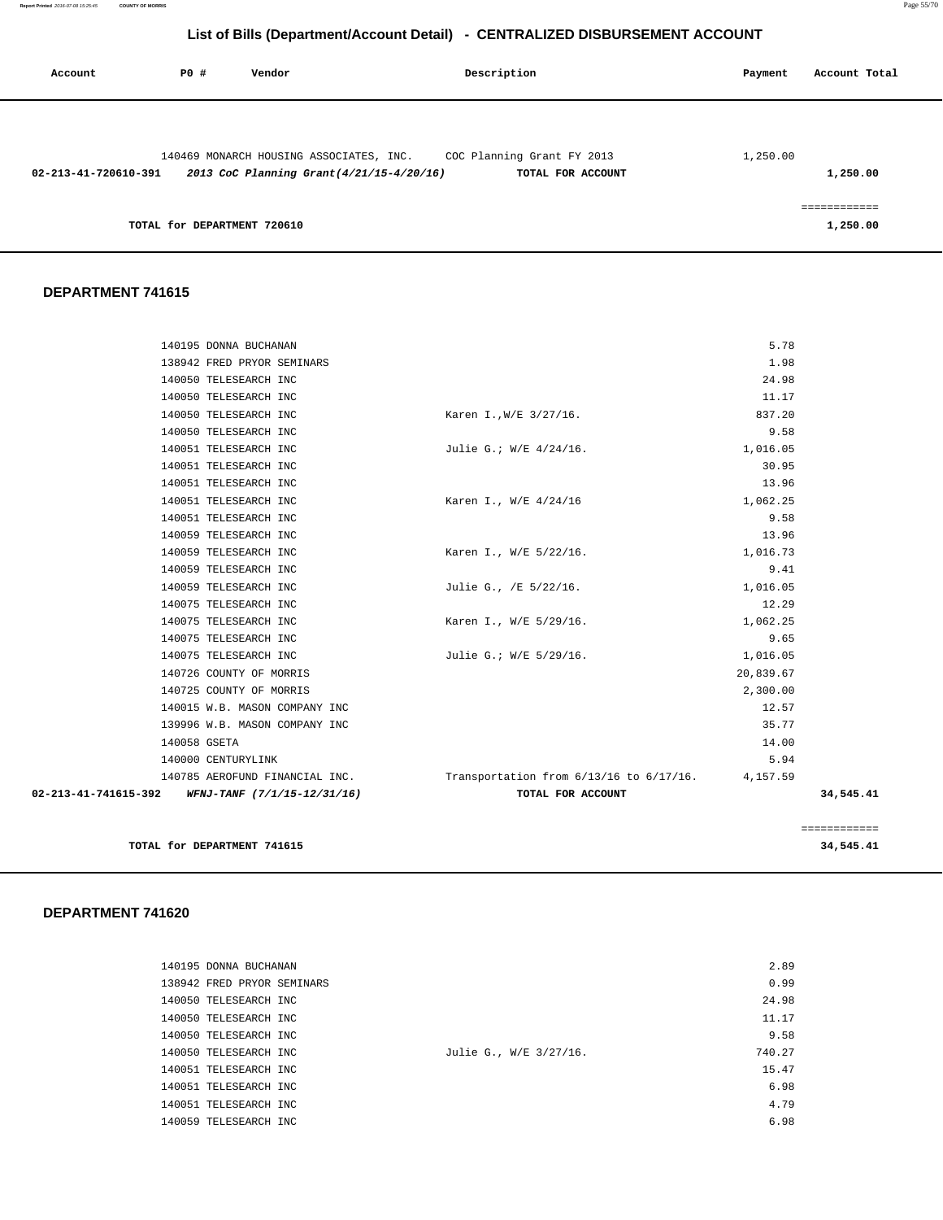## List of Bills (Department/Account Detail) - CENTRALIZED DISBURSEMENT ACCOUNT

| Account | PO # | Vendor | Description | Payment | Account Total |
|---|---|---|---|---|---|
| | 140469 | MONARCH HOUSING ASSOCIATES, INC. | COC Planning Grant FY 2013 | 1,250.00 | |
| **02-213-41-720610-391** | | ***2013 CoC Planning Grant(4/21/15-4/20/16)*** | **TOTAL FOR ACCOUNT** | | **1,250.00** |

============

**TOTAL for DEPARTMENT 720610** **1,250.00**

### DEPARTMENT 741615

| Account | PO # | Vendor | Description | Payment | Account Total |
|---|---|---|---|---|---|
| | 140195 | DONNA BUCHANAN | | 5.78 | |
| | 138942 | FRED PRYOR SEMINARS | | 1.98 | |
| | 140050 | TELESEARCH INC | | 24.98 | |
| | 140050 | TELESEARCH INC | | 11.17 | |
| | 140050 | TELESEARCH INC | Karen I.,W/E 3/27/16. | 837.20 | |
| | 140050 | TELESEARCH INC | | 9.58 | |
| | 140051 | TELESEARCH INC | Julie G.; W/E 4/24/16. | 1,016.05 | |
| | 140051 | TELESEARCH INC | | 30.95 | |
| | 140051 | TELESEARCH INC | | 13.96 | |
| | 140051 | TELESEARCH INC | Karen I., W/E 4/24/16 | 1,062.25 | |
| | 140051 | TELESEARCH INC | | 9.58 | |
| | 140059 | TELESEARCH INC | | 13.96 | |
| | 140059 | TELESEARCH INC | Karen I., W/E 5/22/16. | 1,016.73 | |
| | 140059 | TELESEARCH INC | | 9.41 | |
| | 140059 | TELESEARCH INC | Julie G., /E 5/22/16. | 1,016.05 | |
| | 140075 | TELESEARCH INC | | 12.29 | |
| | 140075 | TELESEARCH INC | Karen I., W/E 5/29/16. | 1,062.25 | |
| | 140075 | TELESEARCH INC | | 9.65 | |
| | 140075 | TELESEARCH INC | Julie G.; W/E 5/29/16. | 1,016.05 | |
| | 140726 | COUNTY OF MORRIS | | 20,839.67 | |
| | 140725 | COUNTY OF MORRIS | | 2,300.00 | |
| | 140015 | W.B. MASON COMPANY INC | | 12.57 | |
| | 139996 | W.B. MASON COMPANY INC | | 35.77 | |
| | 140058 | GSETA | | 14.00 | |
| | 140000 | CENTURYLINK | | 5.94 | |
| | 140785 | AEROFUND FINANCIAL INC. | Transportation from 6/13/16 to 6/17/16. | 4,157.59 | |
| **02-213-41-741615-392** | | ***WFNJ-TANF (7/1/15-12/31/16)*** | **TOTAL FOR ACCOUNT** | | **34,545.41** |

============

**TOTAL for DEPARTMENT 741615** **34,545.41**

### DEPARTMENT 741620

| Account | PO # | Vendor | Description | Payment | Account Total |
|---|---|---|---|---|---|
| | 140195 | DONNA BUCHANAN | | 2.89 | |
| | 138942 | FRED PRYOR SEMINARS | | 0.99 | |
| | 140050 | TELESEARCH INC | | 24.98 | |
| | 140050 | TELESEARCH INC | | 11.17 | |
| | 140050 | TELESEARCH INC | | 9.58 | |
| | 140050 | TELESEARCH INC | Julie G., W/E 3/27/16. | 740.27 | |
| | 140051 | TELESEARCH INC | | 15.47 | |
| | 140051 | TELESEARCH INC | | 6.98 | |
| | 140051 | TELESEARCH INC | | 4.79 | |
| | 140059 | TELESEARCH INC | | 6.98 | |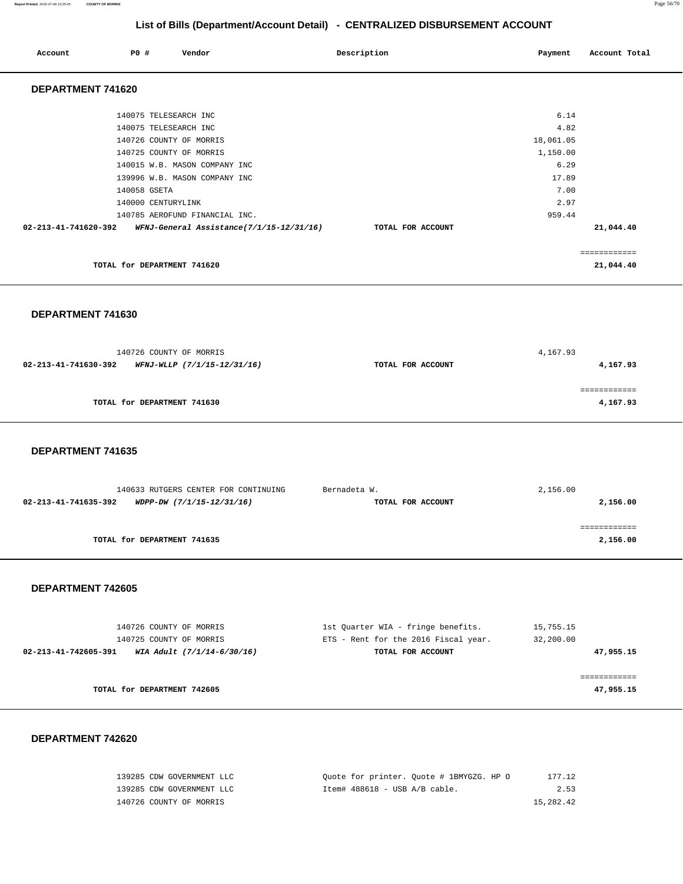## List of Bills (Department/Account Detail) - CENTRALIZED DISBURSEMENT ACCOUNT

| Account | PO # | Vendor | Description | Payment | Account Total |
|---|---|---|---|---|---|

### DEPARTMENT 741620

| Account | PO # | Vendor | Description | Payment | Account Total |
|---|---|---|---|---|---|
| | 140075 | TELESEARCH INC | | 6.14 | |
| | 140075 | TELESEARCH INC | | 4.82 | |
| | 140726 | COUNTY OF MORRIS | | 18,061.05 | |
| | 140725 | COUNTY OF MORRIS | | 1,150.00 | |
| | 140015 | W.B. MASON COMPANY INC | | 6.29 | |
| | 139996 | W.B. MASON COMPANY INC | | 17.89 | |
| | 140058 | GSETA | | 7.00 | |
| | 140000 | CENTURYLINK | | 2.97 | |
| | 140785 | AEROFUND FINANCIAL INC. | | 959.44 | |
| **02-213-41-741620-392** | | ***WFNJ-General Assistance(7/1/15-12/31/16)*** | **TOTAL FOR ACCOUNT** | | **21,044.40** |

**TOTAL for DEPARTMENT 741620** — **21,044.40**

### DEPARTMENT 741630

| Account | PO # | Vendor | Description | Payment | Account Total |
|---|---|---|---|---|---|
| | 140726 | COUNTY OF MORRIS | | 4,167.93 | |
| **02-213-41-741630-392** | | ***WFNJ-WLLP (7/1/15-12/31/16)*** | **TOTAL FOR ACCOUNT** | | **4,167.93** |

**TOTAL for DEPARTMENT 741630** — **4,167.93**

### DEPARTMENT 741635

| Account | PO # | Vendor | Description | Payment | Account Total |
|---|---|---|---|---|---|
| | 140633 | RUTGERS CENTER FOR CONTINUING | Bernadeta W. | 2,156.00 | |
| **02-213-41-741635-392** | | ***WDPP-DW (7/1/15-12/31/16)*** | **TOTAL FOR ACCOUNT** | | **2,156.00** |

**TOTAL for DEPARTMENT 741635** — **2,156.00**

### DEPARTMENT 742605

| Account | PO # | Vendor | Description | Payment | Account Total |
|---|---|---|---|---|---|
| | 140726 | COUNTY OF MORRIS | 1st Quarter WIA - fringe benefits. | 15,755.15 | |
| | 140725 | COUNTY OF MORRIS | ETS - Rent for the 2016 Fiscal year. | 32,200.00 | |
| **02-213-41-742605-391** | | ***WIA Adult (7/1/14-6/30/16)*** | **TOTAL FOR ACCOUNT** | | **47,955.15** |

**TOTAL for DEPARTMENT 742605** — **47,955.15**

### DEPARTMENT 742620

| Account | PO # | Vendor | Description | Payment | Account Total |
|---|---|---|---|---|---|
| | 139285 | CDW GOVERNMENT LLC | Quote for printer. Quote # 1BMYGZG. HP O | 177.12 | |
| | 139285 | CDW GOVERNMENT LLC | Item# 488618 - USB A/B cable. | 2.53 | |
| | 140726 | COUNTY OF MORRIS | | 15,282.42 | |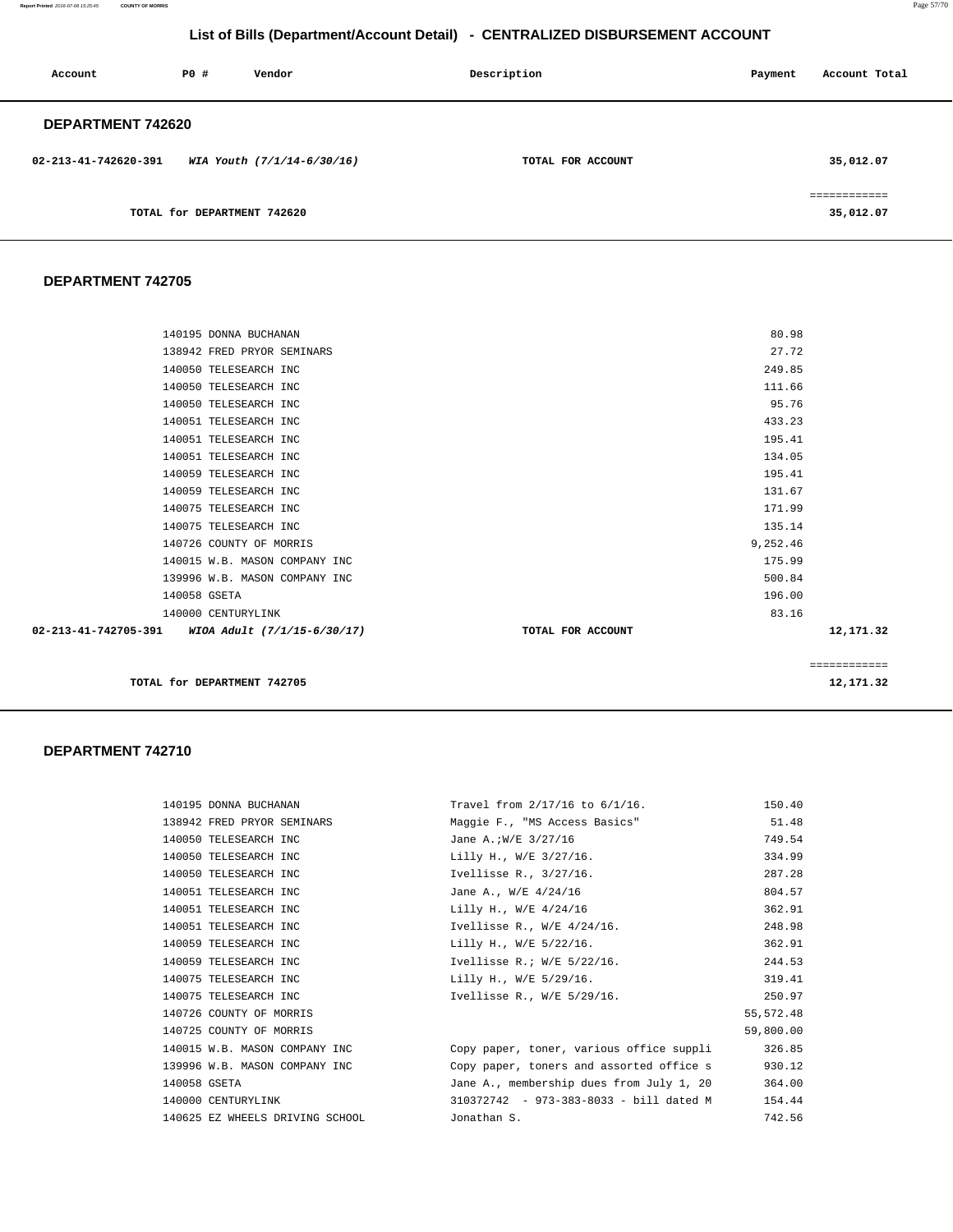## List of Bills (Department/Account Detail) - CENTRALIZED DISBURSEMENT ACCOUNT

| Account | PO # | Vendor | Description | Payment | Account Total |
|---|---|---|---|---|---|

### DEPARTMENT 742620

| Account | PO # | Vendor | Description | Payment | Account Total |
|---|---|---|---|---|---|
| 02-213-41-742620-391 | | *WIA Youth (7/1/14-6/30/16)* | TOTAL FOR ACCOUNT | | 35,012.07 |
| | | | | | ============ |
| | | TOTAL for DEPARTMENT 742620 | | | 35,012.07 |

### DEPARTMENT 742705

| Account | PO # | Vendor | Description | Payment | Account Total |
|---|---|---|---|---|---|
| | 140195 | DONNA BUCHANAN | | 80.98 | |
| | 138942 | FRED PRYOR SEMINARS | | 27.72 | |
| | 140050 | TELESEARCH INC | | 249.85 | |
| | 140050 | TELESEARCH INC | | 111.66 | |
| | 140050 | TELESEARCH INC | | 95.76 | |
| | 140051 | TELESEARCH INC | | 433.23 | |
| | 140051 | TELESEARCH INC | | 195.41 | |
| | 140051 | TELESEARCH INC | | 134.05 | |
| | 140059 | TELESEARCH INC | | 195.41 | |
| | 140059 | TELESEARCH INC | | 131.67 | |
| | 140075 | TELESEARCH INC | | 171.99 | |
| | 140075 | TELESEARCH INC | | 135.14 | |
| | 140726 | COUNTY OF MORRIS | | 9,252.46 | |
| | 140015 | W.B. MASON COMPANY INC | | 175.99 | |
| | 139996 | W.B. MASON COMPANY INC | | 500.84 | |
| | 140058 | GSETA | | 196.00 | |
| | 140000 | CENTURYLINK | | 83.16 | |
| 02-213-41-742705-391 | | *WIOA Adult (7/1/15-6/30/17)* | TOTAL FOR ACCOUNT | | 12,171.32 |
| | | | | | ============ |
| | | TOTAL for DEPARTMENT 742705 | | | 12,171.32 |

### DEPARTMENT 742710

| Account | PO # | Vendor | Description | Payment | Account Total |
|---|---|---|---|---|---|
| | 140195 | DONNA BUCHANAN | Travel from 2/17/16 to 6/1/16. | 150.40 | |
| | 138942 | FRED PRYOR SEMINARS | Maggie F., "MS Access Basics" | 51.48 | |
| | 140050 | TELESEARCH INC | Jane A.;W/E 3/27/16 | 749.54 | |
| | 140050 | TELESEARCH INC | Lilly H., W/E 3/27/16. | 334.99 | |
| | 140050 | TELESEARCH INC | Ivellisse R., 3/27/16. | 287.28 | |
| | 140051 | TELESEARCH INC | Jane A., W/E 4/24/16 | 804.57 | |
| | 140051 | TELESEARCH INC | Lilly H., W/E 4/24/16 | 362.91 | |
| | 140051 | TELESEARCH INC | Ivellisse R., W/E 4/24/16. | 248.98 | |
| | 140059 | TELESEARCH INC | Lilly H., W/E 5/22/16. | 362.91 | |
| | 140059 | TELESEARCH INC | Ivellisse R.; W/E 5/22/16. | 244.53 | |
| | 140075 | TELESEARCH INC | Lilly H., W/E 5/29/16. | 319.41 | |
| | 140075 | TELESEARCH INC | Ivellisse R., W/E 5/29/16. | 250.97 | |
| | 140726 | COUNTY OF MORRIS | | 55,572.48 | |
| | 140725 | COUNTY OF MORRIS | | 59,800.00 | |
| | 140015 | W.B. MASON COMPANY INC | Copy paper, toner, various office suppli | 326.85 | |
| | 139996 | W.B. MASON COMPANY INC | Copy paper, toners and assorted office s | 930.12 | |
| | 140058 | GSETA | Jane A., membership dues from July 1, 20 | 364.00 | |
| | 140000 | CENTURYLINK | 310372742 - 973-383-8033 - bill dated M | 154.44 | |
| | 140625 | EZ WHEELS DRIVING SCHOOL | Jonathan S. | 742.56 | |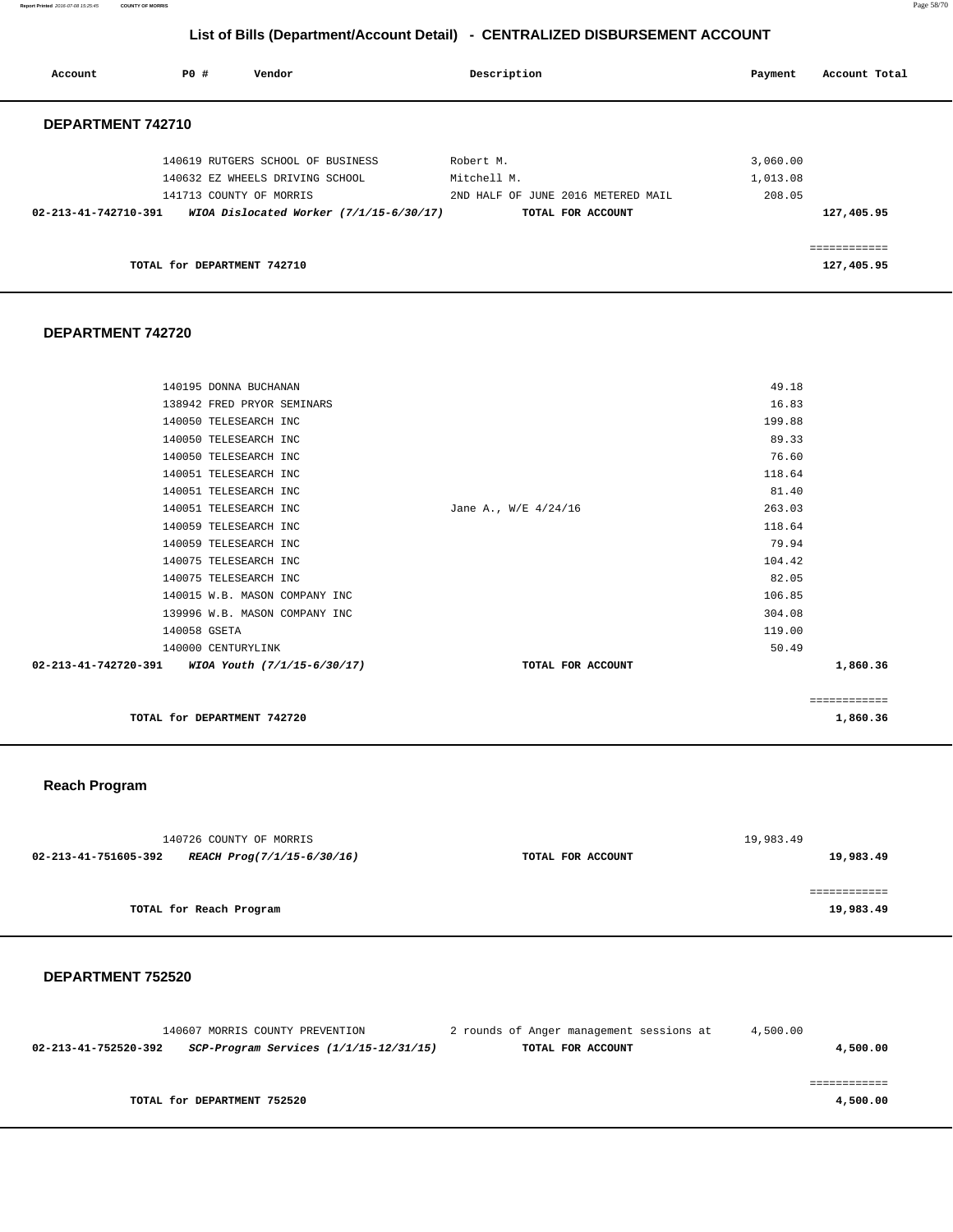# List of Bills (Department/Account Detail) - CENTRALIZED DISBURSEMENT ACCOUNT

| Account | PO # | Vendor | Description | Payment | Account Total |
|---|---|---|---|---|---|

## DEPARTMENT 742710

| Account | PO # | Vendor | Description | Payment | Account Total |
|---|---|---|---|---|---|
| | 140619 | RUTGERS SCHOOL OF BUSINESS | Robert M. | 3,060.00 | |
| | 140632 | EZ WHEELS DRIVING SCHOOL | Mitchell M. | 1,013.08 | |
| | 141713 | COUNTY OF MORRIS | 2ND HALF OF JUNE 2016 METERED MAIL | 208.05 | |
| **02-213-41-742710-391** | | ***WIOA Dislocated Worker (7/1/15-6/30/17)*** | **TOTAL FOR ACCOUNT** | | **127,405.95** |

**TOTAL for DEPARTMENT 742710** — **127,405.95**

## DEPARTMENT 742720

| Account | PO # | Vendor | Description | Payment | Account Total |
|---|---|---|---|---|---|
| | 140195 | DONNA BUCHANAN | | 49.18 | |
| | 138942 | FRED PRYOR SEMINARS | | 16.83 | |
| | 140050 | TELESEARCH INC | | 199.88 | |
| | 140050 | TELESEARCH INC | | 89.33 | |
| | 140050 | TELESEARCH INC | | 76.60 | |
| | 140051 | TELESEARCH INC | | 118.64 | |
| | 140051 | TELESEARCH INC | | 81.40 | |
| | 140051 | TELESEARCH INC | Jane A., W/E 4/24/16 | 263.03 | |
| | 140059 | TELESEARCH INC | | 118.64 | |
| | 140059 | TELESEARCH INC | | 79.94 | |
| | 140075 | TELESEARCH INC | | 104.42 | |
| | 140075 | TELESEARCH INC | | 82.05 | |
| | 140015 | W.B. MASON COMPANY INC | | 106.85 | |
| | 139996 | W.B. MASON COMPANY INC | | 304.08 | |
| | 140058 | GSETA | | 119.00 | |
| | 140000 | CENTURYLINK | | 50.49 | |
| **02-213-41-742720-391** | | ***WIOA Youth (7/1/15-6/30/17)*** | **TOTAL FOR ACCOUNT** | | **1,860.36** |

**TOTAL for DEPARTMENT 742720** — **1,860.36**

## Reach Program

| Account | PO # | Vendor | Description | Payment | Account Total |
|---|---|---|---|---|---|
| | 140726 | COUNTY OF MORRIS | | 19,983.49 | |
| **02-213-41-751605-392** | | ***REACH Prog(7/1/15-6/30/16)*** | **TOTAL FOR ACCOUNT** | | **19,983.49** |

**TOTAL for Reach Program** — **19,983.49**

## DEPARTMENT 752520

| Account | PO # | Vendor | Description | Payment | Account Total |
|---|---|---|---|---|---|
| | 140607 | MORRIS COUNTY PREVENTION | 2 rounds of Anger management sessions at | 4,500.00 | |
| **02-213-41-752520-392** | | ***SCP-Program Services (1/1/15-12/31/15)*** | **TOTAL FOR ACCOUNT** | | **4,500.00** |

**TOTAL for DEPARTMENT 752520** — **4,500.00**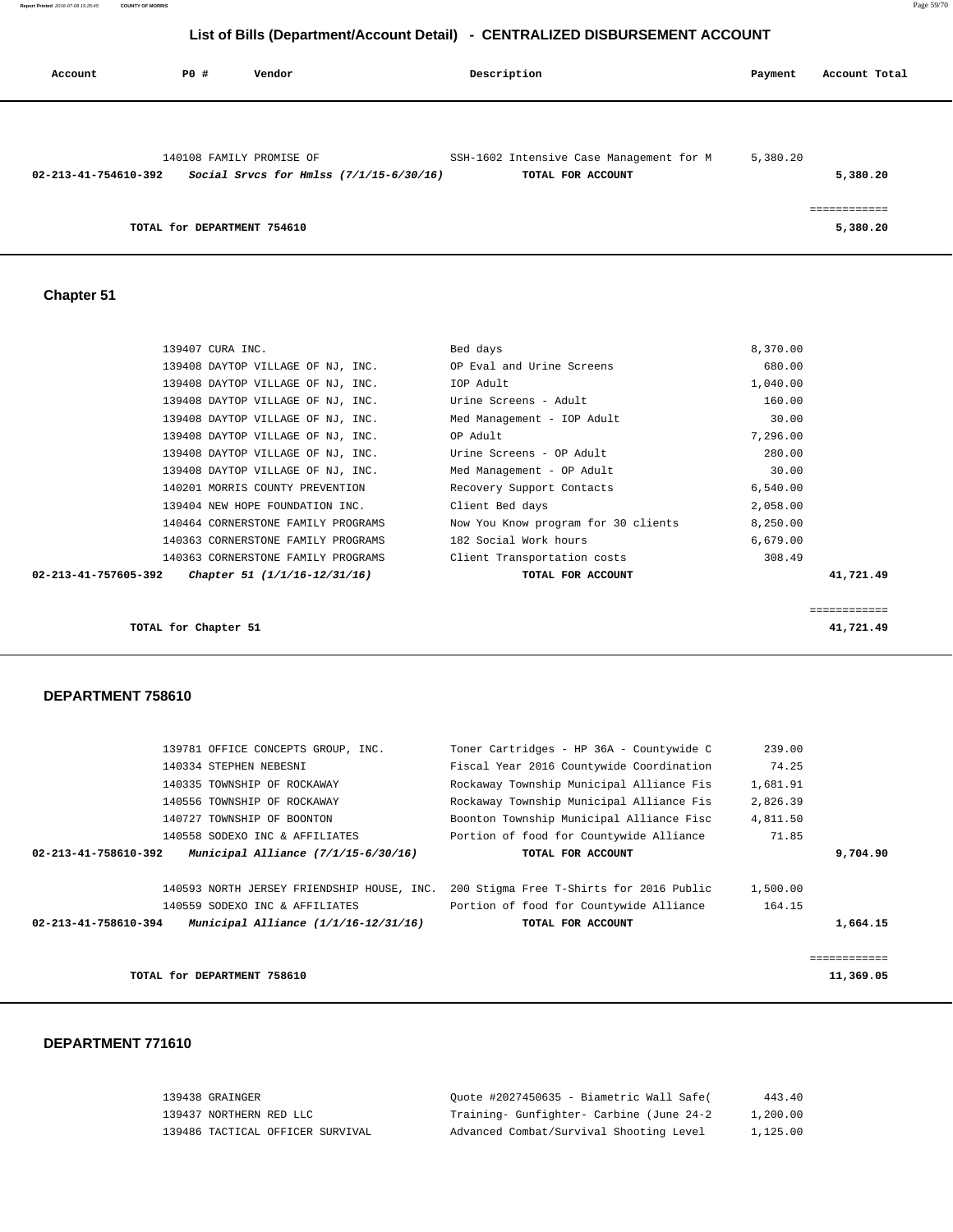## List of Bills (Department/Account Detail) - CENTRALIZED DISBURSEMENT ACCOUNT

| Account | PO # | Vendor | Description | Payment | Account Total |
|---|---|---|---|---|---|
| | 140108 | FAMILY PROMISE OF | SSH-1602 Intensive Case Management for M | 5,380.20 | |
| 02-213-41-754610-392 | | *Social Srvcs for Hmlss (7/1/15-6/30/16)* | TOTAL FOR ACCOUNT | | 5,380.20 |
| | | | | | ============ |
| | | TOTAL for DEPARTMENT 754610 | | | 5,380.20 |

### Chapter 51

| Account | PO # | Vendor | Description | Payment | Account Total |
|---|---|---|---|---|---|
| | 139407 | CURA INC. | Bed days | 8,370.00 | |
| | 139408 | DAYTOP VILLAGE OF NJ, INC. | OP Eval and Urine Screens | 680.00 | |
| | 139408 | DAYTOP VILLAGE OF NJ, INC. | IOP Adult | 1,040.00 | |
| | 139408 | DAYTOP VILLAGE OF NJ, INC. | Urine Screens - Adult | 160.00 | |
| | 139408 | DAYTOP VILLAGE OF NJ, INC. | Med Management - IOP Adult | 30.00 | |
| | 139408 | DAYTOP VILLAGE OF NJ, INC. | OP Adult | 7,296.00 | |
| | 139408 | DAYTOP VILLAGE OF NJ, INC. | Urine Screens - OP Adult | 280.00 | |
| | 139408 | DAYTOP VILLAGE OF NJ, INC. | Med Management - OP Adult | 30.00 | |
| | 140201 | MORRIS COUNTY PREVENTION | Recovery Support Contacts | 6,540.00 | |
| | 139404 | NEW HOPE FOUNDATION INC. | Client Bed days | 2,058.00 | |
| | 140464 | CORNERSTONE FAMILY PROGRAMS | Now You Know program for 30 clients | 8,250.00 | |
| | 140363 | CORNERSTONE FAMILY PROGRAMS | 182 Social Work hours | 6,679.00 | |
| | 140363 | CORNERSTONE FAMILY PROGRAMS | Client Transportation costs | 308.49 | |
| 02-213-41-757605-392 | | *Chapter 51 (1/1/16-12/31/16)* | TOTAL FOR ACCOUNT | | 41,721.49 |
| | | | | | ============ |
| | | TOTAL for Chapter 51 | | | 41,721.49 |

### DEPARTMENT 758610

| Account | PO # | Vendor | Description | Payment | Account Total |
|---|---|---|---|---|---|
| | 139781 | OFFICE CONCEPTS GROUP, INC. | Toner Cartridges - HP 36A - Countywide C | 239.00 | |
| | 140334 | STEPHEN NEBESNI | Fiscal Year 2016 Countywide Coordination | 74.25 | |
| | 140335 | TOWNSHIP OF ROCKAWAY | Rockaway Township Municipal Alliance Fis | 1,681.91 | |
| | 140556 | TOWNSHIP OF ROCKAWAY | Rockaway Township Municipal Alliance Fis | 2,826.39 | |
| | 140727 | TOWNSHIP OF BOONTON | Boonton Township Municipal Alliance Fisc | 4,811.50 | |
| | 140558 | SODEXO INC & AFFILIATES | Portion of food for Countywide Alliance | 71.85 | |
| 02-213-41-758610-392 | | *Municipal Alliance (7/1/15-6/30/16)* | TOTAL FOR ACCOUNT | | 9,704.90 |
| | 140593 | NORTH JERSEY FRIENDSHIP HOUSE, INC. | 200 Stigma Free T-Shirts for 2016 Public | 1,500.00 | |
| | 140559 | SODEXO INC & AFFILIATES | Portion of food for Countywide Alliance | 164.15 | |
| 02-213-41-758610-394 | | *Municipal Alliance (1/1/16-12/31/16)* | TOTAL FOR ACCOUNT | | 1,664.15 |
| | | | | | ============ |
| | | TOTAL for DEPARTMENT 758610 | | | 11,369.05 |

### DEPARTMENT 771610

| Account | PO # | Vendor | Description | Payment | Account Total |
|---|---|---|---|---|---|
| | 139438 | GRAINGER | Quote #2027450635 - Biametric Wall Safe( | 443.40 | |
| | 139437 | NORTHERN RED LLC | Training- Gunfighter- Carbine (June 24-2 | 1,200.00 | |
| | 139486 | TACTICAL OFFICER SURVIVAL | Advanced Combat/Survival Shooting Level | 1,125.00 | |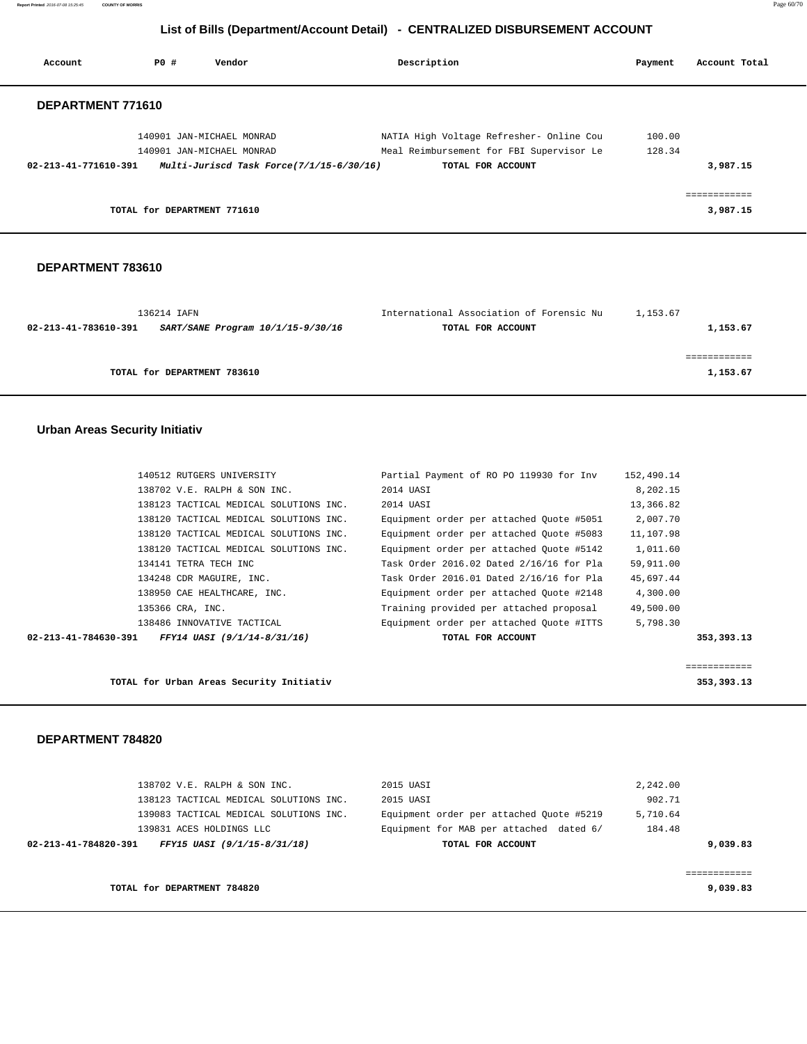## List of Bills (Department/Account Detail) - CENTRALIZED DISBURSEMENT ACCOUNT

| Account | PO # | Vendor | Description | Payment | Account Total |
|---|---|---|---|---|---|

### DEPARTMENT 771610

| Account | PO # | Vendor | Description | Payment | Account Total |
|---|---|---|---|---|---|
| | 140901 | JAN-MICHAEL MONRAD | NATIA High Voltage Refresher- Online Cou | 100.00 | |
| | 140901 | JAN-MICHAEL MONRAD | Meal Reimbursement for FBI Supervisor Le | 128.34 | |
| **02-213-41-771610-391** | | ***Multi-Juriscd Task Force(7/1/15-6/30/16)*** | **TOTAL FOR ACCOUNT** | | **3,987.15** |

**TOTAL for DEPARTMENT 771610** ============ **3,987.15**

### DEPARTMENT 783610

| Account | PO # | Vendor | Description | Payment | Account Total |
|---|---|---|---|---|---|
| | 136214 | IAFN | International Association of Forensic Nu | 1,153.67 | |
| **02-213-41-783610-391** | | ***SART/SANE Program 10/1/15-9/30/16*** | **TOTAL FOR ACCOUNT** | | **1,153.67** |

**TOTAL for DEPARTMENT 783610** ============ **1,153.67**

### Urban Areas Security Initiativ

| Account | PO # | Vendor | Description | Payment | Account Total |
|---|---|---|---|---|---|
| | 140512 | RUTGERS UNIVERSITY | Partial Payment of RO PO 119930 for Inv | 152,490.14 | |
| | 138702 | V.E. RALPH & SON INC. | 2014 UASI | 8,202.15 | |
| | 138123 | TACTICAL MEDICAL SOLUTIONS INC. | 2014 UASI | 13,366.82 | |
| | 138120 | TACTICAL MEDICAL SOLUTIONS INC. | Equipment order per attached Quote #5051 | 2,007.70 | |
| | 138120 | TACTICAL MEDICAL SOLUTIONS INC. | Equipment order per attached Quote #5083 | 11,107.98 | |
| | 138120 | TACTICAL MEDICAL SOLUTIONS INC. | Equipment order per attached Quote #5142 | 1,011.60 | |
| | 134141 | TETRA TECH INC | Task Order 2016.02 Dated 2/16/16 for Pla | 59,911.00 | |
| | 134248 | CDR MAGUIRE, INC. | Task Order 2016.01 Dated 2/16/16 for Pla | 45,697.44 | |
| | 138950 | CAE HEALTHCARE, INC. | Equipment order per attached Quote #2148 | 4,300.00 | |
| | 135366 | CRA, INC. | Training provided per attached proposal | 49,500.00 | |
| | 138486 | INNOVATIVE TACTICAL | Equipment order per attached Quote #ITTS | 5,798.30 | |
| **02-213-41-784630-391** | | ***FFY14 UASI (9/1/14-8/31/16)*** | **TOTAL FOR ACCOUNT** | | **353,393.13** |

**TOTAL for Urban Areas Security Initiativ** ============ **353,393.13**

### DEPARTMENT 784820

| Account | PO # | Vendor | Description | Payment | Account Total |
|---|---|---|---|---|---|
| | 138702 | V.E. RALPH & SON INC. | 2015 UASI | 2,242.00 | |
| | 138123 | TACTICAL MEDICAL SOLUTIONS INC. | 2015 UASI | 902.71 | |
| | 139083 | TACTICAL MEDICAL SOLUTIONS INC. | Equipment order per attached Quote #5219 | 5,710.64 | |
| | 139831 | ACES HOLDINGS LLC | Equipment for MAB per attached dated 6/ | 184.48 | |
| **02-213-41-784820-391** | | ***FFY15 UASI (9/1/15-8/31/18)*** | **TOTAL FOR ACCOUNT** | | **9,039.83** |

**TOTAL for DEPARTMENT 784820** ============ **9,039.83**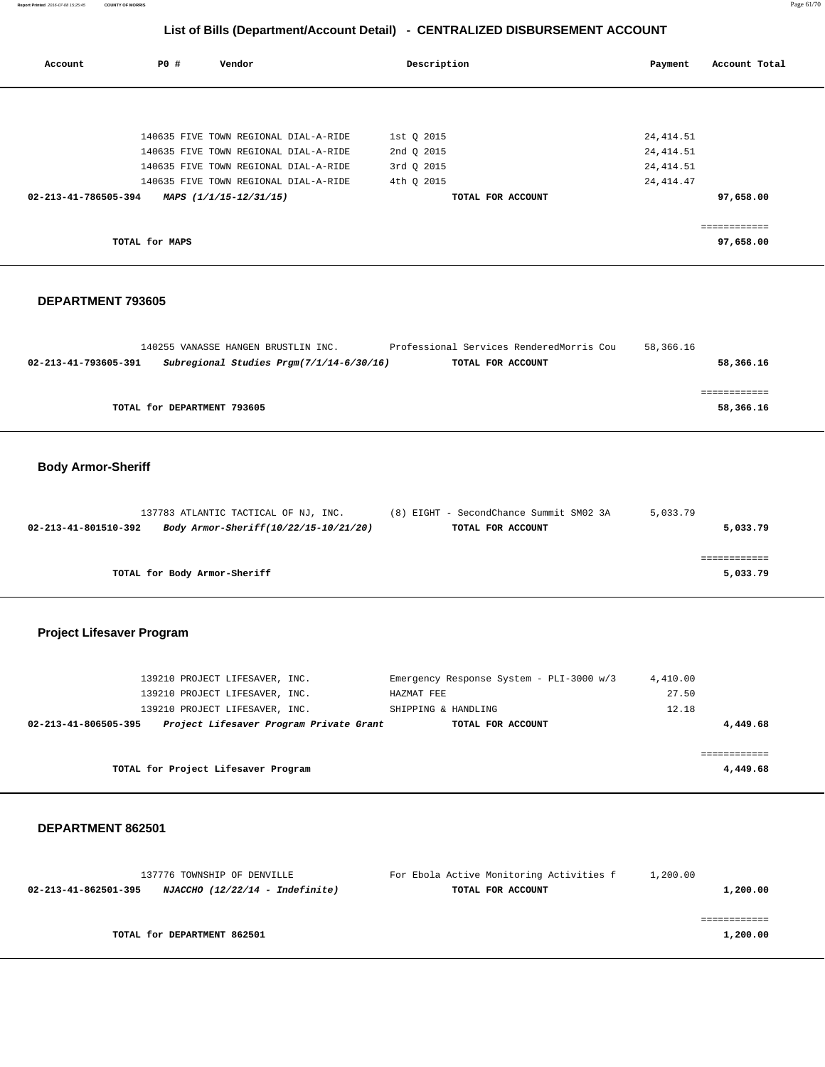## List of Bills (Department/Account Detail) - CENTRALIZED DISBURSEMENT ACCOUNT

| Account | PO # | Vendor | Description | Payment | Account Total |
|---|---|---|---|---|---|
| | 140635 | FIVE TOWN REGIONAL DIAL-A-RIDE | 1st Q 2015 | 24,414.51 | |
| | 140635 | FIVE TOWN REGIONAL DIAL-A-RIDE | 2nd Q 2015 | 24,414.51 | |
| | 140635 | FIVE TOWN REGIONAL DIAL-A-RIDE | 3rd Q 2015 | 24,414.51 | |
| | 140635 | FIVE TOWN REGIONAL DIAL-A-RIDE | 4th Q 2015 | 24,414.47 | |
| **02-213-41-786505-394** | | ***MAPS (1/1/15-12/31/15)*** | **TOTAL FOR ACCOUNT** | | **97,658.00** |
| | | | | | ============ |
| | **TOTAL for MAPS** | | | | **97,658.00** |

### DEPARTMENT 793605

| Account | PO # | Vendor | Description | Payment | Account Total |
|---|---|---|---|---|---|
| | 140255 | VANASSE HANGEN BRUSTLIN INC. | Professional Services RenderedMorris Cou | 58,366.16 | |
| **02-213-41-793605-391** | | ***Subregional Studies Prgm(7/1/14-6/30/16)*** | **TOTAL FOR ACCOUNT** | | **58,366.16** |
| | | | | | ============ |
| | **TOTAL for DEPARTMENT 793605** | | | | **58,366.16** |

### Body Armor-Sheriff

| Account | PO # | Vendor | Description | Payment | Account Total |
|---|---|---|---|---|---|
| | 137783 | ATLANTIC TACTICAL OF NJ, INC. | (8) EIGHT - SecondChance Summit SM02 3A | 5,033.79 | |
| **02-213-41-801510-392** | | ***Body Armor-Sheriff(10/22/15-10/21/20)*** | **TOTAL FOR ACCOUNT** | | **5,033.79** |
| | | | | | ============ |
| | **TOTAL for Body Armor-Sheriff** | | | | **5,033.79** |

### Project Lifesaver Program

| Account | PO # | Vendor | Description | Payment | Account Total |
|---|---|---|---|---|---|
| | 139210 | PROJECT LIFESAVER, INC. | Emergency Response System - PLI-3000 w/3 | 4,410.00 | |
| | 139210 | PROJECT LIFESAVER, INC. | HAZMAT FEE | 27.50 | |
| | 139210 | PROJECT LIFESAVER, INC. | SHIPPING & HANDLING | 12.18 | |
| **02-213-41-806505-395** | | ***Project Lifesaver Program Private Grant*** | **TOTAL FOR ACCOUNT** | | **4,449.68** |
| | | | | | ============ |
| | **TOTAL for Project Lifesaver Program** | | | | **4,449.68** |

### DEPARTMENT 862501

| Account | PO # | Vendor | Description | Payment | Account Total |
|---|---|---|---|---|---|
| | 137776 | TOWNSHIP OF DENVILLE | For Ebola Active Monitoring Activities f | 1,200.00 | |
| **02-213-41-862501-395** | | ***NJACCHO (12/22/14 - Indefinite)*** | **TOTAL FOR ACCOUNT** | | **1,200.00** |
| | | | | | ============ |
| | **TOTAL for DEPARTMENT 862501** | | | | **1,200.00** |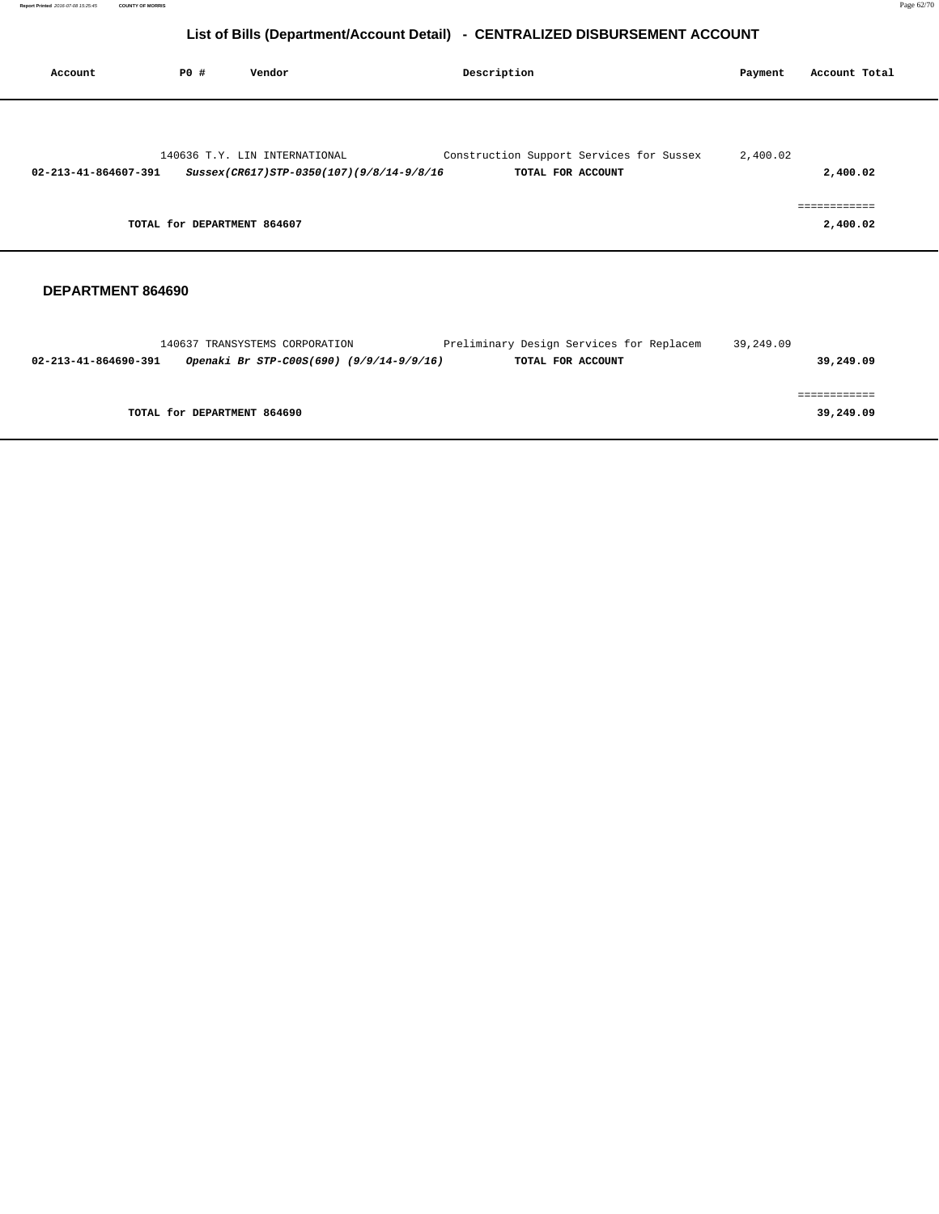# List of Bills (Department/Account Detail) - CENTRALIZED DISBURSEMENT ACCOUNT

| Account | PO # | Vendor | Description | Payment | Account Total |
|---|---|---|---|---|---|
| | 140636 | T.Y. LIN INTERNATIONAL | Construction Support Services for Sussex | 2,400.02 | |
| **02-213-41-864607-391** | | ***Sussex(CR617)STP-0350(107)(9/8/14-9/8/16*** | **TOTAL FOR ACCOUNT** | | **2,400.02** |
| | | | | | ============ |
| | **TOTAL for DEPARTMENT 864607** | | | | **2,400.02** |

## DEPARTMENT 864690

| Account | PO # | Vendor | Description | Payment | Account Total |
|---|---|---|---|---|---|
| | 140637 | TRANSYSTEMS CORPORATION | Preliminary Design Services for Replacem | 39,249.09 | |
| **02-213-41-864690-391** | | ***Openaki Br STP-C00S(690) (9/9/14-9/9/16)*** | **TOTAL FOR ACCOUNT** | | **39,249.09** |
| | | | | | ============ |
| | **TOTAL for DEPARTMENT 864690** | | | | **39,249.09** |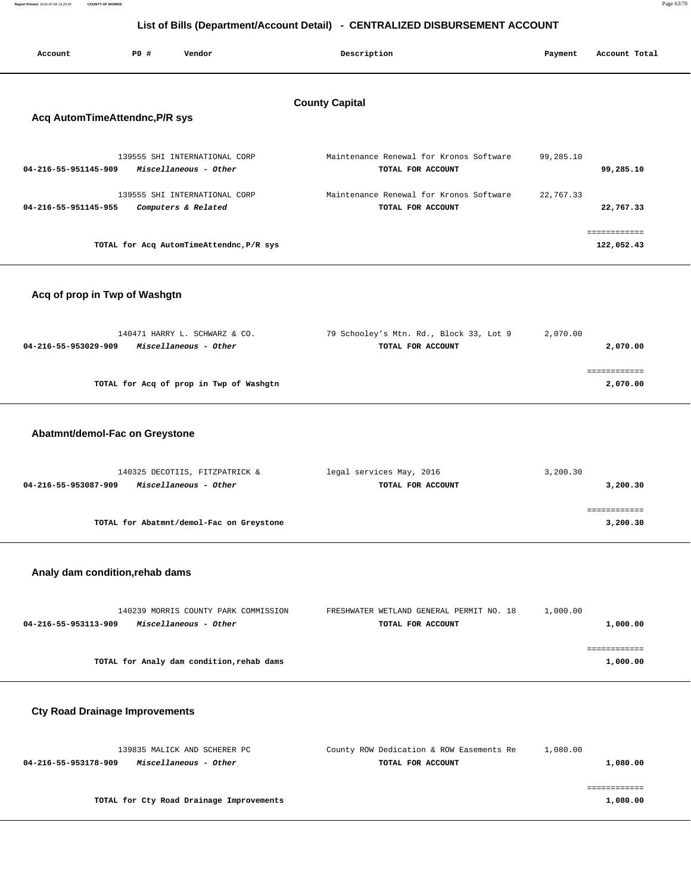# List of Bills (Department/Account Detail) - CENTRALIZED DISBURSEMENT ACCOUNT

| Account | PO # | Vendor | Description | Payment | Account Total |
|---|---|---|---|---|---|

## County Capital

### Acq AutomTimeAttendnc,P/R sys

| Account | PO # | Vendor | Description | Payment | Account Total |
|---|---|---|---|---|---|
| | 139555 | SHI INTERNATIONAL CORP | Maintenance Renewal for Kronos Software | 99,285.10 | |
| 04-216-55-951145-909 | | *Miscellaneous - Other* | TOTAL FOR ACCOUNT | | 99,285.10 |
| | 139555 | SHI INTERNATIONAL CORP | Maintenance Renewal for Kronos Software | 22,767.33 | |
| 04-216-55-951145-955 | | *Computers & Related* | TOTAL FOR ACCOUNT | | 22,767.33 |
| | | TOTAL for Acq AutomTimeAttendnc,P/R sys | | | 122,052.43 |

### Acq of prop in Twp of Washgtn

| Account | PO # | Vendor | Description | Payment | Account Total |
|---|---|---|---|---|---|
| | 140471 | HARRY L. SCHWARZ & CO. | 79 Schooley's Mtn. Rd., Block 33, Lot 9 | 2,070.00 | |
| 04-216-55-953029-909 | | *Miscellaneous - Other* | TOTAL FOR ACCOUNT | | 2,070.00 |
| | | TOTAL for Acq of prop in Twp of Washgtn | | | 2,070.00 |

### Abatmnt/demol-Fac on Greystone

| Account | PO # | Vendor | Description | Payment | Account Total |
|---|---|---|---|---|---|
| | 140325 | DECOTIIS, FITZPATRICK & | legal services May, 2016 | 3,200.30 | |
| 04-216-55-953087-909 | | *Miscellaneous - Other* | TOTAL FOR ACCOUNT | | 3,200.30 |
| | | TOTAL for Abatmnt/demol-Fac on Greystone | | | 3,200.30 |

### Analy dam condition,rehab dams

| Account | PO # | Vendor | Description | Payment | Account Total |
|---|---|---|---|---|---|
| | 140239 | MORRIS COUNTY PARK COMMISSION | FRESHWATER WETLAND GENERAL PERMIT NO. 18 | 1,000.00 | |
| 04-216-55-953113-909 | | *Miscellaneous - Other* | TOTAL FOR ACCOUNT | | 1,000.00 |
| | | TOTAL for Analy dam condition,rehab dams | | | 1,000.00 |

### Cty Road Drainage Improvements

| Account | PO # | Vendor | Description | Payment | Account Total |
|---|---|---|---|---|---|
| | 139835 | MALICK AND SCHERER PC | County ROW Dedication & ROW Easements Re | 1,080.00 | |
| 04-216-55-953178-909 | | *Miscellaneous - Other* | TOTAL FOR ACCOUNT | | 1,080.00 |
| | | TOTAL for Cty Road Drainage Improvements | | | 1,080.00 |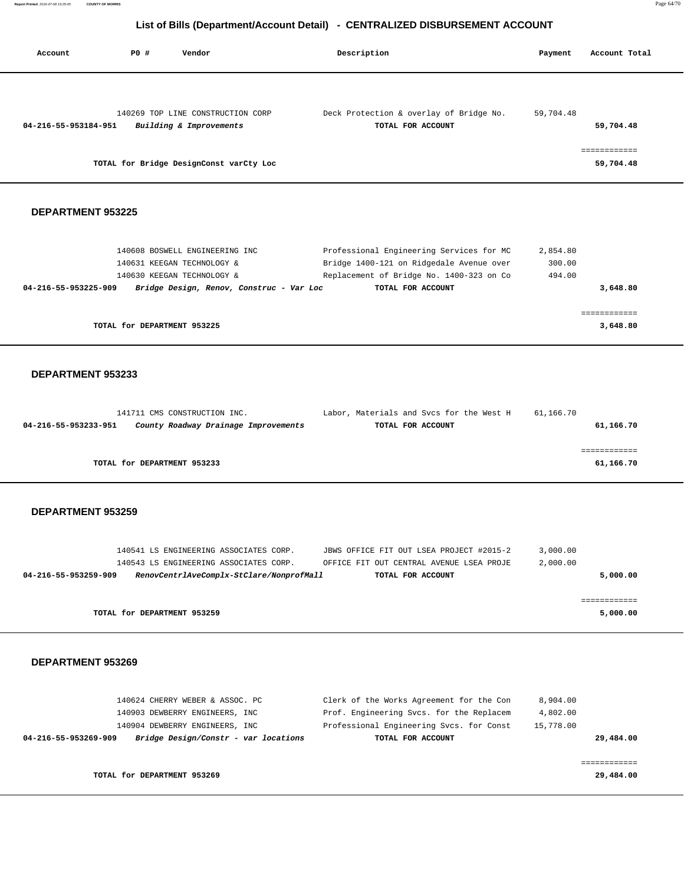## List of Bills (Department/Account Detail) - CENTRALIZED DISBURSEMENT ACCOUNT

| Account | PO # | Vendor | Description | Payment | Account Total |
|---|---|---|---|---|---|
| | 140269 | TOP LINE CONSTRUCTION CORP | Deck Protection & overlay of Bridge No. | 59,704.48 | |
| **04-216-55-953184-951** | | ***Building & Improvements*** | **TOTAL FOR ACCOUNT** | | **59,704.48** |
| | | | | | ============ |
| | | **TOTAL for Bridge DesignConst varCty Loc** | | | **59,704.48** |

### DEPARTMENT 953225

| Account | PO # | Vendor | Description | Payment | Account Total |
|---|---|---|---|---|---|
| | 140608 | BOSWELL ENGINEERING INC | Professional Engineering Services for MC | 2,854.80 | |
| | 140631 | KEEGAN TECHNOLOGY & | Bridge 1400-121 on Ridgedale Avenue over | 300.00 | |
| | 140630 | KEEGAN TECHNOLOGY & | Replacement of Bridge No. 1400-323 on Co | 494.00 | |
| **04-216-55-953225-909** | | ***Bridge Design, Renov, Construc - Var Loc*** | **TOTAL FOR ACCOUNT** | | **3,648.80** |
| | | | | | ============ |
| | | **TOTAL for DEPARTMENT 953225** | | | **3,648.80** |

### DEPARTMENT 953233

| Account | PO # | Vendor | Description | Payment | Account Total |
|---|---|---|---|---|---|
| | 141711 | CMS CONSTRUCTION INC. | Labor, Materials and Svcs for the West H | 61,166.70 | |
| **04-216-55-953233-951** | | ***County Roadway Drainage Improvements*** | **TOTAL FOR ACCOUNT** | | **61,166.70** |
| | | | | | ============ |
| | | **TOTAL for DEPARTMENT 953233** | | | **61,166.70** |

### DEPARTMENT 953259

| Account | PO # | Vendor | Description | Payment | Account Total |
|---|---|---|---|---|---|
| | 140541 | LS ENGINEERING ASSOCIATES CORP. | JBWS OFFICE FIT OUT LSEA PROJECT #2015-2 | 3,000.00 | |
| | 140543 | LS ENGINEERING ASSOCIATES CORP. | OFFICE FIT OUT CENTRAL AVENUE LSEA PROJE | 2,000.00 | |
| **04-216-55-953259-909** | | ***RenovCentrlAveComplx-StClare/NonprofMall*** | **TOTAL FOR ACCOUNT** | | **5,000.00** |
| | | | | | ============ |
| | | **TOTAL for DEPARTMENT 953259** | | | **5,000.00** |

### DEPARTMENT 953269

| Account | PO # | Vendor | Description | Payment | Account Total |
|---|---|---|---|---|---|
| | 140624 | CHERRY WEBER & ASSOC. PC | Clerk of the Works Agreement for the Con | 8,904.00 | |
| | 140903 | DEWBERRY ENGINEERS, INC | Prof. Engineering Svcs. for the Replacem | 4,802.00 | |
| | 140904 | DEWBERRY ENGINEERS, INC | Professional Engineering Svcs. for Const | 15,778.00 | |
| **04-216-55-953269-909** | | ***Bridge Design/Constr - var locations*** | **TOTAL FOR ACCOUNT** | | **29,484.00** |
| | | | | | ============ |
| | | **TOTAL for DEPARTMENT 953269** | | | **29,484.00** |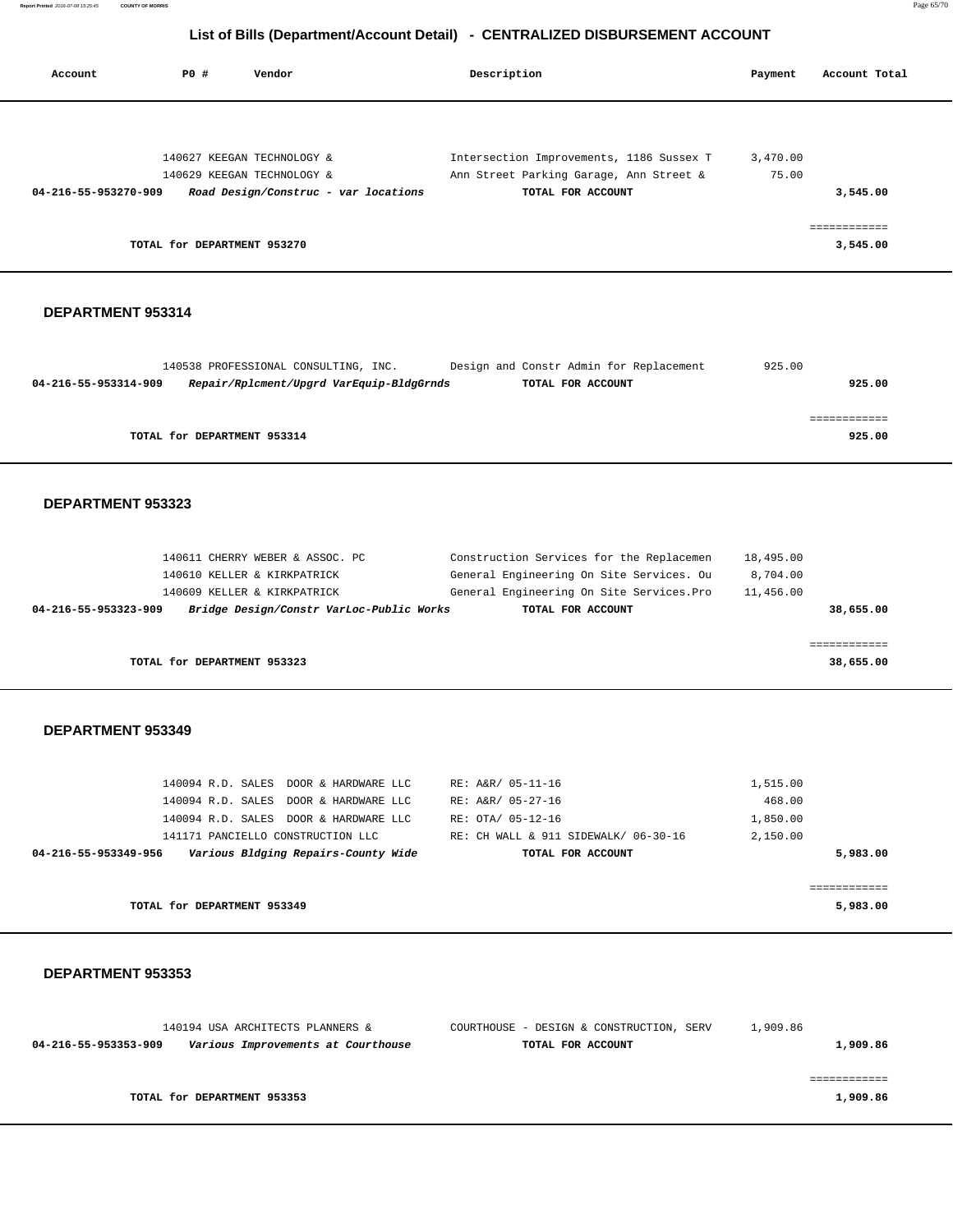# List of Bills (Department/Account Detail) - CENTRALIZED DISBURSEMENT ACCOUNT

| Account | PO # | Vendor | Description | Payment | Account Total |
|---|---|---|---|---|---|
| | 140627 | KEEGAN TECHNOLOGY & | Intersection Improvements, 1186 Sussex T | 3,470.00 | |
| | 140629 | KEEGAN TECHNOLOGY & | Ann Street Parking Garage, Ann Street & | 75.00 | |
| 04-216-55-953270-909 | | *Road Design/Construc - var locations* | TOTAL FOR ACCOUNT | | 3,545.00 |
| | | TOTAL for DEPARTMENT 953270 | | | 3,545.00 |

**DEPARTMENT 953314**

| Account | PO # | Vendor | Description | Payment | Account Total |
|---|---|---|---|---|---|
| | 140538 | PROFESSIONAL CONSULTING, INC. | Design and Constr Admin for Replacement | 925.00 | |
| 04-216-55-953314-909 | | *Repair/Rplcment/Upgrd VarEquip-BldgGrnds* | TOTAL FOR ACCOUNT | | 925.00 |
| | | TOTAL for DEPARTMENT 953314 | | | 925.00 |

**DEPARTMENT 953323**

| Account | PO # | Vendor | Description | Payment | Account Total |
|---|---|---|---|---|---|
| | 140611 | CHERRY WEBER & ASSOC. PC | Construction Services for the Replacemen | 18,495.00 | |
| | 140610 | KELLER & KIRKPATRICK | General Engineering On Site Services. Ou | 8,704.00 | |
| | 140609 | KELLER & KIRKPATRICK | General Engineering On Site Services.Pro | 11,456.00 | |
| 04-216-55-953323-909 | | *Bridge Design/Constr VarLoc-Public Works* | TOTAL FOR ACCOUNT | | 38,655.00 |
| | | TOTAL for DEPARTMENT 953323 | | | 38,655.00 |

**DEPARTMENT 953349**

| Account | PO # | Vendor | Description | Payment | Account Total |
|---|---|---|---|---|---|
| | 140094 | R.D. SALES DOOR & HARDWARE LLC | RE: A&R/ 05-11-16 | 1,515.00 | |
| | 140094 | R.D. SALES DOOR & HARDWARE LLC | RE: A&R/ 05-27-16 | 468.00 | |
| | 140094 | R.D. SALES DOOR & HARDWARE LLC | RE: OTA/ 05-12-16 | 1,850.00 | |
| | 141171 | PANCIELLO CONSTRUCTION LLC | RE: CH WALL & 911 SIDEWALK/ 06-30-16 | 2,150.00 | |
| 04-216-55-953349-956 | | *Various Bldging Repairs-County Wide* | TOTAL FOR ACCOUNT | | 5,983.00 |
| | | TOTAL for DEPARTMENT 953349 | | | 5,983.00 |

**DEPARTMENT 953353**

| Account | PO # | Vendor | Description | Payment | Account Total |
|---|---|---|---|---|---|
| | 140194 | USA ARCHITECTS PLANNERS & | COURTHOUSE - DESIGN & CONSTRUCTION, SERV | 1,909.86 | |
| 04-216-55-953353-909 | | *Various Improvements at Courthouse* | TOTAL FOR ACCOUNT | | 1,909.86 |
| | | TOTAL for DEPARTMENT 953353 | | | 1,909.86 |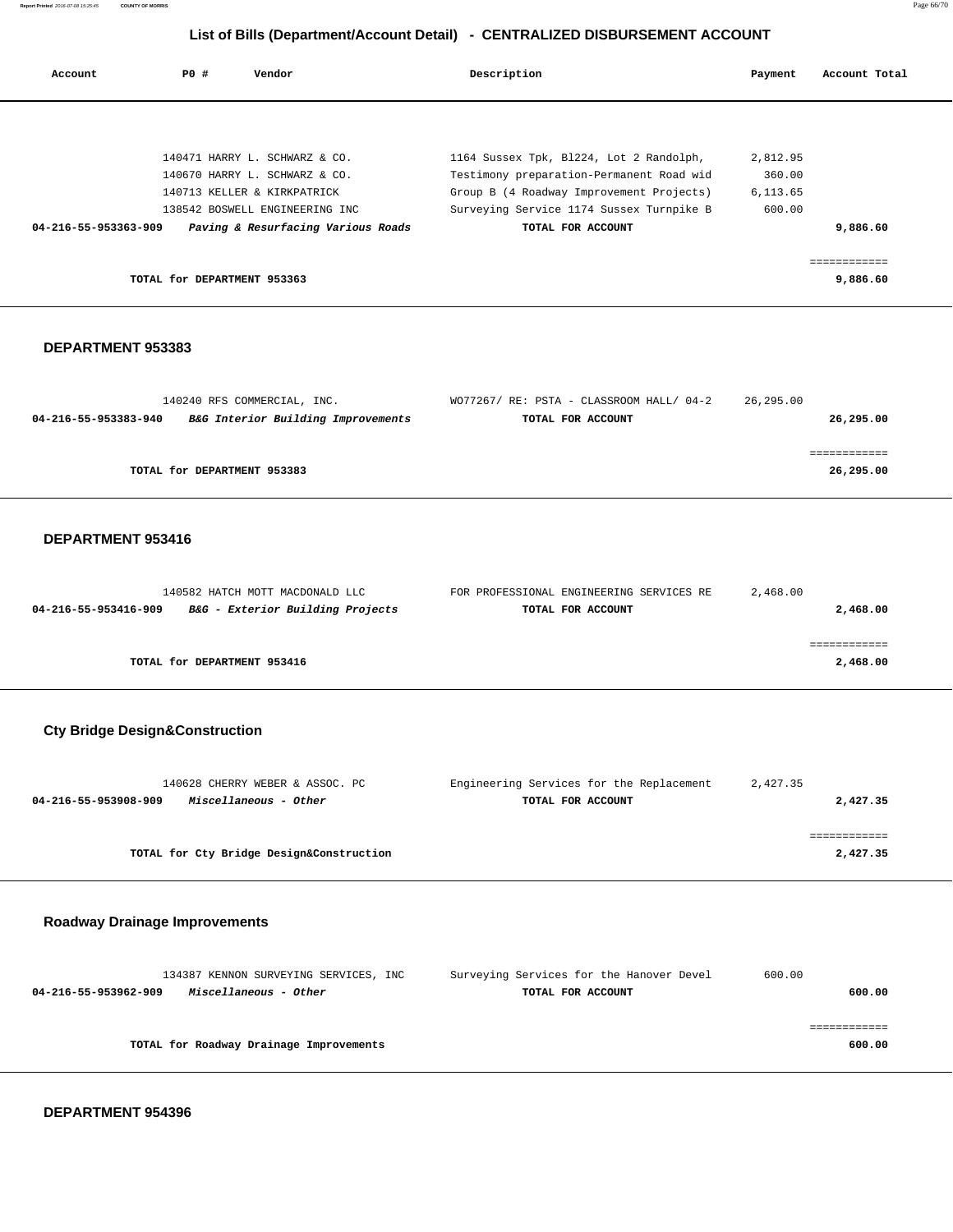## List of Bills (Department/Account Detail) - CENTRALIZED DISBURSEMENT ACCOUNT

| Account | PO # | Vendor | Description | Payment | Account Total |
|---|---|---|---|---|---|
| | 140471 | HARRY L. SCHWARZ & CO. | 1164 Sussex Tpk, Bl224, Lot 2 Randolph, | 2,812.95 | |
| | 140670 | HARRY L. SCHWARZ & CO. | Testimony preparation-Permanent Road wid | 360.00 | |
| | 140713 | KELLER & KIRKPATRICK | Group B (4 Roadway Improvement Projects) | 6,113.65 | |
| | 138542 | BOSWELL ENGINEERING INC | Surveying Service 1174 Sussex Turnpike B | 600.00 | |
| **04-216-55-953363-909** | | ***Paving & Resurfacing Various Roads*** | **TOTAL FOR ACCOUNT** | | **9,886.60** |

**TOTAL for DEPARTMENT 953363** — ============ **9,886.60**

### DEPARTMENT 953383

| Account | PO # | Vendor | Description | Payment | Account Total |
|---|---|---|---|---|---|
| | 140240 | RFS COMMERCIAL, INC. | WO77267/ RE: PSTA - CLASSROOM HALL/ 04-2 | 26,295.00 | |
| **04-216-55-953383-940** | | ***B&G Interior Building Improvements*** | **TOTAL FOR ACCOUNT** | | **26,295.00** |

**TOTAL for DEPARTMENT 953383** — ============ **26,295.00**

### DEPARTMENT 953416

| Account | PO # | Vendor | Description | Payment | Account Total |
|---|---|---|---|---|---|
| | 140582 | HATCH MOTT MACDONALD LLC | FOR PROFESSIONAL ENGINEERING SERVICES RE | 2,468.00 | |
| **04-216-55-953416-909** | | ***B&G - Exterior Building Projects*** | **TOTAL FOR ACCOUNT** | | **2,468.00** |

**TOTAL for DEPARTMENT 953416** — ============ **2,468.00**

### Cty Bridge Design&Construction

| Account | PO # | Vendor | Description | Payment | Account Total |
|---|---|---|---|---|---|
| | 140628 | CHERRY WEBER & ASSOC. PC | Engineering Services for the Replacement | 2,427.35 | |
| **04-216-55-953908-909** | | ***Miscellaneous - Other*** | **TOTAL FOR ACCOUNT** | | **2,427.35** |

**TOTAL for Cty Bridge Design&Construction** — ============ **2,427.35**

### Roadway Drainage Improvements

| Account | PO # | Vendor | Description | Payment | Account Total |
|---|---|---|---|---|---|
| | 134387 | KENNON SURVEYING SERVICES, INC | Surveying Services for the Hanover Devel | 600.00 | |
| **04-216-55-953962-909** | | ***Miscellaneous - Other*** | **TOTAL FOR ACCOUNT** | | **600.00** |

**TOTAL for Roadway Drainage Improvements** — ============ **600.00**

### DEPARTMENT 954396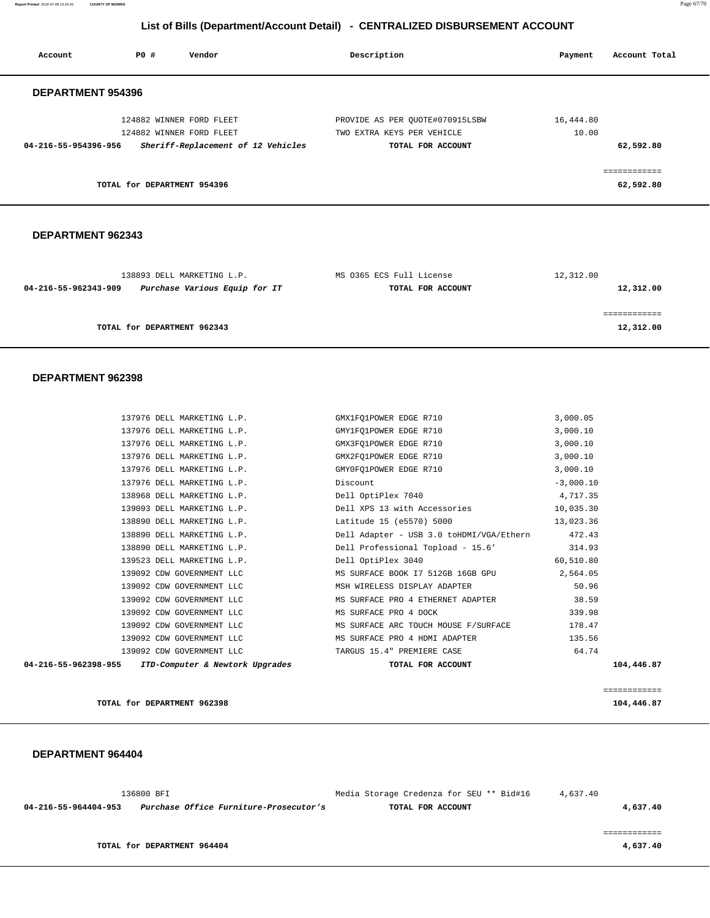## List of Bills (Department/Account Detail) - CENTRALIZED DISBURSEMENT ACCOUNT

| Account | PO # | Vendor | Description | Payment | Account Total |
|---|---|---|---|---|---|

### DEPARTMENT 954396

| Account | PO # | Vendor | Description | Payment | Account Total |
|---|---|---|---|---|---|
| | 124882 | WINNER FORD FLEET | PROVIDE AS PER QUOTE#070915LSBW | 16,444.80 | |
| | 124882 | WINNER FORD FLEET | TWO EXTRA KEYS PER VEHICLE | 10.00 | |
| **04-216-55-954396-956** | | ***Sheriff-Replacement of 12 Vehicles*** | **TOTAL FOR ACCOUNT** | | **62,592.80** |

**TOTAL for DEPARTMENT 954396** ============ **62,592.80**

### DEPARTMENT 962343

| Account | PO # | Vendor | Description | Payment | Account Total |
|---|---|---|---|---|---|
| | 138893 | DELL MARKETING L.P. | MS O365 ECS Full License | 12,312.00 | |
| **04-216-55-962343-909** | | ***Purchase Various Equip for IT*** | **TOTAL FOR ACCOUNT** | | **12,312.00** |

**TOTAL for DEPARTMENT 962343** ============ **12,312.00**

### DEPARTMENT 962398

| Account | PO # | Vendor | Description | Payment | Account Total |
|---|---|---|---|---|---|
| | 137976 | DELL MARKETING L.P. | GMX1FQ1POWER EDGE R710 | 3,000.05 | |
| | 137976 | DELL MARKETING L.P. | GMY1FQ1POWER EDGE R710 | 3,000.10 | |
| | 137976 | DELL MARKETING L.P. | GMX3FQ1POWER EDGE R710 | 3,000.10 | |
| | 137976 | DELL MARKETING L.P. | GMX2FQ1POWER EDGE R710 | 3,000.10 | |
| | 137976 | DELL MARKETING L.P. | GMY0FQ1POWER EDGE R710 | 3,000.10 | |
| | 137976 | DELL MARKETING L.P. | Discount | -3,000.10 | |
| | 138968 | DELL MARKETING L.P. | Dell OptiPlex 7040 | 4,717.35 | |
| | 139093 | DELL MARKETING L.P. | Dell XPS 13 with Accessories | 10,035.30 | |
| | 138890 | DELL MARKETING L.P. | Latitude 15 (e5570) 5000 | 13,023.36 | |
| | 138890 | DELL MARKETING L.P. | Dell Adapter - USB 3.0 toHDMI/VGA/Ethern | 472.43 | |
| | 138890 | DELL MARKETING L.P. | Dell Professional Topload - 15.6' | 314.93 | |
| | 139523 | DELL MARKETING L.P. | Dell OptiPlex 3040 | 60,510.80 | |
| | 139092 | CDW GOVERNMENT LLC | MS SURFACE BOOK I7 512GB 16GB GPU | 2,564.05 | |
| | 139092 | CDW GOVERNMENT LLC | MSH WIRELESS DISPLAY ADAPTER | 50.96 | |
| | 139092 | CDW GOVERNMENT LLC | MS SURFACE PRO 4 ETHERNET ADAPTER | 38.59 | |
| | 139092 | CDW GOVERNMENT LLC | MS SURFACE PRO 4 DOCK | 339.98 | |
| | 139092 | CDW GOVERNMENT LLC | MS SURFACE ARC TOUCH MOUSE F/SURFACE | 178.47 | |
| | 139092 | CDW GOVERNMENT LLC | MS SURFACE PRO 4 HDMI ADAPTER | 135.56 | |
| | 139092 | CDW GOVERNMENT LLC | TARGUS 15.4" PREMIERE CASE | 64.74 | |
| **04-216-55-962398-955** | | ***ITD-Computer & Newtork Upgrades*** | **TOTAL FOR ACCOUNT** | | **104,446.87** |

**TOTAL for DEPARTMENT 962398** ============ **104,446.87**

### DEPARTMENT 964404

| Account | PO # | Vendor | Description | Payment | Account Total |
|---|---|---|---|---|---|
| | 136800 | BFI | Media Storage Credenza for SEU ** Bid#16 | 4,637.40 | |
| **04-216-55-964404-953** | | ***Purchase Office Furniture-Prosecutor's*** | **TOTAL FOR ACCOUNT** | | **4,637.40** |

**TOTAL for DEPARTMENT 964404** ============ **4,637.40**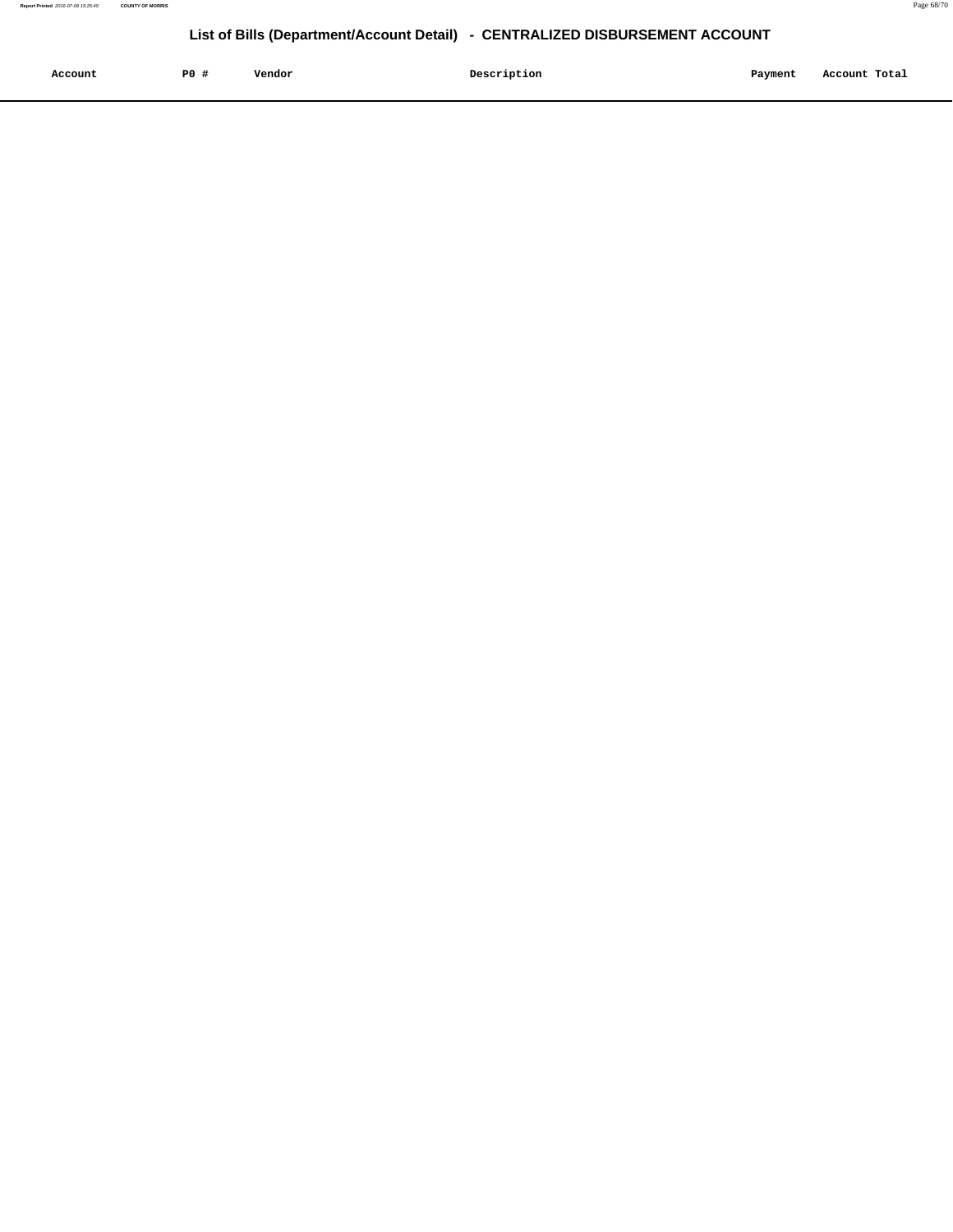## List of Bills (Department/Account Detail) - CENTRALIZED DISBURSEMENT ACCOUNT

| Account | P0 # | Vendor | Description | Payment | Account Total |
|---|---|---|---|---|---|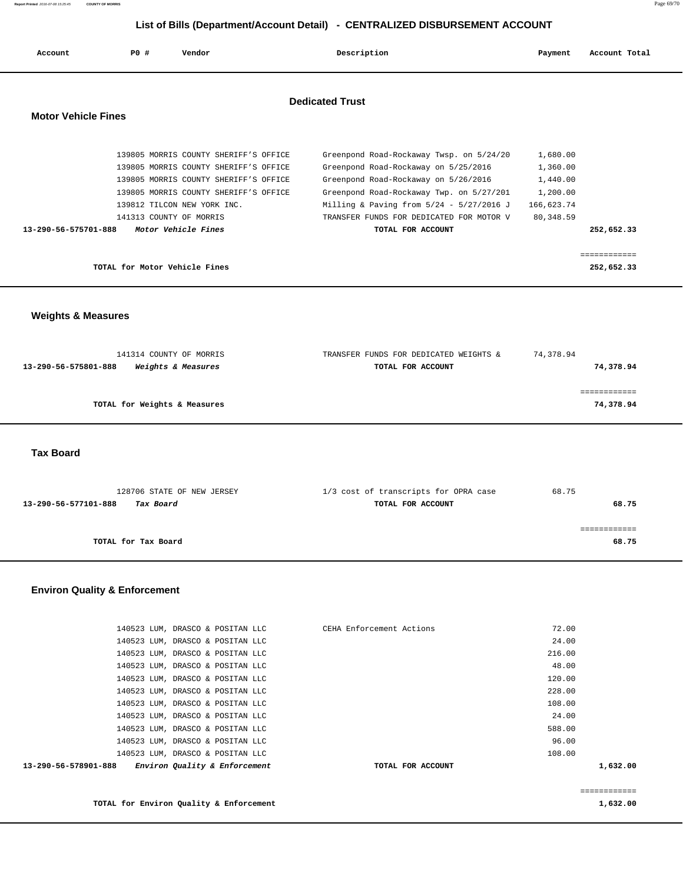## List of Bills (Department/Account Detail) - CENTRALIZED DISBURSEMENT ACCOUNT

| Account | PO # | Vendor | Description | Payment | Account Total |
|---|---|---|---|---|---|

### Dedicated Trust

#### Motor Vehicle Fines

| Account | PO # | Vendor | Description | Payment | Account Total |
|---|---|---|---|---|---|
| | 139805 | MORRIS COUNTY SHERIFF'S OFFICE | Greenpond Road-Rockaway Twsp. on 5/24/20 | 1,680.00 | |
| | 139805 | MORRIS COUNTY SHERIFF'S OFFICE | Greenpond Road-Rockaway on 5/25/2016 | 1,360.00 | |
| | 139805 | MORRIS COUNTY SHERIFF'S OFFICE | Greenpond Road-Rockaway on 5/26/2016 | 1,440.00 | |
| | 139805 | MORRIS COUNTY SHERIFF'S OFFICE | Greenpond Road-Rockaway Twp. on 5/27/201 | 1,200.00 | |
| | 139812 | TILCON NEW YORK INC. | Milling & Paving from 5/24 - 5/27/2016 J | 166,623.74 | |
| | 141313 | COUNTY OF MORRIS | TRANSFER FUNDS FOR DEDICATED FOR MOTOR V | 80,348.59 | |
| **13-290-56-575701-888** | | ***Motor Vehicle Fines*** | **TOTAL FOR ACCOUNT** | | **252,652.33** |

**TOTAL for Motor Vehicle Fines** ............ **252,652.33**

#### Weights & Measures

| Account | PO # | Vendor | Description | Payment | Account Total |
|---|---|---|---|---|---|
| | 141314 | COUNTY OF MORRIS | TRANSFER FUNDS FOR DEDICATED WEIGHTS & | 74,378.94 | |
| **13-290-56-575801-888** | | ***Weights & Measures*** | **TOTAL FOR ACCOUNT** | | **74,378.94** |

**TOTAL for Weights & Measures** ............ **74,378.94**

#### Tax Board

| Account | PO # | Vendor | Description | Payment | Account Total |
|---|---|---|---|---|---|
| | 128706 | STATE OF NEW JERSEY | 1/3 cost of transcripts for OPRA case | 68.75 | |
| **13-290-56-577101-888** | | ***Tax Board*** | **TOTAL FOR ACCOUNT** | | **68.75** |

**TOTAL for Tax Board** ............ **68.75**

#### Environ Quality & Enforcement

| Account | PO # | Vendor | Description | Payment | Account Total |
|---|---|---|---|---|---|
| | 140523 | LUM, DRASCO & POSITAN LLC | CEHA Enforcement Actions | 72.00 | |
| | 140523 | LUM, DRASCO & POSITAN LLC | | 24.00 | |
| | 140523 | LUM, DRASCO & POSITAN LLC | | 216.00 | |
| | 140523 | LUM, DRASCO & POSITAN LLC | | 48.00 | |
| | 140523 | LUM, DRASCO & POSITAN LLC | | 120.00 | |
| | 140523 | LUM, DRASCO & POSITAN LLC | | 228.00 | |
| | 140523 | LUM, DRASCO & POSITAN LLC | | 108.00 | |
| | 140523 | LUM, DRASCO & POSITAN LLC | | 24.00 | |
| | 140523 | LUM, DRASCO & POSITAN LLC | | 588.00 | |
| | 140523 | LUM, DRASCO & POSITAN LLC | | 96.00 | |
| | 140523 | LUM, DRASCO & POSITAN LLC | | 108.00 | |
| **13-290-56-578901-888** | | ***Environ Quality & Enforcement*** | **TOTAL FOR ACCOUNT** | | **1,632.00** |

**TOTAL for Environ Quality & Enforcement** ............ **1,632.00**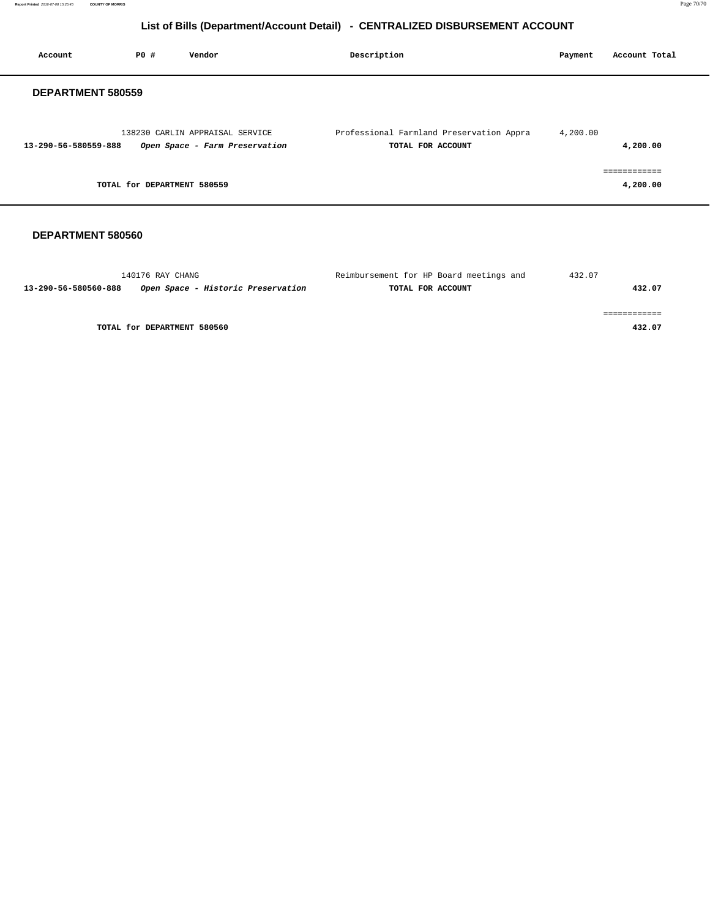# List of Bills (Department/Account Detail) - CENTRALIZED DISBURSEMENT ACCOUNT

| Account | PO # | Vendor | Description | Payment | Account Total |
|---|---|---|---|---|---|

## DEPARTMENT 580559

| Account | PO # | Vendor | Description | Payment | Account Total |
|---|---|---|---|---|---|
| | 138230 | CARLIN APPRAISAL SERVICE | Professional Farmland Preservation Appra | 4,200.00 | |
| **13-290-56-580559-888** | | ***Open Space - Farm Preservation*** | **TOTAL FOR ACCOUNT** | | **4,200.00** |
| | | | | | ============ |
| | **TOTAL for DEPARTMENT 580559** | | | | **4,200.00** |

## DEPARTMENT 580560

| Account | PO # | Vendor | Description | Payment | Account Total |
|---|---|---|---|---|---|
| | 140176 | RAY CHANG | Reimbursement for HP Board meetings and | 432.07 | |
| **13-290-56-580560-888** | | ***Open Space - Historic Preservation*** | **TOTAL FOR ACCOUNT** | | **432.07** |
| | | | | | ============ |
| | **TOTAL for DEPARTMENT 580560** | | | | **432.07** |